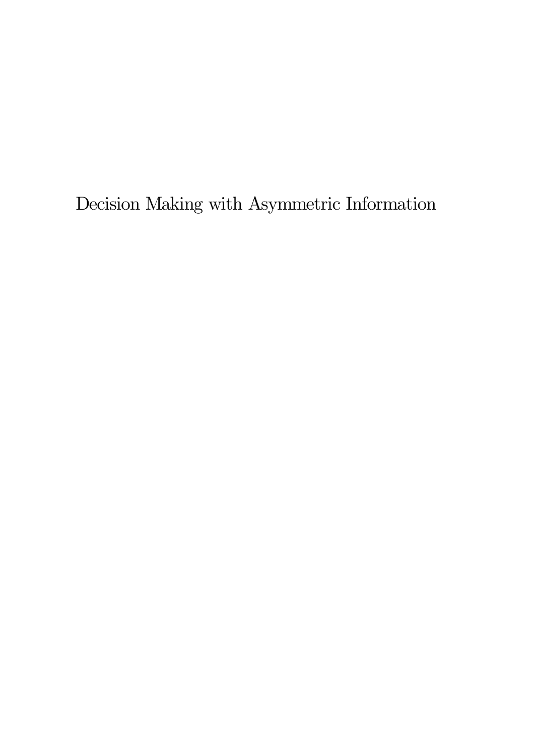# Decision Making with Asymmetric Information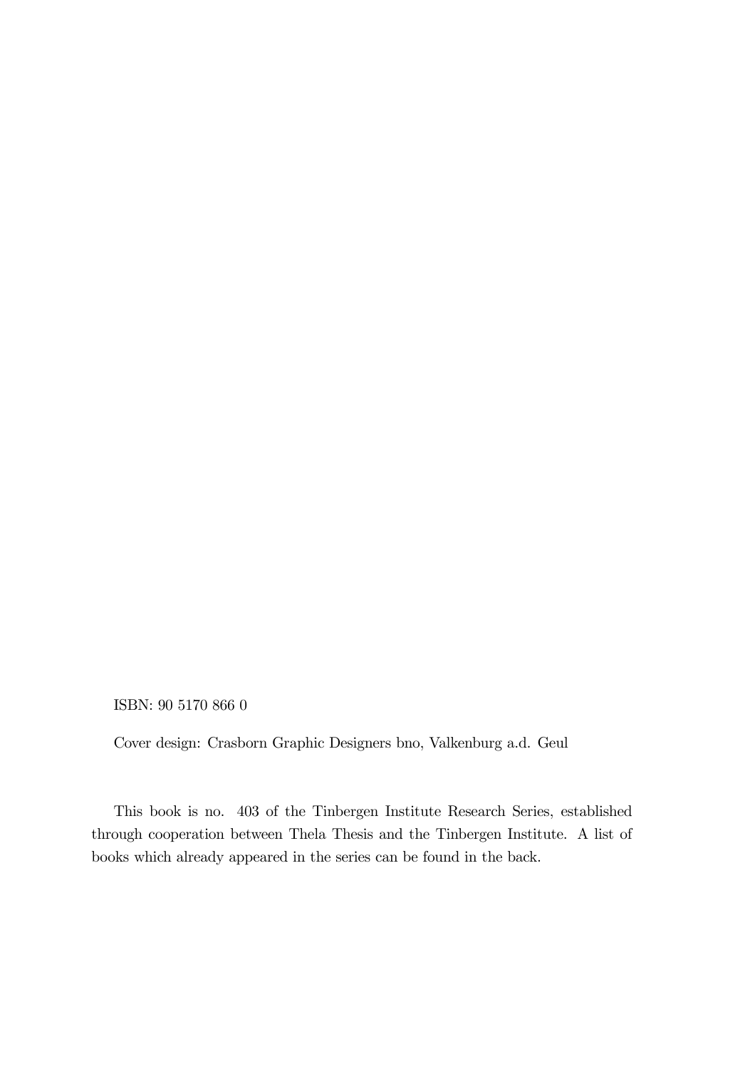ISBN: 90 5170 866 0

Cover design: Crasborn Graphic Designers bno, Valkenburg a.d. Geul

This book is no. 403 of the Tinbergen Institute Research Series, established through cooperation between Thela Thesis and the Tinbergen Institute. A list of books which already appeared in the series can be found in the back.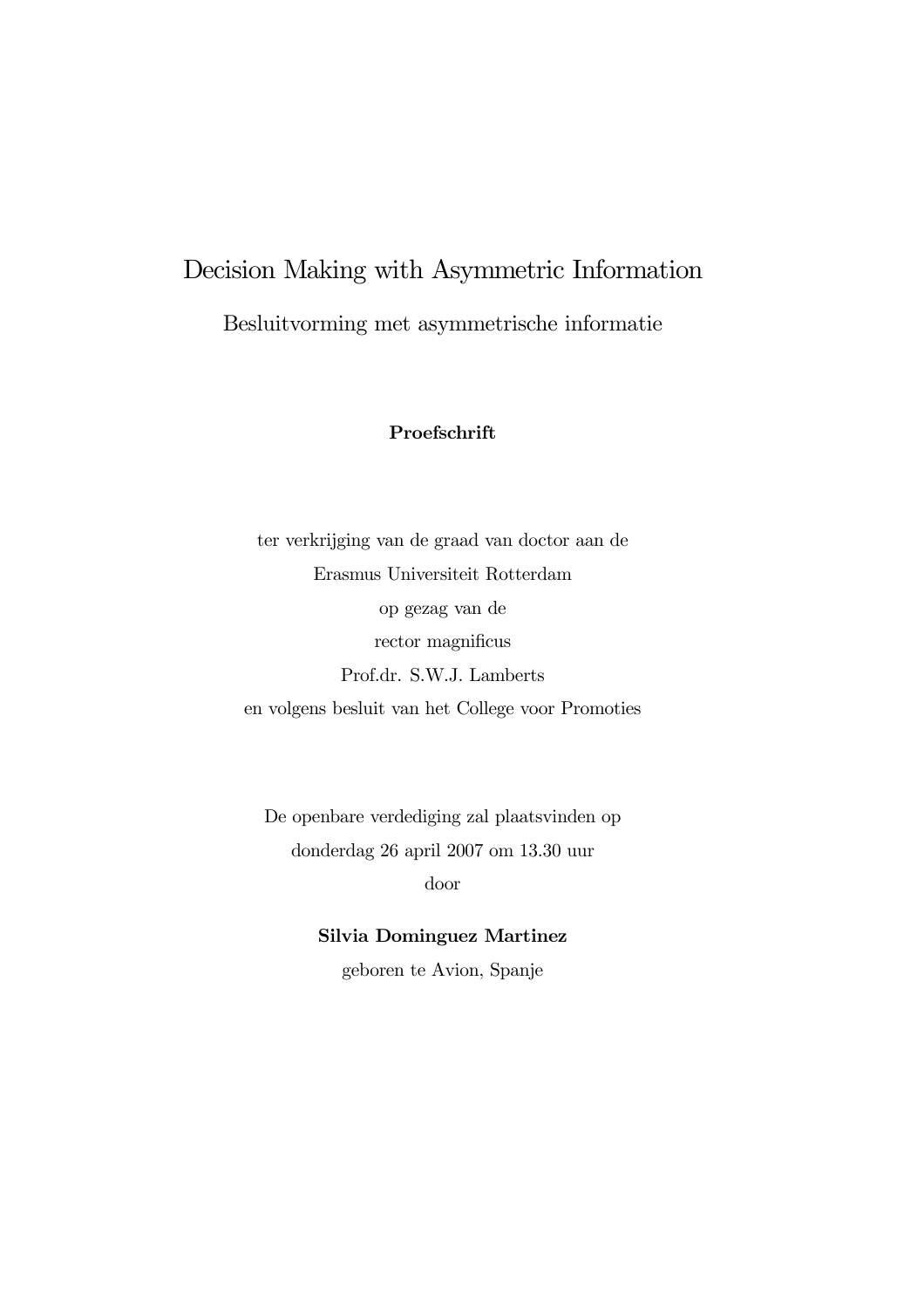# Decision Making with Asymmetric Information

Besluitvorming met asymmetrische informatie

**Proefschrift**

ter verkrijging van de graad van doctor aan de
Erasmus Universiteit Rotterdam
op gezag van de
rector magnificus
Prof.dr. S.W.J. Lamberts
en volgens besluit van het College voor Promoties

De openbare verdediging zal plaatsvinden op
donderdag 26 april 2007 om 13.30 uur
door

**Silvia Dominguez Martinez**

geboren te Avion, Spanje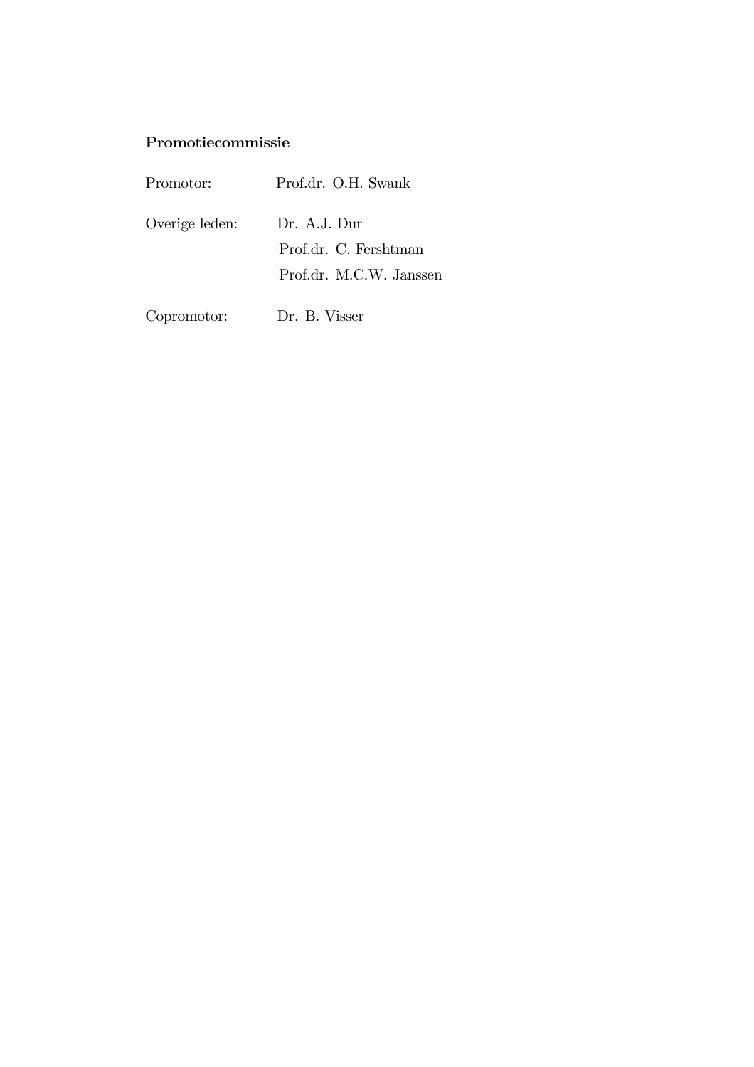**Promotiecommissie**

| | |
|---|---|
| Promotor: | Prof.dr. O.H. Swank |
| Overige leden: | Dr. A.J. Dur |
| | Prof.dr. C. Fershtman |
| | Prof.dr. M.C.W. Janssen |
| Copromotor: | Dr. B. Visser |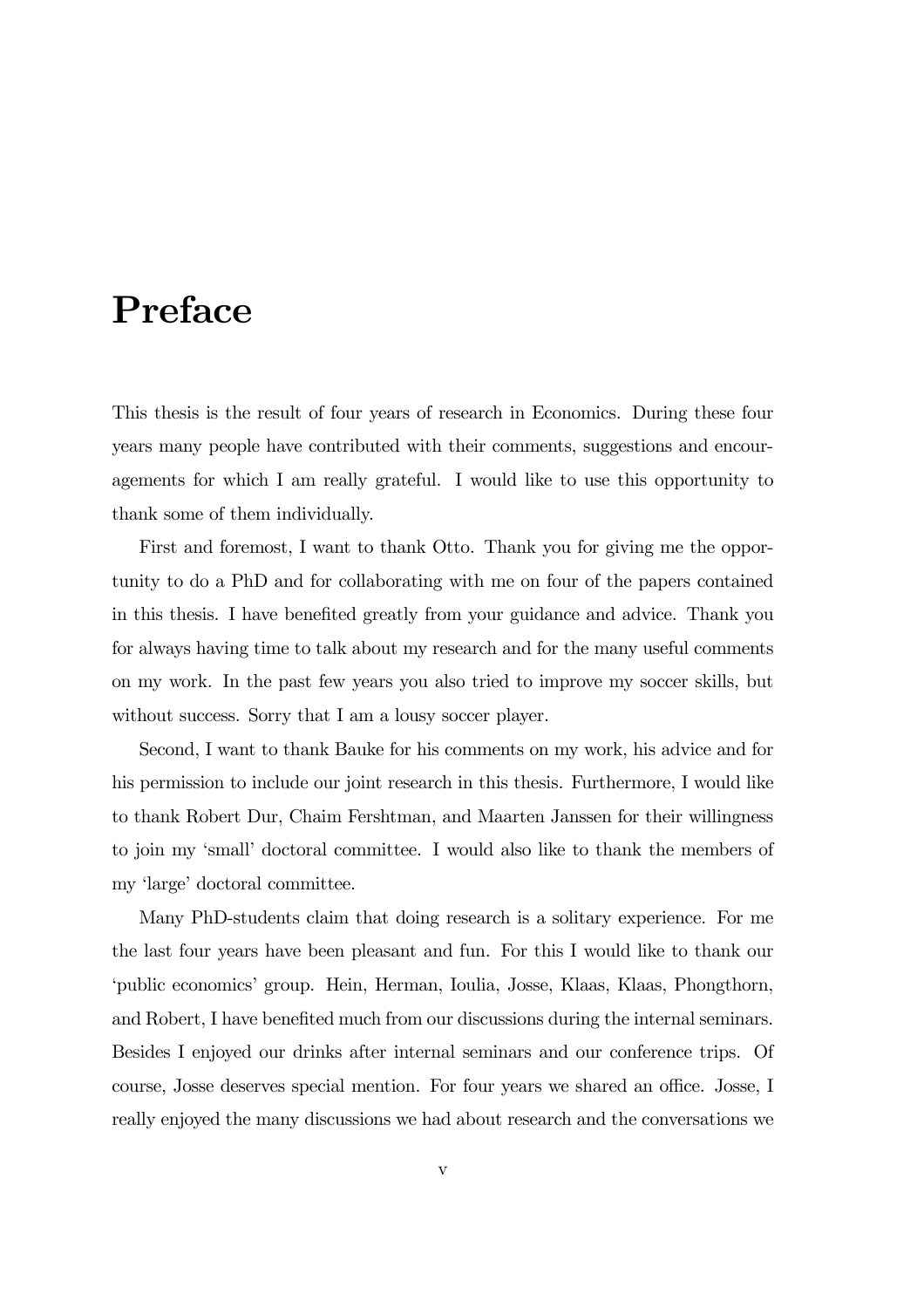# Preface

This thesis is the result of four years of research in Economics. During these four years many people have contributed with their comments, suggestions and encouragements for which I am really grateful. I would like to use this opportunity to thank some of them individually.

First and foremost, I want to thank Otto. Thank you for giving me the opportunity to do a PhD and for collaborating with me on four of the papers contained in this thesis. I have benefited greatly from your guidance and advice. Thank you for always having time to talk about my research and for the many useful comments on my work. In the past few years you also tried to improve my soccer skills, but without success. Sorry that I am a lousy soccer player.

Second, I want to thank Bauke for his comments on my work, his advice and for his permission to include our joint research in this thesis. Furthermore, I would like to thank Robert Dur, Chaim Fershtman, and Maarten Janssen for their willingness to join my 'small' doctoral committee. I would also like to thank the members of my 'large' doctoral committee.

Many PhD-students claim that doing research is a solitary experience. For me the last four years have been pleasant and fun. For this I would like to thank our 'public economics' group. Hein, Herman, Ioulia, Josse, Klaas, Klaas, Phongthorn, and Robert, I have benefited much from our discussions during the internal seminars. Besides I enjoyed our drinks after internal seminars and our conference trips. Of course, Josse deserves special mention. For four years we shared an office. Josse, I really enjoyed the many discussions we had about research and the conversations we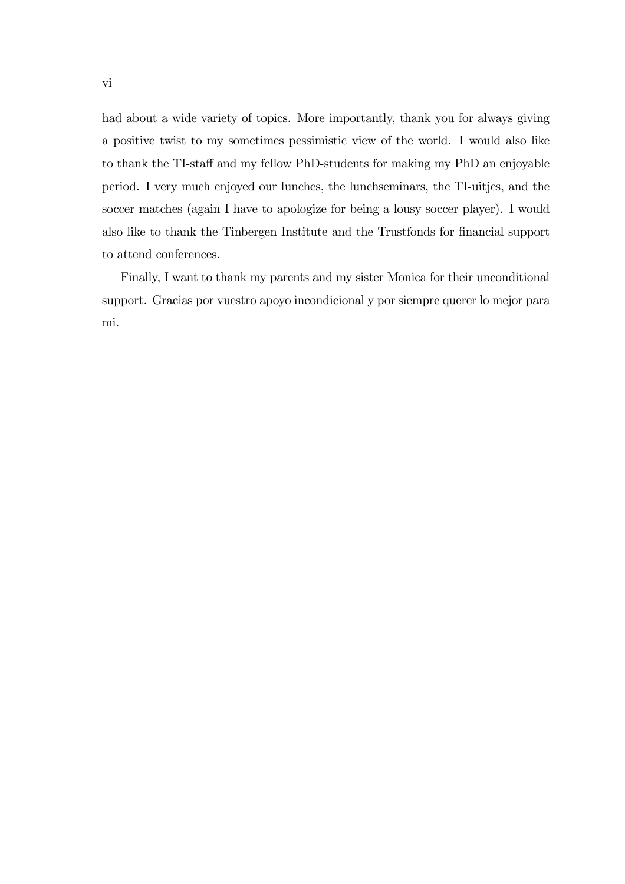had about a wide variety of topics. More importantly, thank you for always giving a positive twist to my sometimes pessimistic view of the world. I would also like to thank the TI-staff and my fellow PhD-students for making my PhD an enjoyable period. I very much enjoyed our lunches, the lunchseminars, the TI-uitjes, and the soccer matches (again I have to apologize for being a lousy soccer player). I would also like to thank the Tinbergen Institute and the Trustfonds for financial support to attend conferences.

Finally, I want to thank my parents and my sister Monica for their unconditional support. Gracias por vuestro apoyo incondicional y por siempre querer lo mejor para mi.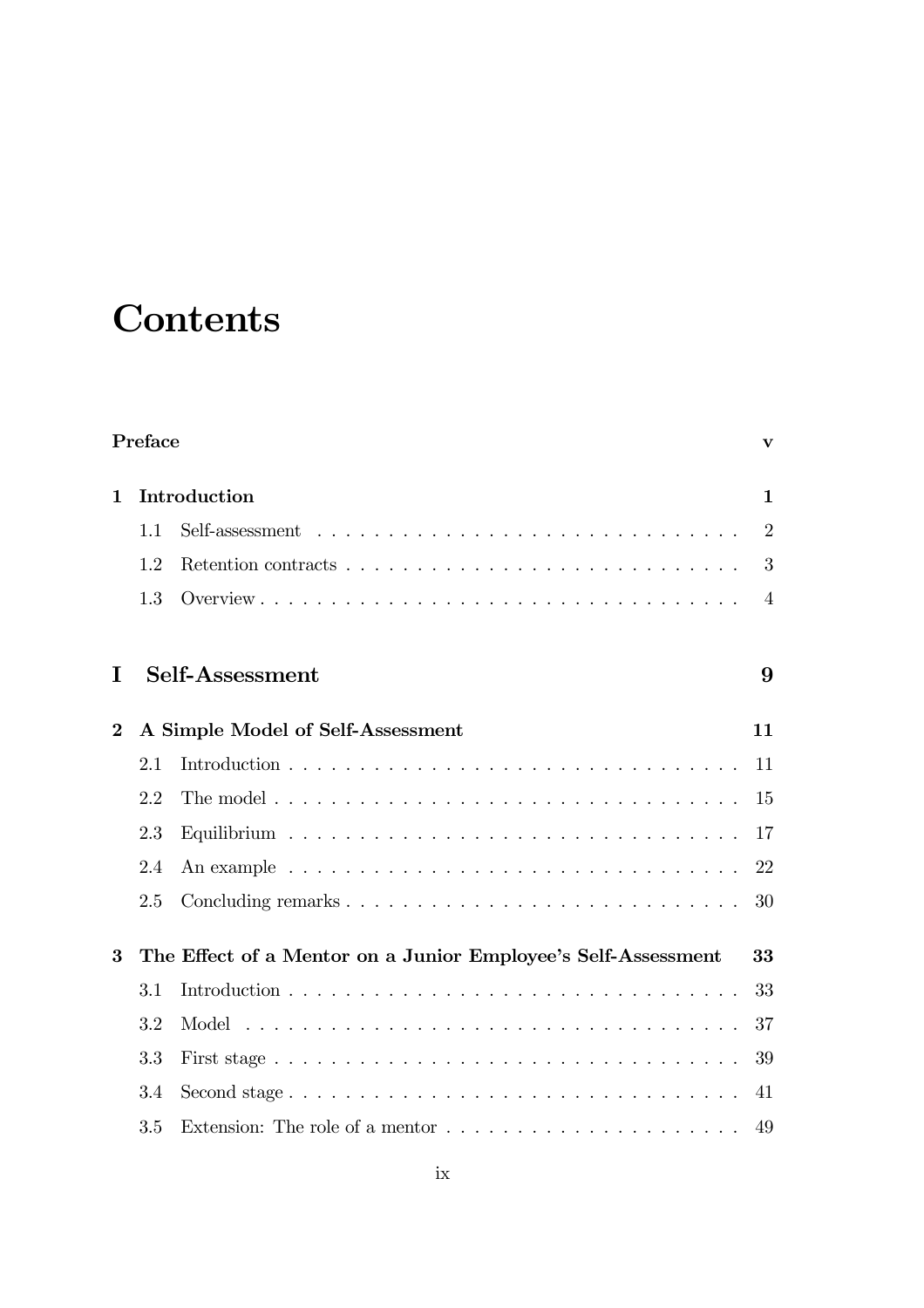# Contents

**Preface** **v**

**1 Introduction** **1**

- 1.1 Self-assessment . . . . . . . . . . . . . . . . . . . . . . . . . . . . . 2
- 1.2 Retention contracts . . . . . . . . . . . . . . . . . . . . . . . . . . . 3
- 1.3 Overview . . . . . . . . . . . . . . . . . . . . . . . . . . . . . . . . . 4

## I Self-Assessment 9

**2 A Simple Model of Self-Assessment** **11**

- 2.1 Introduction . . . . . . . . . . . . . . . . . . . . . . . . . . . . . . . 11
- 2.2 The model . . . . . . . . . . . . . . . . . . . . . . . . . . . . . . . . 15
- 2.3 Equilibrium . . . . . . . . . . . . . . . . . . . . . . . . . . . . . . . 17
- 2.4 An example . . . . . . . . . . . . . . . . . . . . . . . . . . . . . . . 22
- 2.5 Concluding remarks . . . . . . . . . . . . . . . . . . . . . . . . . . . 30

**3 The Effect of a Mentor on a Junior Employee's Self-Assessment** **33**

- 3.1 Introduction . . . . . . . . . . . . . . . . . . . . . . . . . . . . . . . 33
- 3.2 Model . . . . . . . . . . . . . . . . . . . . . . . . . . . . . . . . . . 37
- 3.3 First stage . . . . . . . . . . . . . . . . . . . . . . . . . . . . . . . . 39
- 3.4 Second stage . . . . . . . . . . . . . . . . . . . . . . . . . . . . . . . 41
- 3.5 Extension: The role of a mentor . . . . . . . . . . . . . . . . . . . . 49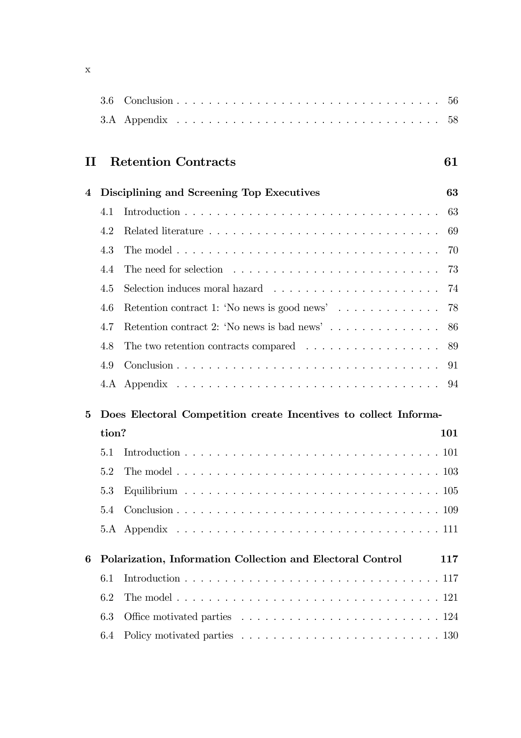| | | |
|---|---|---|
| 3.6 | Conclusion | 56 |
| 3.A | Appendix | 58 |

## II Retention Contracts 61

**4 Disciplining and Screening Top Executives 63**

| | | |
|---|---|---|
| 4.1 | Introduction | 63 |
| 4.2 | Related literature | 69 |
| 4.3 | The model | 70 |
| 4.4 | The need for selection | 73 |
| 4.5 | Selection induces moral hazard | 74 |
| 4.6 | Retention contract 1: 'No news is good news' | 78 |
| 4.7 | Retention contract 2: 'No news is bad news' | 86 |
| 4.8 | The two retention contracts compared | 89 |
| 4.9 | Conclusion | 91 |
| 4.A | Appendix | 94 |

**5 Does Electoral Competition create Incentives to collect Information? 101**

| | | |
|---|---|---|
| 5.1 | Introduction | 101 |
| 5.2 | The model | 103 |
| 5.3 | Equilibrium | 105 |
| 5.4 | Conclusion | 109 |
| 5.A | Appendix | 111 |

**6 Polarization, Information Collection and Electoral Control 117**

| | | |
|---|---|---|
| 6.1 | Introduction | 117 |
| 6.2 | The model | 121 |
| 6.3 | Office motivated parties | 124 |
| 6.4 | Policy motivated parties | 130 |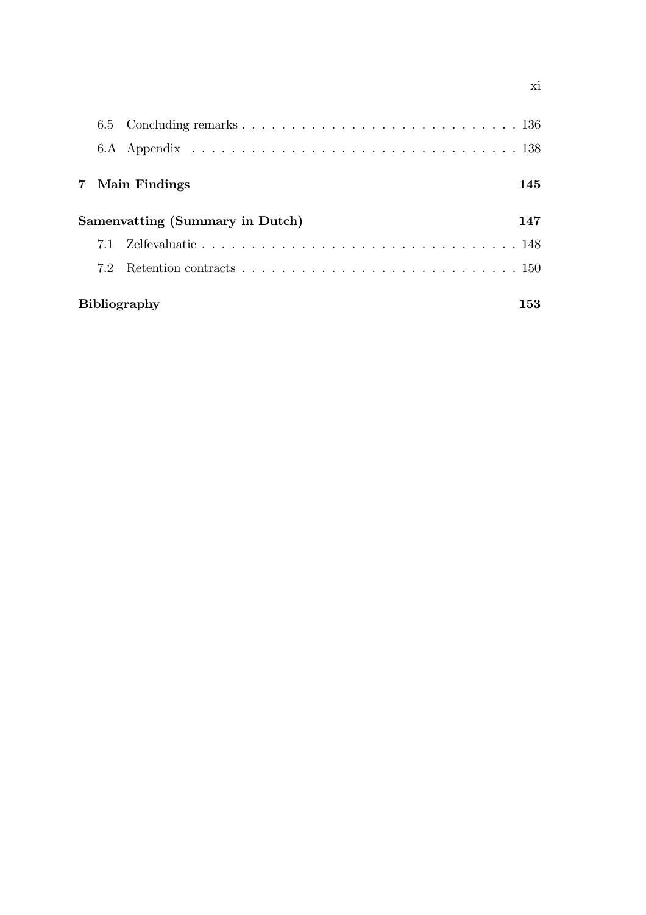6.5 Concluding remarks . . . . . . . . . . . . . . . . . . . . . . . . . . . . 136

6.A Appendix . . . . . . . . . . . . . . . . . . . . . . . . . . . . . . . . . 138

**7 Main Findings** **145**

**Samenvatting (Summary in Dutch)** **147**

7.1 Zelfevaluatie . . . . . . . . . . . . . . . . . . . . . . . . . . . . . . . . 148

7.2 Retention contracts . . . . . . . . . . . . . . . . . . . . . . . . . . . . 150

**Bibliography** **153**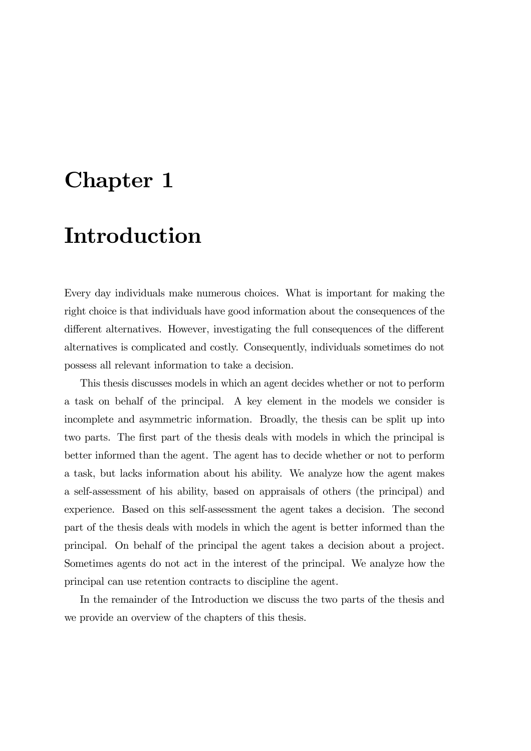# Chapter 1

# Introduction

Every day individuals make numerous choices. What is important for making the right choice is that individuals have good information about the consequences of the different alternatives. However, investigating the full consequences of the different alternatives is complicated and costly. Consequently, individuals sometimes do not possess all relevant information to take a decision.

This thesis discusses models in which an agent decides whether or not to perform a task on behalf of the principal. A key element in the models we consider is incomplete and asymmetric information. Broadly, the thesis can be split up into two parts. The first part of the thesis deals with models in which the principal is better informed than the agent. The agent has to decide whether or not to perform a task, but lacks information about his ability. We analyze how the agent makes a self-assessment of his ability, based on appraisals of others (the principal) and experience. Based on this self-assessment the agent takes a decision. The second part of the thesis deals with models in which the agent is better informed than the principal. On behalf of the principal the agent takes a decision about a project. Sometimes agents do not act in the interest of the principal. We analyze how the principal can use retention contracts to discipline the agent.

In the remainder of the Introduction we discuss the two parts of the thesis and we provide an overview of the chapters of this thesis.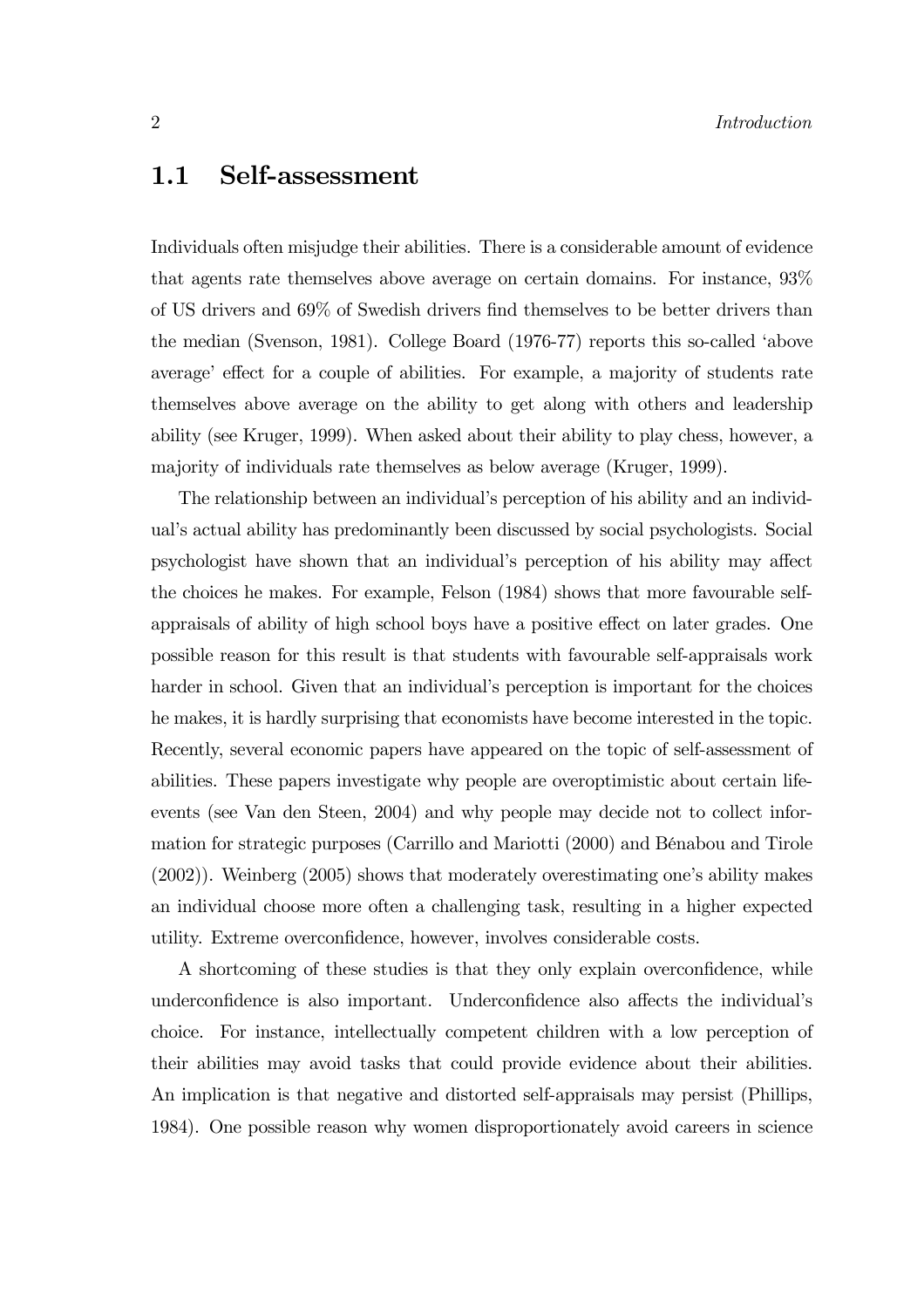## 1.1 Self-assessment

Individuals often misjudge their abilities. There is a considerable amount of evidence that agents rate themselves above average on certain domains. For instance, 93% of US drivers and 69% of Swedish drivers find themselves to be better drivers than the median (Svenson, 1981). College Board (1976-77) reports this so-called 'above average' effect for a couple of abilities. For example, a majority of students rate themselves above average on the ability to get along with others and leadership ability (see Kruger, 1999). When asked about their ability to play chess, however, a majority of individuals rate themselves as below average (Kruger, 1999).

The relationship between an individual's perception of his ability and an individual's actual ability has predominantly been discussed by social psychologists. Social psychologist have shown that an individual's perception of his ability may affect the choices he makes. For example, Felson (1984) shows that more favourable self-appraisals of ability of high school boys have a positive effect on later grades. One possible reason for this result is that students with favourable self-appraisals work harder in school. Given that an individual's perception is important for the choices he makes, it is hardly surprising that economists have become interested in the topic. Recently, several economic papers have appeared on the topic of self-assessment of abilities. These papers investigate why people are overoptimistic about certain life-events (see Van den Steen, 2004) and why people may decide not to collect information for strategic purposes (Carrillo and Mariotti (2000) and Bénabou and Tirole (2002)). Weinberg (2005) shows that moderately overestimating one's ability makes an individual choose more often a challenging task, resulting in a higher expected utility. Extreme overconfidence, however, involves considerable costs.

A shortcoming of these studies is that they only explain overconfidence, while underconfidence is also important. Underconfidence also affects the individual's choice. For instance, intellectually competent children with a low perception of their abilities may avoid tasks that could provide evidence about their abilities. An implication is that negative and distorted self-appraisals may persist (Phillips, 1984). One possible reason why women disproportionately avoid careers in science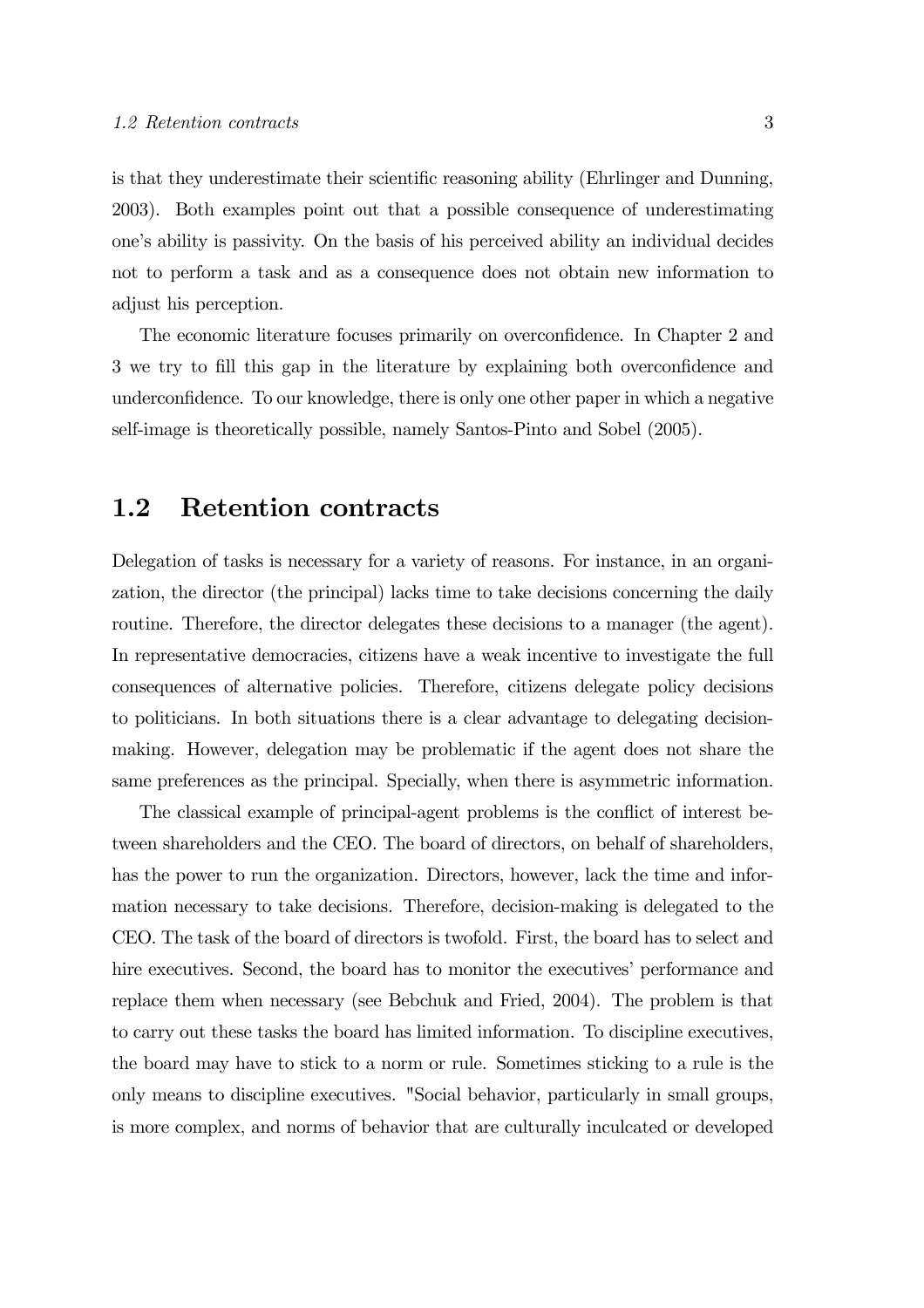is that they underestimate their scientific reasoning ability (Ehrlinger and Dunning, 2003). Both examples point out that a possible consequence of underestimating one's ability is passivity. On the basis of his perceived ability an individual decides not to perform a task and as a consequence does not obtain new information to adjust his perception.

The economic literature focuses primarily on overconfidence. In Chapter 2 and 3 we try to fill this gap in the literature by explaining both overconfidence and underconfidence. To our knowledge, there is only one other paper in which a negative self-image is theoretically possible, namely Santos-Pinto and Sobel (2005).

## 1.2 Retention contracts

Delegation of tasks is necessary for a variety of reasons. For instance, in an organization, the director (the principal) lacks time to take decisions concerning the daily routine. Therefore, the director delegates these decisions to a manager (the agent). In representative democracies, citizens have a weak incentive to investigate the full consequences of alternative policies. Therefore, citizens delegate policy decisions to politicians. In both situations there is a clear advantage to delegating decision-making. However, delegation may be problematic if the agent does not share the same preferences as the principal. Specially, when there is asymmetric information.

The classical example of principal-agent problems is the conflict of interest between shareholders and the CEO. The board of directors, on behalf of shareholders, has the power to run the organization. Directors, however, lack the time and information necessary to take decisions. Therefore, decision-making is delegated to the CEO. The task of the board of directors is twofold. First, the board has to select and hire executives. Second, the board has to monitor the executives' performance and replace them when necessary (see Bebchuk and Fried, 2004). The problem is that to carry out these tasks the board has limited information. To discipline executives, the board may have to stick to a norm or rule. Sometimes sticking to a rule is the only means to discipline executives. "Social behavior, particularly in small groups, is more complex, and norms of behavior that are culturally inculcated or developed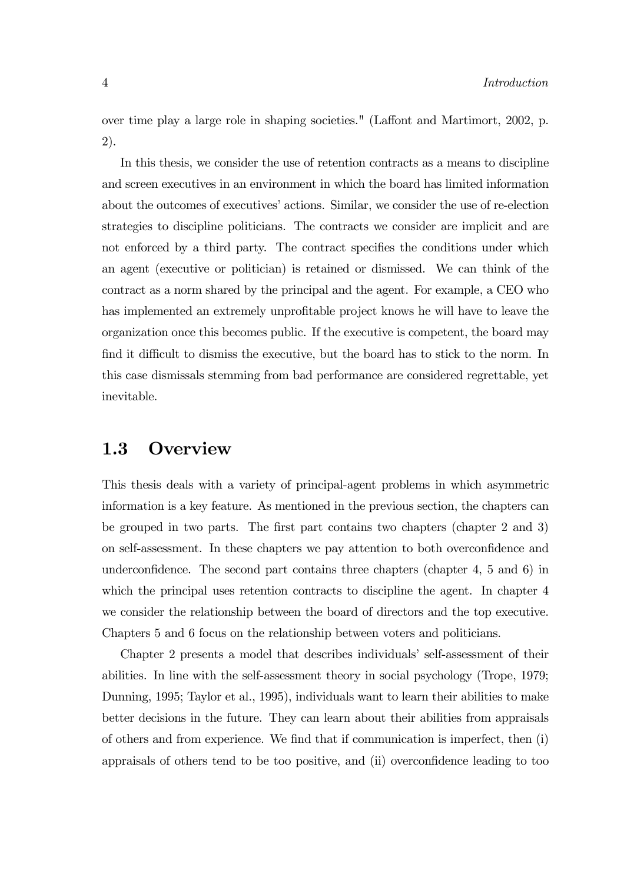over time play a large role in shaping societies." (Laffont and Martimort, 2002, p. 2).

In this thesis, we consider the use of retention contracts as a means to discipline and screen executives in an environment in which the board has limited information about the outcomes of executives' actions. Similar, we consider the use of re-election strategies to discipline politicians. The contracts we consider are implicit and are not enforced by a third party. The contract specifies the conditions under which an agent (executive or politician) is retained or dismissed. We can think of the contract as a norm shared by the principal and the agent. For example, a CEO who has implemented an extremely unprofitable project knows he will have to leave the organization once this becomes public. If the executive is competent, the board may find it difficult to dismiss the executive, but the board has to stick to the norm. In this case dismissals stemming from bad performance are considered regrettable, yet inevitable.

## 1.3 Overview

This thesis deals with a variety of principal-agent problems in which asymmetric information is a key feature. As mentioned in the previous section, the chapters can be grouped in two parts. The first part contains two chapters (chapter 2 and 3) on self-assessment. In these chapters we pay attention to both overconfidence and underconfidence. The second part contains three chapters (chapter 4, 5 and 6) in which the principal uses retention contracts to discipline the agent. In chapter 4 we consider the relationship between the board of directors and the top executive. Chapters 5 and 6 focus on the relationship between voters and politicians.

Chapter 2 presents a model that describes individuals' self-assessment of their abilities. In line with the self-assessment theory in social psychology (Trope, 1979; Dunning, 1995; Taylor et al., 1995), individuals want to learn their abilities to make better decisions in the future. They can learn about their abilities from appraisals of others and from experience. We find that if communication is imperfect, then (i) appraisals of others tend to be too positive, and (ii) overconfidence leading to too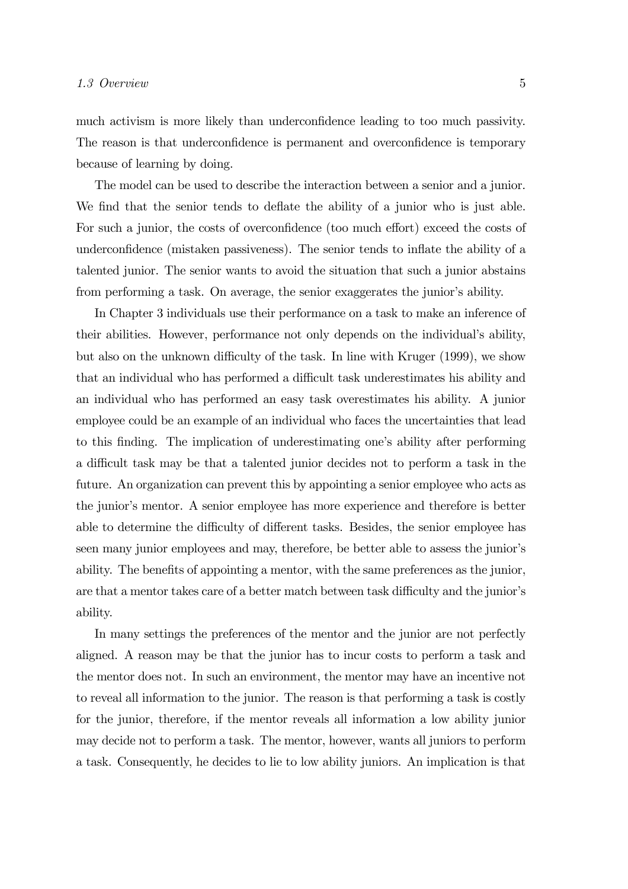much activism is more likely than underconfidence leading to too much passivity. The reason is that underconfidence is permanent and overconfidence is temporary because of learning by doing.

The model can be used to describe the interaction between a senior and a junior. We find that the senior tends to deflate the ability of a junior who is just able. For such a junior, the costs of overconfidence (too much effort) exceed the costs of underconfidence (mistaken passiveness). The senior tends to inflate the ability of a talented junior. The senior wants to avoid the situation that such a junior abstains from performing a task. On average, the senior exaggerates the junior's ability.

In Chapter 3 individuals use their performance on a task to make an inference of their abilities. However, performance not only depends on the individual's ability, but also on the unknown difficulty of the task. In line with Kruger (1999), we show that an individual who has performed a difficult task underestimates his ability and an individual who has performed an easy task overestimates his ability. A junior employee could be an example of an individual who faces the uncertainties that lead to this finding. The implication of underestimating one's ability after performing a difficult task may be that a talented junior decides not to perform a task in the future. An organization can prevent this by appointing a senior employee who acts as the junior's mentor. A senior employee has more experience and therefore is better able to determine the difficulty of different tasks. Besides, the senior employee has seen many junior employees and may, therefore, be better able to assess the junior's ability. The benefits of appointing a mentor, with the same preferences as the junior, are that a mentor takes care of a better match between task difficulty and the junior's ability.

In many settings the preferences of the mentor and the junior are not perfectly aligned. A reason may be that the junior has to incur costs to perform a task and the mentor does not. In such an environment, the mentor may have an incentive not to reveal all information to the junior. The reason is that performing a task is costly for the junior, therefore, if the mentor reveals all information a low ability junior may decide not to perform a task. The mentor, however, wants all juniors to perform a task. Consequently, he decides to lie to low ability juniors. An implication is that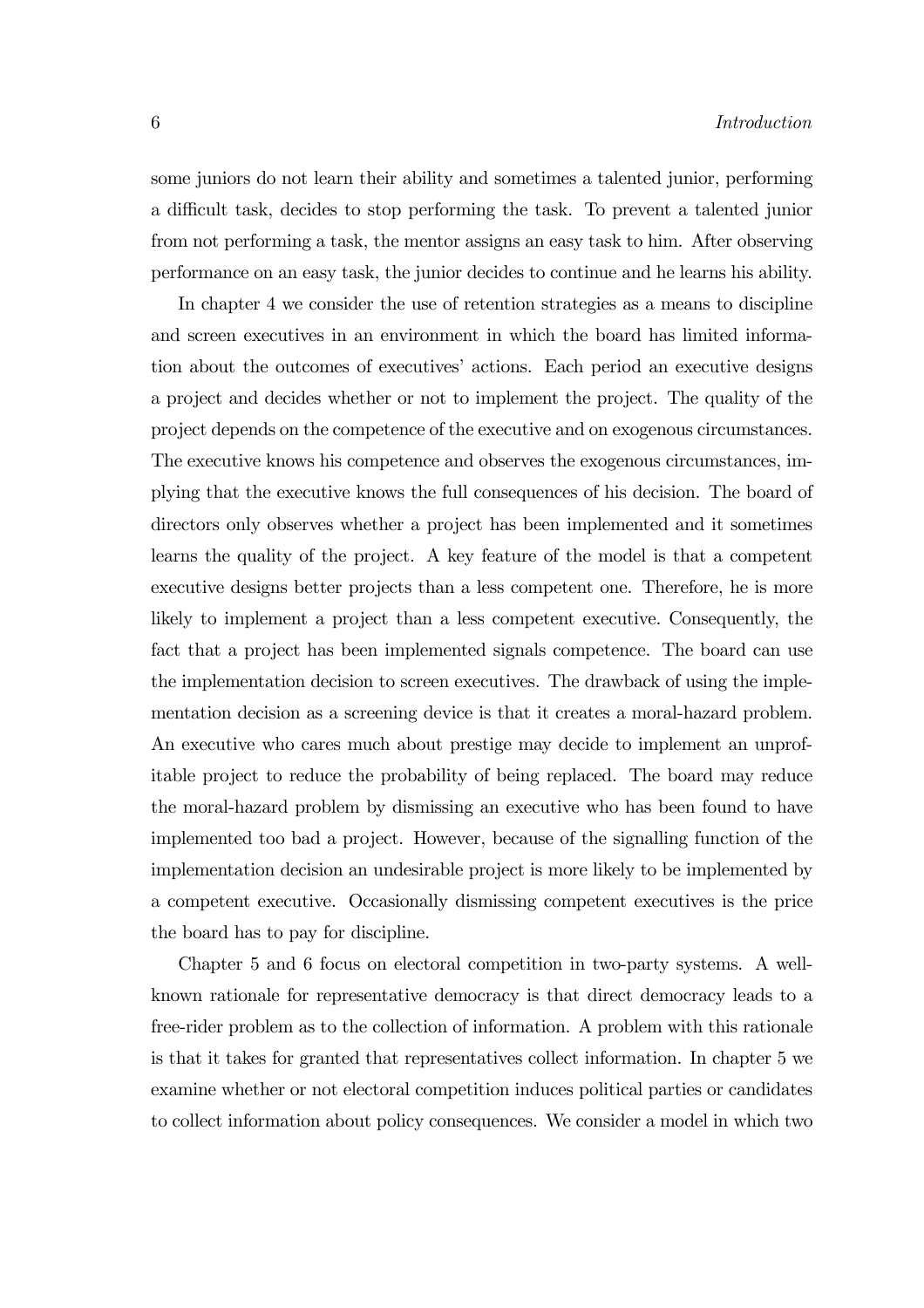some juniors do not learn their ability and sometimes a talented junior, performing a difficult task, decides to stop performing the task. To prevent a talented junior from not performing a task, the mentor assigns an easy task to him. After observing performance on an easy task, the junior decides to continue and he learns his ability.

In chapter 4 we consider the use of retention strategies as a means to discipline and screen executives in an environment in which the board has limited information about the outcomes of executives' actions. Each period an executive designs a project and decides whether or not to implement the project. The quality of the project depends on the competence of the executive and on exogenous circumstances. The executive knows his competence and observes the exogenous circumstances, implying that the executive knows the full consequences of his decision. The board of directors only observes whether a project has been implemented and it sometimes learns the quality of the project. A key feature of the model is that a competent executive designs better projects than a less competent one. Therefore, he is more likely to implement a project than a less competent executive. Consequently, the fact that a project has been implemented signals competence. The board can use the implementation decision to screen executives. The drawback of using the implementation decision as a screening device is that it creates a moral-hazard problem. An executive who cares much about prestige may decide to implement an unprofitable project to reduce the probability of being replaced. The board may reduce the moral-hazard problem by dismissing an executive who has been found to have implemented too bad a project. However, because of the signalling function of the implementation decision an undesirable project is more likely to be implemented by a competent executive. Occasionally dismissing competent executives is the price the board has to pay for discipline.

Chapter 5 and 6 focus on electoral competition in two-party systems. A well-known rationale for representative democracy is that direct democracy leads to a free-rider problem as to the collection of information. A problem with this rationale is that it takes for granted that representatives collect information. In chapter 5 we examine whether or not electoral competition induces political parties or candidates to collect information about policy consequences. We consider a model in which two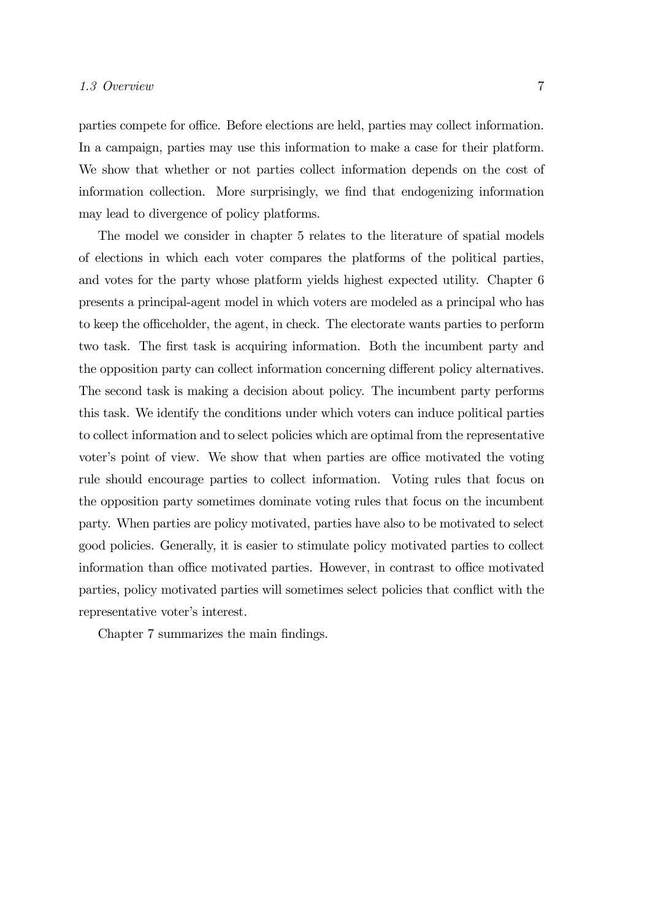parties compete for office. Before elections are held, parties may collect information. In a campaign, parties may use this information to make a case for their platform. We show that whether or not parties collect information depends on the cost of information collection. More surprisingly, we find that endogenizing information may lead to divergence of policy platforms.

The model we consider in chapter 5 relates to the literature of spatial models of elections in which each voter compares the platforms of the political parties, and votes for the party whose platform yields highest expected utility. Chapter 6 presents a principal-agent model in which voters are modeled as a principal who has to keep the officeholder, the agent, in check. The electorate wants parties to perform two task. The first task is acquiring information. Both the incumbent party and the opposition party can collect information concerning different policy alternatives. The second task is making a decision about policy. The incumbent party performs this task. We identify the conditions under which voters can induce political parties to collect information and to select policies which are optimal from the representative voter's point of view. We show that when parties are office motivated the voting rule should encourage parties to collect information. Voting rules that focus on the opposition party sometimes dominate voting rules that focus on the incumbent party. When parties are policy motivated, parties have also to be motivated to select good policies. Generally, it is easier to stimulate policy motivated parties to collect information than office motivated parties. However, in contrast to office motivated parties, policy motivated parties will sometimes select policies that conflict with the representative voter's interest.

Chapter 7 summarizes the main findings.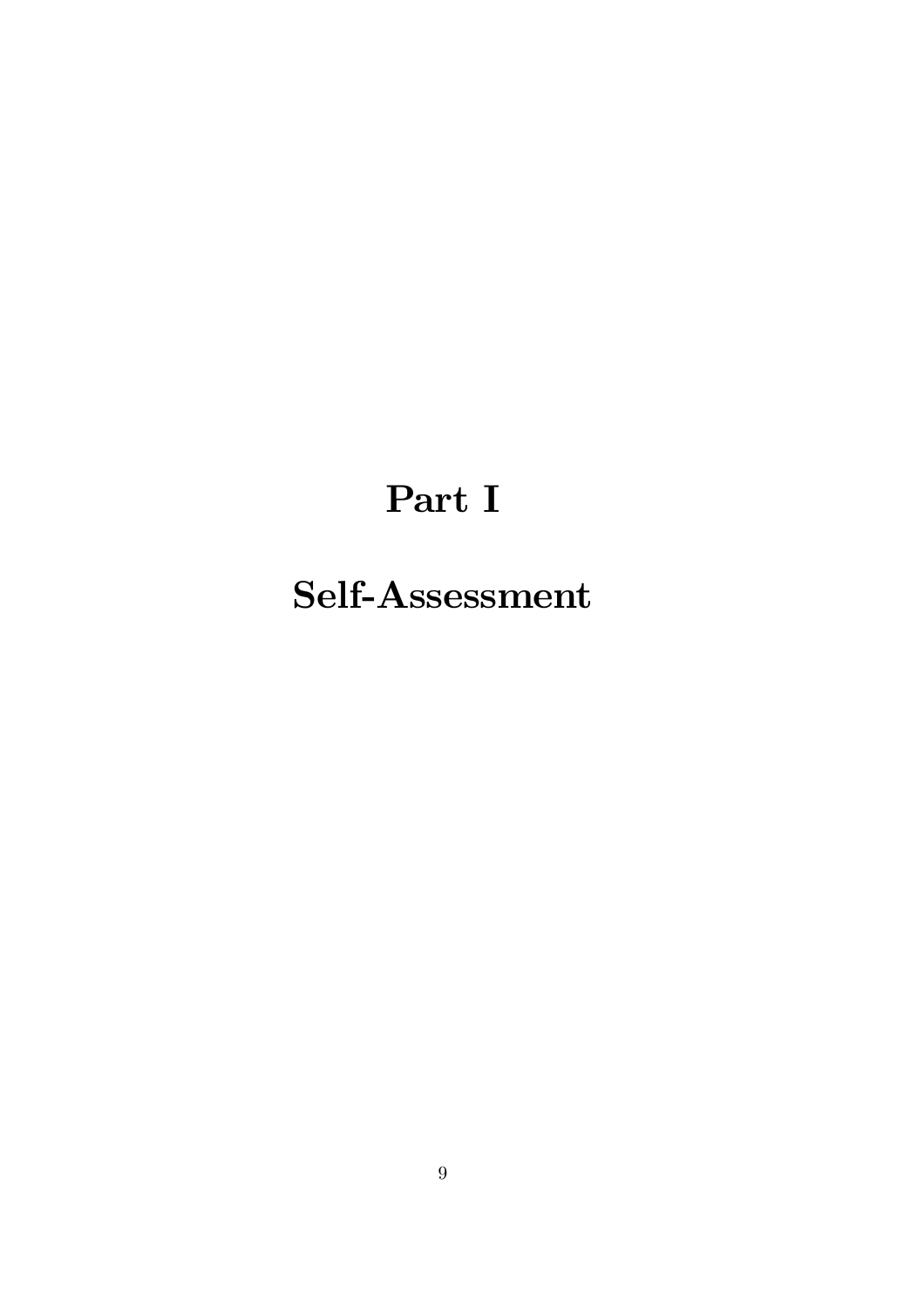# Part I

# Self-Assessment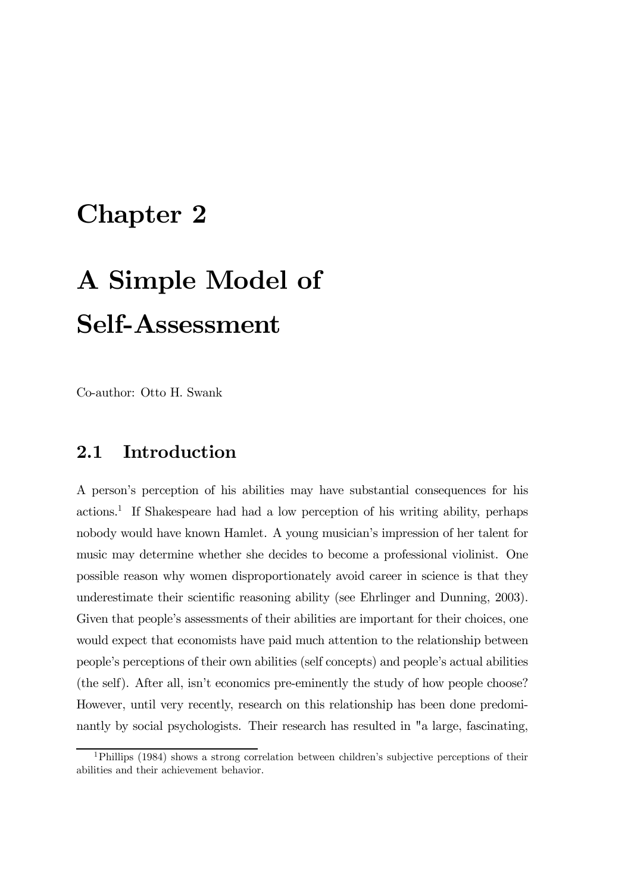# Chapter 2

# A Simple Model of Self-Assessment

Co-author: Otto H. Swank

## 2.1 Introduction

A person's perception of his abilities may have substantial consequences for his actions.[1] If Shakespeare had had a low perception of his writing ability, perhaps nobody would have known Hamlet. A young musician's impression of her talent for music may determine whether she decides to become a professional violinist. One possible reason why women disproportionately avoid career in science is that they underestimate their scientific reasoning ability (see Ehrlinger and Dunning, 2003). Given that people's assessments of their abilities are important for their choices, one would expect that economists have paid much attention to the relationship between people's perceptions of their own abilities (self concepts) and people's actual abilities (the self). After all, isn't economics pre-eminently the study of how people choose? However, until very recently, research on this relationship has been done predominantly by social psychologists. Their research has resulted in "a large, fascinating,

[1] Phillips (1984) shows a strong correlation between children's subjective perceptions of their abilities and their achievement behavior.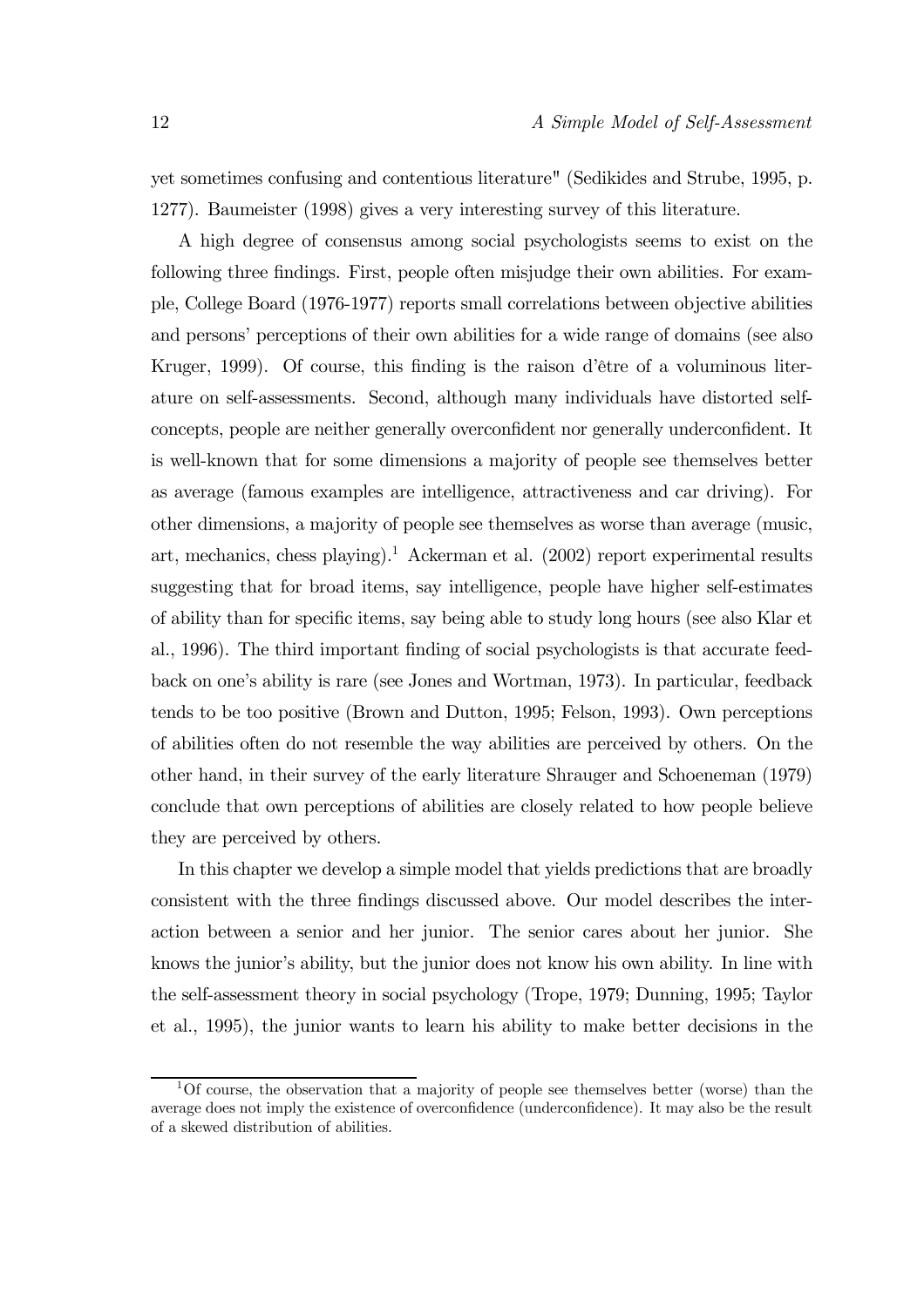yet sometimes confusing and contentious literature" (Sedikides and Strube, 1995, p. 1277). Baumeister (1998) gives a very interesting survey of this literature.

A high degree of consensus among social psychologists seems to exist on the following three findings. First, people often misjudge their own abilities. For example, College Board (1976-1977) reports small correlations between objective abilities and persons' perceptions of their own abilities for a wide range of domains (see also Kruger, 1999). Of course, this finding is the raison d'être of a voluminous literature on self-assessments. Second, although many individuals have distorted self-concepts, people are neither generally overconfident nor generally underconfident. It is well-known that for some dimensions a majority of people see themselves better as average (famous examples are intelligence, attractiveness and car driving). For other dimensions, a majority of people see themselves as worse than average (music, art, mechanics, chess playing).[1] Ackerman et al. (2002) report experimental results suggesting that for broad items, say intelligence, people have higher self-estimates of ability than for specific items, say being able to study long hours (see also Klar et al., 1996). The third important finding of social psychologists is that accurate feedback on one's ability is rare (see Jones and Wortman, 1973). In particular, feedback tends to be too positive (Brown and Dutton, 1995; Felson, 1993). Own perceptions of abilities often do not resemble the way abilities are perceived by others. On the other hand, in their survey of the early literature Shrauger and Schoeneman (1979) conclude that own perceptions of abilities are closely related to how people believe they are perceived by others.

In this chapter we develop a simple model that yields predictions that are broadly consistent with the three findings discussed above. Our model describes the interaction between a senior and her junior. The senior cares about her junior. She knows the junior's ability, but the junior does not know his own ability. In line with the self-assessment theory in social psychology (Trope, 1979; Dunning, 1995; Taylor et al., 1995), the junior wants to learn his ability to make better decisions in the

[1] Of course, the observation that a majority of people see themselves better (worse) than the average does not imply the existence of overconfidence (underconfidence). It may also be the result of a skewed distribution of abilities.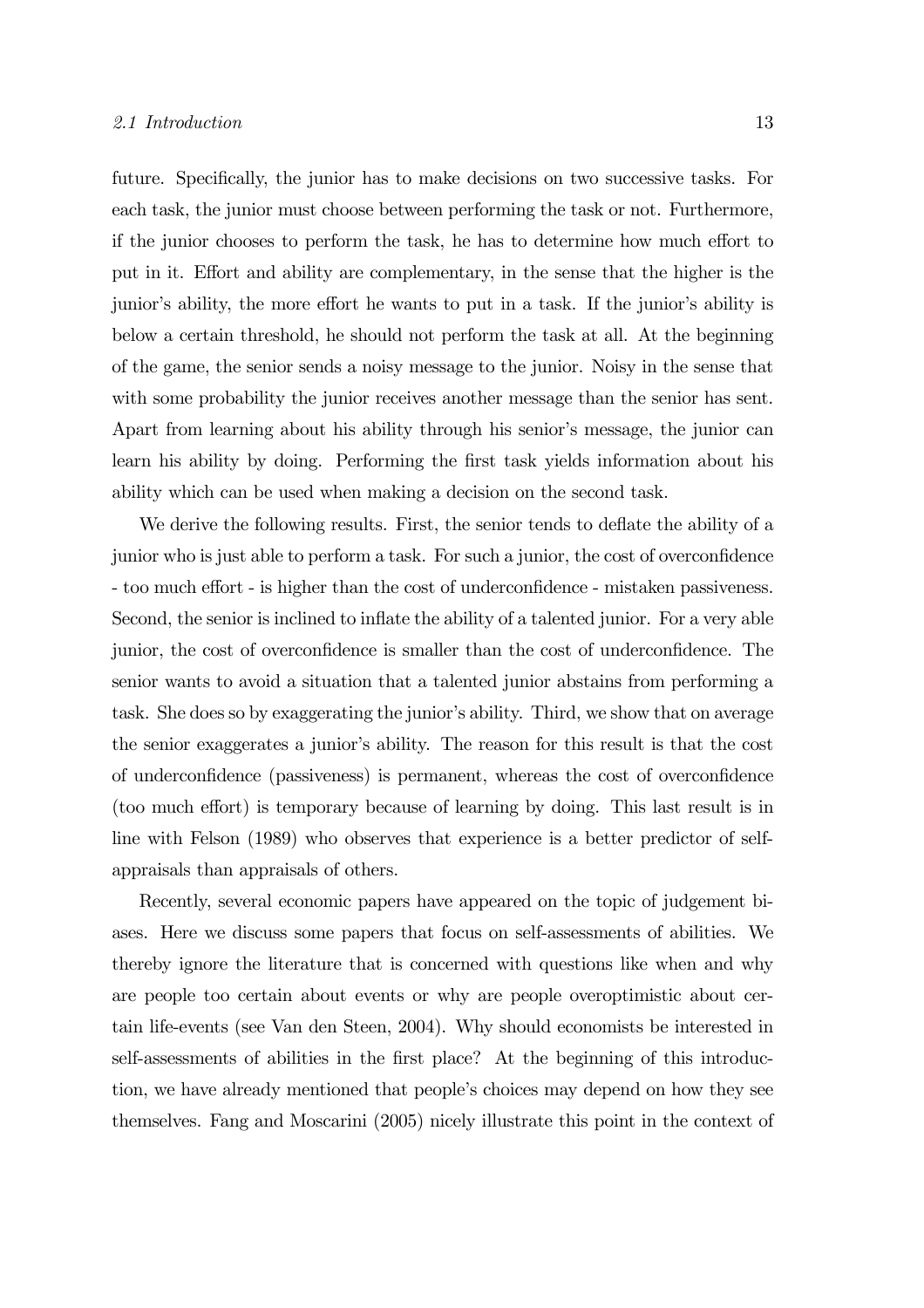future. Specifically, the junior has to make decisions on two successive tasks. For each task, the junior must choose between performing the task or not. Furthermore, if the junior chooses to perform the task, he has to determine how much effort to put in it. Effort and ability are complementary, in the sense that the higher is the junior's ability, the more effort he wants to put in a task. If the junior's ability is below a certain threshold, he should not perform the task at all. At the beginning of the game, the senior sends a noisy message to the junior. Noisy in the sense that with some probability the junior receives another message than the senior has sent. Apart from learning about his ability through his senior's message, the junior can learn his ability by doing. Performing the first task yields information about his ability which can be used when making a decision on the second task.

We derive the following results. First, the senior tends to deflate the ability of a junior who is just able to perform a task. For such a junior, the cost of overconfidence - too much effort - is higher than the cost of underconfidence - mistaken passiveness. Second, the senior is inclined to inflate the ability of a talented junior. For a very able junior, the cost of overconfidence is smaller than the cost of underconfidence. The senior wants to avoid a situation that a talented junior abstains from performing a task. She does so by exaggerating the junior's ability. Third, we show that on average the senior exaggerates a junior's ability. The reason for this result is that the cost of underconfidence (passiveness) is permanent, whereas the cost of overconfidence (too much effort) is temporary because of learning by doing. This last result is in line with Felson (1989) who observes that experience is a better predictor of self-appraisals than appraisals of others.

Recently, several economic papers have appeared on the topic of judgement biases. Here we discuss some papers that focus on self-assessments of abilities. We thereby ignore the literature that is concerned with questions like when and why are people too certain about events or why are people overoptimistic about certain life-events (see Van den Steen, 2004). Why should economists be interested in self-assessments of abilities in the first place? At the beginning of this introduction, we have already mentioned that people's choices may depend on how they see themselves. Fang and Moscarini (2005) nicely illustrate this point in the context of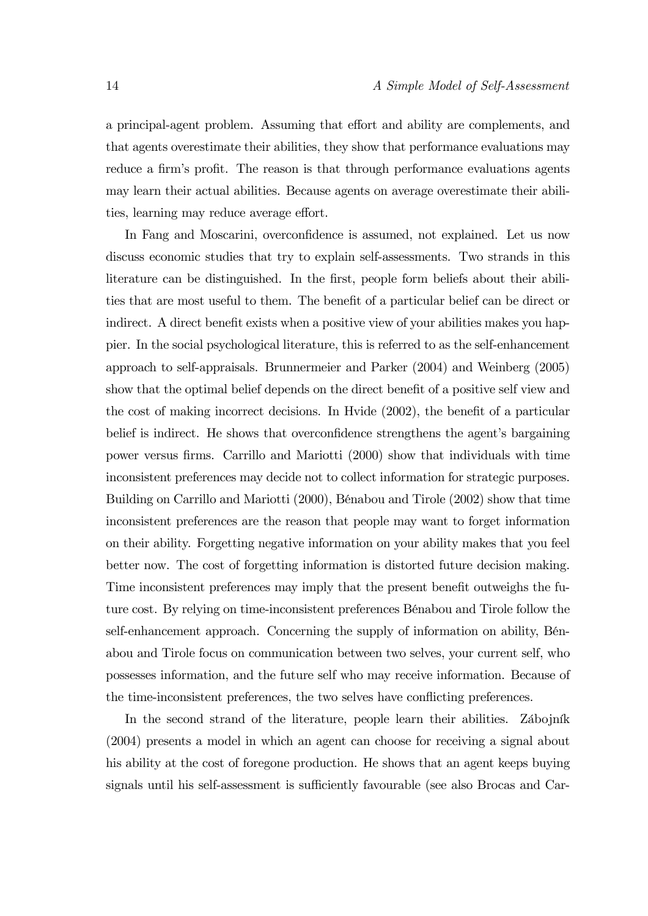a principal-agent problem. Assuming that effort and ability are complements, and that agents overestimate their abilities, they show that performance evaluations may reduce a firm's profit. The reason is that through performance evaluations agents may learn their actual abilities. Because agents on average overestimate their abilities, learning may reduce average effort.

In Fang and Moscarini, overconfidence is assumed, not explained. Let us now discuss economic studies that try to explain self-assessments. Two strands in this literature can be distinguished. In the first, people form beliefs about their abilities that are most useful to them. The benefit of a particular belief can be direct or indirect. A direct benefit exists when a positive view of your abilities makes you happier. In the social psychological literature, this is referred to as the self-enhancement approach to self-appraisals. Brunnermeier and Parker (2004) and Weinberg (2005) show that the optimal belief depends on the direct benefit of a positive self view and the cost of making incorrect decisions. In Hvide (2002), the benefit of a particular belief is indirect. He shows that overconfidence strengthens the agent's bargaining power versus firms. Carrillo and Mariotti (2000) show that individuals with time inconsistent preferences may decide not to collect information for strategic purposes. Building on Carrillo and Mariotti (2000), Bénabou and Tirole (2002) show that time inconsistent preferences are the reason that people may want to forget information on their ability. Forgetting negative information on your ability makes that you feel better now. The cost of forgetting information is distorted future decision making. Time inconsistent preferences may imply that the present benefit outweighs the future cost. By relying on time-inconsistent preferences Bénabou and Tirole follow the self-enhancement approach. Concerning the supply of information on ability, Bénabou and Tirole focus on communication between two selves, your current self, who possesses information, and the future self who may receive information. Because of the time-inconsistent preferences, the two selves have conflicting preferences.

In the second strand of the literature, people learn their abilities. Zábojník (2004) presents a model in which an agent can choose for receiving a signal about his ability at the cost of foregone production. He shows that an agent keeps buying signals until his self-assessment is sufficiently favourable (see also Brocas and Car-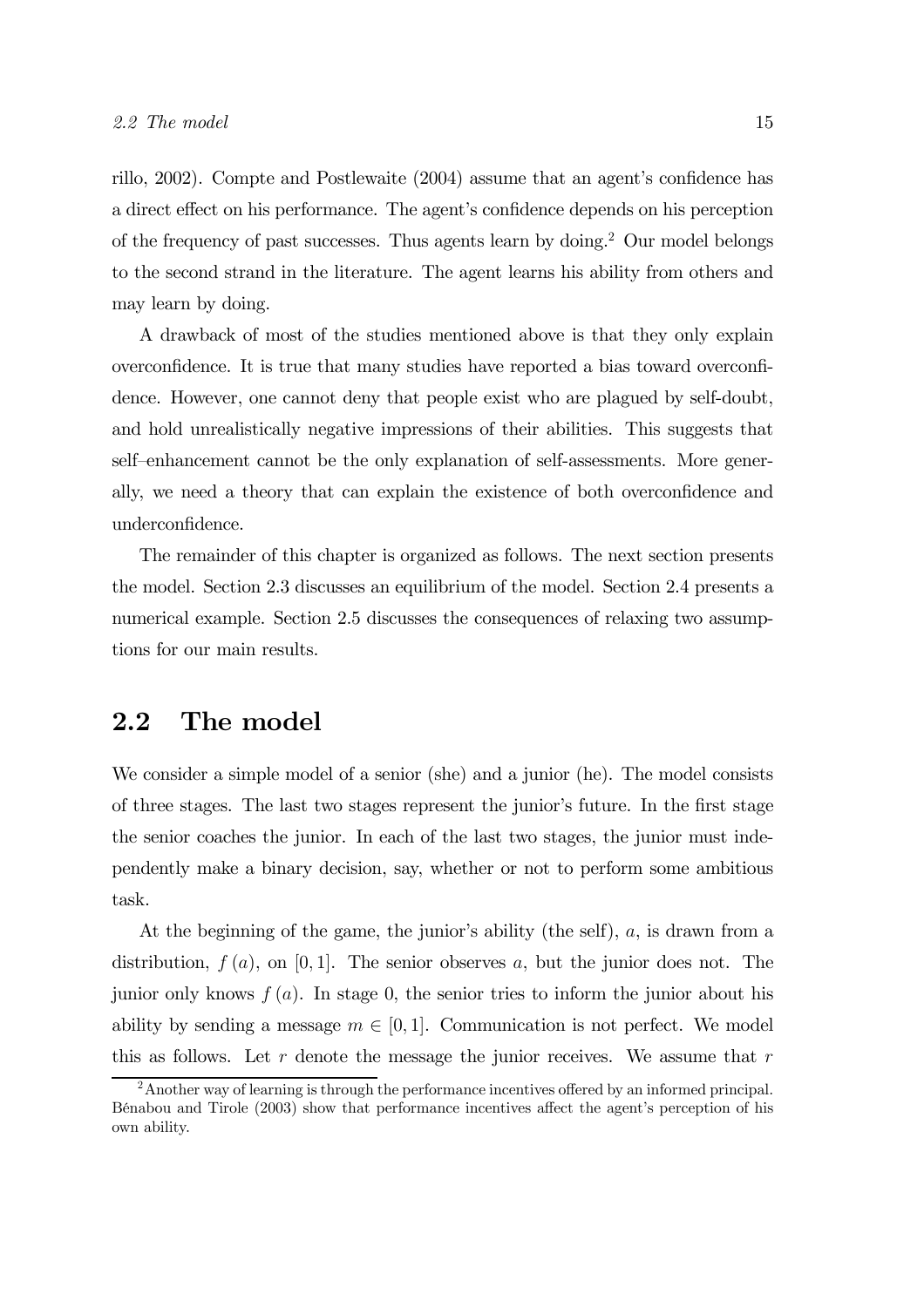rillo, 2002). Compte and Postlewaite (2004) assume that an agent's confidence has a direct effect on his performance. The agent's confidence depends on his perception of the frequency of past successes. Thus agents learn by doing.[2] Our model belongs to the second strand in the literature. The agent learns his ability from others and may learn by doing.

A drawback of most of the studies mentioned above is that they only explain overconfidence. It is true that many studies have reported a bias toward overconfidence. However, one cannot deny that people exist who are plagued by self-doubt, and hold unrealistically negative impressions of their abilities. This suggests that self–enhancement cannot be the only explanation of self-assessments. More generally, we need a theory that can explain the existence of both overconfidence and underconfidence.

The remainder of this chapter is organized as follows. The next section presents the model. Section 2.3 discusses an equilibrium of the model. Section 2.4 presents a numerical example. Section 2.5 discusses the consequences of relaxing two assumptions for our main results.

## 2.2 The model

We consider a simple model of a senior (she) and a junior (he). The model consists of three stages. The last two stages represent the junior's future. In the first stage the senior coaches the junior. In each of the last two stages, the junior must independently make a binary decision, say, whether or not to perform some ambitious task.

At the beginning of the game, the junior's ability (the self), $a$, is drawn from a distribution, $f(a)$, on $[0,1]$. The senior observes $a$, but the junior does not. The junior only knows $f(a)$. In stage 0, the senior tries to inform the junior about his ability by sending a message $m \in [0,1]$. Communication is not perfect. We model this as follows. Let $r$ denote the message the junior receives. We assume that $r$

[2] Another way of learning is through the performance incentives offered by an informed principal. Bénabou and Tirole (2003) show that performance incentives affect the agent's perception of his own ability.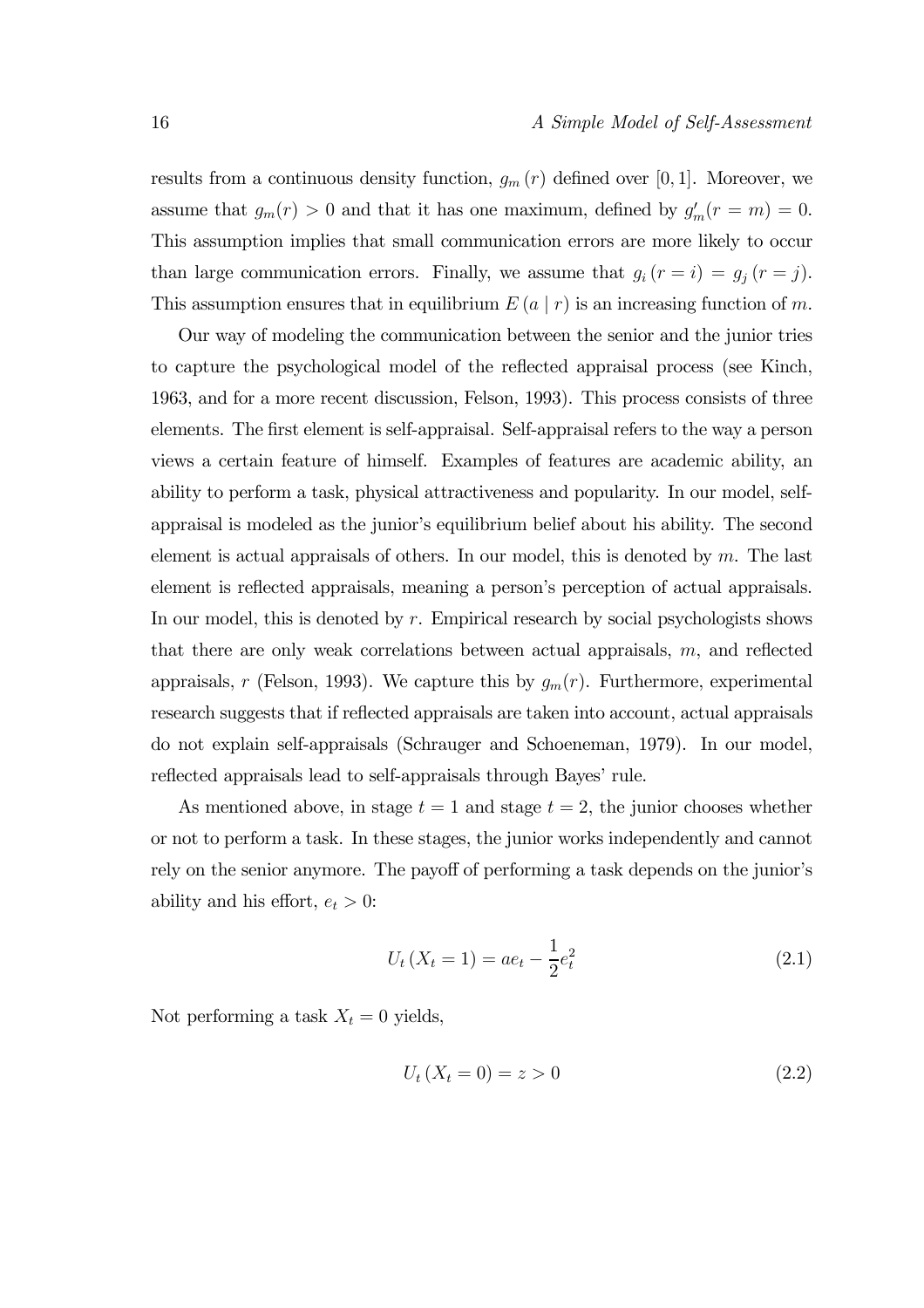results from a continuous density function, $g_m(r)$ defined over $[0,1]$. Moreover, we assume that $g_m(r) > 0$ and that it has one maximum, defined by $g'_m(r = m) = 0$. This assumption implies that small communication errors are more likely to occur than large communication errors. Finally, we assume that $g_i(r = i) = g_j(r = j)$. This assumption ensures that in equilibrium $E(a \mid r)$ is an increasing function of $m$.

Our way of modeling the communication between the senior and the junior tries to capture the psychological model of the reflected appraisal process (see Kinch, 1963, and for a more recent discussion, Felson, 1993). This process consists of three elements. The first element is self-appraisal. Self-appraisal refers to the way a person views a certain feature of himself. Examples of features are academic ability, an ability to perform a task, physical attractiveness and popularity. In our model, self-appraisal is modeled as the junior's equilibrium belief about his ability. The second element is actual appraisals of others. In our model, this is denoted by $m$. The last element is reflected appraisals, meaning a person's perception of actual appraisals. In our model, this is denoted by $r$. Empirical research by social psychologists shows that there are only weak correlations between actual appraisals, $m$, and reflected appraisals, $r$ (Felson, 1993). We capture this by $g_m(r)$. Furthermore, experimental research suggests that if reflected appraisals are taken into account, actual appraisals do not explain self-appraisals (Schrauger and Schoeneman, 1979). In our model, reflected appraisals lead to self-appraisals through Bayes' rule.

As mentioned above, in stage $t = 1$ and stage $t = 2$, the junior chooses whether or not to perform a task. In these stages, the junior works independently and cannot rely on the senior anymore. The payoff of performing a task depends on the junior's ability and his effort, $e_t > 0$:

$$U_t(X_t = 1) = ae_t - \frac{1}{2}e_t^2 \tag{2.1}$$

Not performing a task $X_t = 0$ yields,

$$U_t(X_t = 0) = z > 0 \tag{2.2}$$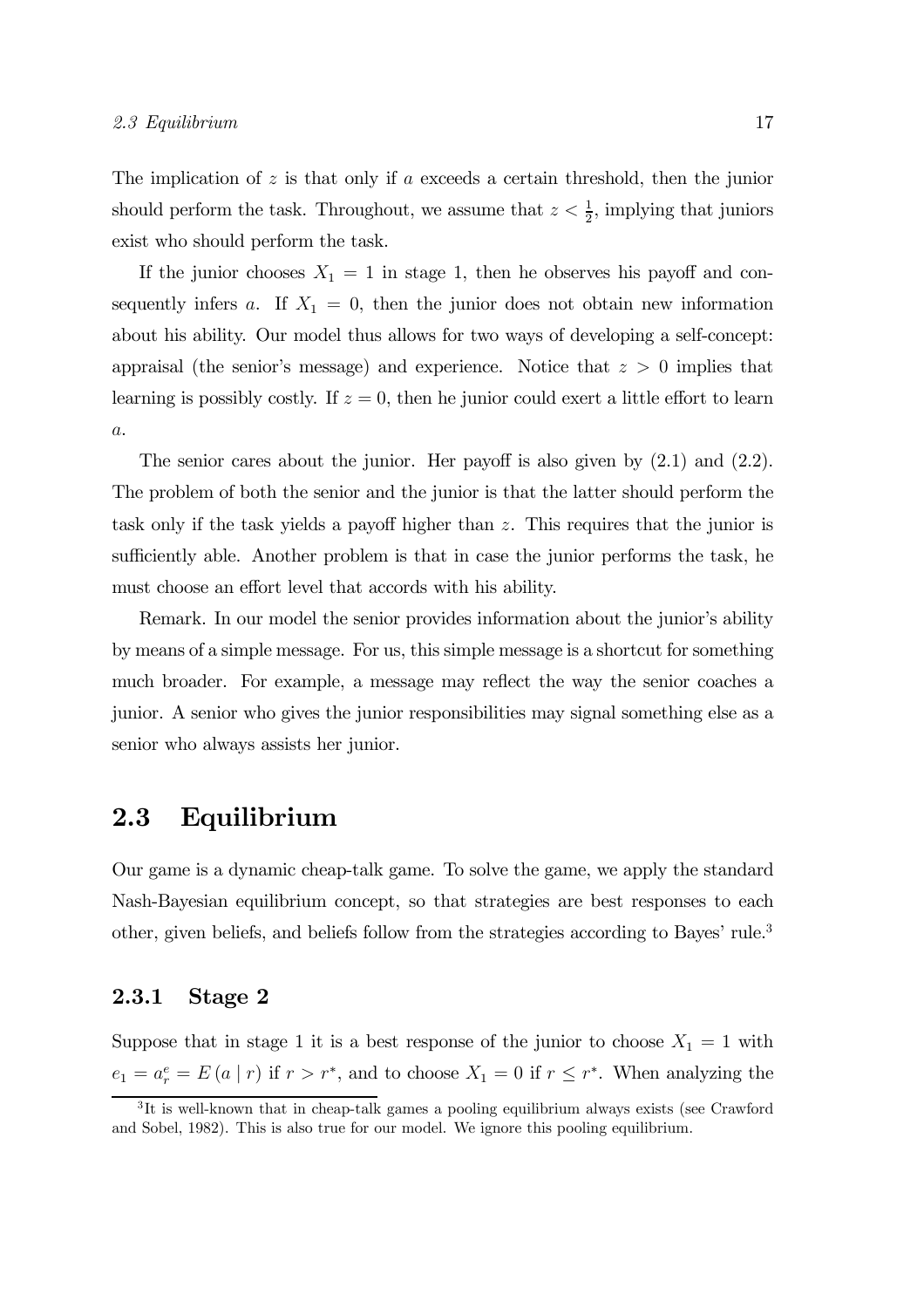The implication of $z$ is that only if $a$ exceeds a certain threshold, then the junior should perform the task. Throughout, we assume that $z < \frac{1}{2}$, implying that juniors exist who should perform the task.

If the junior chooses $X_1 = 1$ in stage 1, then he observes his payoff and consequently infers $a$. If $X_1 = 0$, then the junior does not obtain new information about his ability. Our model thus allows for two ways of developing a self-concept: appraisal (the senior's message) and experience. Notice that $z > 0$ implies that learning is possibly costly. If $z = 0$, then he junior could exert a little effort to learn $a$.

The senior cares about the junior. Her payoff is also given by (2.1) and (2.2). The problem of both the senior and the junior is that the latter should perform the task only if the task yields a payoff higher than $z$. This requires that the junior is sufficiently able. Another problem is that in case the junior performs the task, he must choose an effort level that accords with his ability.

Remark. In our model the senior provides information about the junior's ability by means of a simple message. For us, this simple message is a shortcut for something much broader. For example, a message may reflect the way the senior coaches a junior. A senior who gives the junior responsibilities may signal something else as a senior who always assists her junior.

## 2.3 Equilibrium

Our game is a dynamic cheap-talk game. To solve the game, we apply the standard Nash-Bayesian equilibrium concept, so that strategies are best responses to each other, given beliefs, and beliefs follow from the strategies according to Bayes' rule.[3]

### 2.3.1 Stage 2

Suppose that in stage 1 it is a best response of the junior to choose $X_1 = 1$ with $e_1 = a_r^e = E(a \mid r)$ if $r > r^*$, and to choose $X_1 = 0$ if $r \leq r^*$. When analyzing the

[3] It is well-known that in cheap-talk games a pooling equilibrium always exists (see Crawford and Sobel, 1982). This is also true for our model. We ignore this pooling equilibrium.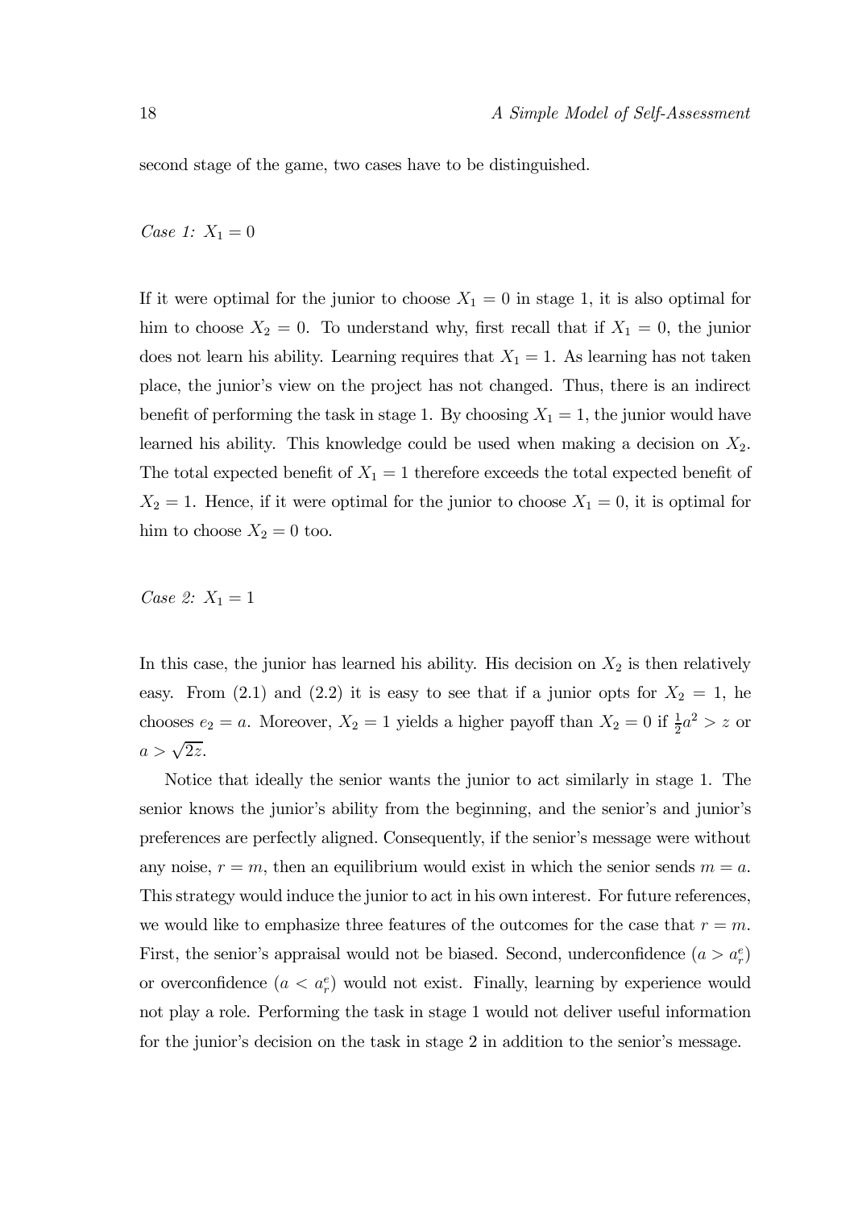second stage of the game, two cases have to be distinguished.

*Case 1:* $X_1 = 0$

If it were optimal for the junior to choose $X_1 = 0$ in stage 1, it is also optimal for him to choose $X_2 = 0$. To understand why, first recall that if $X_1 = 0$, the junior does not learn his ability. Learning requires that $X_1 = 1$. As learning has not taken place, the junior's view on the project has not changed. Thus, there is an indirect benefit of performing the task in stage 1. By choosing $X_1 = 1$, the junior would have learned his ability. This knowledge could be used when making a decision on $X_2$. The total expected benefit of $X_1 = 1$ therefore exceeds the total expected benefit of $X_2 = 1$. Hence, if it were optimal for the junior to choose $X_1 = 0$, it is optimal for him to choose $X_2 = 0$ too.

*Case 2:* $X_1 = 1$

In this case, the junior has learned his ability. His decision on $X_2$ is then relatively easy. From (2.1) and (2.2) it is easy to see that if a junior opts for $X_2 = 1$, he chooses $e_2 = a$. Moreover, $X_2 = 1$ yields a higher payoff than $X_2 = 0$ if $\frac{1}{2}a^2 > z$ or $a > \sqrt{2z}$.

Notice that ideally the senior wants the junior to act similarly in stage 1. The senior knows the junior's ability from the beginning, and the senior's and junior's preferences are perfectly aligned. Consequently, if the senior's message were without any noise, $r = m$, then an equilibrium would exist in which the senior sends $m = a$. This strategy would induce the junior to act in his own interest. For future references, we would like to emphasize three features of the outcomes for the case that $r = m$. First, the senior's appraisal would not be biased. Second, underconfidence ($a > a_r^e$) or overconfidence ($a < a_r^e$) would not exist. Finally, learning by experience would not play a role. Performing the task in stage 1 would not deliver useful information for the junior's decision on the task in stage 2 in addition to the senior's message.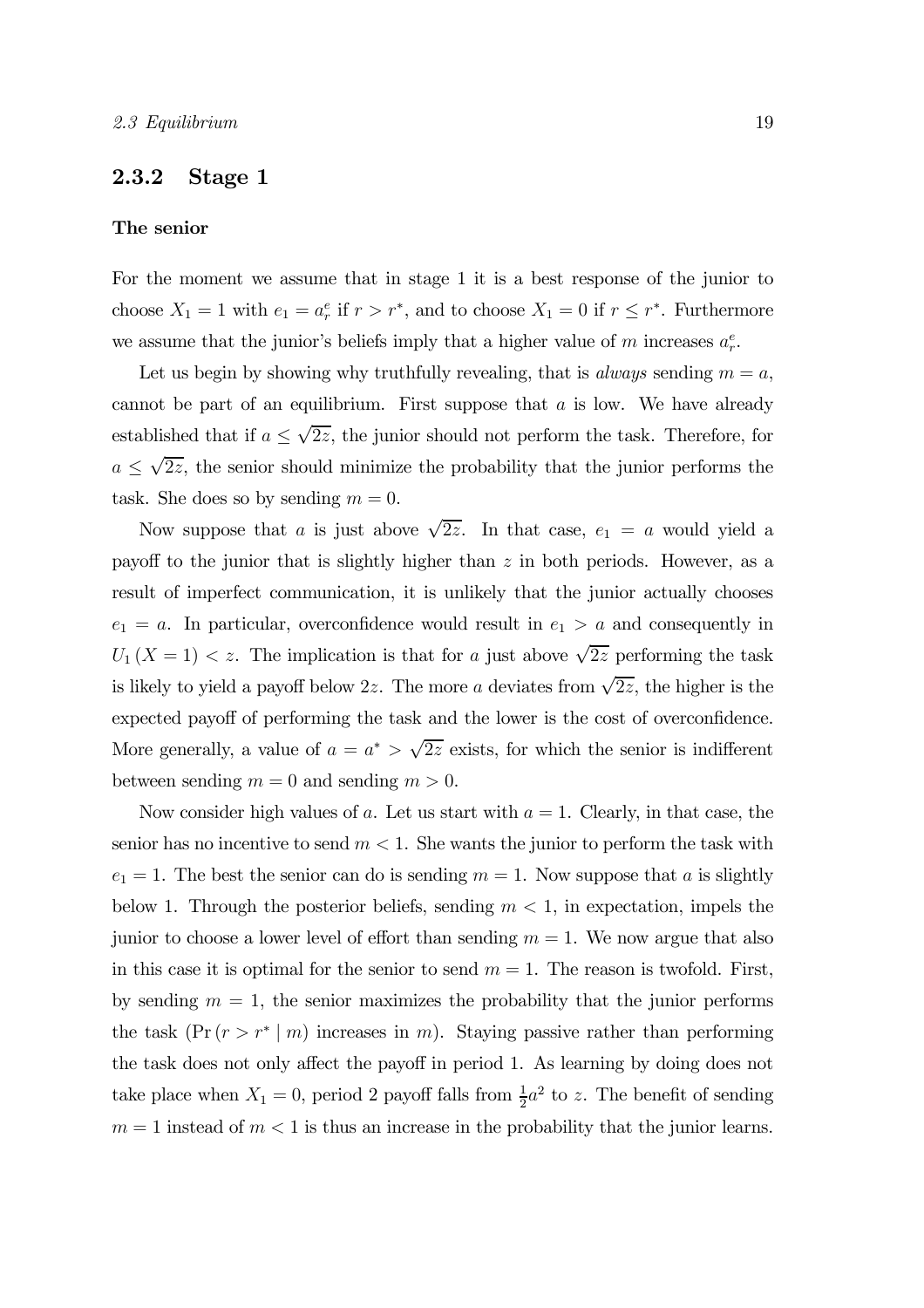### 2.3.2 Stage 1

**The senior**

For the moment we assume that in stage 1 it is a best response of the junior to choose $X_1 = 1$ with $e_1 = a_r^e$ if $r > r^*$, and to choose $X_1 = 0$ if $r \leq r^*$. Furthermore we assume that the junior's beliefs imply that a higher value of $m$ increases $a_r^e$.

Let us begin by showing why truthfully revealing, that is *always* sending $m = a$, cannot be part of an equilibrium. First suppose that $a$ is low. We have already established that if $a \leq \sqrt{2z}$, the junior should not perform the task. Therefore, for $a \leq \sqrt{2z}$, the senior should minimize the probability that the junior performs the task. She does so by sending $m = 0$.

Now suppose that $a$ is just above $\sqrt{2z}$. In that case, $e_1 = a$ would yield a payoff to the junior that is slightly higher than $z$ in both periods. However, as a result of imperfect communication, it is unlikely that the junior actually chooses $e_1 = a$. In particular, overconfidence would result in $e_1 > a$ and consequently in $U_1 (X = 1) < z$. The implication is that for $a$ just above $\sqrt{2z}$ performing the task is likely to yield a payoff below $2z$. The more $a$ deviates from $\sqrt{2z}$, the higher is the expected payoff of performing the task and the lower is the cost of overconfidence. More generally, a value of $a = a^* > \sqrt{2z}$ exists, for which the senior is indifferent between sending $m = 0$ and sending $m > 0$.

Now consider high values of $a$. Let us start with $a = 1$. Clearly, in that case, the senior has no incentive to send $m < 1$. She wants the junior to perform the task with $e_1 = 1$. The best the senior can do is sending $m = 1$. Now suppose that $a$ is slightly below 1. Through the posterior beliefs, sending $m < 1$, in expectation, impels the junior to choose a lower level of effort than sending $m = 1$. We now argue that also in this case it is optimal for the senior to send $m = 1$. The reason is twofold. First, by sending $m = 1$, the senior maximizes the probability that the junior performs the task ($\Pr(r > r^* \mid m)$ increases in $m$). Staying passive rather than performing the task does not only affect the payoff in period 1. As learning by doing does not take place when $X_1 = 0$, period 2 payoff falls from $\frac{1}{2}a^2$ to $z$. The benefit of sending $m = 1$ instead of $m < 1$ is thus an increase in the probability that the junior learns.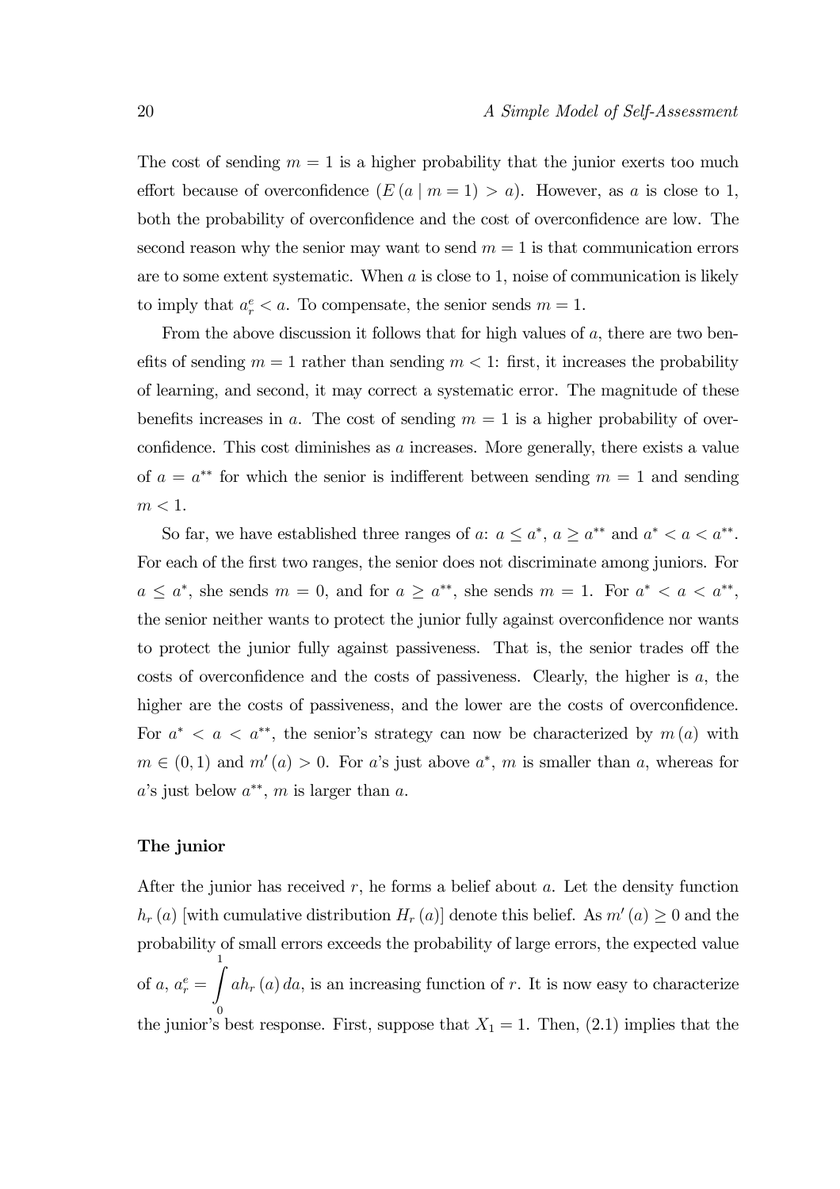The cost of sending $m = 1$ is a higher probability that the junior exerts too much effort because of overconfidence ($E(a \mid m = 1) > a$). However, as $a$ is close to 1, both the probability of overconfidence and the cost of overconfidence are low. The second reason why the senior may want to send $m = 1$ is that communication errors are to some extent systematic. When $a$ is close to 1, noise of communication is likely to imply that $a_r^e < a$. To compensate, the senior sends $m = 1$.

From the above discussion it follows that for high values of $a$, there are two benefits of sending $m = 1$ rather than sending $m < 1$: first, it increases the probability of learning, and second, it may correct a systematic error. The magnitude of these benefits increases in $a$. The cost of sending $m = 1$ is a higher probability of overconfidence. This cost diminishes as $a$ increases. More generally, there exists a value of $a = a^{**}$ for which the senior is indifferent between sending $m = 1$ and sending $m < 1$.

So far, we have established three ranges of $a$: $a \leq a^*$, $a \geq a^{**}$ and $a^* < a < a^{**}$. For each of the first two ranges, the senior does not discriminate among juniors. For $a \leq a^*$, she sends $m = 0$, and for $a \geq a^{**}$, she sends $m = 1$. For $a^* < a < a^{**}$, the senior neither wants to protect the junior fully against overconfidence nor wants to protect the junior fully against passiveness. That is, the senior trades off the costs of overconfidence and the costs of passiveness. Clearly, the higher is $a$, the higher are the costs of passiveness, and the lower are the costs of overconfidence. For $a^* < a < a^{**}$, the senior's strategy can now be characterized by $m(a)$ with $m \in (0, 1)$ and $m'(a) > 0$. For $a$'s just above $a^*$, $m$ is smaller than $a$, whereas for $a$'s just below $a^{**}$, $m$ is larger than $a$.

**The junior**

After the junior has received $r$, he forms a belief about $a$. Let the density function $h_r(a)$ [with cumulative distribution $H_r(a)$] denote this belief. As $m'(a) \geq 0$ and the probability of small errors exceeds the probability of large errors, the expected value of $a$, $a_r^e = \int_0^1 a h_r(a)\, da$, is an increasing function of $r$. It is now easy to characterize the junior's best response. First, suppose that $X_1 = 1$. Then, (2.1) implies that the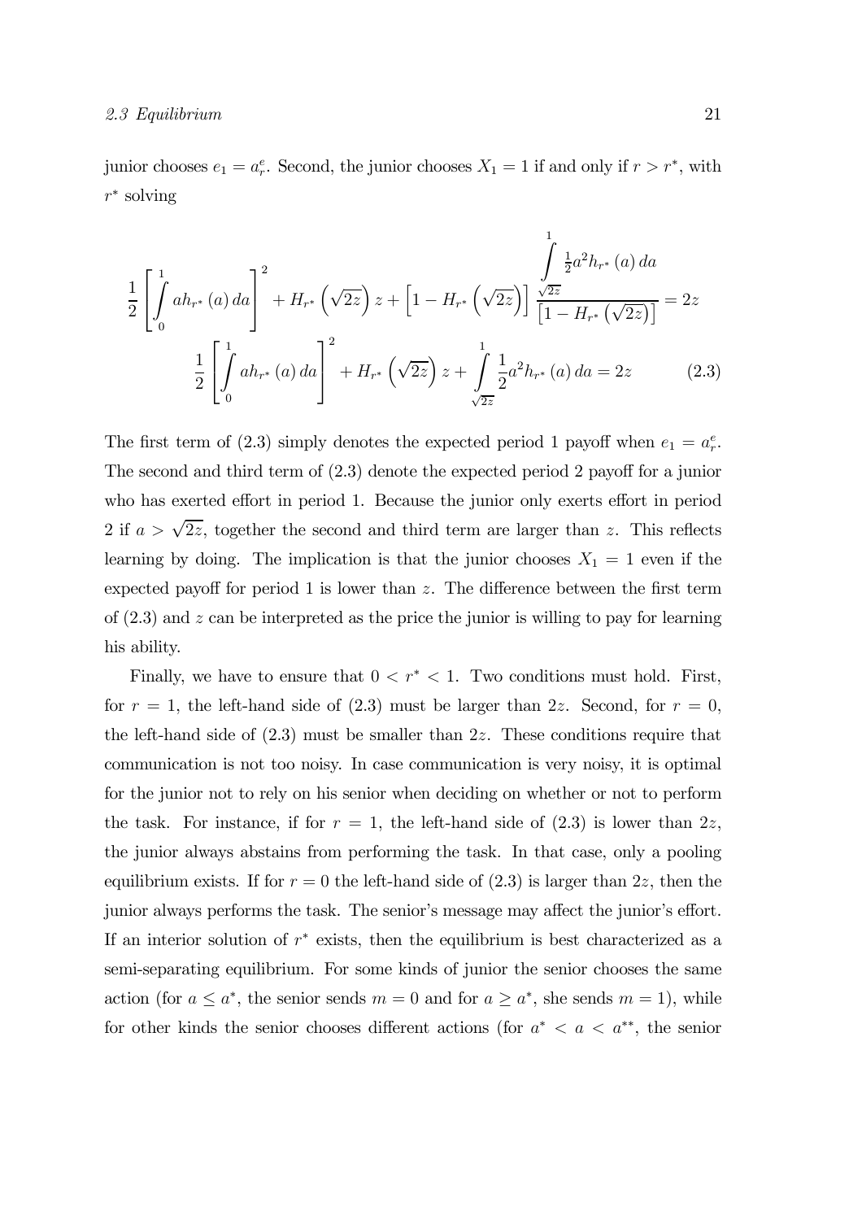junior chooses $e_1 = a_r^e$. Second, the junior chooses $X_1 = 1$ if and only if $r > r^*$, with $r^*$ solving

$$\frac{1}{2}\left[\int_0^1 a h_{r^*}(a)\,da\right]^2 + H_{r^*}\left(\sqrt{2z}\right)z + \left[1 - H_{r^*}\left(\sqrt{2z}\right)\right]\frac{\int_{\sqrt{2z}}^1 \frac{1}{2}a^2 h_{r^*}(a)\,da}{\left[1 - H_{r^*}\left(\sqrt{2z}\right)\right]} = 2z$$

$$\frac{1}{2}\left[\int_0^1 a h_{r^*}(a)\,da\right]^2 + H_{r^*}\left(\sqrt{2z}\right)z + \int_{\sqrt{2z}}^1 \frac{1}{2}a^2 h_{r^*}(a)\,da = 2z \tag{2.3}$$

The first term of (2.3) simply denotes the expected period 1 payoff when $e_1 = a_r^e$. The second and third term of (2.3) denote the expected period 2 payoff for a junior who has exerted effort in period 1. Because the junior only exerts effort in period 2 if $a > \sqrt{2z}$, together the second and third term are larger than $z$. This reflects learning by doing. The implication is that the junior chooses $X_1 = 1$ even if the expected payoff for period 1 is lower than $z$. The difference between the first term of (2.3) and $z$ can be interpreted as the price the junior is willing to pay for learning his ability.

Finally, we have to ensure that $0 < r^* < 1$. Two conditions must hold. First, for $r = 1$, the left-hand side of (2.3) must be larger than $2z$. Second, for $r = 0$, the left-hand side of (2.3) must be smaller than $2z$. These conditions require that communication is not too noisy. In case communication is very noisy, it is optimal for the junior not to rely on his senior when deciding on whether or not to perform the task. For instance, if for $r = 1$, the left-hand side of (2.3) is lower than $2z$, the junior always abstains from performing the task. In that case, only a pooling equilibrium exists. If for $r = 0$ the left-hand side of (2.3) is larger than $2z$, then the junior always performs the task. The senior's message may affect the junior's effort. If an interior solution of $r^*$ exists, then the equilibrium is best characterized as a semi-separating equilibrium. For some kinds of junior the senior chooses the same action (for $a \leq a^*$, the senior sends $m = 0$ and for $a \geq a^*$, she sends $m = 1$), while for other kinds the senior chooses different actions (for $a^* < a < a^{**}$, the senior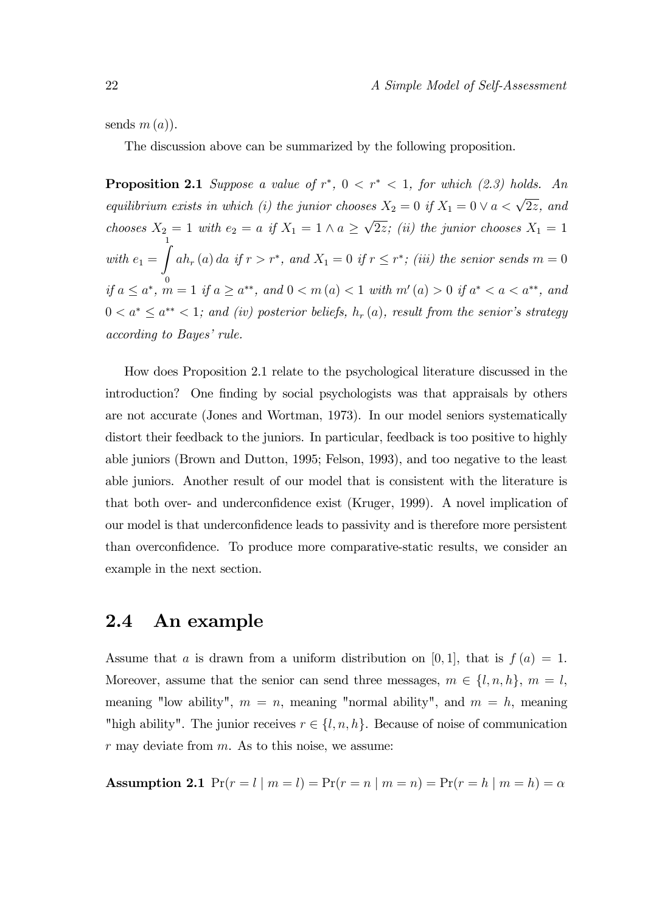sends $m(a)$).

The discussion above can be summarized by the following proposition.

**Proposition 2.1** *Suppose a value of $r^*$, $0 < r^* < 1$, for which (2.3) holds. An equilibrium exists in which (i) the junior chooses $X_2 = 0$ if $X_1 = 0 \vee a < \sqrt{2z}$, and chooses $X_2 = 1$ with $e_2 = a$ if $X_1 = 1 \wedge a \geq \sqrt{2z}$; (ii) the junior chooses $X_1 = 1$ with $e_1 = \int_0^1 a h_r(a)\,da$ if $r > r^*$, and $X_1 = 0$ if $r \leq r^*$; (iii) the senior sends $m = 0$ if $a \leq a^*$, $m = 1$ if $a \geq a^{**}$, and $0 < m(a) < 1$ with $m'(a) > 0$ if $a^* < a < a^{**}$, and $0 < a^* \leq a^{**} < 1$; and (iv) posterior beliefs, $h_r(a)$, result from the senior's strategy according to Bayes' rule.*

How does Proposition 2.1 relate to the psychological literature discussed in the introduction? One finding by social psychologists was that appraisals by others are not accurate (Jones and Wortman, 1973). In our model seniors systematically distort their feedback to the juniors. In particular, feedback is too positive to highly able juniors (Brown and Dutton, 1995; Felson, 1993), and too negative to the least able juniors. Another result of our model that is consistent with the literature is that both over- and underconfidence exist (Kruger, 1999). A novel implication of our model is that underconfidence leads to passivity and is therefore more persistent than overconfidence. To produce more comparative-static results, we consider an example in the next section.

## 2.4 An example

Assume that $a$ is drawn from a uniform distribution on $[0, 1]$, that is $f(a) = 1$. Moreover, assume that the senior can send three messages, $m \in \{l, n, h\}$, $m = l$, meaning "low ability", $m = n$, meaning "normal ability", and $m = h$, meaning "high ability". The junior receives $r \in \{l, n, h\}$. Because of noise of communication $r$ may deviate from $m$. As to this noise, we assume:

**Assumption 2.1** $\Pr(r = l \mid m = l) = \Pr(r = n \mid m = n) = \Pr(r = h \mid m = h) = \alpha$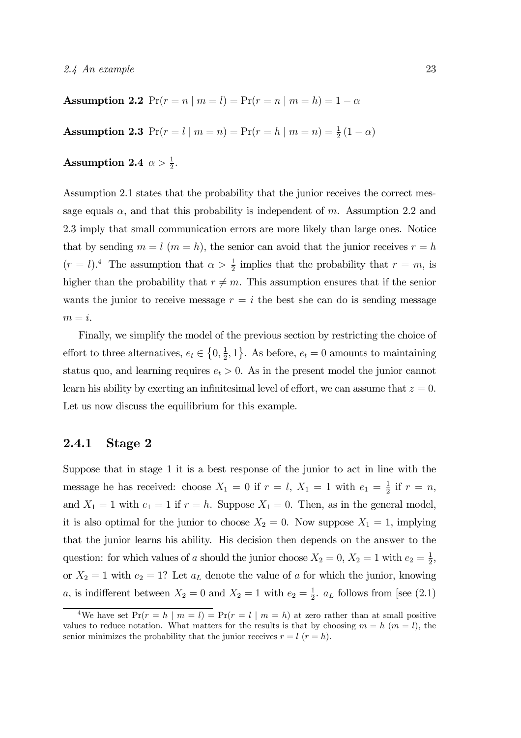**Assumption 2.2** $\Pr(r = n \mid m = l) = \Pr(r = n \mid m = h) = 1 - \alpha$

**Assumption 2.3** $\Pr(r = l \mid m = n) = \Pr(r = h \mid m = n) = \frac{1}{2}(1 - \alpha)$

**Assumption 2.4** $\alpha > \frac{1}{2}$.

Assumption 2.1 states that the probability that the junior receives the correct message equals $\alpha$, and that this probability is independent of $m$. Assumption 2.2 and 2.3 imply that small communication errors are more likely than large ones. Notice that by sending $m = l$ ($m = h$), the senior can avoid that the junior receives $r = h$ ($r = l$).[4] The assumption that $\alpha > \frac{1}{2}$ implies that the probability that $r = m$, is higher than the probability that $r \neq m$. This assumption ensures that if the senior wants the junior to receive message $r = i$ the best she can do is sending message $m = i$.

Finally, we simplify the model of the previous section by restricting the choice of effort to three alternatives, $e_t \in \{0, \frac{1}{2}, 1\}$. As before, $e_t = 0$ amounts to maintaining status quo, and learning requires $e_t > 0$. As in the present model the junior cannot learn his ability by exerting an infinitesimal level of effort, we can assume that $z = 0$. Let us now discuss the equilibrium for this example.

### 2.4.1 Stage 2

Suppose that in stage 1 it is a best response of the junior to act in line with the message he has received: choose $X_1 = 0$ if $r = l$, $X_1 = 1$ with $e_1 = \frac{1}{2}$ if $r = n$, and $X_1 = 1$ with $e_1 = 1$ if $r = h$. Suppose $X_1 = 0$. Then, as in the general model, it is also optimal for the junior to choose $X_2 = 0$. Now suppose $X_1 = 1$, implying that the junior learns his ability. His decision then depends on the answer to the question: for which values of $a$ should the junior choose $X_2 = 0$, $X_2 = 1$ with $e_2 = \frac{1}{2}$, or $X_2 = 1$ with $e_2 = 1$? Let $a_L$ denote the value of $a$ for which the junior, knowing $a$, is indifferent between $X_2 = 0$ and $X_2 = 1$ with $e_2 = \frac{1}{2}$. $a_L$ follows from [see (2.1)

[4] We have set $\Pr(r = h \mid m = l) = \Pr(r = l \mid m = h)$ at zero rather than at small positive values to reduce notation. What matters for the results is that by choosing $m = h$ ($m = l$), the senior minimizes the probability that the junior receives $r = l$ ($r = h$).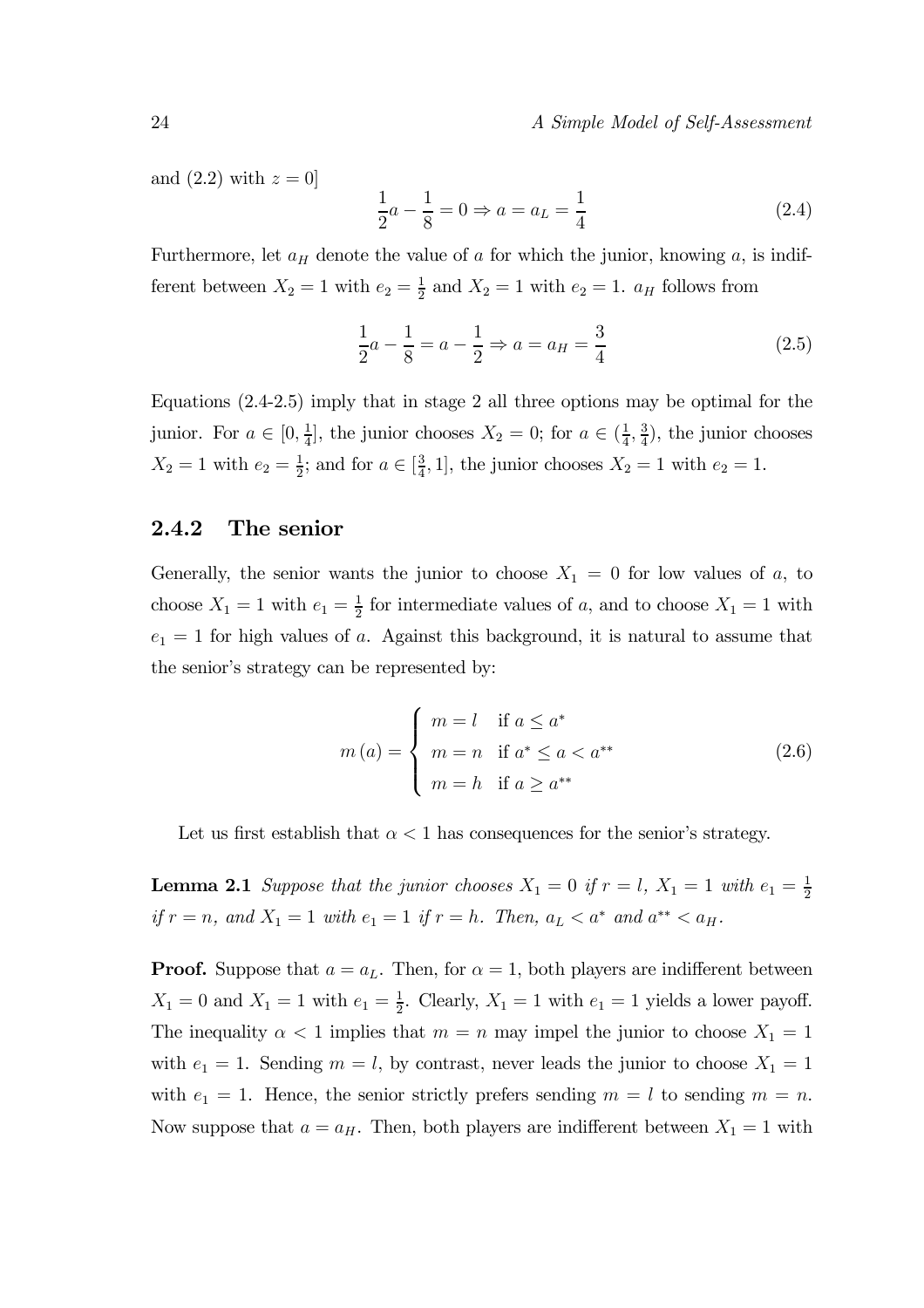and (2.2) with $z = 0$]

$$\frac{1}{2}a - \frac{1}{8} = 0 \Rightarrow a = a_L = \frac{1}{4} \tag{2.4}$$

Furthermore, let $a_H$ denote the value of $a$ for which the junior, knowing $a$, is indifferent between $X_2 = 1$ with $e_2 = \frac{1}{2}$ and $X_2 = 1$ with $e_2 = 1$. $a_H$ follows from

$$\frac{1}{2}a - \frac{1}{8} = a - \frac{1}{2} \Rightarrow a = a_H = \frac{3}{4} \tag{2.5}$$

Equations (2.4-2.5) imply that in stage 2 all three options may be optimal for the junior. For $a \in [0, \frac{1}{4}]$, the junior chooses $X_2 = 0$; for $a \in (\frac{1}{4}, \frac{3}{4})$, the junior chooses $X_2 = 1$ with $e_2 = \frac{1}{2}$; and for $a \in [\frac{3}{4}, 1]$, the junior chooses $X_2 = 1$ with $e_2 = 1$.

### 2.4.2 The senior

Generally, the senior wants the junior to choose $X_1 = 0$ for low values of $a$, to choose $X_1 = 1$ with $e_1 = \frac{1}{2}$ for intermediate values of $a$, and to choose $X_1 = 1$ with $e_1 = 1$ for high values of $a$. Against this background, it is natural to assume that the senior's strategy can be represented by:

$$m(a) = \begin{cases} m = l & \text{if } a \leq a^* \\ m = n & \text{if } a^* \leq a < a^{**} \\ m = h & \text{if } a \geq a^{**} \end{cases} \tag{2.6}$$

Let us first establish that $\alpha < 1$ has consequences for the senior's strategy.

**Lemma 2.1** *Suppose that the junior chooses $X_1 = 0$ if $r = l$, $X_1 = 1$ with $e_1 = \frac{1}{2}$ if $r = n$, and $X_1 = 1$ with $e_1 = 1$ if $r = h$. Then, $a_L < a^*$ and $a^{**} < a_H$.*

**Proof.** Suppose that $a = a_L$. Then, for $\alpha = 1$, both players are indifferent between $X_1 = 0$ and $X_1 = 1$ with $e_1 = \frac{1}{2}$. Clearly, $X_1 = 1$ with $e_1 = 1$ yields a lower payoff. The inequality $\alpha < 1$ implies that $m = n$ may impel the junior to choose $X_1 = 1$ with $e_1 = 1$. Sending $m = l$, by contrast, never leads the junior to choose $X_1 = 1$ with $e_1 = 1$. Hence, the senior strictly prefers sending $m = l$ to sending $m = n$. Now suppose that $a = a_H$. Then, both players are indifferent between $X_1 = 1$ with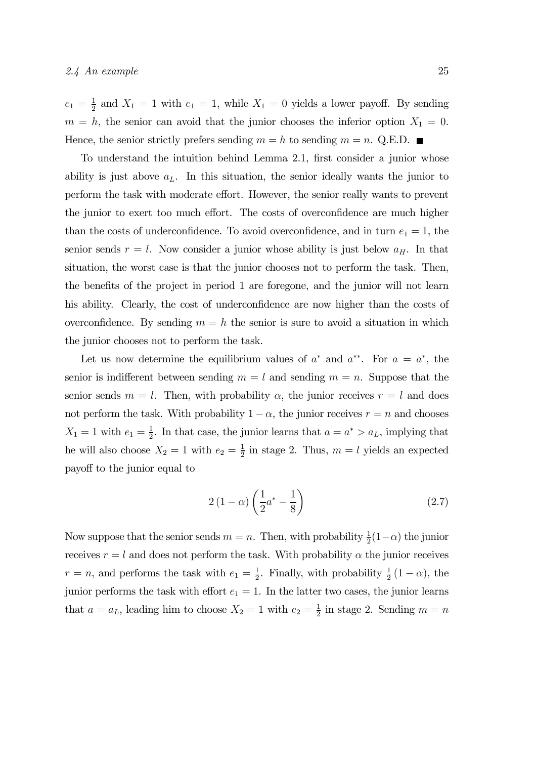$e_1 = \frac{1}{2}$ and $X_1 = 1$ with $e_1 = 1$, while $X_1 = 0$ yields a lower payoff. By sending $m = h$, the senior can avoid that the junior chooses the inferior option $X_1 = 0$. Hence, the senior strictly prefers sending $m = h$ to sending $m = n$. Q.E.D. ■

To understand the intuition behind Lemma 2.1, first consider a junior whose ability is just above $a_L$. In this situation, the senior ideally wants the junior to perform the task with moderate effort. However, the senior really wants to prevent the junior to exert too much effort. The costs of overconfidence are much higher than the costs of underconfidence. To avoid overconfidence, and in turn $e_1 = 1$, the senior sends $r = l$. Now consider a junior whose ability is just below $a_H$. In that situation, the worst case is that the junior chooses not to perform the task. Then, the benefits of the project in period 1 are foregone, and the junior will not learn his ability. Clearly, the cost of underconfidence are now higher than the costs of overconfidence. By sending $m = h$ the senior is sure to avoid a situation in which the junior chooses not to perform the task.

Let us now determine the equilibrium values of $a^*$ and $a^{**}$. For $a = a^*$, the senior is indifferent between sending $m = l$ and sending $m = n$. Suppose that the senior sends $m = l$. Then, with probability $\alpha$, the junior receives $r = l$ and does not perform the task. With probability $1 - \alpha$, the junior receives $r = n$ and chooses $X_1 = 1$ with $e_1 = \frac{1}{2}$. In that case, the junior learns that $a = a^* > a_L$, implying that he will also choose $X_2 = 1$ with $e_2 = \frac{1}{2}$ in stage 2. Thus, $m = l$ yields an expected payoff to the junior equal to

$$2(1-\alpha)\left(\frac{1}{2}a^* - \frac{1}{8}\right) \tag{2.7}$$

Now suppose that the senior sends $m = n$. Then, with probability $\frac{1}{2}(1-\alpha)$ the junior receives $r = l$ and does not perform the task. With probability $\alpha$ the junior receives $r = n$, and performs the task with $e_1 = \frac{1}{2}$. Finally, with probability $\frac{1}{2}(1-\alpha)$, the junior performs the task with effort $e_1 = 1$. In the latter two cases, the junior learns that $a = a_L$, leading him to choose $X_2 = 1$ with $e_2 = \frac{1}{2}$ in stage 2. Sending $m = n$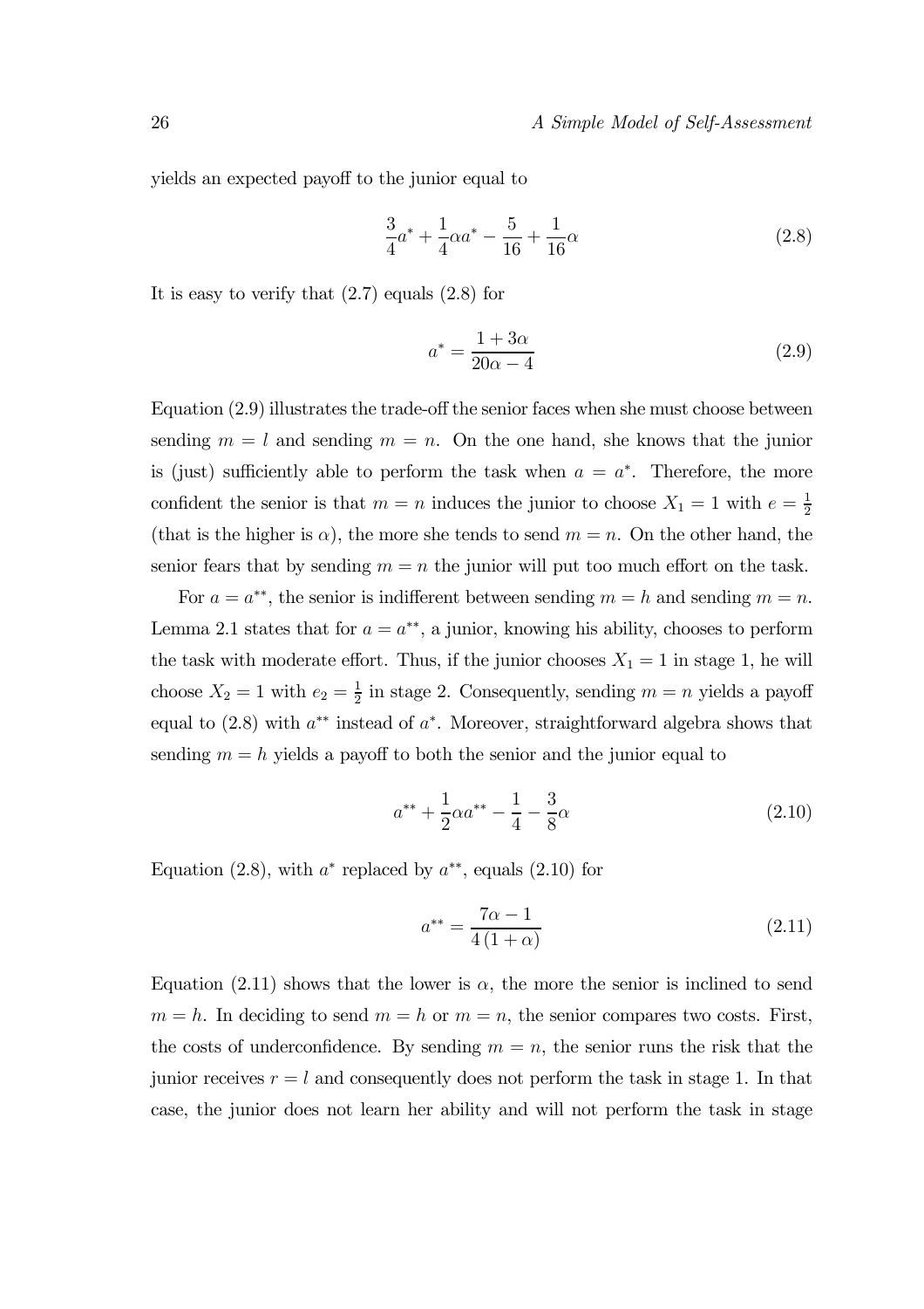yields an expected payoff to the junior equal to

$$\frac{3}{4}a^* + \frac{1}{4}\alpha a^* - \frac{5}{16} + \frac{1}{16}\alpha \tag{2.8}$$

It is easy to verify that (2.7) equals (2.8) for

$$a^* = \frac{1+3\alpha}{20\alpha - 4} \tag{2.9}$$

Equation (2.9) illustrates the trade-off the senior faces when she must choose between sending $m = l$ and sending $m = n$. On the one hand, she knows that the junior is (just) sufficiently able to perform the task when $a = a^*$. Therefore, the more confident the senior is that $m = n$ induces the junior to choose $X_1 = 1$ with $e = \frac{1}{2}$ (that is the higher is $\alpha$), the more she tends to send $m = n$. On the other hand, the senior fears that by sending $m = n$ the junior will put too much effort on the task.

For $a = a^{**}$, the senior is indifferent between sending $m = h$ and sending $m = n$. Lemma 2.1 states that for $a = a^{**}$, a junior, knowing his ability, chooses to perform the task with moderate effort. Thus, if the junior chooses $X_1 = 1$ in stage 1, he will choose $X_2 = 1$ with $e_2 = \frac{1}{2}$ in stage 2. Consequently, sending $m = n$ yields a payoff equal to (2.8) with $a^{**}$ instead of $a^*$. Moreover, straightforward algebra shows that sending $m = h$ yields a payoff to both the senior and the junior equal to

$$a^{**} + \frac{1}{2}\alpha a^{**} - \frac{1}{4} - \frac{3}{8}\alpha \tag{2.10}$$

Equation (2.8), with $a^*$ replaced by $a^{**}$, equals (2.10) for

$$a^{**} = \frac{7\alpha - 1}{4(1+\alpha)} \tag{2.11}$$

Equation (2.11) shows that the lower is $\alpha$, the more the senior is inclined to send $m = h$. In deciding to send $m = h$ or $m = n$, the senior compares two costs. First, the costs of underconfidence. By sending $m = n$, the senior runs the risk that the junior receives $r = l$ and consequently does not perform the task in stage 1. In that case, the junior does not learn her ability and will not perform the task in stage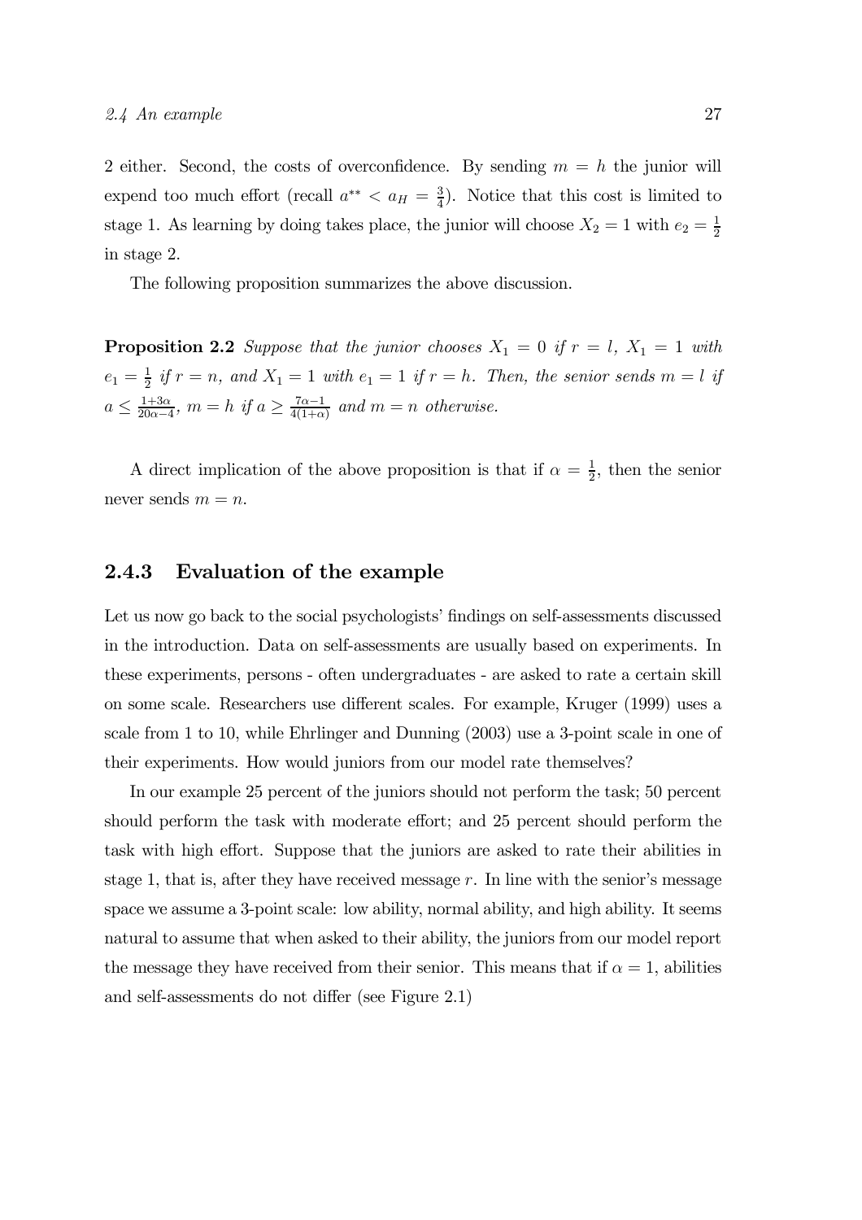2 either. Second, the costs of overconfidence. By sending $m = h$ the junior will expend too much effort (recall $a^{**} < a_H = \frac{3}{4}$). Notice that this cost is limited to stage 1. As learning by doing takes place, the junior will choose $X_2 = 1$ with $e_2 = \frac{1}{2}$ in stage 2.

The following proposition summarizes the above discussion.

**Proposition 2.2** *Suppose that the junior chooses $X_1 = 0$ if $r = l$, $X_1 = 1$ with $e_1 = \frac{1}{2}$ if $r = n$, and $X_1 = 1$ with $e_1 = 1$ if $r = h$. Then, the senior sends $m = l$ if $a \leq \frac{1+3\alpha}{20\alpha-4}$, $m = h$ if $a \geq \frac{7\alpha-1}{4(1+\alpha)}$ and $m = n$ otherwise.*

A direct implication of the above proposition is that if $\alpha = \frac{1}{2}$, then the senior never sends $m = n$.

### 2.4.3 Evaluation of the example

Let us now go back to the social psychologists' findings on self-assessments discussed in the introduction. Data on self-assessments are usually based on experiments. In these experiments, persons - often undergraduates - are asked to rate a certain skill on some scale. Researchers use different scales. For example, Kruger (1999) uses a scale from 1 to 10, while Ehrlinger and Dunning (2003) use a 3-point scale in one of their experiments. How would juniors from our model rate themselves?

In our example 25 percent of the juniors should not perform the task; 50 percent should perform the task with moderate effort; and 25 percent should perform the task with high effort. Suppose that the juniors are asked to rate their abilities in stage 1, that is, after they have received message $r$. In line with the senior's message space we assume a 3-point scale: low ability, normal ability, and high ability. It seems natural to assume that when asked to their ability, the juniors from our model report the message they have received from their senior. This means that if $\alpha = 1$, abilities and self-assessments do not differ (see Figure 2.1)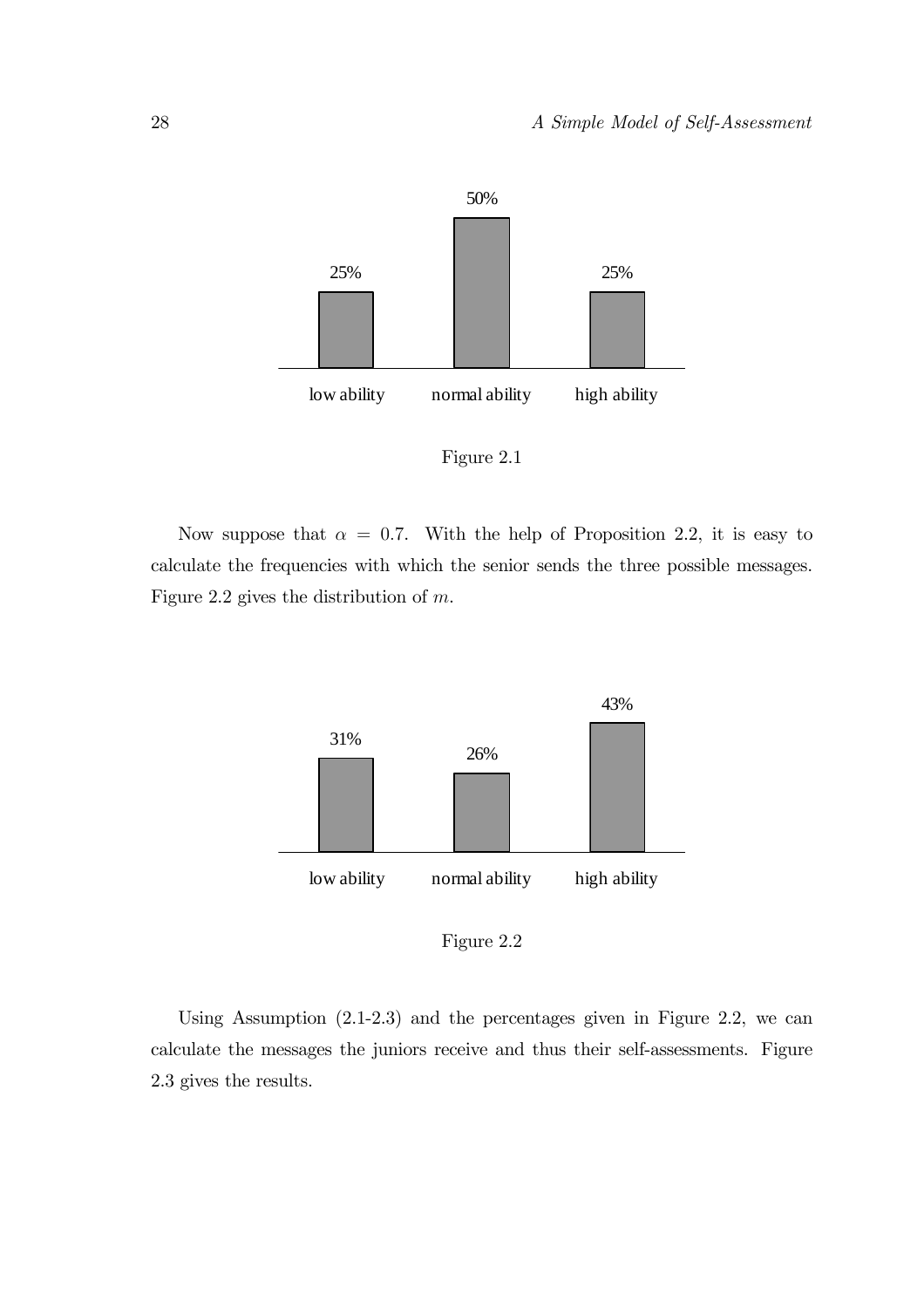| low ability | normal ability | high ability |
| --- | --- | --- |
| 25% | 50% | 25% |

Figure 2.1

Now suppose that $\alpha = 0.7$. With the help of Proposition 2.2, it is easy to calculate the frequencies with which the senior sends the three possible messages. Figure 2.2 gives the distribution of $m$.

| low ability | normal ability | high ability |
| --- | --- | --- |
| 31% | 26% | 43% |

Figure 2.2

Using Assumption (2.1-2.3) and the percentages given in Figure 2.2, we can calculate the messages the juniors receive and thus their self-assessments. Figure 2.3 gives the results.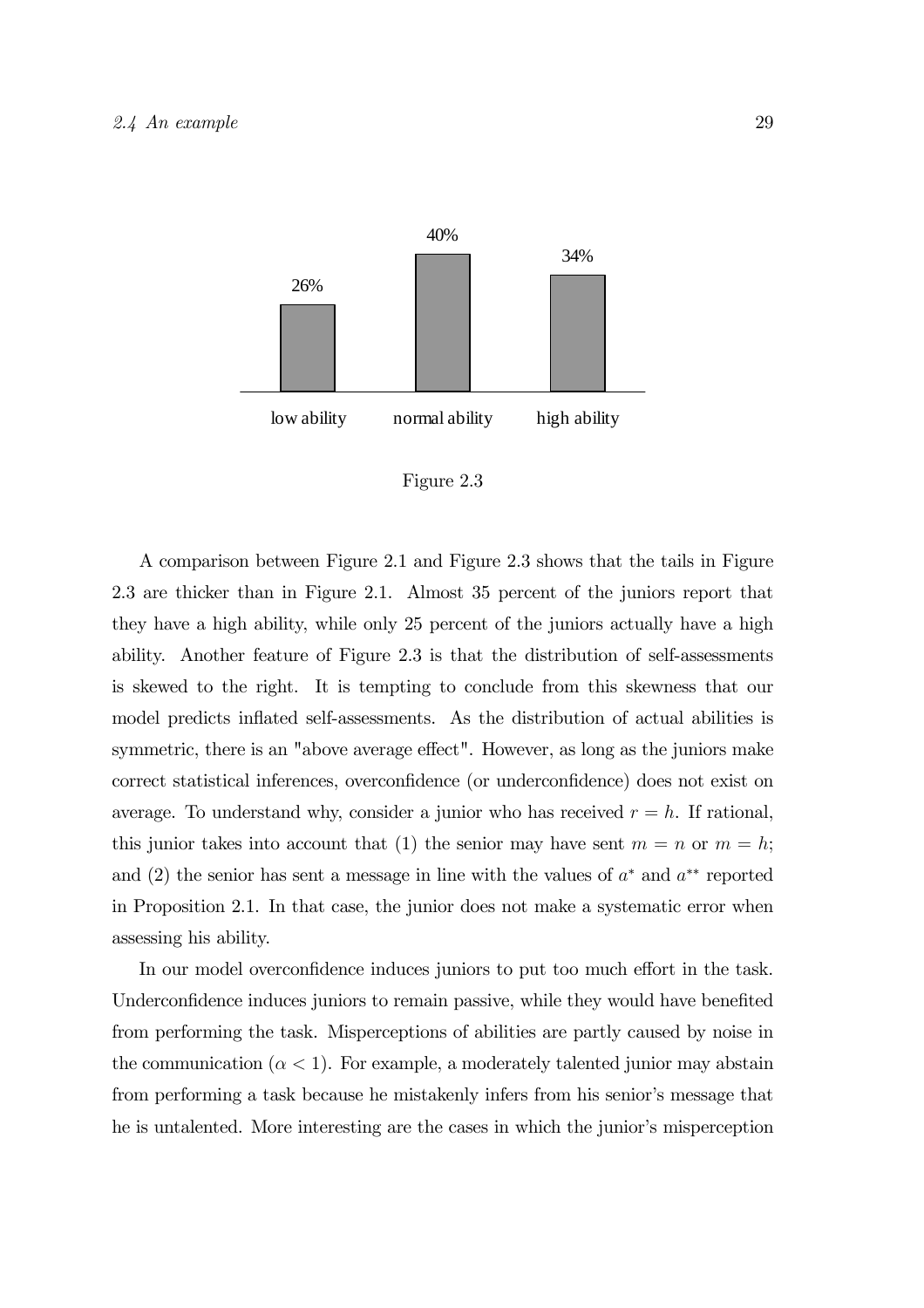| low ability | normal ability | high ability |
|---|---|---|
| 26% | 40% | 34% |

Figure 2.3

A comparison between Figure 2.1 and Figure 2.3 shows that the tails in Figure 2.3 are thicker than in Figure 2.1. Almost 35 percent of the juniors report that they have a high ability, while only 25 percent of the juniors actually have a high ability. Another feature of Figure 2.3 is that the distribution of self-assessments is skewed to the right. It is tempting to conclude from this skewness that our model predicts inflated self-assessments. As the distribution of actual abilities is symmetric, there is an "above average effect". However, as long as the juniors make correct statistical inferences, overconfidence (or underconfidence) does not exist on average. To understand why, consider a junior who has received $r = h$. If rational, this junior takes into account that (1) the senior may have sent $m = n$ or $m = h$; and (2) the senior has sent a message in line with the values of $a^*$ and $a^{**}$ reported in Proposition 2.1. In that case, the junior does not make a systematic error when assessing his ability.

In our model overconfidence induces juniors to put too much effort in the task. Underconfidence induces juniors to remain passive, while they would have benefited from performing the task. Misperceptions of abilities are partly caused by noise in the communication ($\alpha < 1$). For example, a moderately talented junior may abstain from performing a task because he mistakenly infers from his senior's message that he is untalented. More interesting are the cases in which the junior's misperception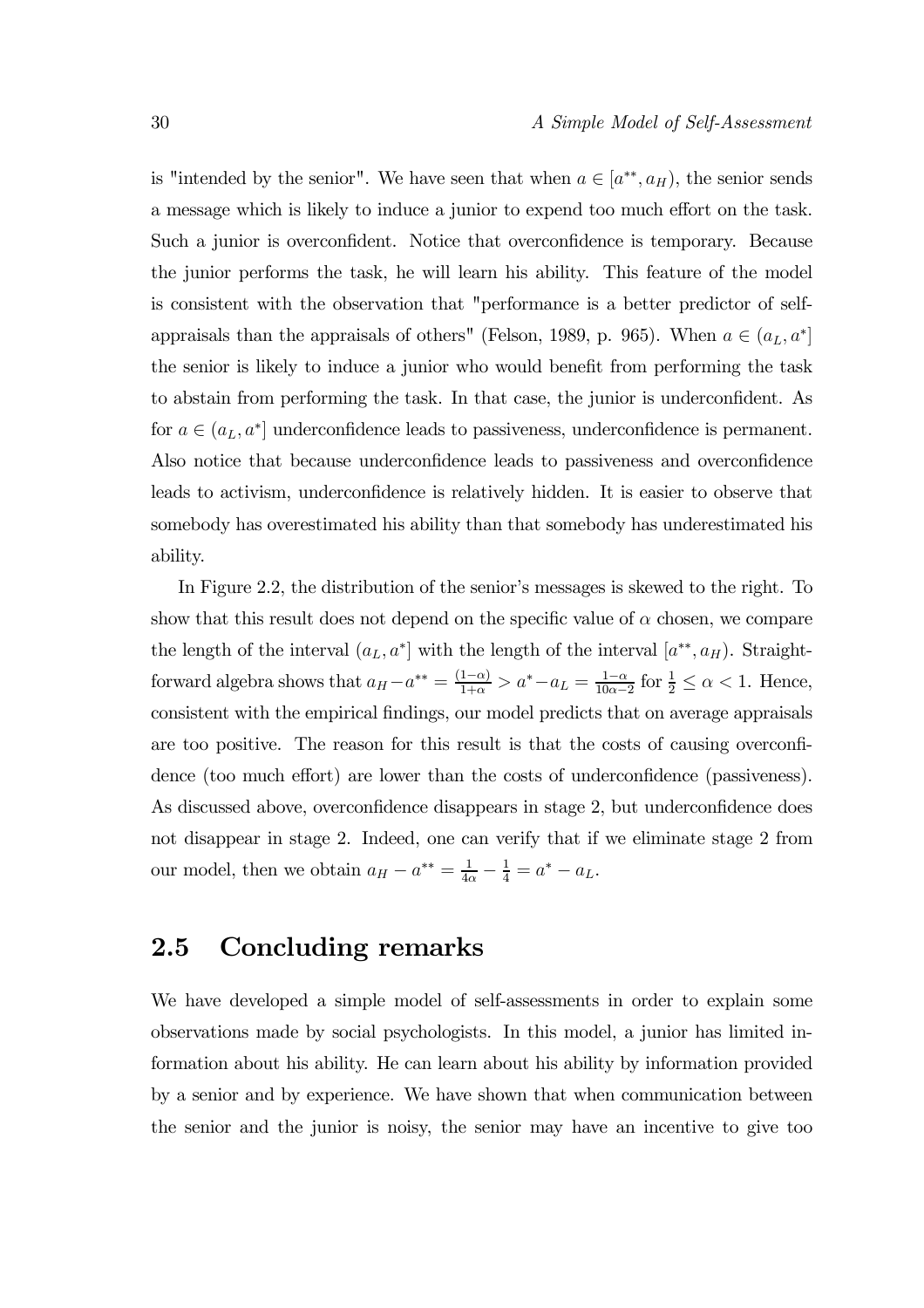is "intended by the senior". We have seen that when $a \in [a^{**}, a_H)$, the senior sends a message which is likely to induce a junior to expend too much effort on the task. Such a junior is overconfident. Notice that overconfidence is temporary. Because the junior performs the task, he will learn his ability. This feature of the model is consistent with the observation that "performance is a better predictor of self-appraisals than the appraisals of others" (Felson, 1989, p. 965). When $a \in (a_L, a^*]$ the senior is likely to induce a junior who would benefit from performing the task to abstain from performing the task. In that case, the junior is underconfident. As for $a \in (a_L, a^*]$ underconfidence leads to passiveness, underconfidence is permanent. Also notice that because underconfidence leads to passiveness and overconfidence leads to activism, underconfidence is relatively hidden. It is easier to observe that somebody has overestimated his ability than that somebody has underestimated his ability.

In Figure 2.2, the distribution of the senior's messages is skewed to the right. To show that this result does not depend on the specific value of $\alpha$ chosen, we compare the length of the interval $(a_L, a^*]$ with the length of the interval $[a^{**}, a_H)$. Straightforward algebra shows that $a_H - a^{**} = \frac{(1-\alpha)}{1+\alpha} > a^* - a_L = \frac{1-\alpha}{10\alpha - 2}$ for $\frac{1}{2} \leq \alpha < 1$. Hence, consistent with the empirical findings, our model predicts that on average appraisals are too positive. The reason for this result is that the costs of causing overconfidence (too much effort) are lower than the costs of underconfidence (passiveness). As discussed above, overconfidence disappears in stage 2, but underconfidence does not disappear in stage 2. Indeed, one can verify that if we eliminate stage 2 from our model, then we obtain $a_H - a^{**} = \frac{1}{4\alpha} - \frac{1}{4} = a^* - a_L$.

## 2.5 Concluding remarks

We have developed a simple model of self-assessments in order to explain some observations made by social psychologists. In this model, a junior has limited information about his ability. He can learn about his ability by information provided by a senior and by experience. We have shown that when communication between the senior and the junior is noisy, the senior may have an incentive to give too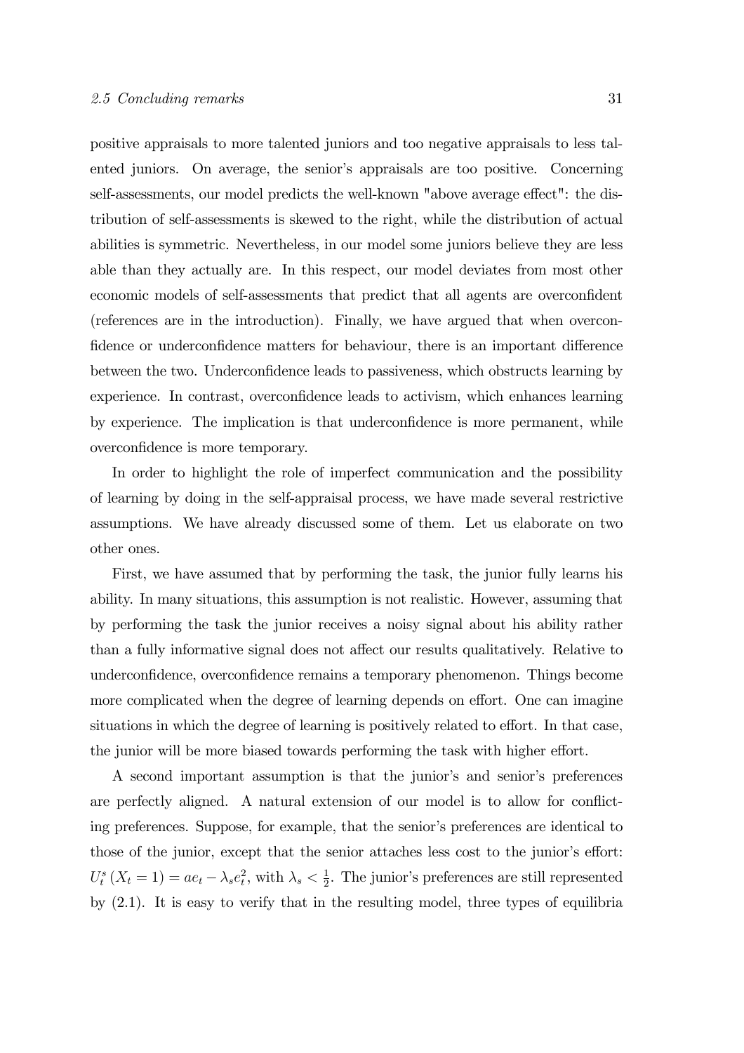positive appraisals to more talented juniors and too negative appraisals to less talented juniors. On average, the senior's appraisals are too positive. Concerning self-assessments, our model predicts the well-known "above average effect": the distribution of self-assessments is skewed to the right, while the distribution of actual abilities is symmetric. Nevertheless, in our model some juniors believe they are less able than they actually are. In this respect, our model deviates from most other economic models of self-assessments that predict that all agents are overconfident (references are in the introduction). Finally, we have argued that when overconfidence or underconfidence matters for behaviour, there is an important difference between the two. Underconfidence leads to passiveness, which obstructs learning by experience. In contrast, overconfidence leads to activism, which enhances learning by experience. The implication is that underconfidence is more permanent, while overconfidence is more temporary.

In order to highlight the role of imperfect communication and the possibility of learning by doing in the self-appraisal process, we have made several restrictive assumptions. We have already discussed some of them. Let us elaborate on two other ones.

First, we have assumed that by performing the task, the junior fully learns his ability. In many situations, this assumption is not realistic. However, assuming that by performing the task the junior receives a noisy signal about his ability rather than a fully informative signal does not affect our results qualitatively. Relative to underconfidence, overconfidence remains a temporary phenomenon. Things become more complicated when the degree of learning depends on effort. One can imagine situations in which the degree of learning is positively related to effort. In that case, the junior will be more biased towards performing the task with higher effort.

A second important assumption is that the junior's and senior's preferences are perfectly aligned. A natural extension of our model is to allow for conflicting preferences. Suppose, for example, that the senior's preferences are identical to those of the junior, except that the senior attaches less cost to the junior's effort: $U_t^s(X_t = 1) = ae_t - \lambda_s e_t^2$, with $\lambda_s < \frac{1}{2}$. The junior's preferences are still represented by (2.1). It is easy to verify that in the resulting model, three types of equilibria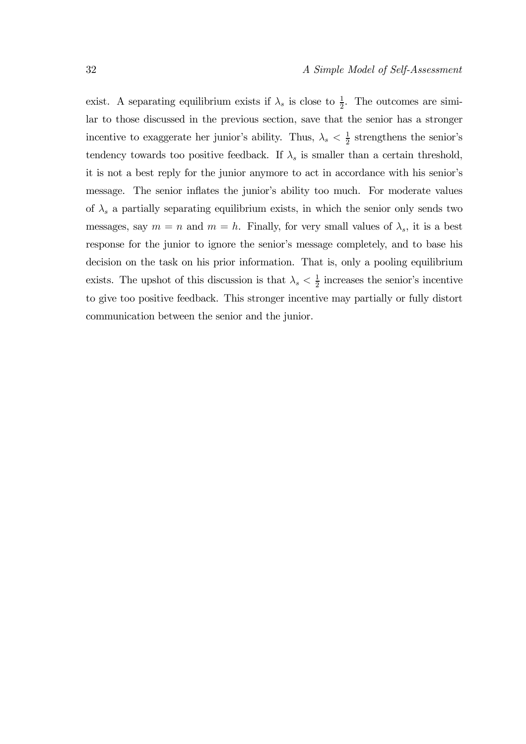exist. A separating equilibrium exists if $\lambda_s$ is close to $\frac{1}{2}$. The outcomes are similar to those discussed in the previous section, save that the senior has a stronger incentive to exaggerate her junior's ability. Thus, $\lambda_s < \frac{1}{2}$ strengthens the senior's tendency towards too positive feedback. If $\lambda_s$ is smaller than a certain threshold, it is not a best reply for the junior anymore to act in accordance with his senior's message. The senior inflates the junior's ability too much. For moderate values of $\lambda_s$ a partially separating equilibrium exists, in which the senior only sends two messages, say $m = n$ and $m = h$. Finally, for very small values of $\lambda_s$, it is a best response for the junior to ignore the senior's message completely, and to base his decision on the task on his prior information. That is, only a pooling equilibrium exists. The upshot of this discussion is that $\lambda_s < \frac{1}{2}$ increases the senior's incentive to give too positive feedback. This stronger incentive may partially or fully distort communication between the senior and the junior.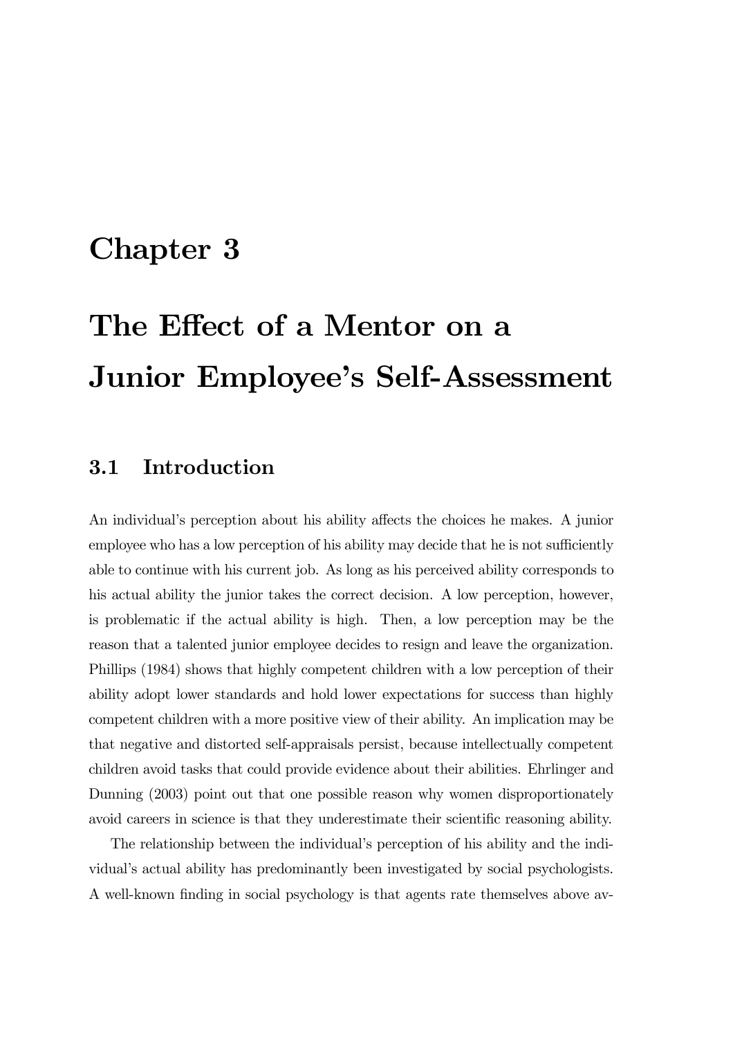# Chapter 3

# The Effect of a Mentor on a Junior Employee's Self-Assessment

## 3.1 Introduction

An individual's perception about his ability affects the choices he makes. A junior employee who has a low perception of his ability may decide that he is not sufficiently able to continue with his current job. As long as his perceived ability corresponds to his actual ability the junior takes the correct decision. A low perception, however, is problematic if the actual ability is high. Then, a low perception may be the reason that a talented junior employee decides to resign and leave the organization. Phillips (1984) shows that highly competent children with a low perception of their ability adopt lower standards and hold lower expectations for success than highly competent children with a more positive view of their ability. An implication may be that negative and distorted self-appraisals persist, because intellectually competent children avoid tasks that could provide evidence about their abilities. Ehrlinger and Dunning (2003) point out that one possible reason why women disproportionately avoid careers in science is that they underestimate their scientific reasoning ability.

The relationship between the individual's perception of his ability and the individual's actual ability has predominantly been investigated by social psychologists. A well-known finding in social psychology is that agents rate themselves above av-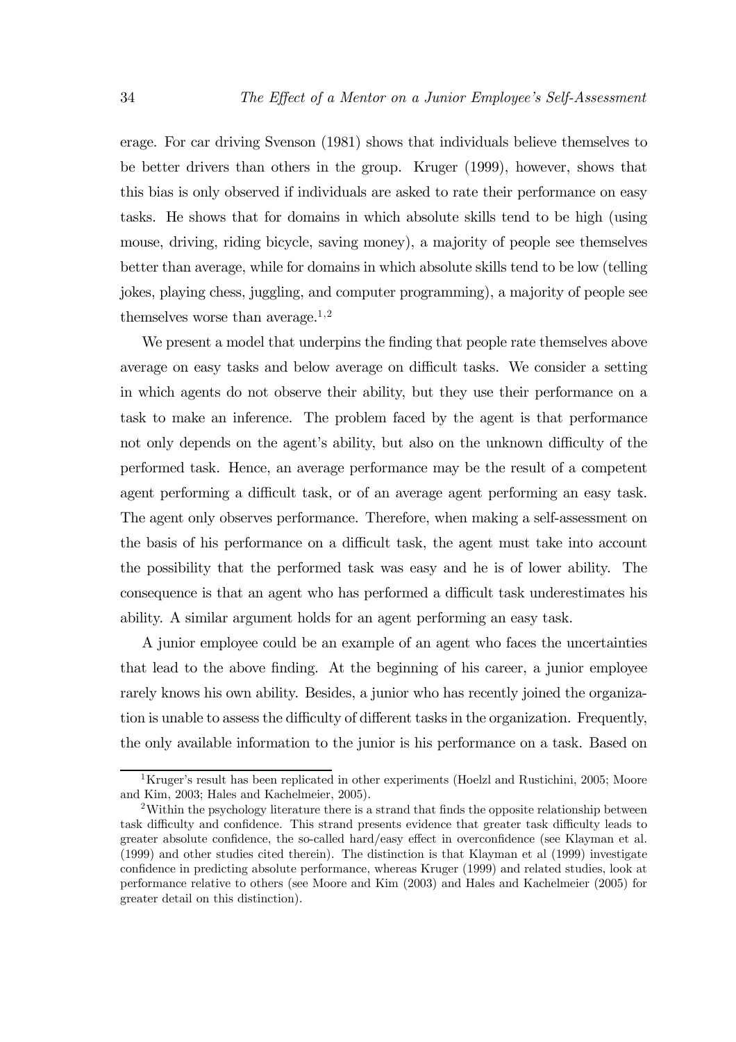erage. For car driving Svenson (1981) shows that individuals believe themselves to be better drivers than others in the group. Kruger (1999), however, shows that this bias is only observed if individuals are asked to rate their performance on easy tasks. He shows that for domains in which absolute skills tend to be high (using mouse, driving, riding bicycle, saving money), a majority of people see themselves better than average, while for domains in which absolute skills tend to be low (telling jokes, playing chess, juggling, and computer programming), a majority of people see themselves worse than average.[1,2]

We present a model that underpins the finding that people rate themselves above average on easy tasks and below average on difficult tasks. We consider a setting in which agents do not observe their ability, but they use their performance on a task to make an inference. The problem faced by the agent is that performance not only depends on the agent's ability, but also on the unknown difficulty of the performed task. Hence, an average performance may be the result of a competent agent performing a difficult task, or of an average agent performing an easy task. The agent only observes performance. Therefore, when making a self-assessment on the basis of his performance on a difficult task, the agent must take into account the possibility that the performed task was easy and he is of lower ability. The consequence is that an agent who has performed a difficult task underestimates his ability. A similar argument holds for an agent performing an easy task.

A junior employee could be an example of an agent who faces the uncertainties that lead to the above finding. At the beginning of his career, a junior employee rarely knows his own ability. Besides, a junior who has recently joined the organization is unable to assess the difficulty of different tasks in the organization. Frequently, the only available information to the junior is his performance on a task. Based on

[1] Kruger's result has been replicated in other experiments (Hoelzl and Rustichini, 2005; Moore and Kim, 2003; Hales and Kachelmeier, 2005).

[2] Within the psychology literature there is a strand that finds the opposite relationship between task difficulty and confidence. This strand presents evidence that greater task difficulty leads to greater absolute confidence, the so-called hard/easy effect in overconfidence (see Klayman et al. (1999) and other studies cited therein). The distinction is that Klayman et al (1999) investigate confidence in predicting absolute performance, whereas Kruger (1999) and related studies, look at performance relative to others (see Moore and Kim (2003) and Hales and Kachelmeier (2005) for greater detail on this distinction).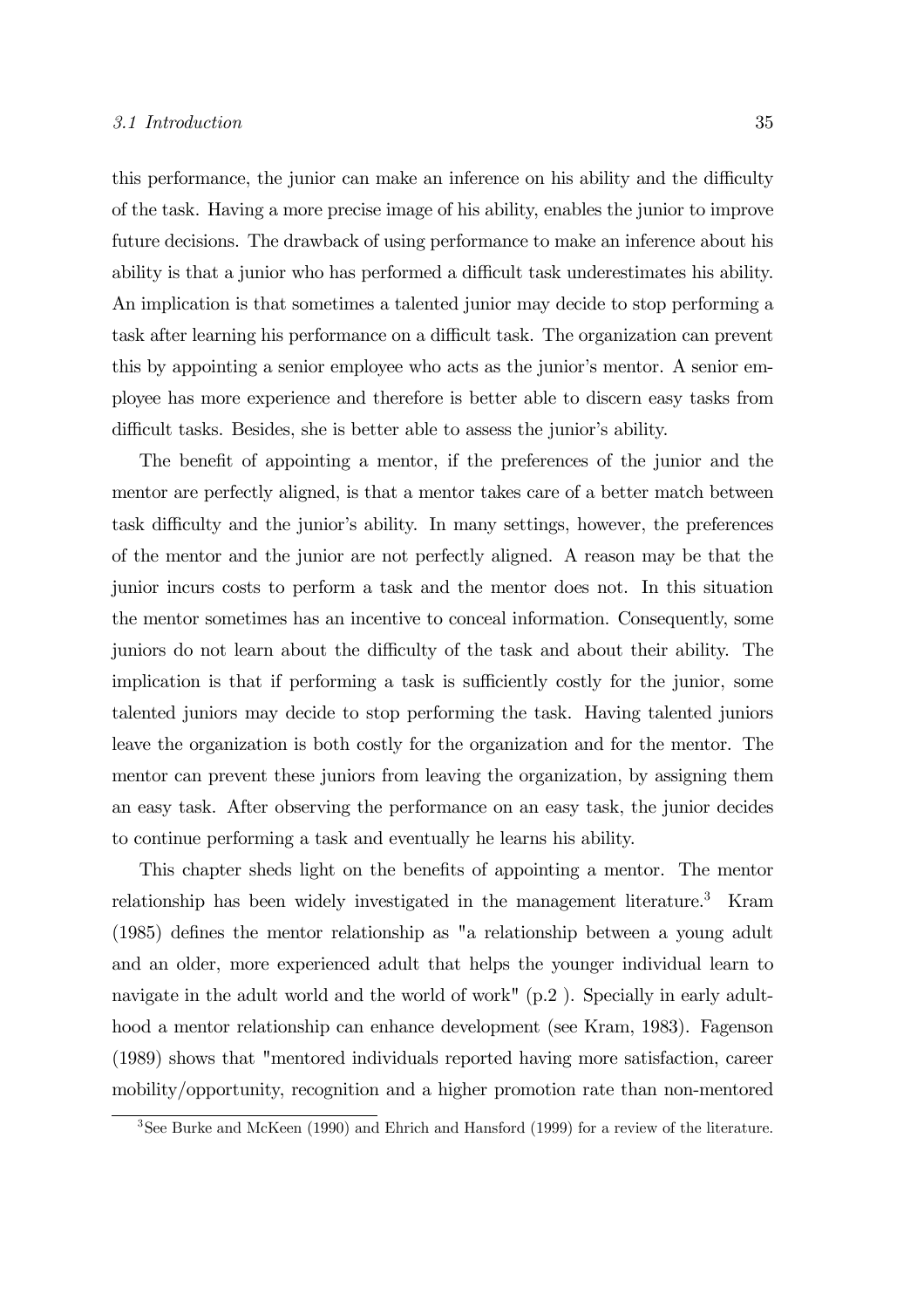this performance, the junior can make an inference on his ability and the difficulty of the task. Having a more precise image of his ability, enables the junior to improve future decisions. The drawback of using performance to make an inference about his ability is that a junior who has performed a difficult task underestimates his ability. An implication is that sometimes a talented junior may decide to stop performing a task after learning his performance on a difficult task. The organization can prevent this by appointing a senior employee who acts as the junior's mentor. A senior employee has more experience and therefore is better able to discern easy tasks from difficult tasks. Besides, she is better able to assess the junior's ability.

The benefit of appointing a mentor, if the preferences of the junior and the mentor are perfectly aligned, is that a mentor takes care of a better match between task difficulty and the junior's ability. In many settings, however, the preferences of the mentor and the junior are not perfectly aligned. A reason may be that the junior incurs costs to perform a task and the mentor does not. In this situation the mentor sometimes has an incentive to conceal information. Consequently, some juniors do not learn about the difficulty of the task and about their ability. The implication is that if performing a task is sufficiently costly for the junior, some talented juniors may decide to stop performing the task. Having talented juniors leave the organization is both costly for the organization and for the mentor. The mentor can prevent these juniors from leaving the organization, by assigning them an easy task. After observing the performance on an easy task, the junior decides to continue performing a task and eventually he learns his ability.

This chapter sheds light on the benefits of appointing a mentor. The mentor relationship has been widely investigated in the management literature.[3] Kram (1985) defines the mentor relationship as "a relationship between a young adult and an older, more experienced adult that helps the younger individual learn to navigate in the adult world and the world of work" (p.2 ). Specially in early adulthood a mentor relationship can enhance development (see Kram, 1983). Fagenson (1989) shows that "mentored individuals reported having more satisfaction, career mobility/opportunity, recognition and a higher promotion rate than non-mentored

[3] See Burke and McKeen (1990) and Ehrich and Hansford (1999) for a review of the literature.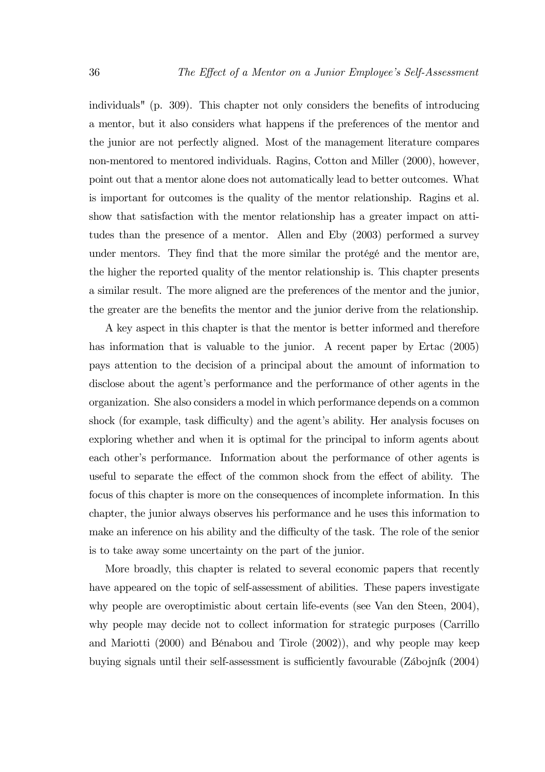individuals" (p. 309). This chapter not only considers the benefits of introducing a mentor, but it also considers what happens if the preferences of the mentor and the junior are not perfectly aligned. Most of the management literature compares non-mentored to mentored individuals. Ragins, Cotton and Miller (2000), however, point out that a mentor alone does not automatically lead to better outcomes. What is important for outcomes is the quality of the mentor relationship. Ragins et al. show that satisfaction with the mentor relationship has a greater impact on attitudes than the presence of a mentor. Allen and Eby (2003) performed a survey under mentors. They find that the more similar the protégé and the mentor are, the higher the reported quality of the mentor relationship is. This chapter presents a similar result. The more aligned are the preferences of the mentor and the junior, the greater are the benefits the mentor and the junior derive from the relationship.

A key aspect in this chapter is that the mentor is better informed and therefore has information that is valuable to the junior. A recent paper by Ertac (2005) pays attention to the decision of a principal about the amount of information to disclose about the agent's performance and the performance of other agents in the organization. She also considers a model in which performance depends on a common shock (for example, task difficulty) and the agent's ability. Her analysis focuses on exploring whether and when it is optimal for the principal to inform agents about each other's performance. Information about the performance of other agents is useful to separate the effect of the common shock from the effect of ability. The focus of this chapter is more on the consequences of incomplete information. In this chapter, the junior always observes his performance and he uses this information to make an inference on his ability and the difficulty of the task. The role of the senior is to take away some uncertainty on the part of the junior.

More broadly, this chapter is related to several economic papers that recently have appeared on the topic of self-assessment of abilities. These papers investigate why people are overoptimistic about certain life-events (see Van den Steen, 2004), why people may decide not to collect information for strategic purposes (Carrillo and Mariotti (2000) and Bénabou and Tirole (2002)), and why people may keep buying signals until their self-assessment is sufficiently favourable (Zábojník (2004)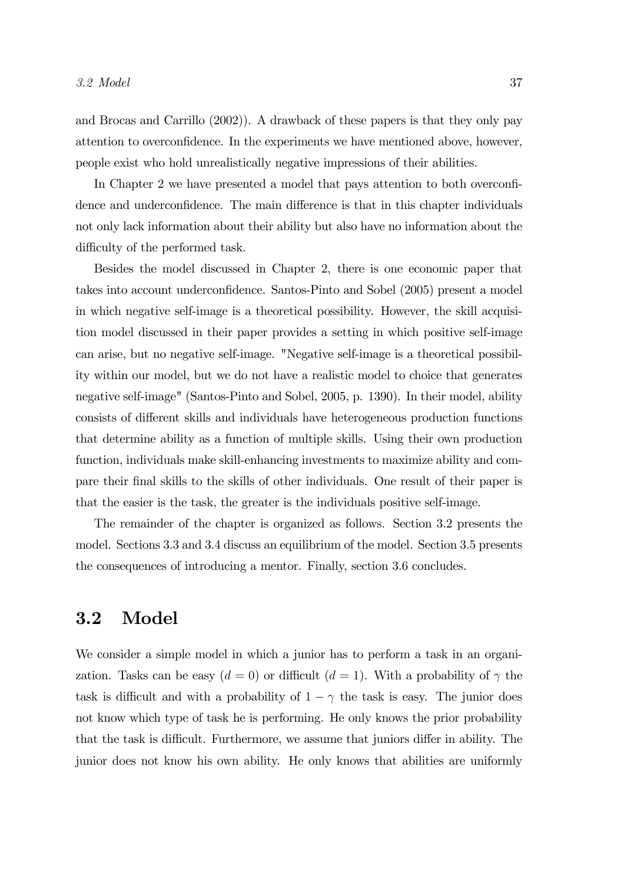and Brocas and Carrillo (2002)). A drawback of these papers is that they only pay attention to overconfidence. In the experiments we have mentioned above, however, people exist who hold unrealistically negative impressions of their abilities.

In Chapter 2 we have presented a model that pays attention to both overconfidence and underconfidence. The main difference is that in this chapter individuals not only lack information about their ability but also have no information about the difficulty of the performed task.

Besides the model discussed in Chapter 2, there is one economic paper that takes into account underconfidence. Santos-Pinto and Sobel (2005) present a model in which negative self-image is a theoretical possibility. However, the skill acquisition model discussed in their paper provides a setting in which positive self-image can arise, but no negative self-image. "Negative self-image is a theoretical possibility within our model, but we do not have a realistic model to choice that generates negative self-image" (Santos-Pinto and Sobel, 2005, p. 1390). In their model, ability consists of different skills and individuals have heterogeneous production functions that determine ability as a function of multiple skills. Using their own production function, individuals make skill-enhancing investments to maximize ability and compare their final skills to the skills of other individuals. One result of their paper is that the easier is the task, the greater is the individuals positive self-image.

The remainder of the chapter is organized as follows. Section 3.2 presents the model. Sections 3.3 and 3.4 discuss an equilibrium of the model. Section 3.5 presents the consequences of introducing a mentor. Finally, section 3.6 concludes.

## 3.2 Model

We consider a simple model in which a junior has to perform a task in an organization. Tasks can be easy ($d = 0$) or difficult ($d = 1$). With a probability of $\gamma$ the task is difficult and with a probability of $1 - \gamma$ the task is easy. The junior does not know which type of task he is performing. He only knows the prior probability that the task is difficult. Furthermore, we assume that juniors differ in ability. The junior does not know his own ability. He only knows that abilities are uniformly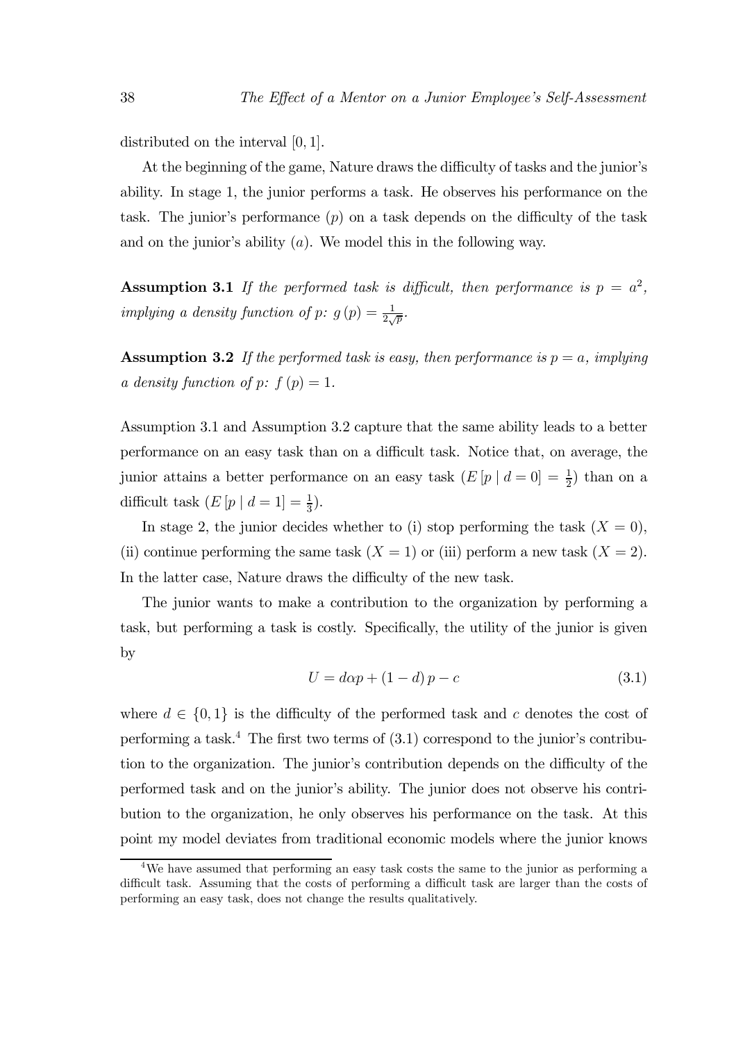distributed on the interval $[0, 1]$.

At the beginning of the game, Nature draws the difficulty of tasks and the junior's ability. In stage 1, the junior performs a task. He observes his performance on the task. The junior's performance ($p$) on a task depends on the difficulty of the task and on the junior's ability ($a$). We model this in the following way.

**Assumption 3.1** *If the performed task is difficult, then performance is $p = a^2$, implying a density function of p: $g(p) = \frac{1}{2\sqrt{p}}$.*

**Assumption 3.2** *If the performed task is easy, then performance is $p = a$, implying a density function of p: $f(p) = 1$.*

Assumption 3.1 and Assumption 3.2 capture that the same ability leads to a better performance on an easy task than on a difficult task. Notice that, on average, the junior attains a better performance on an easy task ($E[p \mid d = 0] = \frac{1}{2}$) than on a difficult task ($E[p \mid d = 1] = \frac{1}{3}$).

In stage 2, the junior decides whether to (i) stop performing the task ($X = 0$), (ii) continue performing the same task ($X = 1$) or (iii) perform a new task ($X = 2$). In the latter case, Nature draws the difficulty of the new task.

The junior wants to make a contribution to the organization by performing a task, but performing a task is costly. Specifically, the utility of the junior is given by

$$U = d\alpha p + (1 - d)\, p - c \tag{3.1}$$

where $d \in \{0, 1\}$ is the difficulty of the performed task and $c$ denotes the cost of performing a task.[4] The first two terms of (3.1) correspond to the junior's contribution to the organization. The junior's contribution depends on the difficulty of the performed task and on the junior's ability. The junior does not observe his contribution to the organization, he only observes his performance on the task. At this point my model deviates from traditional economic models where the junior knows

[4] We have assumed that performing an easy task costs the same to the junior as performing a difficult task. Assuming that the costs of performing a difficult task are larger than the costs of performing an easy task, does not change the results qualitatively.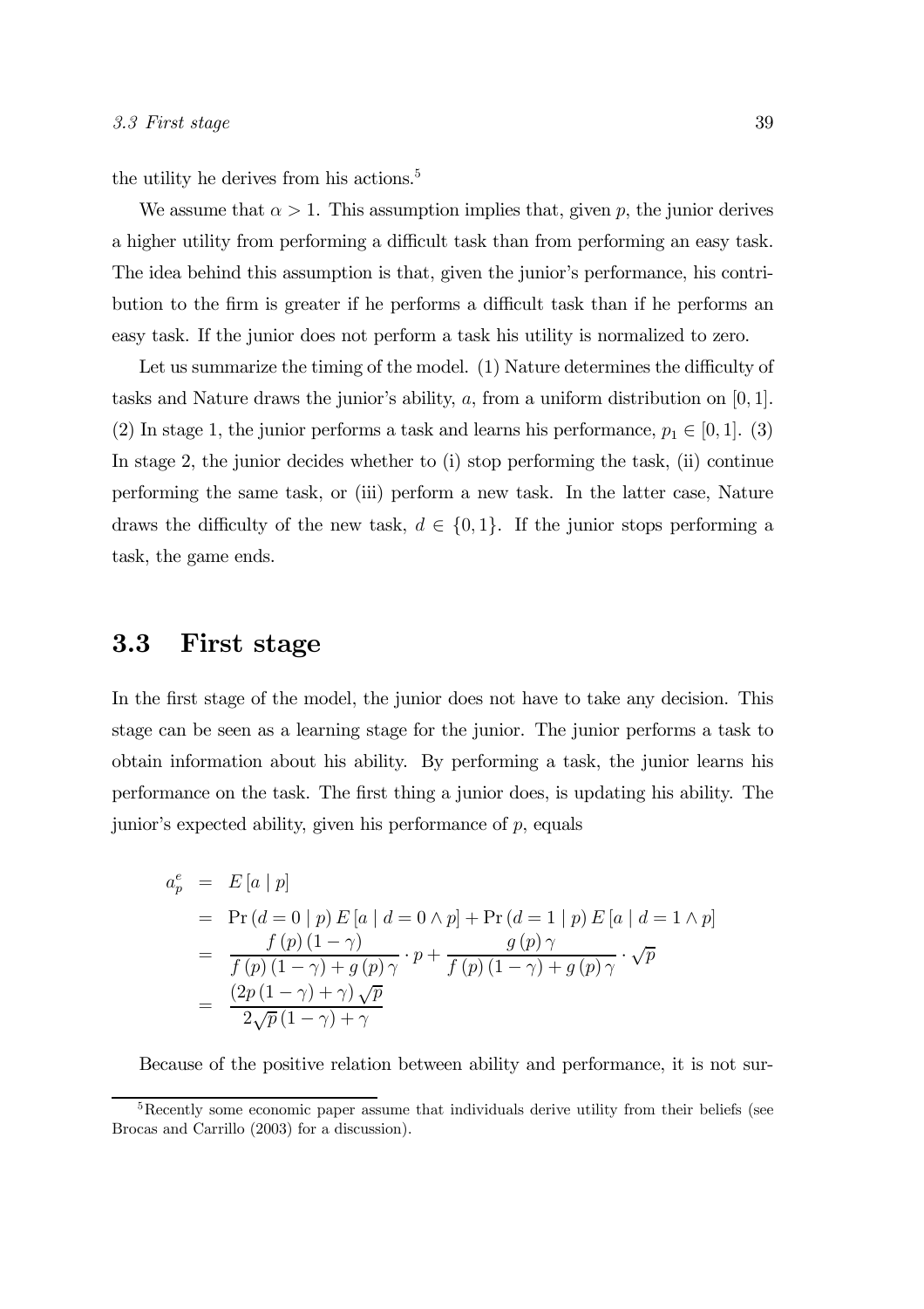the utility he derives from his actions.[5]

We assume that $\alpha > 1$. This assumption implies that, given $p$, the junior derives a higher utility from performing a difficult task than from performing an easy task. The idea behind this assumption is that, given the junior's performance, his contribution to the firm is greater if he performs a difficult task than if he performs an easy task. If the junior does not perform a task his utility is normalized to zero.

Let us summarize the timing of the model. (1) Nature determines the difficulty of tasks and Nature draws the junior's ability, $a$, from a uniform distribution on $[0,1]$. (2) In stage 1, the junior performs a task and learns his performance, $p_1 \in [0,1]$. (3) In stage 2, the junior decides whether to (i) stop performing the task, (ii) continue performing the same task, or (iii) perform a new task. In the latter case, Nature draws the difficulty of the new task, $d \in \{0,1\}$. If the junior stops performing a task, the game ends.

## 3.3 First stage

In the first stage of the model, the junior does not have to take any decision. This stage can be seen as a learning stage for the junior. The junior performs a task to obtain information about his ability. By performing a task, the junior learns his performance on the task. The first thing a junior does, is updating his ability. The junior's expected ability, given his performance of $p$, equals

$$
\begin{aligned}
a_p^e &= E[a \mid p] \\
&= \Pr(d=0 \mid p)\, E[a \mid d=0 \wedge p] + \Pr(d=1 \mid p)\, E[a \mid d=1 \wedge p] \\
&= \frac{f(p)(1-\gamma)}{f(p)(1-\gamma)+g(p)\gamma} \cdot p + \frac{g(p)\gamma}{f(p)(1-\gamma)+g(p)\gamma} \cdot \sqrt{p} \\
&= \frac{(2p(1-\gamma)+\gamma)\sqrt{p}}{2\sqrt{p}(1-\gamma)+\gamma}
\end{aligned}
$$

Because of the positive relation between ability and performance, it is not sur-

[5] Recently some economic paper assume that individuals derive utility from their beliefs (see Brocas and Carrillo (2003) for a discussion).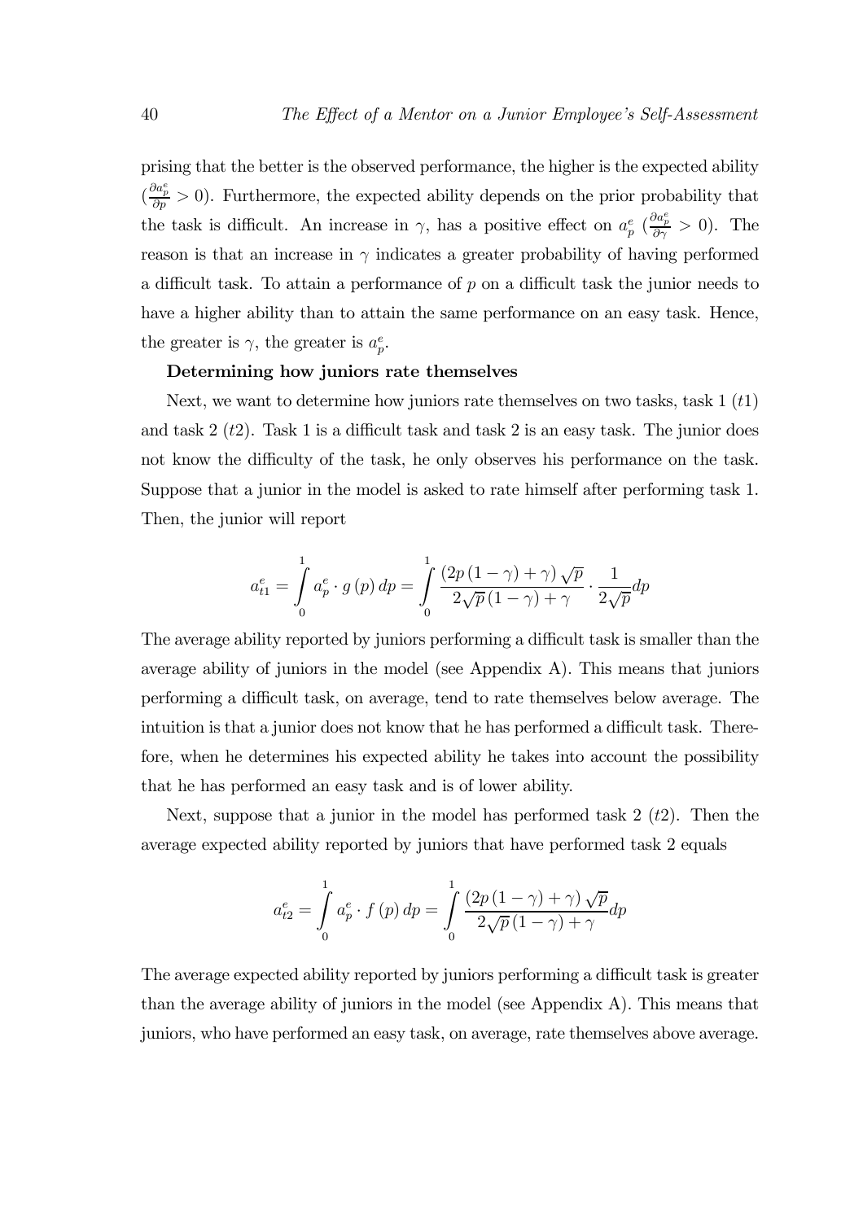prising that the better is the observed performance, the higher is the expected ability ($\frac{\partial a_p^e}{\partial p} > 0$). Furthermore, the expected ability depends on the prior probability that the task is difficult. An increase in $\gamma$, has a positive effect on $a_p^e$ ($\frac{\partial a_p^e}{\partial \gamma} > 0$). The reason is that an increase in $\gamma$ indicates a greater probability of having performed a difficult task. To attain a performance of $p$ on a difficult task the junior needs to have a higher ability than to attain the same performance on an easy task. Hence, the greater is $\gamma$, the greater is $a_p^e$.

**Determining how juniors rate themselves**

Next, we want to determine how juniors rate themselves on two tasks, task 1 ($t1$) and task 2 ($t2$). Task 1 is a difficult task and task 2 is an easy task. The junior does not know the difficulty of the task, he only observes his performance on the task. Suppose that a junior in the model is asked to rate himself after performing task 1. Then, the junior will report

$$a_{t1}^e = \int_0^1 a_p^e \cdot g(p)\, dp = \int_0^1 \frac{(2p(1-\gamma)+\gamma)\sqrt{p}}{2\sqrt{p}(1-\gamma)+\gamma} \cdot \frac{1}{2\sqrt{p}} dp$$

The average ability reported by juniors performing a difficult task is smaller than the average ability of juniors in the model (see Appendix A). This means that juniors performing a difficult task, on average, tend to rate themselves below average. The intuition is that a junior does not know that he has performed a difficult task. Therefore, when he determines his expected ability he takes into account the possibility that he has performed an easy task and is of lower ability.

Next, suppose that a junior in the model has performed task 2 ($t2$). Then the average expected ability reported by juniors that have performed task 2 equals

$$a_{t2}^e = \int_0^1 a_p^e \cdot f(p)\, dp = \int_0^1 \frac{(2p(1-\gamma)+\gamma)\sqrt{p}}{2\sqrt{p}(1-\gamma)+\gamma} dp$$

The average expected ability reported by juniors performing a difficult task is greater than the average ability of juniors in the model (see Appendix A). This means that juniors, who have performed an easy task, on average, rate themselves above average.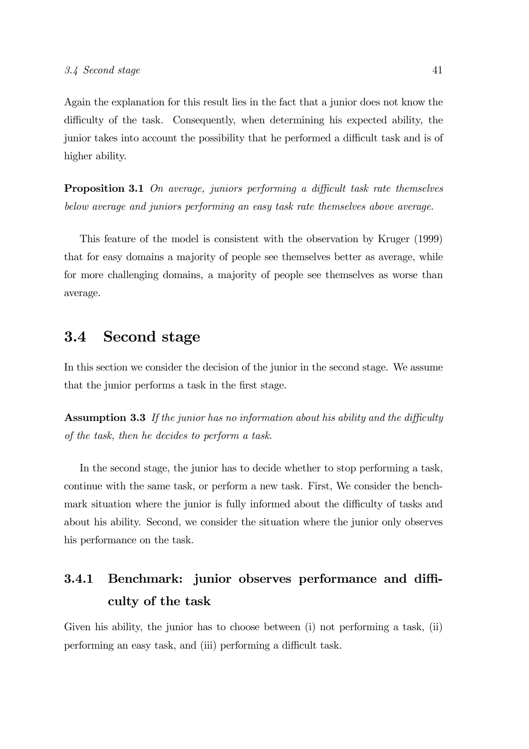Again the explanation for this result lies in the fact that a junior does not know the difficulty of the task. Consequently, when determining his expected ability, the junior takes into account the possibility that he performed a difficult task and is of higher ability.

**Proposition 3.1** *On average, juniors performing a difficult task rate themselves below average and juniors performing an easy task rate themselves above average.*

This feature of the model is consistent with the observation by Kruger (1999) that for easy domains a majority of people see themselves better as average, while for more challenging domains, a majority of people see themselves as worse than average.

## 3.4 Second stage

In this section we consider the decision of the junior in the second stage. We assume that the junior performs a task in the first stage.

**Assumption 3.3** *If the junior has no information about his ability and the difficulty of the task, then he decides to perform a task.*

In the second stage, the junior has to decide whether to stop performing a task, continue with the same task, or perform a new task. First, We consider the benchmark situation where the junior is fully informed about the difficulty of tasks and about his ability. Second, we consider the situation where the junior only observes his performance on the task.

### 3.4.1 Benchmark: junior observes performance and difficulty of the task

Given his ability, the junior has to choose between (i) not performing a task, (ii) performing an easy task, and (iii) performing a difficult task.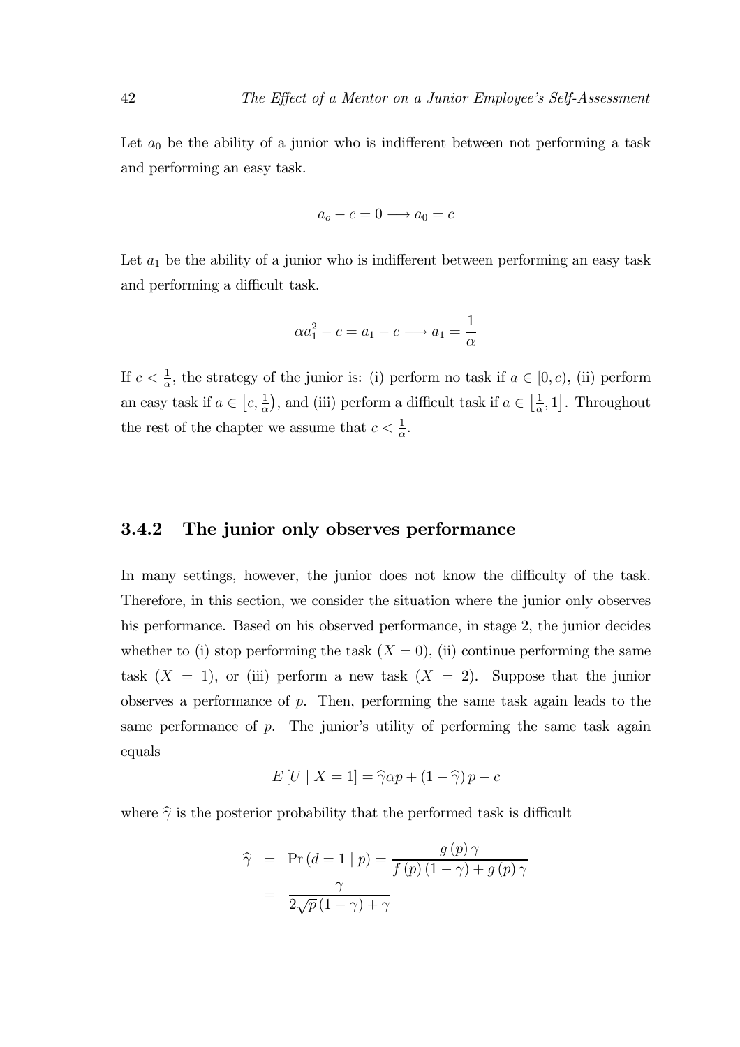Let $a_0$ be the ability of a junior who is indifferent between not performing a task and performing an easy task.

$$a_o - c = 0 \longrightarrow a_0 = c$$

Let $a_1$ be the ability of a junior who is indifferent between performing an easy task and performing a difficult task.

$$\alpha a_1^2 - c = a_1 - c \longrightarrow a_1 = \frac{1}{\alpha}$$

If $c < \frac{1}{\alpha}$, the strategy of the junior is: (i) perform no task if $a \in [0, c)$, (ii) perform an easy task if $a \in \left[c, \frac{1}{\alpha}\right)$, and (iii) perform a difficult task if $a \in \left[\frac{1}{\alpha}, 1\right]$. Throughout the rest of the chapter we assume that $c < \frac{1}{\alpha}$.

### 3.4.2 The junior only observes performance

In many settings, however, the junior does not know the difficulty of the task. Therefore, in this section, we consider the situation where the junior only observes his performance. Based on his observed performance, in stage 2, the junior decides whether to (i) stop performing the task ($X = 0$), (ii) continue performing the same task ($X = 1$), or (iii) perform a new task ($X = 2$). Suppose that the junior observes a performance of $p$. Then, performing the same task again leads to the same performance of $p$. The junior's utility of performing the same task again equals

$$E\left[U \mid X = 1\right] = \widehat{\gamma}\alpha p + \left(1 - \widehat{\gamma}\right) p - c$$

where $\widehat{\gamma}$ is the posterior probability that the performed task is difficult

$$\begin{aligned}
\widehat{\gamma} &= \Pr\left(d = 1 \mid p\right) = \frac{g\left(p\right)\gamma}{f\left(p\right)\left(1-\gamma\right) + g\left(p\right)\gamma} \\
&= \frac{\gamma}{2\sqrt{p}\left(1-\gamma\right) + \gamma}
\end{aligned}$$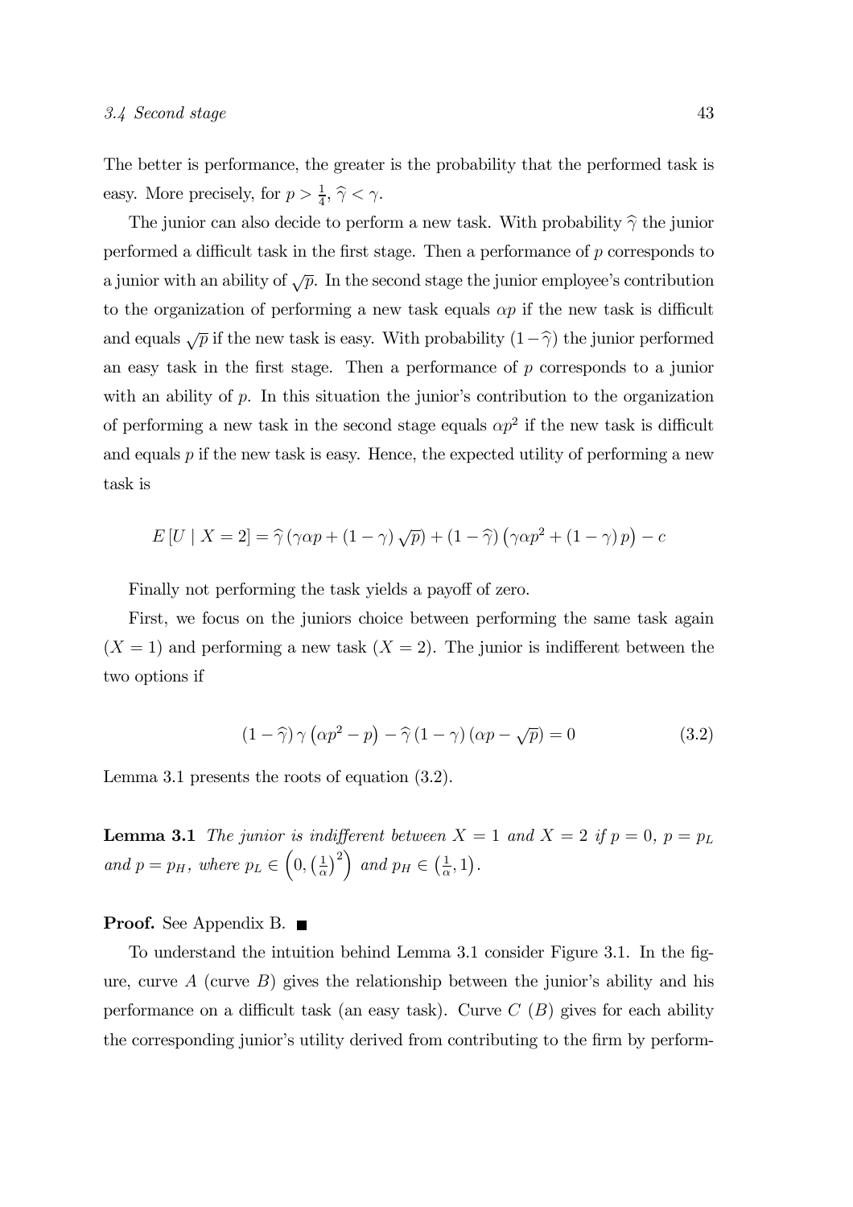The better is performance, the greater is the probability that the performed task is easy. More precisely, for $p > \frac{1}{4}$, $\widehat{\gamma} < \gamma$.

The junior can also decide to perform a new task. With probability $\widehat{\gamma}$ the junior performed a difficult task in the first stage. Then a performance of $p$ corresponds to a junior with an ability of $\sqrt{p}$. In the second stage the junior employee's contribution to the organization of performing a new task equals $\alpha p$ if the new task is difficult and equals $\sqrt{p}$ if the new task is easy. With probability $(1-\widehat{\gamma})$ the junior performed an easy task in the first stage. Then a performance of $p$ corresponds to a junior with an ability of $p$. In this situation the junior's contribution to the organization of performing a new task in the second stage equals $\alpha p^2$ if the new task is difficult and equals $p$ if the new task is easy. Hence, the expected utility of performing a new task is

$$E\left[U \mid X=2\right] = \widehat{\gamma}\left(\gamma \alpha p + (1-\gamma)\sqrt{p}\right) + (1-\widehat{\gamma})\left(\gamma \alpha p^2 + (1-\gamma)\, p\right) - c$$

Finally not performing the task yields a payoff of zero.

First, we focus on the juniors choice between performing the same task again ($X = 1$) and performing a new task ($X = 2$). The junior is indifferent between the two options if

$$(1-\widehat{\gamma})\,\gamma\left(\alpha p^2 - p\right) - \widehat{\gamma}\,(1-\gamma)\left(\alpha p - \sqrt{p}\right) = 0 \tag{3.2}$$

Lemma 3.1 presents the roots of equation (3.2).

**Lemma 3.1** *The junior is indifferent between $X = 1$ and $X = 2$ if $p = 0$, $p = p_L$ and $p = p_H$, where $p_L \in \left(0, \left(\frac{1}{\alpha}\right)^2\right)$ and $p_H \in \left(\frac{1}{\alpha}, 1\right)$.*

**Proof.** See Appendix B. ■

To understand the intuition behind Lemma 3.1 consider Figure 3.1. In the figure, curve $A$ (curve $B$) gives the relationship between the junior's ability and his performance on a difficult task (an easy task). Curve $C$ ($B$) gives for each ability the corresponding junior's utility derived from contributing to the firm by perform-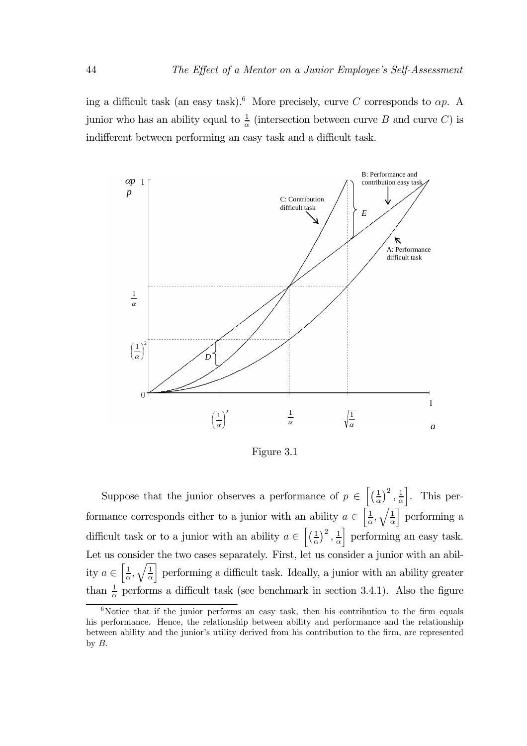ing a difficult task (an easy task).[6] More precisely, curve $C$ corresponds to $\alpha p$. A junior who has an ability equal to $\frac{1}{\alpha}$ (intersection between curve $B$ and curve $C$) is indifferent between performing an easy task and a difficult task.

Figure 3.1

Suppose that the junior observes a performance of $p \in \left[\left(\frac{1}{\alpha}\right)^2, \frac{1}{\alpha}\right]$. This performance corresponds either to a junior with an ability $a \in \left[\frac{1}{\alpha}, \sqrt{\frac{1}{\alpha}}\right]$ performing a difficult task or to a junior with an ability $a \in \left[\left(\frac{1}{\alpha}\right)^2, \frac{1}{\alpha}\right]$ performing an easy task. Let us consider the two cases separately. First, let us consider a junior with an ability $a \in \left[\frac{1}{\alpha}, \sqrt{\frac{1}{\alpha}}\right]$ performing a difficult task. Ideally, a junior with an ability greater than $\frac{1}{\alpha}$ performs a difficult task (see benchmark in section 3.4.1). Also the figure

[6] Notice that if the junior performs an easy task, then his contribution to the firm equals his performance. Hence, the relationship between ability and performance and the relationship between ability and the junior's utility derived from his contribution to the firm, are represented by $B$.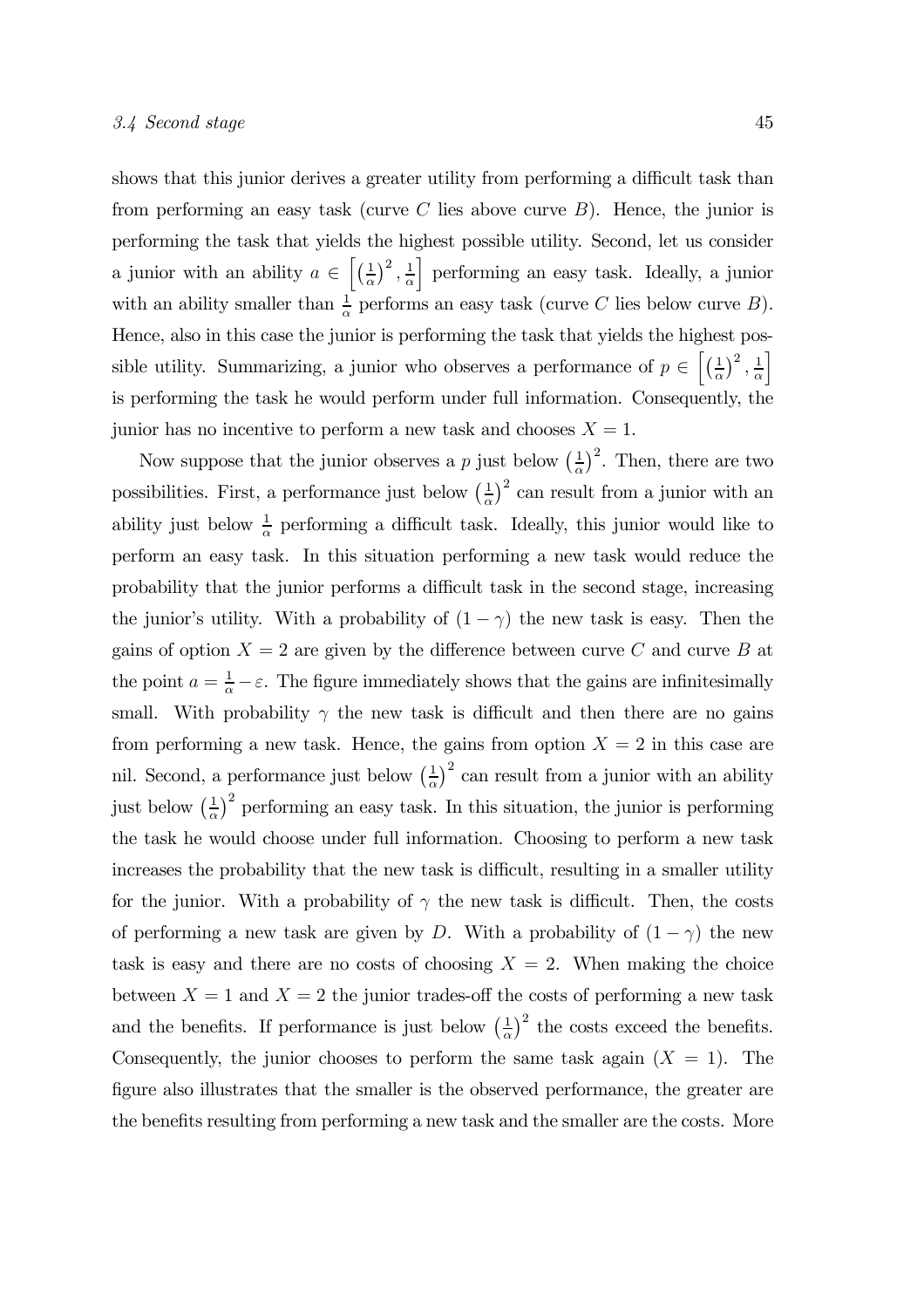shows that this junior derives a greater utility from performing a difficult task than from performing an easy task (curve $C$ lies above curve $B$). Hence, the junior is performing the task that yields the highest possible utility. Second, let us consider a junior with an ability $a \in \left[\left(\frac{1}{\alpha}\right)^2, \frac{1}{\alpha}\right]$ performing an easy task. Ideally, a junior with an ability smaller than $\frac{1}{\alpha}$ performs an easy task (curve $C$ lies below curve $B$). Hence, also in this case the junior is performing the task that yields the highest possible utility. Summarizing, a junior who observes a performance of $p \in \left[\left(\frac{1}{\alpha}\right)^2, \frac{1}{\alpha}\right]$ is performing the task he would perform under full information. Consequently, the junior has no incentive to perform a new task and chooses $X = 1$.

Now suppose that the junior observes a $p$ just below $\left(\frac{1}{\alpha}\right)^2$. Then, there are two possibilities. First, a performance just below $\left(\frac{1}{\alpha}\right)^2$ can result from a junior with an ability just below $\frac{1}{\alpha}$ performing a difficult task. Ideally, this junior would like to perform an easy task. In this situation performing a new task would reduce the probability that the junior performs a difficult task in the second stage, increasing the junior's utility. With a probability of $(1-\gamma)$ the new task is easy. Then the gains of option $X = 2$ are given by the difference between curve $C$ and curve $B$ at the point $a = \frac{1}{\alpha} - \varepsilon$. The figure immediately shows that the gains are infinitesimally small. With probability $\gamma$ the new task is difficult and then there are no gains from performing a new task. Hence, the gains from option $X = 2$ in this case are nil. Second, a performance just below $\left(\frac{1}{\alpha}\right)^2$ can result from a junior with an ability just below $\left(\frac{1}{\alpha}\right)^2$ performing an easy task. In this situation, the junior is performing the task he would choose under full information. Choosing to perform a new task increases the probability that the new task is difficult, resulting in a smaller utility for the junior. With a probability of $\gamma$ the new task is difficult. Then, the costs of performing a new task are given by $D$. With a probability of $(1-\gamma)$ the new task is easy and there are no costs of choosing $X = 2$. When making the choice between $X = 1$ and $X = 2$ the junior trades-off the costs of performing a new task and the benefits. If performance is just below $\left(\frac{1}{\alpha}\right)^2$ the costs exceed the benefits. Consequently, the junior chooses to perform the same task again ($X = 1$). The figure also illustrates that the smaller is the observed performance, the greater are the benefits resulting from performing a new task and the smaller are the costs. More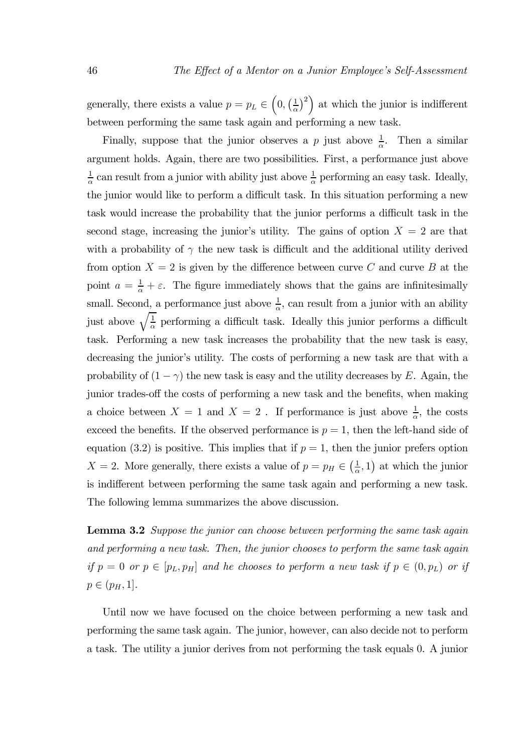generally, there exists a value $p = p_L \in \left(0, \left(\frac{1}{\alpha}\right)^2\right)$ at which the junior is indifferent between performing the same task again and performing a new task.

Finally, suppose that the junior observes a $p$ just above $\frac{1}{\alpha}$. Then a similar argument holds. Again, there are two possibilities. First, a performance just above $\frac{1}{\alpha}$ can result from a junior with ability just above $\frac{1}{\alpha}$ performing an easy task. Ideally, the junior would like to perform a difficult task. In this situation performing a new task would increase the probability that the junior performs a difficult task in the second stage, increasing the junior's utility. The gains of option $X = 2$ are that with a probability of $\gamma$ the new task is difficult and the additional utility derived from option $X = 2$ is given by the difference between curve $C$ and curve $B$ at the point $a = \frac{1}{\alpha} + \varepsilon$. The figure immediately shows that the gains are infinitesimally small. Second, a performance just above $\frac{1}{\alpha}$, can result from a junior with an ability just above $\sqrt{\frac{1}{\alpha}}$ performing a difficult task. Ideally this junior performs a difficult task. Performing a new task increases the probability that the new task is easy, decreasing the junior's utility. The costs of performing a new task are that with a probability of $(1 - \gamma)$ the new task is easy and the utility decreases by $E$. Again, the junior trades-off the costs of performing a new task and the benefits, when making a choice between $X = 1$ and $X = 2$ . If performance is just above $\frac{1}{\alpha}$, the costs exceed the benefits. If the observed performance is $p = 1$, then the left-hand side of equation (3.2) is positive. This implies that if $p = 1$, then the junior prefers option $X = 2$. More generally, there exists a value of $p = p_H \in \left(\frac{1}{\alpha}, 1\right)$ at which the junior is indifferent between performing the same task again and performing a new task. The following lemma summarizes the above discussion.

**Lemma 3.2** *Suppose the junior can choose between performing the same task again and performing a new task. Then, the junior chooses to perform the same task again if* $p = 0$ *or* $p \in [p_L, p_H]$ *and he chooses to perform a new task if* $p \in (0, p_L)$ *or if* $p \in (p_H, 1]$.

Until now we have focused on the choice between performing a new task and performing the same task again. The junior, however, can also decide not to perform a task. The utility a junior derives from not performing the task equals 0. A junior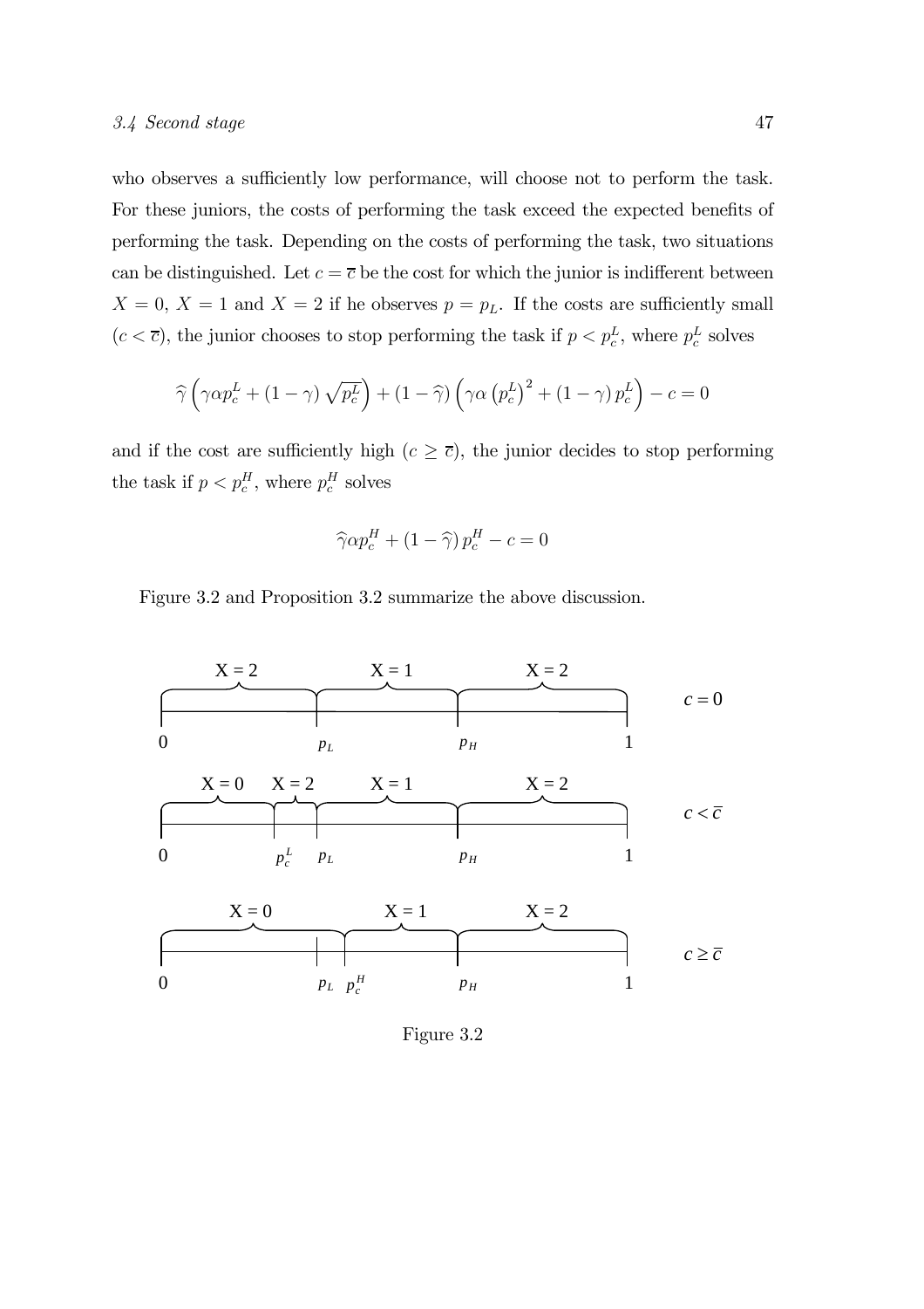who observes a sufficiently low performance, will choose not to perform the task. For these juniors, the costs of performing the task exceed the expected benefits of performing the task. Depending on the costs of performing the task, two situations can be distinguished. Let $c = \overline{c}$ be the cost for which the junior is indifferent between $X = 0$, $X = 1$ and $X = 2$ if he observes $p = p_L$. If the costs are sufficiently small ($c < \overline{c}$), the junior chooses to stop performing the task if $p < p_c^L$, where $p_c^L$ solves

$$\widehat{\gamma}\left(\gamma\alpha p_c^L + (1-\gamma)\sqrt{p_c^L}\right) + (1-\widehat{\gamma})\left(\gamma\alpha\left(p_c^L\right)^2 + (1-\gamma)\,p_c^L\right) - c = 0$$

and if the cost are sufficiently high ($c \geq \overline{c}$), the junior decides to stop performing the task if $p < p_c^H$, where $p_c^H$ solves

$$\widehat{\gamma}\alpha p_c^H + (1-\widehat{\gamma})\,p_c^H - c = 0$$

Figure 3.2 and Proposition 3.2 summarize the above discussion.

| $c = 0$ | $[0, p_L)$: $X = 2$ | $[p_L, p_H)$: $X = 1$ | $[p_H, 1]$: $X = 2$ |
|---|---|---|---|
| $c < \overline{c}$ | $[0, p_c^L)$: $X = 0$; $[p_c^L, p_L)$: $X = 2$ | $[p_L, p_H)$: $X = 1$ | $[p_H, 1]$: $X = 2$ |
| $c \geq \overline{c}$ | $[0, p_c^H)$: $X = 0$ (with $p_L < p_c^H$) | $[p_c^H, p_H)$: $X = 1$ | $[p_H, 1]$: $X = 2$ |

Figure 3.2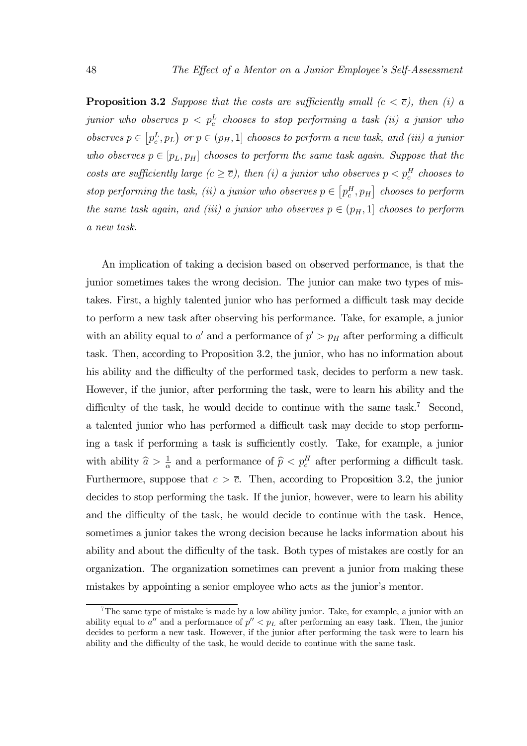**Proposition 3.2** *Suppose that the costs are sufficiently small ($c < \overline{c}$), then (i) a junior who observes $p < p_c^L$ chooses to stop performing a task (ii) a junior who observes $p \in \left[p_c^L, p_L\right)$ or $p \in (p_H, 1]$ chooses to perform a new task, and (iii) a junior who observes $p \in [p_L, p_H]$ chooses to perform the same task again. Suppose that the costs are sufficiently large ($c \geq \overline{c}$), then (i) a junior who observes $p < p_c^H$ chooses to stop performing the task, (ii) a junior who observes $p \in \left[p_c^H, p_H\right]$ chooses to perform the same task again, and (iii) a junior who observes $p \in (p_H, 1]$ chooses to perform a new task.*

An implication of taking a decision based on observed performance, is that the junior sometimes takes the wrong decision. The junior can make two types of mistakes. First, a highly talented junior who has performed a difficult task may decide to perform a new task after observing his performance. Take, for example, a junior with an ability equal to $a'$ and a performance of $p' > p_H$ after performing a difficult task. Then, according to Proposition 3.2, the junior, who has no information about his ability and the difficulty of the performed task, decides to perform a new task. However, if the junior, after performing the task, were to learn his ability and the difficulty of the task, he would decide to continue with the same task.[7] Second, a talented junior who has performed a difficult task may decide to stop performing a task if performing a task is sufficiently costly. Take, for example, a junior with ability $\widehat{a} > \frac{1}{\alpha}$ and a performance of $\widehat{p} < p_c^H$ after performing a difficult task. Furthermore, suppose that $c > \overline{c}$. Then, according to Proposition 3.2, the junior decides to stop performing the task. If the junior, however, were to learn his ability and the difficulty of the task, he would decide to continue with the task. Hence, sometimes a junior takes the wrong decision because he lacks information about his ability and about the difficulty of the task. Both types of mistakes are costly for an organization. The organization sometimes can prevent a junior from making these mistakes by appointing a senior employee who acts as the junior's mentor.

[7] The same type of mistake is made by a low ability junior. Take, for example, a junior with an ability equal to $a''$ and a performance of $p'' < p_L$ after performing an easy task. Then, the junior decides to perform a new task. However, if the junior after performing the task were to learn his ability and the difficulty of the task, he would decide to continue with the same task.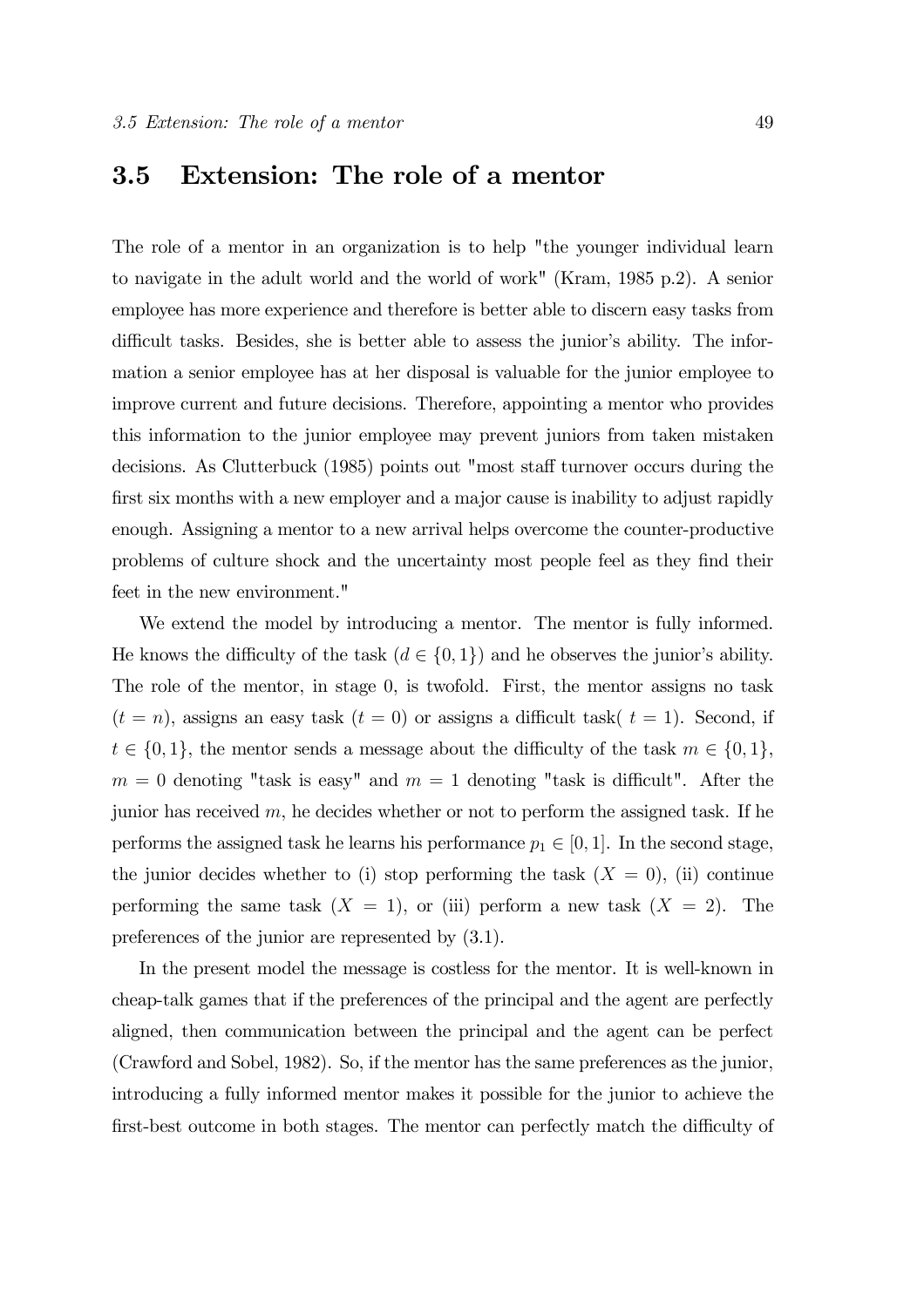## 3.5 Extension: The role of a mentor

The role of a mentor in an organization is to help "the younger individual learn to navigate in the adult world and the world of work" (Kram, 1985 p.2). A senior employee has more experience and therefore is better able to discern easy tasks from difficult tasks. Besides, she is better able to assess the junior's ability. The information a senior employee has at her disposal is valuable for the junior employee to improve current and future decisions. Therefore, appointing a mentor who provides this information to the junior employee may prevent juniors from taken mistaken decisions. As Clutterbuck (1985) points out "most staff turnover occurs during the first six months with a new employer and a major cause is inability to adjust rapidly enough. Assigning a mentor to a new arrival helps overcome the counter-productive problems of culture shock and the uncertainty most people feel as they find their feet in the new environment."

We extend the model by introducing a mentor. The mentor is fully informed. He knows the difficulty of the task ($d \in \{0, 1\}$) and he observes the junior's ability. The role of the mentor, in stage 0, is twofold. First, the mentor assigns no task ($t = n$), assigns an easy task ($t = 0$) or assigns a difficult task( $t = 1$). Second, if $t \in \{0, 1\}$, the mentor sends a message about the difficulty of the task $m \in \{0, 1\}$, $m = 0$ denoting "task is easy" and $m = 1$ denoting "task is difficult". After the junior has received $m$, he decides whether or not to perform the assigned task. If he performs the assigned task he learns his performance $p_1 \in [0, 1]$. In the second stage, the junior decides whether to (i) stop performing the task ($X = 0$), (ii) continue performing the same task ($X = 1$), or (iii) perform a new task ($X = 2$). The preferences of the junior are represented by (3.1).

In the present model the message is costless for the mentor. It is well-known in cheap-talk games that if the preferences of the principal and the agent are perfectly aligned, then communication between the principal and the agent can be perfect (Crawford and Sobel, 1982). So, if the mentor has the same preferences as the junior, introducing a fully informed mentor makes it possible for the junior to achieve the first-best outcome in both stages. The mentor can perfectly match the difficulty of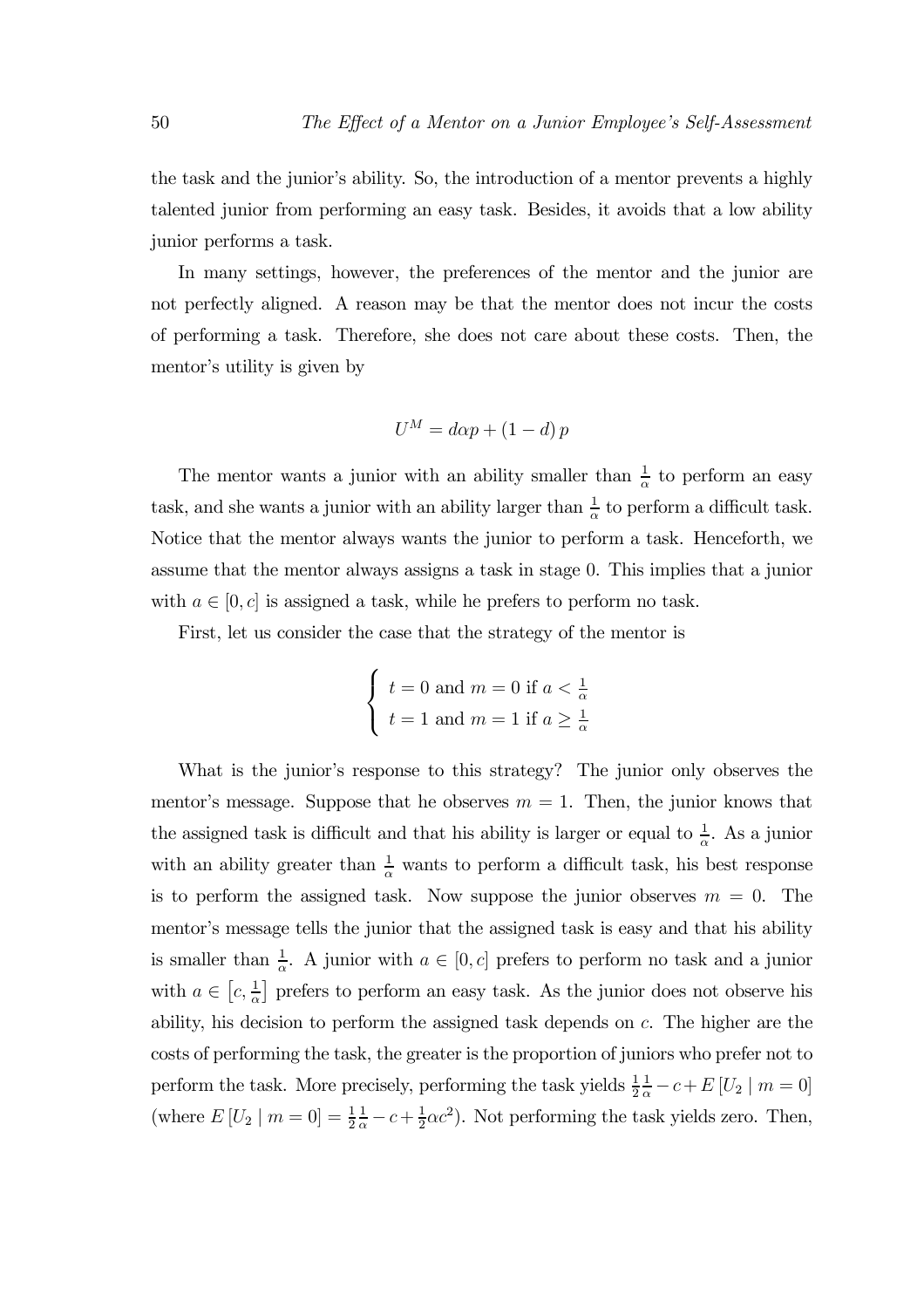the task and the junior's ability. So, the introduction of a mentor prevents a highly talented junior from performing an easy task. Besides, it avoids that a low ability junior performs a task.

In many settings, however, the preferences of the mentor and the junior are not perfectly aligned. A reason may be that the mentor does not incur the costs of performing a task. Therefore, she does not care about these costs. Then, the mentor's utility is given by

$$U^M = d\alpha p + (1-d)\,p$$

The mentor wants a junior with an ability smaller than $\frac{1}{\alpha}$ to perform an easy task, and she wants a junior with an ability larger than $\frac{1}{\alpha}$ to perform a difficult task. Notice that the mentor always wants the junior to perform a task. Henceforth, we assume that the mentor always assigns a task in stage 0. This implies that a junior with $a \in [0, c]$ is assigned a task, while he prefers to perform no task.

First, let us consider the case that the strategy of the mentor is

$$\begin{cases} t = 0 \text{ and } m = 0 \text{ if } a < \frac{1}{\alpha} \\ t = 1 \text{ and } m = 1 \text{ if } a \geq \frac{1}{\alpha} \end{cases}$$

What is the junior's response to this strategy? The junior only observes the mentor's message. Suppose that he observes $m = 1$. Then, the junior knows that the assigned task is difficult and that his ability is larger or equal to $\frac{1}{\alpha}$. As a junior with an ability greater than $\frac{1}{\alpha}$ wants to perform a difficult task, his best response is to perform the assigned task. Now suppose the junior observes $m = 0$. The mentor's message tells the junior that the assigned task is easy and that his ability is smaller than $\frac{1}{\alpha}$. A junior with $a \in [0, c]$ prefers to perform no task and a junior with $a \in \left[c, \frac{1}{\alpha}\right]$ prefers to perform an easy task. As the junior does not observe his ability, his decision to perform the assigned task depends on $c$. The higher are the costs of performing the task, the greater is the proportion of juniors who prefer not to perform the task. More precisely, performing the task yields $\frac{1}{2}\frac{1}{\alpha} - c + E\left[U_2 \mid m = 0\right]$ (where $E\left[U_2 \mid m = 0\right] = \frac{1}{2}\frac{1}{\alpha} - c + \frac{1}{2}\alpha c^2$). Not performing the task yields zero. Then,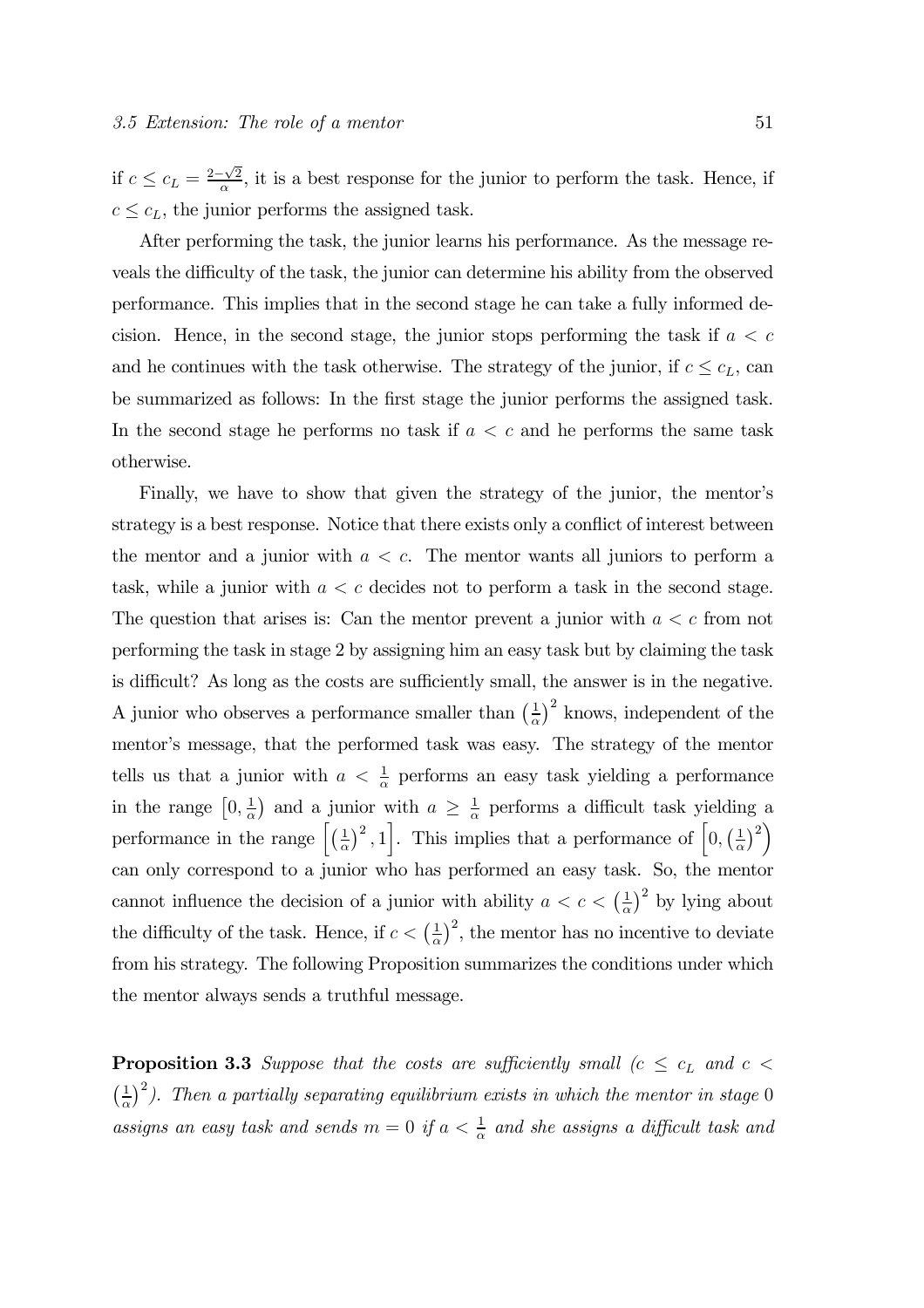if $c \leq c_L = \frac{2-\sqrt{2}}{\alpha}$, it is a best response for the junior to perform the task. Hence, if $c \leq c_L$, the junior performs the assigned task.

After performing the task, the junior learns his performance. As the message reveals the difficulty of the task, the junior can determine his ability from the observed performance. This implies that in the second stage he can take a fully informed decision. Hence, in the second stage, the junior stops performing the task if $a < c$ and he continues with the task otherwise. The strategy of the junior, if $c \leq c_L$, can be summarized as follows: In the first stage the junior performs the assigned task. In the second stage he performs no task if $a < c$ and he performs the same task otherwise.

Finally, we have to show that given the strategy of the junior, the mentor's strategy is a best response. Notice that there exists only a conflict of interest between the mentor and a junior with $a < c$. The mentor wants all juniors to perform a task, while a junior with $a < c$ decides not to perform a task in the second stage. The question that arises is: Can the mentor prevent a junior with $a < c$ from not performing the task in stage 2 by assigning him an easy task but by claiming the task is difficult? As long as the costs are sufficiently small, the answer is in the negative. A junior who observes a performance smaller than $\left(\frac{1}{\alpha}\right)^2$ knows, independent of the mentor's message, that the performed task was easy. The strategy of the mentor tells us that a junior with $a < \frac{1}{\alpha}$ performs an easy task yielding a performance in the range $\left[0, \frac{1}{\alpha}\right)$ and a junior with $a \geq \frac{1}{\alpha}$ performs a difficult task yielding a performance in the range $\left[\left(\frac{1}{\alpha}\right)^2, 1\right]$. This implies that a performance of $\left[0, \left(\frac{1}{\alpha}\right)^2\right)$ can only correspond to a junior who has performed an easy task. So, the mentor cannot influence the decision of a junior with ability $a < c < \left(\frac{1}{\alpha}\right)^2$ by lying about the difficulty of the task. Hence, if $c < \left(\frac{1}{\alpha}\right)^2$, the mentor has no incentive to deviate from his strategy. The following Proposition summarizes the conditions under which the mentor always sends a truthful message.

**Proposition 3.3** *Suppose that the costs are sufficiently small ($c \leq c_L$ and $c < \left(\frac{1}{\alpha}\right)^2$). Then a partially separating equilibrium exists in which the mentor in stage 0 assigns an easy task and sends $m = 0$ if $a < \frac{1}{\alpha}$ and she assigns a difficult task and*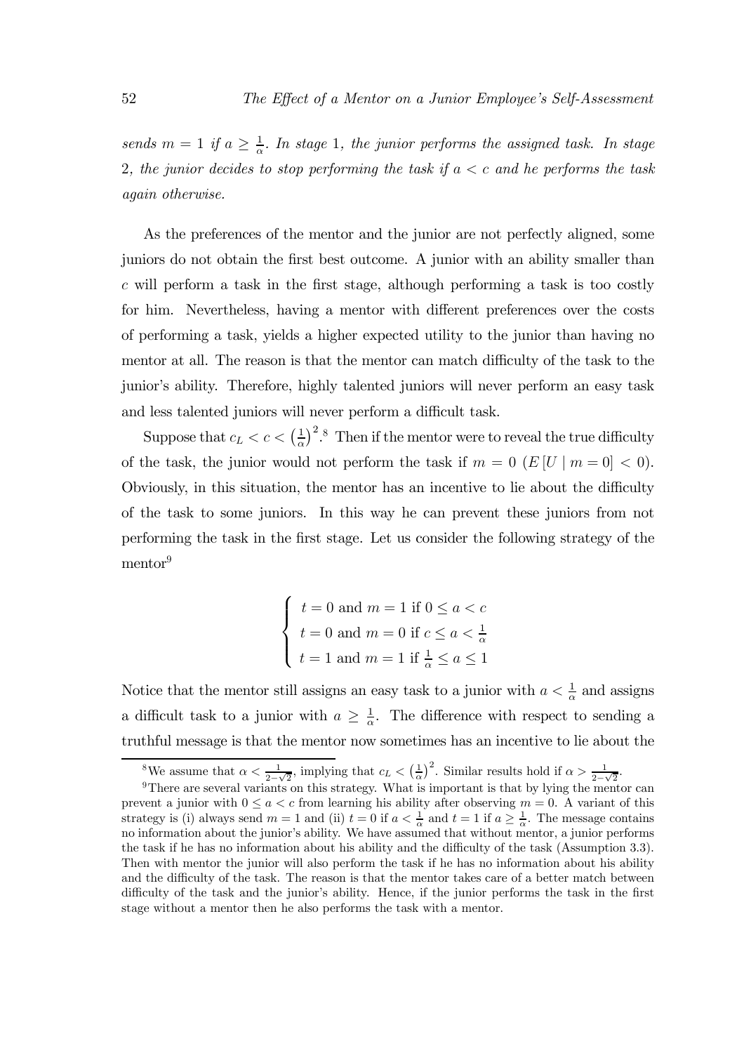*sends $m = 1$ if $a \geq \frac{1}{\alpha}$. In stage 1, the junior performs the assigned task. In stage 2, the junior decides to stop performing the task if $a < c$ and he performs the task again otherwise.*

As the preferences of the mentor and the junior are not perfectly aligned, some juniors do not obtain the first best outcome. A junior with an ability smaller than $c$ will perform a task in the first stage, although performing a task is too costly for him. Nevertheless, having a mentor with different preferences over the costs of performing a task, yields a higher expected utility to the junior than having no mentor at all. The reason is that the mentor can match difficulty of the task to the junior's ability. Therefore, highly talented juniors will never perform an easy task and less talented juniors will never perform a difficult task.

Suppose that $c_L < c < \left(\frac{1}{\alpha}\right)^2$.[8] Then if the mentor were to reveal the true difficulty of the task, the junior would not perform the task if $m = 0$ ($E[U \mid m = 0] < 0$). Obviously, in this situation, the mentor has an incentive to lie about the difficulty of the task to some juniors. In this way he can prevent these juniors from not performing the task in the first stage. Let us consider the following strategy of the mentor[9]

$$
\begin{cases}
t = 0 \text{ and } m = 1 \text{ if } 0 \leq a < c \\
t = 0 \text{ and } m = 0 \text{ if } c \leq a < \frac{1}{\alpha} \\
t = 1 \text{ and } m = 1 \text{ if } \frac{1}{\alpha} \leq a \leq 1
\end{cases}
$$

Notice that the mentor still assigns an easy task to a junior with $a < \frac{1}{\alpha}$ and assigns a difficult task to a junior with $a \geq \frac{1}{\alpha}$. The difference with respect to sending a truthful message is that the mentor now sometimes has an incentive to lie about the

---

[8] We assume that $\alpha < \frac{1}{2-\sqrt{2}}$, implying that $c_L < \left(\frac{1}{\alpha}\right)^2$. Similar results hold if $\alpha > \frac{1}{2-\sqrt{2}}$.

[9] There are several variants on this strategy. What is important is that by lying the mentor can prevent a junior with $0 \leq a < c$ from learning his ability after observing $m = 0$. A variant of this strategy is (i) always send $m = 1$ and (ii) $t = 0$ if $a < \frac{1}{\alpha}$ and $t = 1$ if $a \geq \frac{1}{\alpha}$. The message contains no information about the junior's ability. We have assumed that without mentor, a junior performs the task if he has no information about his ability and the difficulty of the task (Assumption 3.3). Then with mentor the junior will also perform the task if he has no information about his ability and the difficulty of the task. The reason is that the mentor takes care of a better match between difficulty of the task and the junior's ability. Hence, if the junior performs the task in the first stage without a mentor then he also performs the task with a mentor.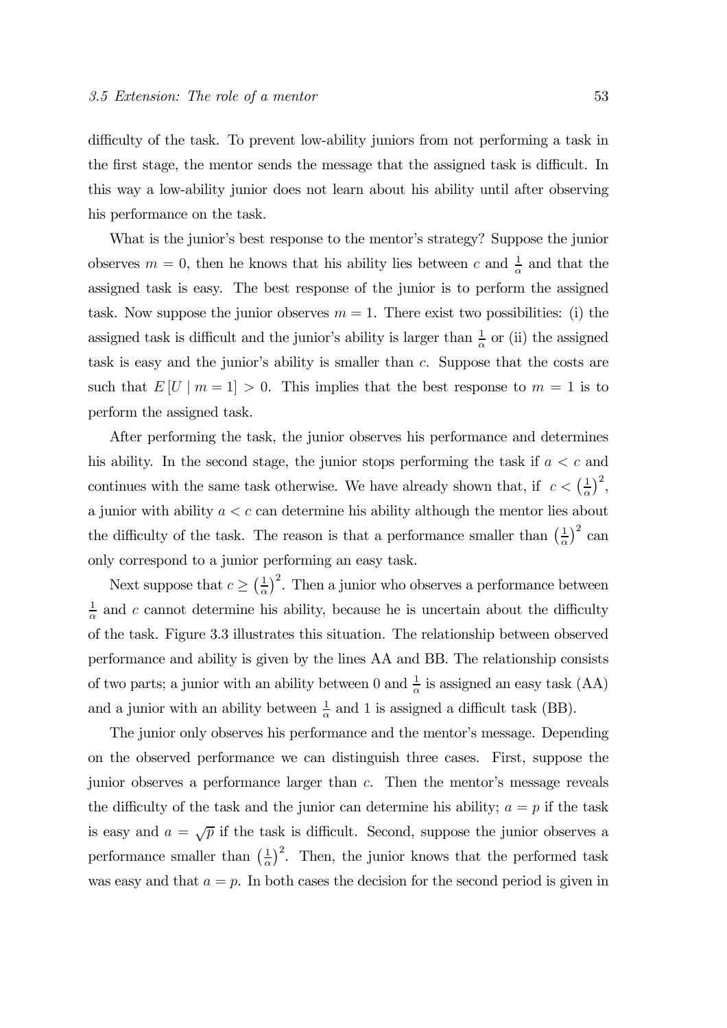difficulty of the task. To prevent low-ability juniors from not performing a task in the first stage, the mentor sends the message that the assigned task is difficult. In this way a low-ability junior does not learn about his ability until after observing his performance on the task.

What is the junior's best response to the mentor's strategy? Suppose the junior observes $m = 0$, then he knows that his ability lies between $c$ and $\frac{1}{\alpha}$ and that the assigned task is easy. The best response of the junior is to perform the assigned task. Now suppose the junior observes $m = 1$. There exist two possibilities: (i) the assigned task is difficult and the junior's ability is larger than $\frac{1}{\alpha}$ or (ii) the assigned task is easy and the junior's ability is smaller than $c$. Suppose that the costs are such that $E[U \mid m = 1] > 0$. This implies that the best response to $m = 1$ is to perform the assigned task.

After performing the task, the junior observes his performance and determines his ability. In the second stage, the junior stops performing the task if $a < c$ and continues with the same task otherwise. We have already shown that, if $c < \left(\frac{1}{\alpha}\right)^2$, a junior with ability $a < c$ can determine his ability although the mentor lies about the difficulty of the task. The reason is that a performance smaller than $\left(\frac{1}{\alpha}\right)^2$ can only correspond to a junior performing an easy task.

Next suppose that $c \geq \left(\frac{1}{\alpha}\right)^2$. Then a junior who observes a performance between $\frac{1}{\alpha}$ and $c$ cannot determine his ability, because he is uncertain about the difficulty of the task. Figure 3.3 illustrates this situation. The relationship between observed performance and ability is given by the lines AA and BB. The relationship consists of two parts; a junior with an ability between 0 and $\frac{1}{\alpha}$ is assigned an easy task (AA) and a junior with an ability between $\frac{1}{\alpha}$ and 1 is assigned a difficult task (BB).

The junior only observes his performance and the mentor's message. Depending on the observed performance we can distinguish three cases. First, suppose the junior observes a performance larger than $c$. Then the mentor's message reveals the difficulty of the task and the junior can determine his ability; $a = p$ if the task is easy and $a = \sqrt{p}$ if the task is difficult. Second, suppose the junior observes a performance smaller than $\left(\frac{1}{\alpha}\right)^2$. Then, the junior knows that the performed task was easy and that $a = p$. In both cases the decision for the second period is given in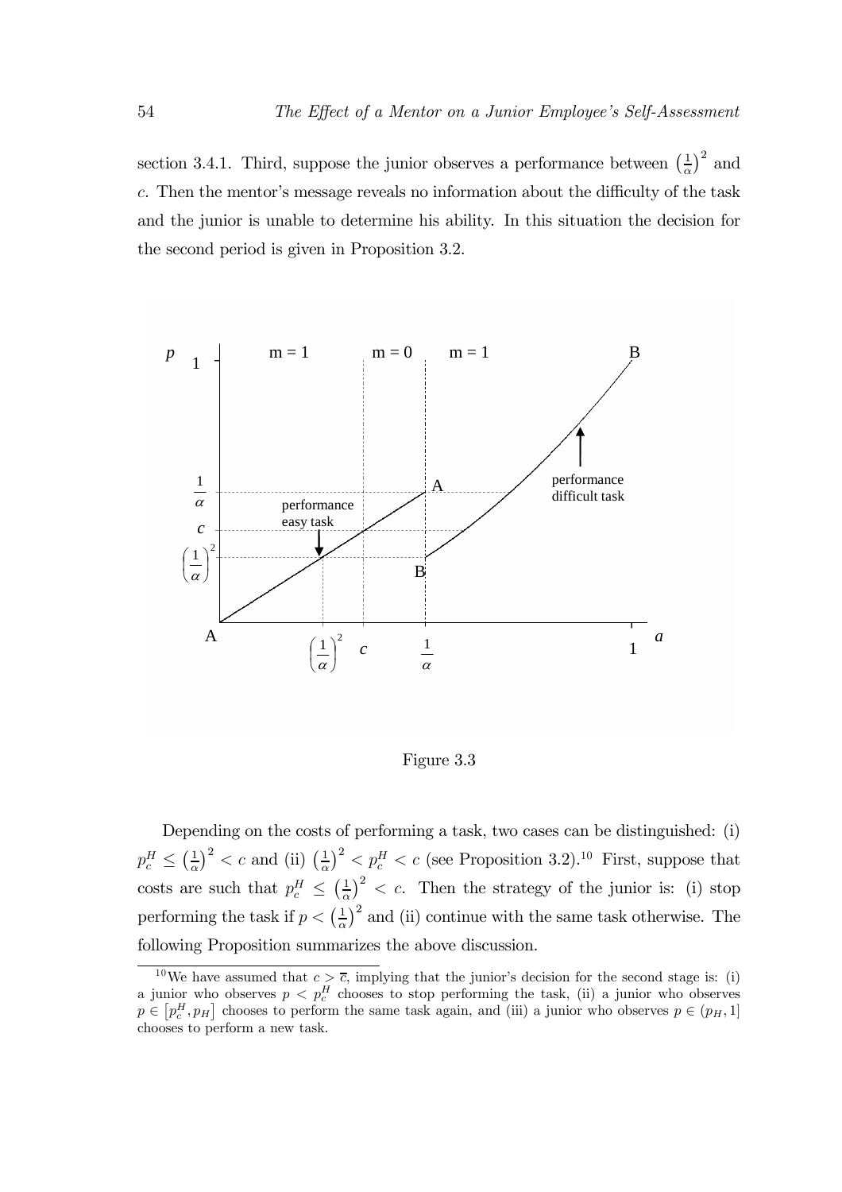section 3.4.1. Third, suppose the junior observes a performance between $\left(\frac{1}{\alpha}\right)^2$ and $c$. Then the mentor's message reveals no information about the difficulty of the task and the junior is unable to determine his ability. In this situation the decision for the second period is given in Proposition 3.2.

Figure 3.3

Depending on the costs of performing a task, two cases can be distinguished: (i) $p_c^H \leq \left(\frac{1}{\alpha}\right)^2 < c$ and (ii) $\left(\frac{1}{\alpha}\right)^2 < p_c^H < c$ (see Proposition 3.2).[10] First, suppose that costs are such that $p_c^H \leq \left(\frac{1}{\alpha}\right)^2 < c$. Then the strategy of the junior is: (i) stop performing the task if $p < \left(\frac{1}{\alpha}\right)^2$ and (ii) continue with the same task otherwise. The following Proposition summarizes the above discussion.

[10] We have assumed that $c > \overline{c}$, implying that the junior's decision for the second stage is: (i) a junior who observes $p < p_c^H$ chooses to stop performing the task, (ii) a junior who observes $p \in \left[p_c^H, p_H\right]$ chooses to perform the same task again, and (iii) a junior who observes $p \in (p_H, 1]$ chooses to perform a new task.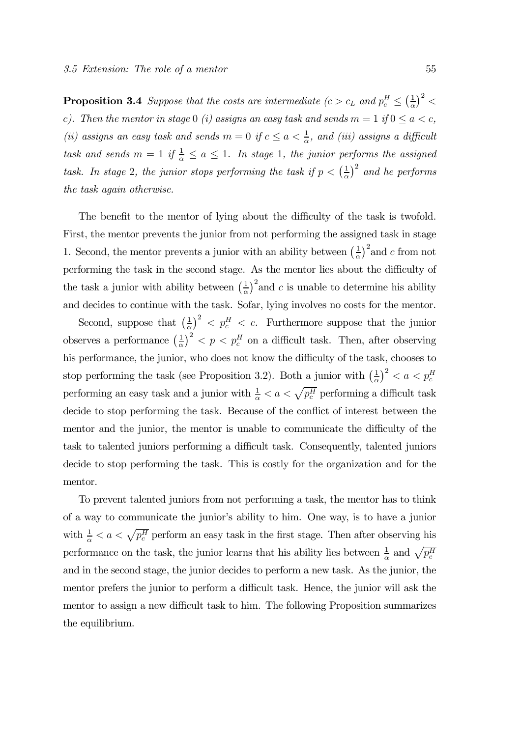**Proposition 3.4** *Suppose that the costs are intermediate ($c > c_L$ and $p_c^H \leq \left(\frac{1}{\alpha}\right)^2 < c$). Then the mentor in stage 0 (i) assigns an easy task and sends $m = 1$ if $0 \leq a < c$, (ii) assigns an easy task and sends $m = 0$ if $c \leq a < \frac{1}{\alpha}$, and (iii) assigns a difficult task and sends $m = 1$ if $\frac{1}{\alpha} \leq a \leq 1$. In stage 1, the junior performs the assigned task. In stage 2, the junior stops performing the task if $p < \left(\frac{1}{\alpha}\right)^2$ and he performs the task again otherwise.*

The benefit to the mentor of lying about the difficulty of the task is twofold. First, the mentor prevents the junior from not performing the assigned task in stage 1. Second, the mentor prevents a junior with an ability between $\left(\frac{1}{\alpha}\right)^2$and $c$ from not performing the task in the second stage. As the mentor lies about the difficulty of the task a junior with ability between $\left(\frac{1}{\alpha}\right)^2$and $c$ is unable to determine his ability and decides to continue with the task. Sofar, lying involves no costs for the mentor.

Second, suppose that $\left(\frac{1}{\alpha}\right)^2 < p_c^H < c$. Furthermore suppose that the junior observes a performance $\left(\frac{1}{\alpha}\right)^2 < p < p_c^H$ on a difficult task. Then, after observing his performance, the junior, who does not know the difficulty of the task, chooses to stop performing the task (see Proposition 3.2). Both a junior with $\left(\frac{1}{\alpha}\right)^2 < a < p_c^H$ performing an easy task and a junior with $\frac{1}{\alpha} < a < \sqrt{p_c^H}$ performing a difficult task decide to stop performing the task. Because of the conflict of interest between the mentor and the junior, the mentor is unable to communicate the difficulty of the task to talented juniors performing a difficult task. Consequently, talented juniors decide to stop performing the task. This is costly for the organization and for the mentor.

To prevent talented juniors from not performing a task, the mentor has to think of a way to communicate the junior's ability to him. One way, is to have a junior with $\frac{1}{\alpha} < a < \sqrt{p_c^H}$ perform an easy task in the first stage. Then after observing his performance on the task, the junior learns that his ability lies between $\frac{1}{\alpha}$ and $\sqrt{p_c^H}$ and in the second stage, the junior decides to perform a new task. As the junior, the mentor prefers the junior to perform a difficult task. Hence, the junior will ask the mentor to assign a new difficult task to him. The following Proposition summarizes the equilibrium.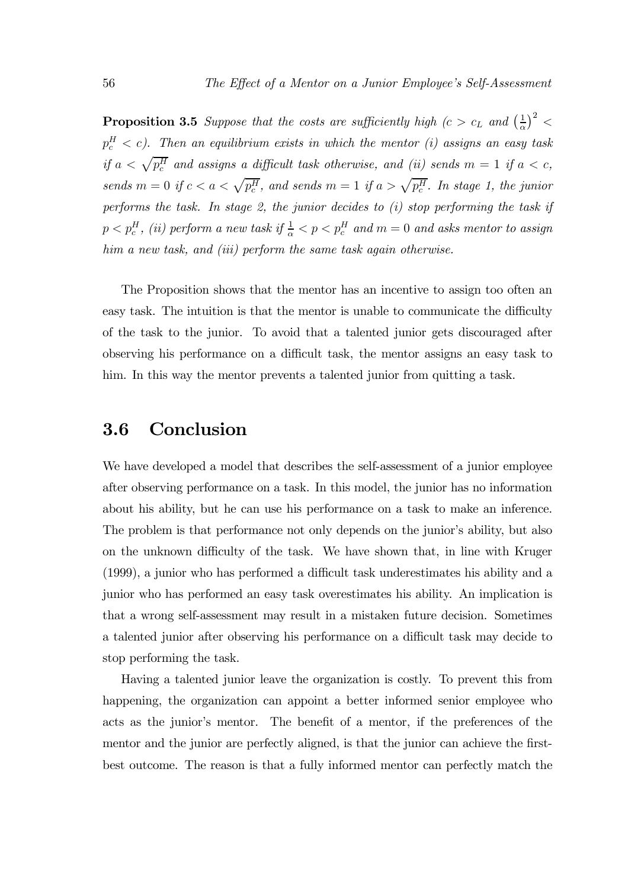**Proposition 3.5** *Suppose that the costs are sufficiently high ($c > c_L$ and $\left(\frac{1}{\alpha}\right)^2 < p_c^H < c$). Then an equilibrium exists in which the mentor (i) assigns an easy task if $a < \sqrt{p_c^H}$ and assigns a difficult task otherwise, and (ii) sends $m = 1$ if $a < c$, sends $m = 0$ if $c < a < \sqrt{p_c^H}$, and sends $m = 1$ if $a > \sqrt{p_c^H}$. In stage 1, the junior performs the task. In stage 2, the junior decides to (i) stop performing the task if $p < p_c^H$, (ii) perform a new task if $\frac{1}{\alpha} < p < p_c^H$ and $m = 0$ and asks mentor to assign him a new task, and (iii) perform the same task again otherwise.*

The Proposition shows that the mentor has an incentive to assign too often an easy task. The intuition is that the mentor is unable to communicate the difficulty of the task to the junior. To avoid that a talented junior gets discouraged after observing his performance on a difficult task, the mentor assigns an easy task to him. In this way the mentor prevents a talented junior from quitting a task.

## 3.6 Conclusion

We have developed a model that describes the self-assessment of a junior employee after observing performance on a task. In this model, the junior has no information about his ability, but he can use his performance on a task to make an inference. The problem is that performance not only depends on the junior's ability, but also on the unknown difficulty of the task. We have shown that, in line with Kruger (1999), a junior who has performed a difficult task underestimates his ability and a junior who has performed an easy task overestimates his ability. An implication is that a wrong self-assessment may result in a mistaken future decision. Sometimes a talented junior after observing his performance on a difficult task may decide to stop performing the task.

Having a talented junior leave the organization is costly. To prevent this from happening, the organization can appoint a better informed senior employee who acts as the junior's mentor. The benefit of a mentor, if the preferences of the mentor and the junior are perfectly aligned, is that the junior can achieve the first-best outcome. The reason is that a fully informed mentor can perfectly match the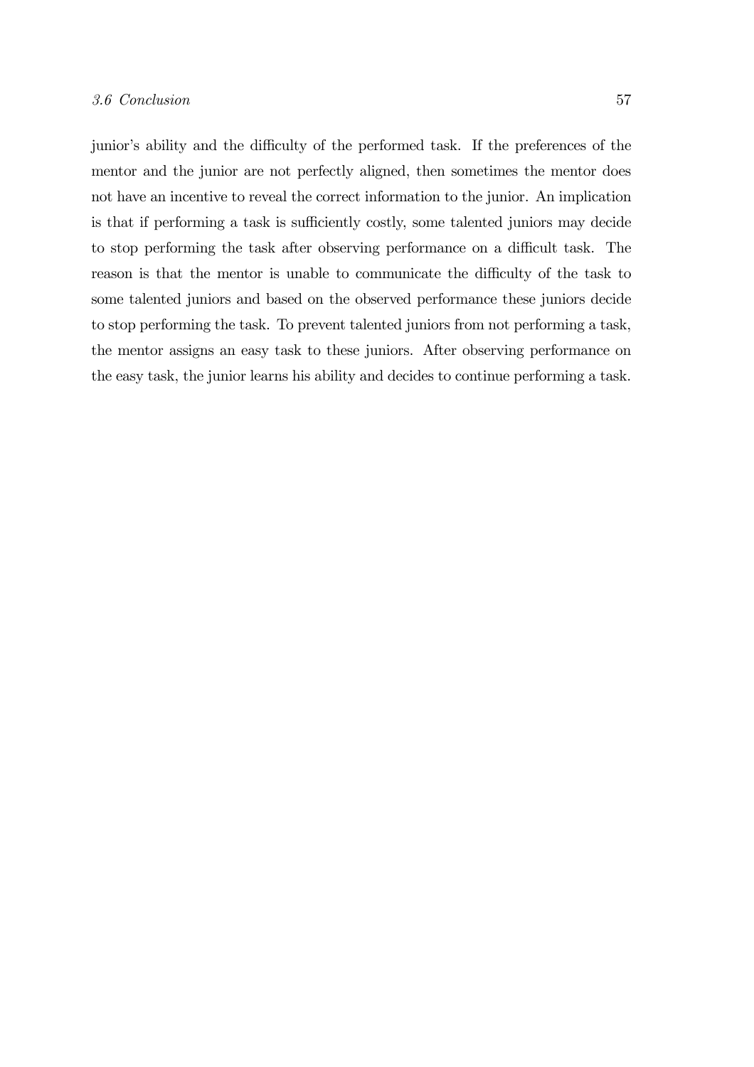junior's ability and the difficulty of the performed task. If the preferences of the mentor and the junior are not perfectly aligned, then sometimes the mentor does not have an incentive to reveal the correct information to the junior. An implication is that if performing a task is sufficiently costly, some talented juniors may decide to stop performing the task after observing performance on a difficult task. The reason is that the mentor is unable to communicate the difficulty of the task to some talented juniors and based on the observed performance these juniors decide to stop performing the task. To prevent talented juniors from not performing a task, the mentor assigns an easy task to these juniors. After observing performance on the easy task, the junior learns his ability and decides to continue performing a task.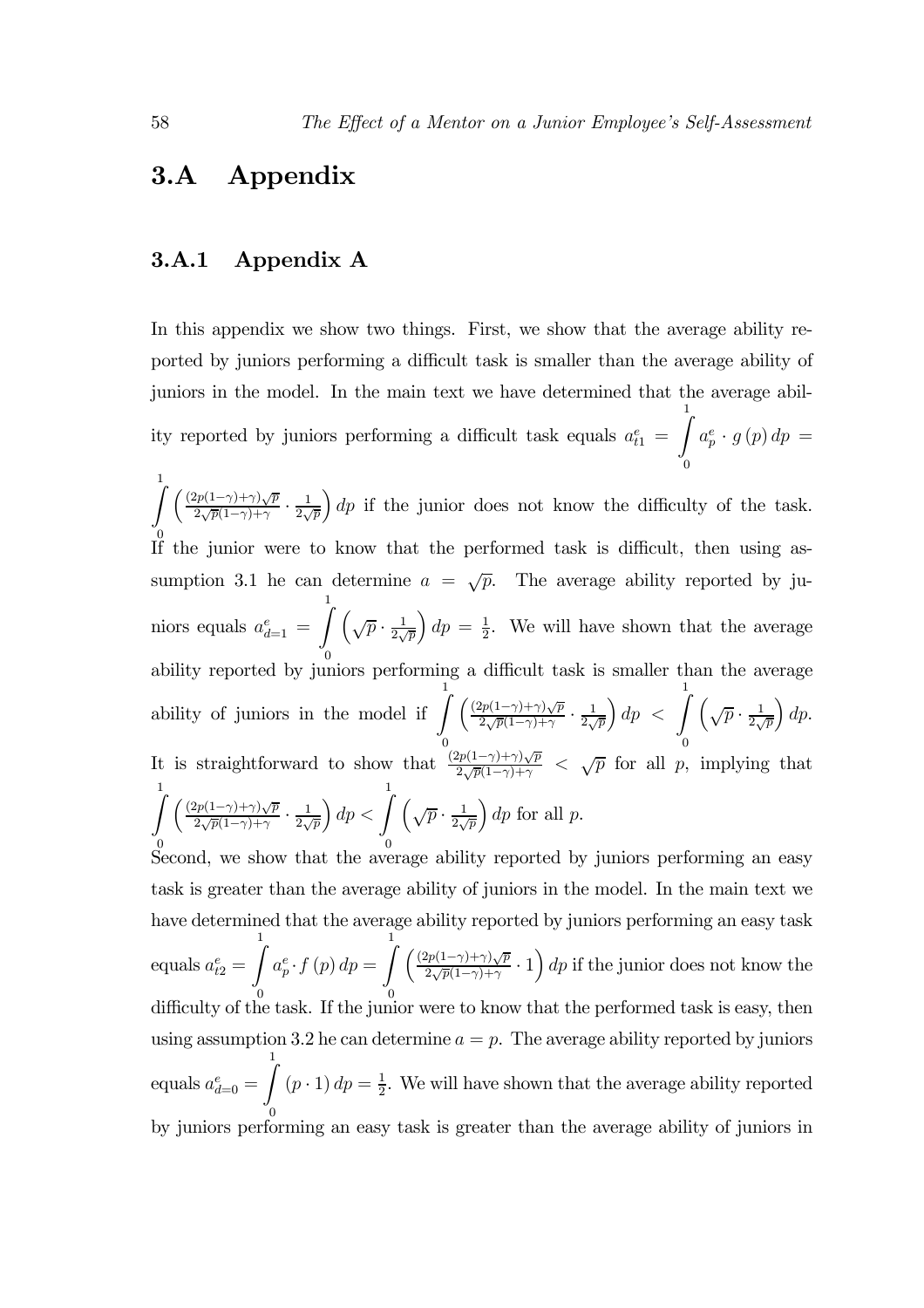## 3.A Appendix

### 3.A.1 Appendix A

In this appendix we show two things. First, we show that the average ability reported by juniors performing a difficult task is smaller than the average ability of juniors in the model. In the main text we have determined that the average ability reported by juniors performing a difficult task equals $a_{t1}^{e} = \int_{0}^{1} a_{p}^{e} \cdot g(p)\, dp = \int_{0}^{1} \left( \frac{(2p(1-\gamma)+\gamma)\sqrt{p}}{2\sqrt{p}(1-\gamma)+\gamma} \cdot \frac{1}{2\sqrt{p}} \right) dp$ if the junior does not know the difficulty of the task. If the junior were to know that the performed task is difficult, then using assumption 3.1 he can determine $a = \sqrt{p}$. The average ability reported by juniors equals $a_{d=1}^{e} = \int_{0}^{1} \left( \sqrt{p} \cdot \frac{1}{2\sqrt{p}} \right) dp = \frac{1}{2}$. We will have shown that the average ability reported by juniors performing a difficult task is smaller than the average ability of juniors in the model if $\int_{0}^{1} \left( \frac{(2p(1-\gamma)+\gamma)\sqrt{p}}{2\sqrt{p}(1-\gamma)+\gamma} \cdot \frac{1}{2\sqrt{p}} \right) dp < \int_{0}^{1} \left( \sqrt{p} \cdot \frac{1}{2\sqrt{p}} \right) dp$. It is straightforward to show that $\frac{(2p(1-\gamma)+\gamma)\sqrt{p}}{2\sqrt{p}(1-\gamma)+\gamma} < \sqrt{p}$ for all $p$, implying that $\int_{0}^{1} \left( \frac{(2p(1-\gamma)+\gamma)\sqrt{p}}{2\sqrt{p}(1-\gamma)+\gamma} \cdot \frac{1}{2\sqrt{p}} \right) dp < \int_{0}^{1} \left( \sqrt{p} \cdot \frac{1}{2\sqrt{p}} \right) dp$ for all $p$.

Second, we show that the average ability reported by juniors performing an easy task is greater than the average ability of juniors in the model. In the main text we have determined that the average ability reported by juniors performing an easy task equals $a_{t2}^{e} = \int_{0}^{1} a_{p}^{e} \cdot f(p)\, dp = \int_{0}^{1} \left( \frac{(2p(1-\gamma)+\gamma)\sqrt{p}}{2\sqrt{p}(1-\gamma)+\gamma} \cdot 1 \right) dp$ if the junior does not know the difficulty of the task. If the junior were to know that the performed task is easy, then using assumption 3.2 he can determine $a = p$. The average ability reported by juniors equals $a_{d=0}^{e} = \int_{0}^{1} (p \cdot 1)\, dp = \frac{1}{2}$. We will have shown that the average ability reported by juniors performing an easy task is greater than the average ability of juniors in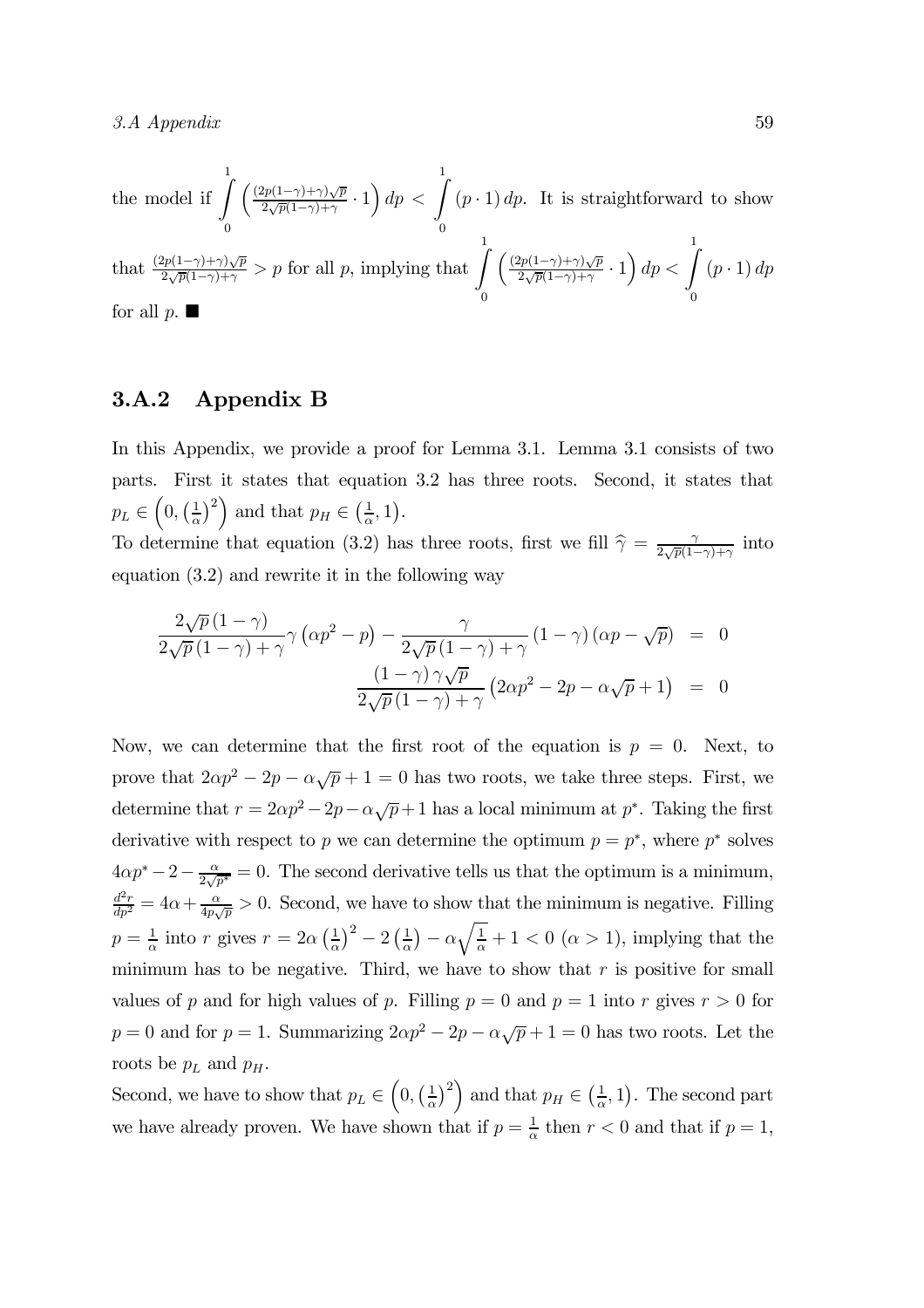the model if $\int_0^1 \left(\frac{(2p(1-\gamma)+\gamma)\sqrt{p}}{2\sqrt{p}(1-\gamma)+\gamma} \cdot 1\right) dp < \int_0^1 (p \cdot 1)\, dp$. It is straightforward to show that $\frac{(2p(1-\gamma)+\gamma)\sqrt{p}}{2\sqrt{p}(1-\gamma)+\gamma} > p$ for all $p$, implying that $\int_0^1 \left(\frac{(2p(1-\gamma)+\gamma)\sqrt{p}}{2\sqrt{p}(1-\gamma)+\gamma} \cdot 1\right) dp < \int_0^1 (p \cdot 1)\, dp$ for all $p$. ■

### 3.A.2 Appendix B

In this Appendix, we provide a proof for Lemma 3.1. Lemma 3.1 consists of two parts. First it states that equation 3.2 has three roots. Second, it states that $p_L \in \left(0, \left(\frac{1}{\alpha}\right)^2\right)$ and that $p_H \in \left(\frac{1}{\alpha}, 1\right)$.

To determine that equation (3.2) has three roots, first we fill $\widehat{\gamma} = \frac{\gamma}{2\sqrt{p}(1-\gamma)+\gamma}$ into equation (3.2) and rewrite it in the following way

$$
\begin{aligned}
\frac{2\sqrt{p}\,(1-\gamma)}{2\sqrt{p}\,(1-\gamma)+\gamma}\gamma\left(\alpha p^2 - p\right) - \frac{\gamma}{2\sqrt{p}\,(1-\gamma)+\gamma}(1-\gamma)\left(\alpha p - \sqrt{p}\right) &= 0 \\
\frac{(1-\gamma)\,\gamma\sqrt{p}}{2\sqrt{p}\,(1-\gamma)+\gamma}\left(2\alpha p^2 - 2p - \alpha\sqrt{p} + 1\right) &= 0
\end{aligned}
$$

Now, we can determine that the first root of the equation is $p = 0$. Next, to prove that $2\alpha p^2 - 2p - \alpha\sqrt{p} + 1 = 0$ has two roots, we take three steps. First, we determine that $r = 2\alpha p^2 - 2p - \alpha\sqrt{p} + 1$ has a local minimum at $p^*$. Taking the first derivative with respect to $p$ we can determine the optimum $p = p^*$, where $p^*$ solves $4\alpha p^* - 2 - \frac{\alpha}{2\sqrt{p^*}} = 0$. The second derivative tells us that the optimum is a minimum, $\frac{d^2 r}{dp^2} = 4\alpha + \frac{\alpha}{4p\sqrt{p}} > 0$. Second, we have to show that the minimum is negative. Filling $p = \frac{1}{\alpha}$ into $r$ gives $r = 2\alpha\left(\frac{1}{\alpha}\right)^2 - 2\left(\frac{1}{\alpha}\right) - \alpha\sqrt{\frac{1}{\alpha}} + 1 < 0$ ($\alpha > 1$), implying that the minimum has to be negative. Third, we have to show that $r$ is positive for small values of $p$ and for high values of $p$. Filling $p = 0$ and $p = 1$ into $r$ gives $r > 0$ for $p = 0$ and for $p = 1$. Summarizing $2\alpha p^2 - 2p - \alpha\sqrt{p} + 1 = 0$ has two roots. Let the roots be $p_L$ and $p_H$.

Second, we have to show that $p_L \in \left(0, \left(\frac{1}{\alpha}\right)^2\right)$ and that $p_H \in \left(\frac{1}{\alpha}, 1\right)$. The second part we have already proven. We have shown that if $p = \frac{1}{\alpha}$ then $r < 0$ and that if $p = 1$,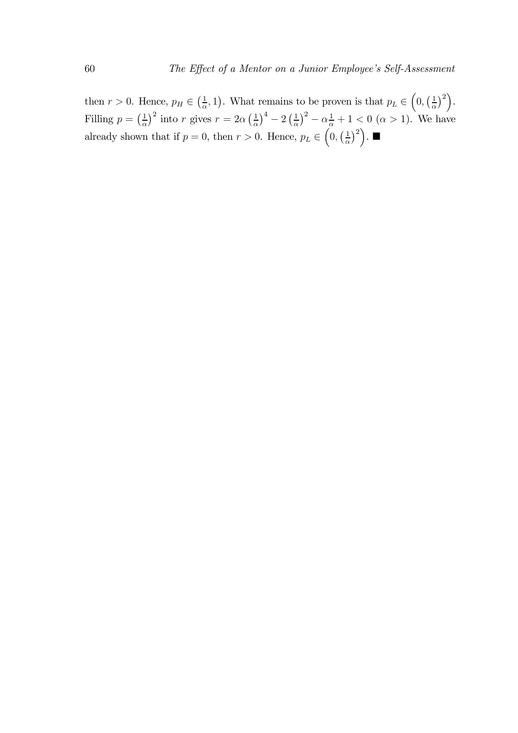then $r > 0$. Hence, $p_H \in \left(\frac{1}{\alpha}, 1\right)$. What remains to be proven is that $p_L \in \left(0, \left(\frac{1}{\alpha}\right)^2\right)$. Filling $p = \left(\frac{1}{\alpha}\right)^2$ into $r$ gives $r = 2\alpha\left(\frac{1}{\alpha}\right)^4 - 2\left(\frac{1}{\alpha}\right)^2 - \alpha\frac{1}{\alpha} + 1 < 0$ $(\alpha > 1)$. We have already shown that if $p = 0$, then $r > 0$. Hence, $p_L \in \left(0, \left(\frac{1}{\alpha}\right)^2\right)$. ■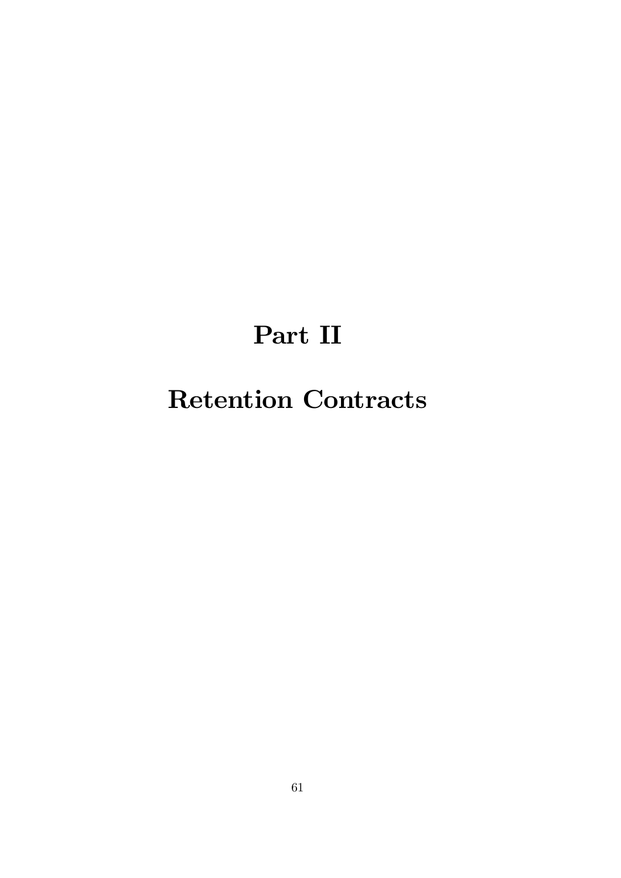# Part II

# Retention Contracts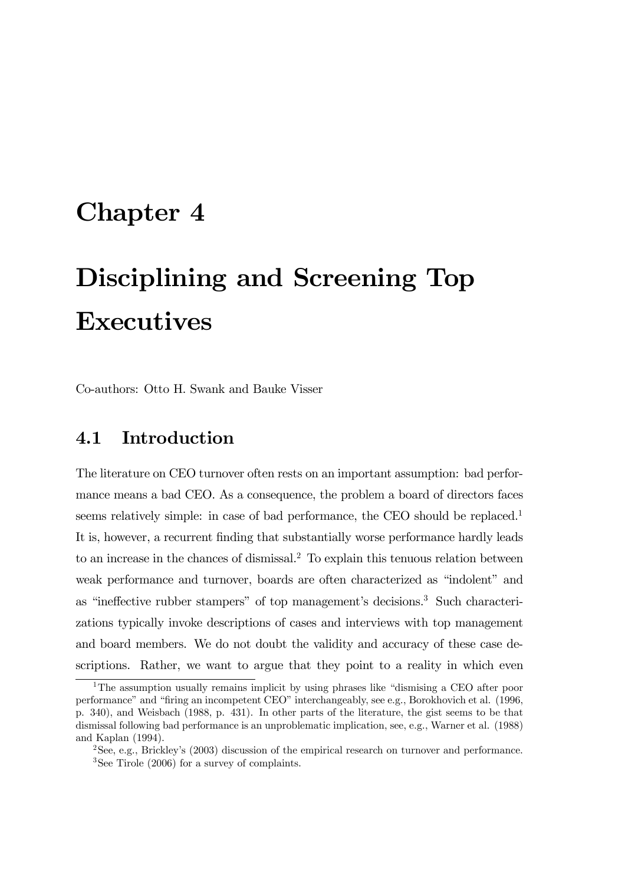# Chapter 4

# Disciplining and Screening Top Executives

Co-authors: Otto H. Swank and Bauke Visser

## 4.1 Introduction

The literature on CEO turnover often rests on an important assumption: bad performance means a bad CEO. As a consequence, the problem a board of directors faces seems relatively simple: in case of bad performance, the CEO should be replaced.[1] It is, however, a recurrent finding that substantially worse performance hardly leads to an increase in the chances of dismissal.[2] To explain this tenuous relation between weak performance and turnover, boards are often characterized as "indolent" and as "ineffective rubber stampers" of top management's decisions.[3] Such characterizations typically invoke descriptions of cases and interviews with top management and board members. We do not doubt the validity and accuracy of these case descriptions. Rather, we want to argue that they point to a reality in which even

---

[1] The assumption usually remains implicit by using phrases like "dismising a CEO after poor performance" and "firing an incompetent CEO" interchangeably, see e.g., Borokhovich et al. (1996, p. 340), and Weisbach (1988, p. 431). In other parts of the literature, the gist seems to be that dismissal following bad performance is an unproblematic implication, see, e.g., Warner et al. (1988) and Kaplan (1994).

[2] See, e.g., Brickley's (2003) discussion of the empirical research on turnover and performance.

[3] See Tirole (2006) for a survey of complaints.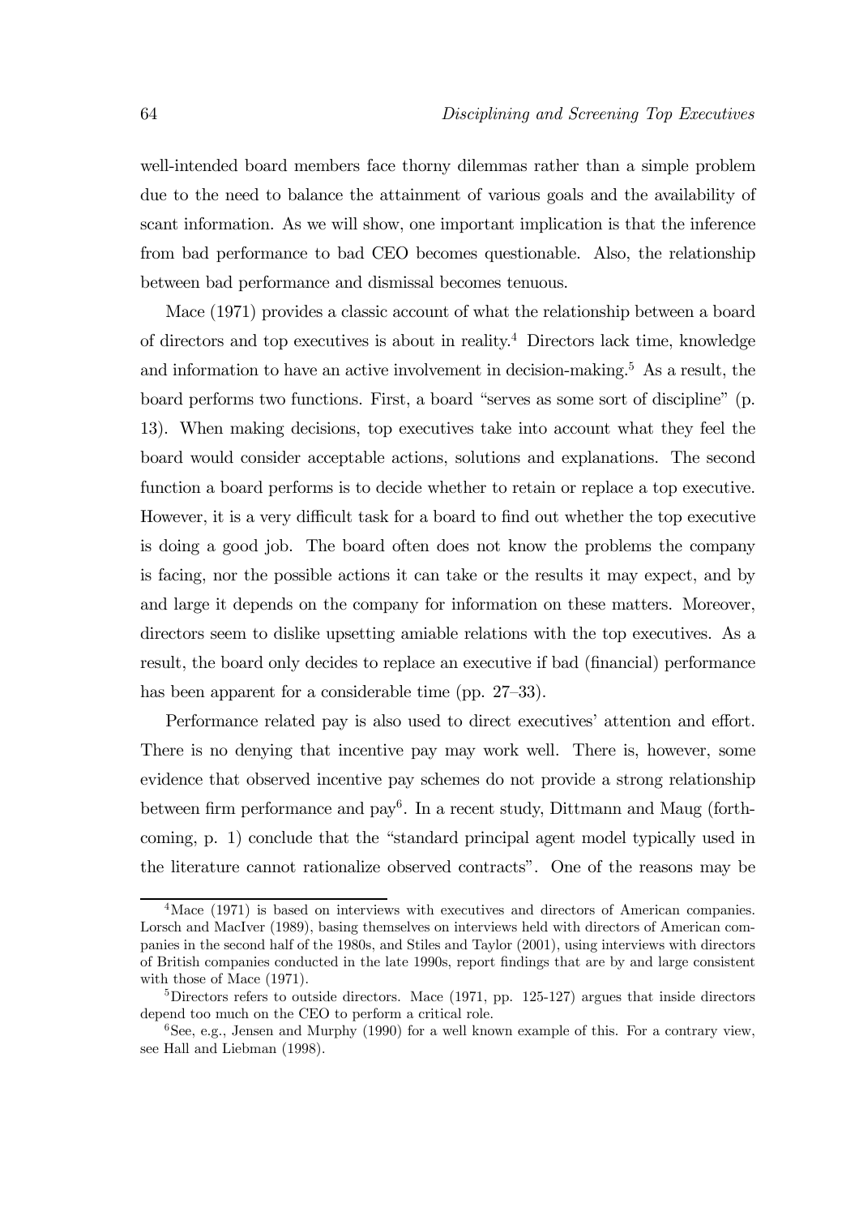well-intended board members face thorny dilemmas rather than a simple problem due to the need to balance the attainment of various goals and the availability of scant information. As we will show, one important implication is that the inference from bad performance to bad CEO becomes questionable. Also, the relationship between bad performance and dismissal becomes tenuous.

Mace (1971) provides a classic account of what the relationship between a board of directors and top executives is about in reality.[4] Directors lack time, knowledge and information to have an active involvement in decision-making.[5] As a result, the board performs two functions. First, a board "serves as some sort of discipline" (p. 13). When making decisions, top executives take into account what they feel the board would consider acceptable actions, solutions and explanations. The second function a board performs is to decide whether to retain or replace a top executive. However, it is a very difficult task for a board to find out whether the top executive is doing a good job. The board often does not know the problems the company is facing, nor the possible actions it can take or the results it may expect, and by and large it depends on the company for information on these matters. Moreover, directors seem to dislike upsetting amiable relations with the top executives. As a result, the board only decides to replace an executive if bad (financial) performance has been apparent for a considerable time (pp. 27–33).

Performance related pay is also used to direct executives' attention and effort. There is no denying that incentive pay may work well. There is, however, some evidence that observed incentive pay schemes do not provide a strong relationship between firm performance and pay[6]. In a recent study, Dittmann and Maug (forthcoming, p. 1) conclude that the "standard principal agent model typically used in the literature cannot rationalize observed contracts". One of the reasons may be

[4]Mace (1971) is based on interviews with executives and directors of American companies. Lorsch and MacIver (1989), basing themselves on interviews held with directors of American companies in the second half of the 1980s, and Stiles and Taylor (2001), using interviews with directors of British companies conducted in the late 1990s, report findings that are by and large consistent with those of Mace (1971).

[5]Directors refers to outside directors. Mace (1971, pp. 125-127) argues that inside directors depend too much on the CEO to perform a critical role.

[6]See, e.g., Jensen and Murphy (1990) for a well known example of this. For a contrary view, see Hall and Liebman (1998).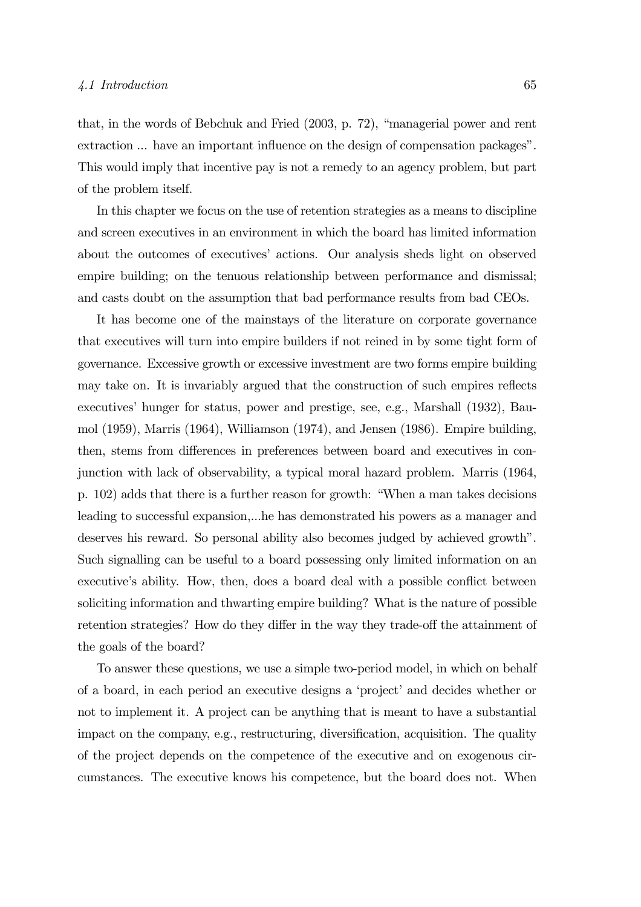that, in the words of Bebchuk and Fried (2003, p. 72), "managerial power and rent extraction ... have an important influence on the design of compensation packages". This would imply that incentive pay is not a remedy to an agency problem, but part of the problem itself.

In this chapter we focus on the use of retention strategies as a means to discipline and screen executives in an environment in which the board has limited information about the outcomes of executives' actions. Our analysis sheds light on observed empire building; on the tenuous relationship between performance and dismissal; and casts doubt on the assumption that bad performance results from bad CEOs.

It has become one of the mainstays of the literature on corporate governance that executives will turn into empire builders if not reined in by some tight form of governance. Excessive growth or excessive investment are two forms empire building may take on. It is invariably argued that the construction of such empires reflects executives' hunger for status, power and prestige, see, e.g., Marshall (1932), Baumol (1959), Marris (1964), Williamson (1974), and Jensen (1986). Empire building, then, stems from differences in preferences between board and executives in conjunction with lack of observability, a typical moral hazard problem. Marris (1964, p. 102) adds that there is a further reason for growth: "When a man takes decisions leading to successful expansion,...he has demonstrated his powers as a manager and deserves his reward. So personal ability also becomes judged by achieved growth". Such signalling can be useful to a board possessing only limited information on an executive's ability. How, then, does a board deal with a possible conflict between soliciting information and thwarting empire building? What is the nature of possible retention strategies? How do they differ in the way they trade-off the attainment of the goals of the board?

To answer these questions, we use a simple two-period model, in which on behalf of a board, in each period an executive designs a 'project' and decides whether or not to implement it. A project can be anything that is meant to have a substantial impact on the company, e.g., restructuring, diversification, acquisition. The quality of the project depends on the competence of the executive and on exogenous circumstances. The executive knows his competence, but the board does not. When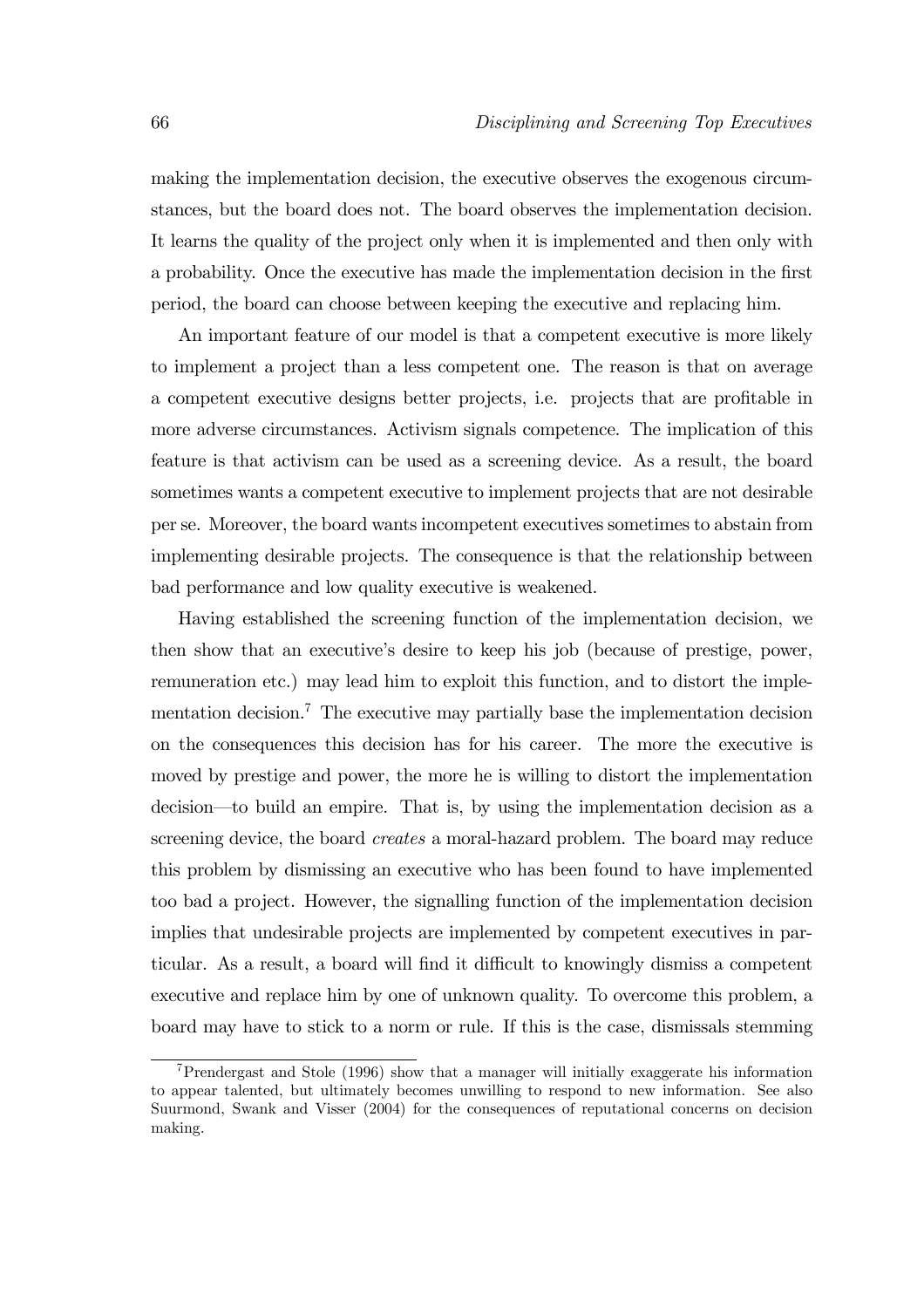making the implementation decision, the executive observes the exogenous circumstances, but the board does not. The board observes the implementation decision. It learns the quality of the project only when it is implemented and then only with a probability. Once the executive has made the implementation decision in the first period, the board can choose between keeping the executive and replacing him.

An important feature of our model is that a competent executive is more likely to implement a project than a less competent one. The reason is that on average a competent executive designs better projects, i.e. projects that are profitable in more adverse circumstances. Activism signals competence. The implication of this feature is that activism can be used as a screening device. As a result, the board sometimes wants a competent executive to implement projects that are not desirable per se. Moreover, the board wants incompetent executives sometimes to abstain from implementing desirable projects. The consequence is that the relationship between bad performance and low quality executive is weakened.

Having established the screening function of the implementation decision, we then show that an executive's desire to keep his job (because of prestige, power, remuneration etc.) may lead him to exploit this function, and to distort the implementation decision.[7] The executive may partially base the implementation decision on the consequences this decision has for his career. The more the executive is moved by prestige and power, the more he is willing to distort the implementation decision—to build an empire. That is, by using the implementation decision as a screening device, the board *creates* a moral-hazard problem. The board may reduce this problem by dismissing an executive who has been found to have implemented too bad a project. However, the signalling function of the implementation decision implies that undesirable projects are implemented by competent executives in particular. As a result, a board will find it difficult to knowingly dismiss a competent executive and replace him by one of unknown quality. To overcome this problem, a board may have to stick to a norm or rule. If this is the case, dismissals stemming

[7] Prendergast and Stole (1996) show that a manager will initially exaggerate his information to appear talented, but ultimately becomes unwilling to respond to new information. See also Suurmond, Swank and Visser (2004) for the consequences of reputational concerns on decision making.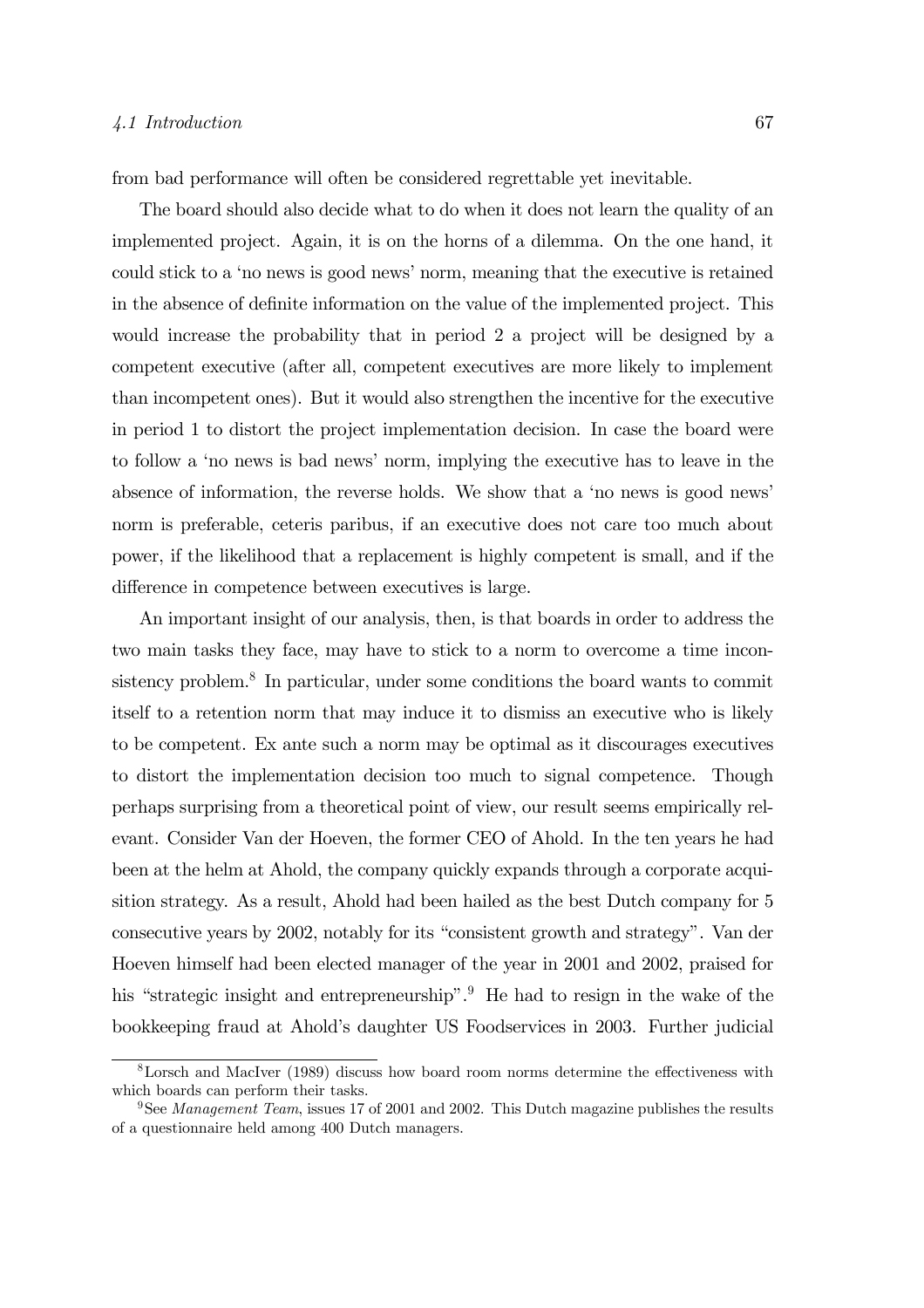from bad performance will often be considered regrettable yet inevitable.

The board should also decide what to do when it does not learn the quality of an implemented project. Again, it is on the horns of a dilemma. On the one hand, it could stick to a 'no news is good news' norm, meaning that the executive is retained in the absence of definite information on the value of the implemented project. This would increase the probability that in period 2 a project will be designed by a competent executive (after all, competent executives are more likely to implement than incompetent ones). But it would also strengthen the incentive for the executive in period 1 to distort the project implementation decision. In case the board were to follow a 'no news is bad news' norm, implying the executive has to leave in the absence of information, the reverse holds. We show that a 'no news is good news' norm is preferable, ceteris paribus, if an executive does not care too much about power, if the likelihood that a replacement is highly competent is small, and if the difference in competence between executives is large.

An important insight of our analysis, then, is that boards in order to address the two main tasks they face, may have to stick to a norm to overcome a time inconsistency problem.[8] In particular, under some conditions the board wants to commit itself to a retention norm that may induce it to dismiss an executive who is likely to be competent. Ex ante such a norm may be optimal as it discourages executives to distort the implementation decision too much to signal competence. Though perhaps surprising from a theoretical point of view, our result seems empirically relevant. Consider Van der Hoeven, the former CEO of Ahold. In the ten years he had been at the helm at Ahold, the company quickly expands through a corporate acquisition strategy. As a result, Ahold had been hailed as the best Dutch company for 5 consecutive years by 2002, notably for its "consistent growth and strategy". Van der Hoeven himself had been elected manager of the year in 2001 and 2002, praised for his "strategic insight and entrepreneurship".[9] He had to resign in the wake of the bookkeeping fraud at Ahold's daughter US Foodservices in 2003. Further judicial

[8] Lorsch and MacIver (1989) discuss how board room norms determine the effectiveness with which boards can perform their tasks.

[9] See *Management Team*, issues 17 of 2001 and 2002. This Dutch magazine publishes the results of a questionnaire held among 400 Dutch managers.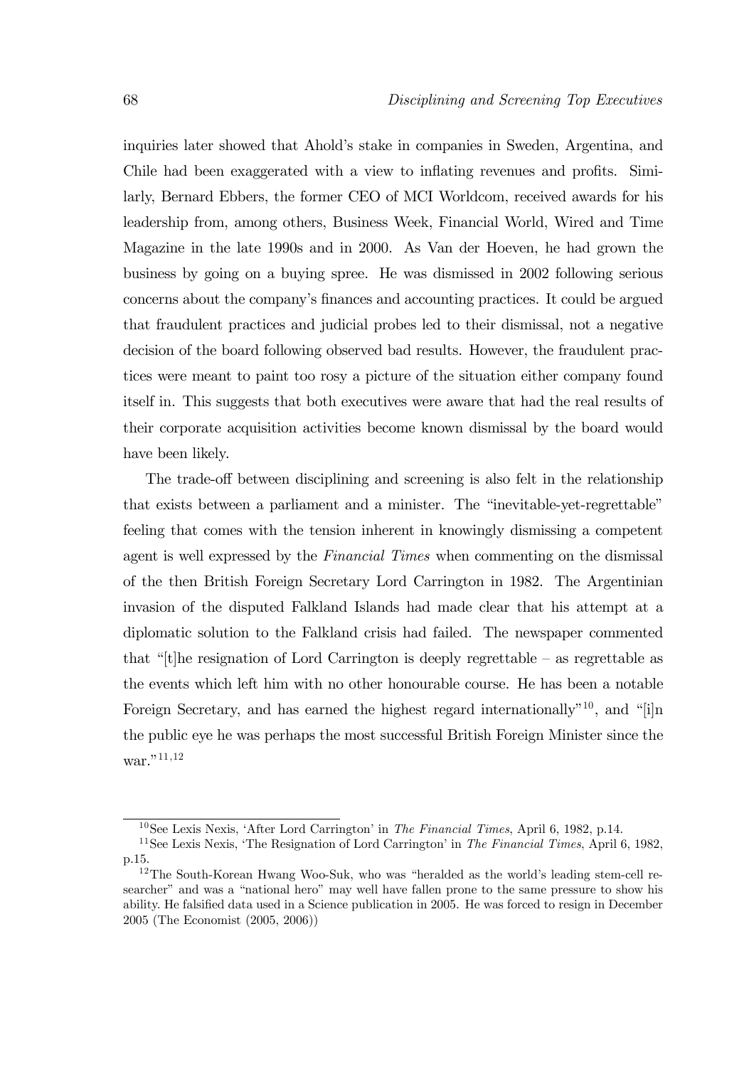inquiries later showed that Ahold's stake in companies in Sweden, Argentina, and Chile had been exaggerated with a view to inflating revenues and profits. Similarly, Bernard Ebbers, the former CEO of MCI Worldcom, received awards for his leadership from, among others, Business Week, Financial World, Wired and Time Magazine in the late 1990s and in 2000. As Van der Hoeven, he had grown the business by going on a buying spree. He was dismissed in 2002 following serious concerns about the company's finances and accounting practices. It could be argued that fraudulent practices and judicial probes led to their dismissal, not a negative decision of the board following observed bad results. However, the fraudulent practices were meant to paint too rosy a picture of the situation either company found itself in. This suggests that both executives were aware that had the real results of their corporate acquisition activities become known dismissal by the board would have been likely.

The trade-off between disciplining and screening is also felt in the relationship that exists between a parliament and a minister. The "inevitable-yet-regrettable" feeling that comes with the tension inherent in knowingly dismissing a competent agent is well expressed by the *Financial Times* when commenting on the dismissal of the then British Foreign Secretary Lord Carrington in 1982. The Argentinian invasion of the disputed Falkland Islands had made clear that his attempt at a diplomatic solution to the Falkland crisis had failed. The newspaper commented that "[t]he resignation of Lord Carrington is deeply regrettable – as regrettable as the events which left him with no other honourable course. He has been a notable Foreign Secretary, and has earned the highest regard internationally"[10], and "[i]n the public eye he was perhaps the most successful British Foreign Minister since the war."[11,12]

---

[10] See Lexis Nexis, 'After Lord Carrington' in *The Financial Times*, April 6, 1982, p.14.

[11] See Lexis Nexis, 'The Resignation of Lord Carrington' in *The Financial Times*, April 6, 1982, p.15.

[12] The South-Korean Hwang Woo-Suk, who was "heralded as the world's leading stem-cell researcher" and was a "national hero" may well have fallen prone to the same pressure to show his ability. He falsified data used in a Science publication in 2005. He was forced to resign in December 2005 (The Economist (2005, 2006))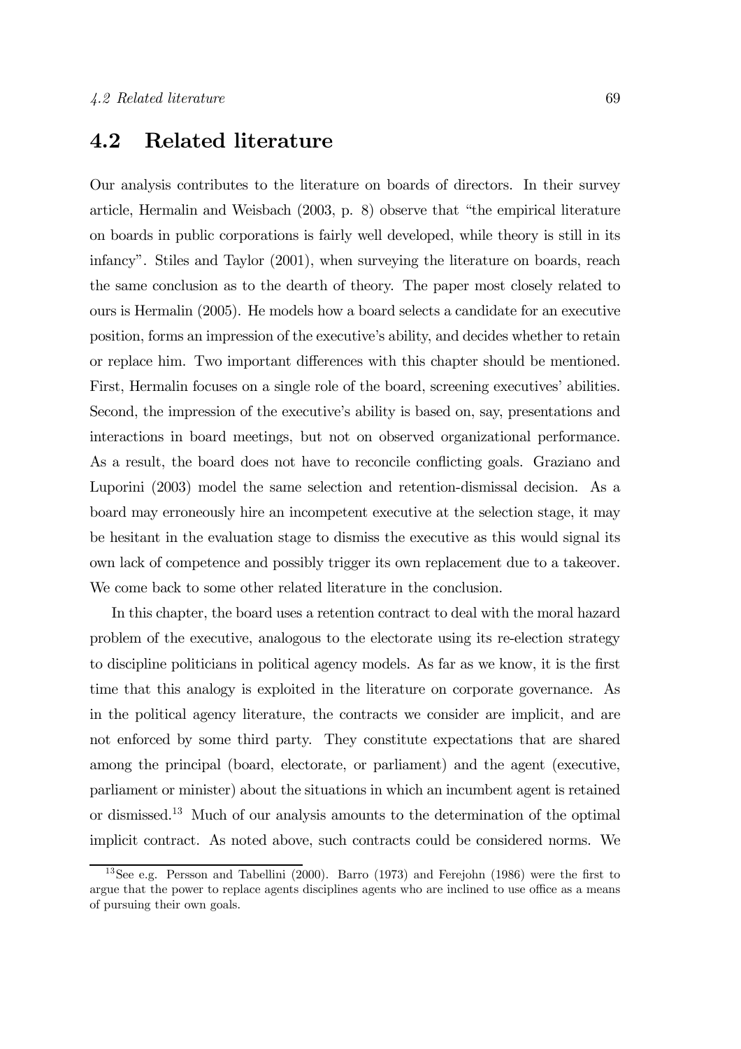## 4.2 Related literature

Our analysis contributes to the literature on boards of directors. In their survey article, Hermalin and Weisbach (2003, p. 8) observe that "the empirical literature on boards in public corporations is fairly well developed, while theory is still in its infancy". Stiles and Taylor (2001), when surveying the literature on boards, reach the same conclusion as to the dearth of theory. The paper most closely related to ours is Hermalin (2005). He models how a board selects a candidate for an executive position, forms an impression of the executive's ability, and decides whether to retain or replace him. Two important differences with this chapter should be mentioned. First, Hermalin focuses on a single role of the board, screening executives' abilities. Second, the impression of the executive's ability is based on, say, presentations and interactions in board meetings, but not on observed organizational performance. As a result, the board does not have to reconcile conflicting goals. Graziano and Luporini (2003) model the same selection and retention-dismissal decision. As a board may erroneously hire an incompetent executive at the selection stage, it may be hesitant in the evaluation stage to dismiss the executive as this would signal its own lack of competence and possibly trigger its own replacement due to a takeover. We come back to some other related literature in the conclusion.

In this chapter, the board uses a retention contract to deal with the moral hazard problem of the executive, analogous to the electorate using its re-election strategy to discipline politicians in political agency models. As far as we know, it is the first time that this analogy is exploited in the literature on corporate governance. As in the political agency literature, the contracts we consider are implicit, and are not enforced by some third party. They constitute expectations that are shared among the principal (board, electorate, or parliament) and the agent (executive, parliament or minister) about the situations in which an incumbent agent is retained or dismissed.[13] Much of our analysis amounts to the determination of the optimal implicit contract. As noted above, such contracts could be considered norms. We

[13]See e.g. Persson and Tabellini (2000). Barro (1973) and Ferejohn (1986) were the first to argue that the power to replace agents disciplines agents who are inclined to use office as a means of pursuing their own goals.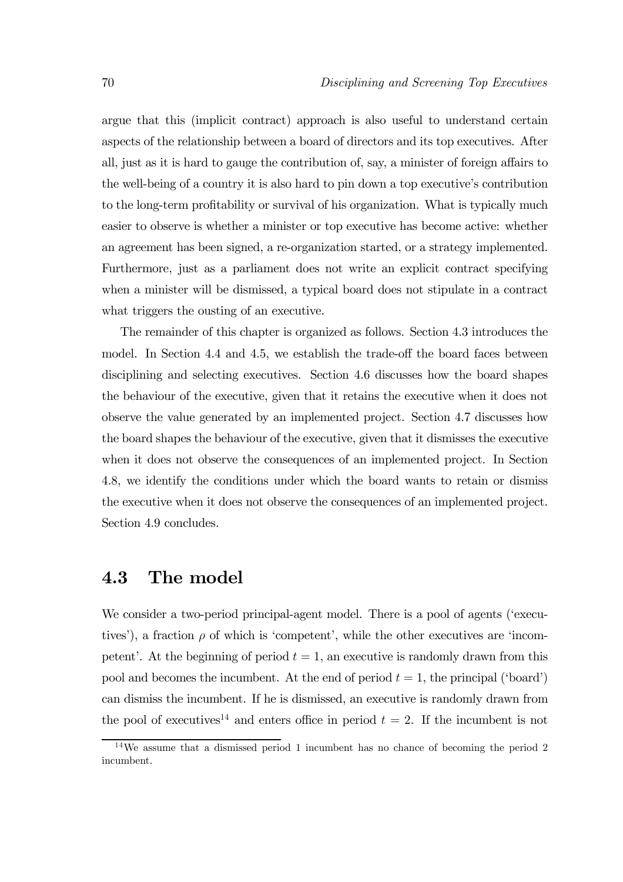argue that this (implicit contract) approach is also useful to understand certain aspects of the relationship between a board of directors and its top executives. After all, just as it is hard to gauge the contribution of, say, a minister of foreign affairs to the well-being of a country it is also hard to pin down a top executive's contribution to the long-term profitability or survival of his organization. What is typically much easier to observe is whether a minister or top executive has become active: whether an agreement has been signed, a re-organization started, or a strategy implemented. Furthermore, just as a parliament does not write an explicit contract specifying when a minister will be dismissed, a typical board does not stipulate in a contract what triggers the ousting of an executive.

The remainder of this chapter is organized as follows. Section 4.3 introduces the model. In Section 4.4 and 4.5, we establish the trade-off the board faces between disciplining and selecting executives. Section 4.6 discusses how the board shapes the behaviour of the executive, given that it retains the executive when it does not observe the value generated by an implemented project. Section 4.7 discusses how the board shapes the behaviour of the executive, given that it dismisses the executive when it does not observe the consequences of an implemented project. In Section 4.8, we identify the conditions under which the board wants to retain or dismiss the executive when it does not observe the consequences of an implemented project. Section 4.9 concludes.

## 4.3 The model

We consider a two-period principal-agent model. There is a pool of agents ('executives'), a fraction $\rho$ of which is 'competent', while the other executives are 'incompetent'. At the beginning of period $t = 1$, an executive is randomly drawn from this pool and becomes the incumbent. At the end of period $t = 1$, the principal ('board') can dismiss the incumbent. If he is dismissed, an executive is randomly drawn from the pool of executives[14] and enters office in period $t = 2$. If the incumbent is not

[14] We assume that a dismissed period 1 incumbent has no chance of becoming the period 2 incumbent.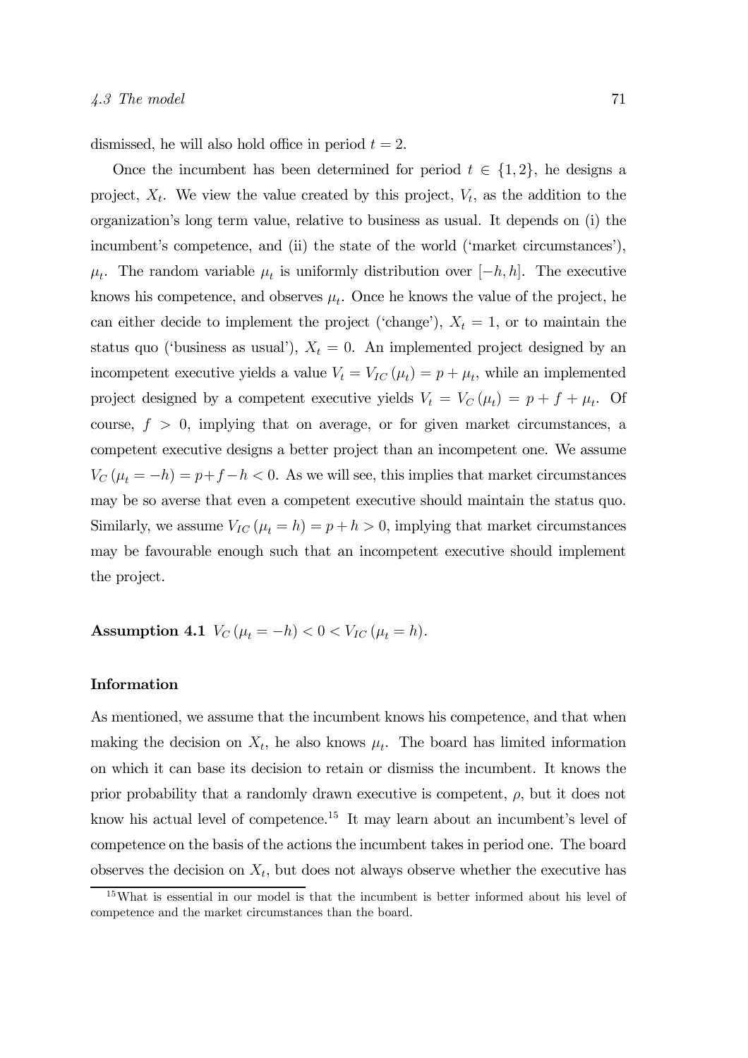dismissed, he will also hold office in period $t = 2$.

Once the incumbent has been determined for period $t \in \{1, 2\}$, he designs a project, $X_t$. We view the value created by this project, $V_t$, as the addition to the organization's long term value, relative to business as usual. It depends on (i) the incumbent's competence, and (ii) the state of the world ('market circumstances'), $\mu_t$. The random variable $\mu_t$ is uniformly distribution over $[-h, h]$. The executive knows his competence, and observes $\mu_t$. Once he knows the value of the project, he can either decide to implement the project ('change'), $X_t = 1$, or to maintain the status quo ('business as usual'), $X_t = 0$. An implemented project designed by an incompetent executive yields a value $V_t = V_{IC}(\mu_t) = p + \mu_t$, while an implemented project designed by a competent executive yields $V_t = V_C(\mu_t) = p + f + \mu_t$. Of course, $f > 0$, implying that on average, or for given market circumstances, a competent executive designs a better project than an incompetent one. We assume $V_C(\mu_t = -h) = p + f - h < 0$. As we will see, this implies that market circumstances may be so averse that even a competent executive should maintain the status quo. Similarly, we assume $V_{IC}(\mu_t = h) = p + h > 0$, implying that market circumstances may be favourable enough such that an incompetent executive should implement the project.

**Assumption 4.1** $V_C(\mu_t = -h) < 0 < V_{IC}(\mu_t = h)$.

**Information**

As mentioned, we assume that the incumbent knows his competence, and that when making the decision on $X_t$, he also knows $\mu_t$. The board has limited information on which it can base its decision to retain or dismiss the incumbent. It knows the prior probability that a randomly drawn executive is competent, $\rho$, but it does not know his actual level of competence.[15] It may learn about an incumbent's level of competence on the basis of the actions the incumbent takes in period one. The board observes the decision on $X_t$, but does not always observe whether the executive has

[15] What is essential in our model is that the incumbent is better informed about his level of competence and the market circumstances than the board.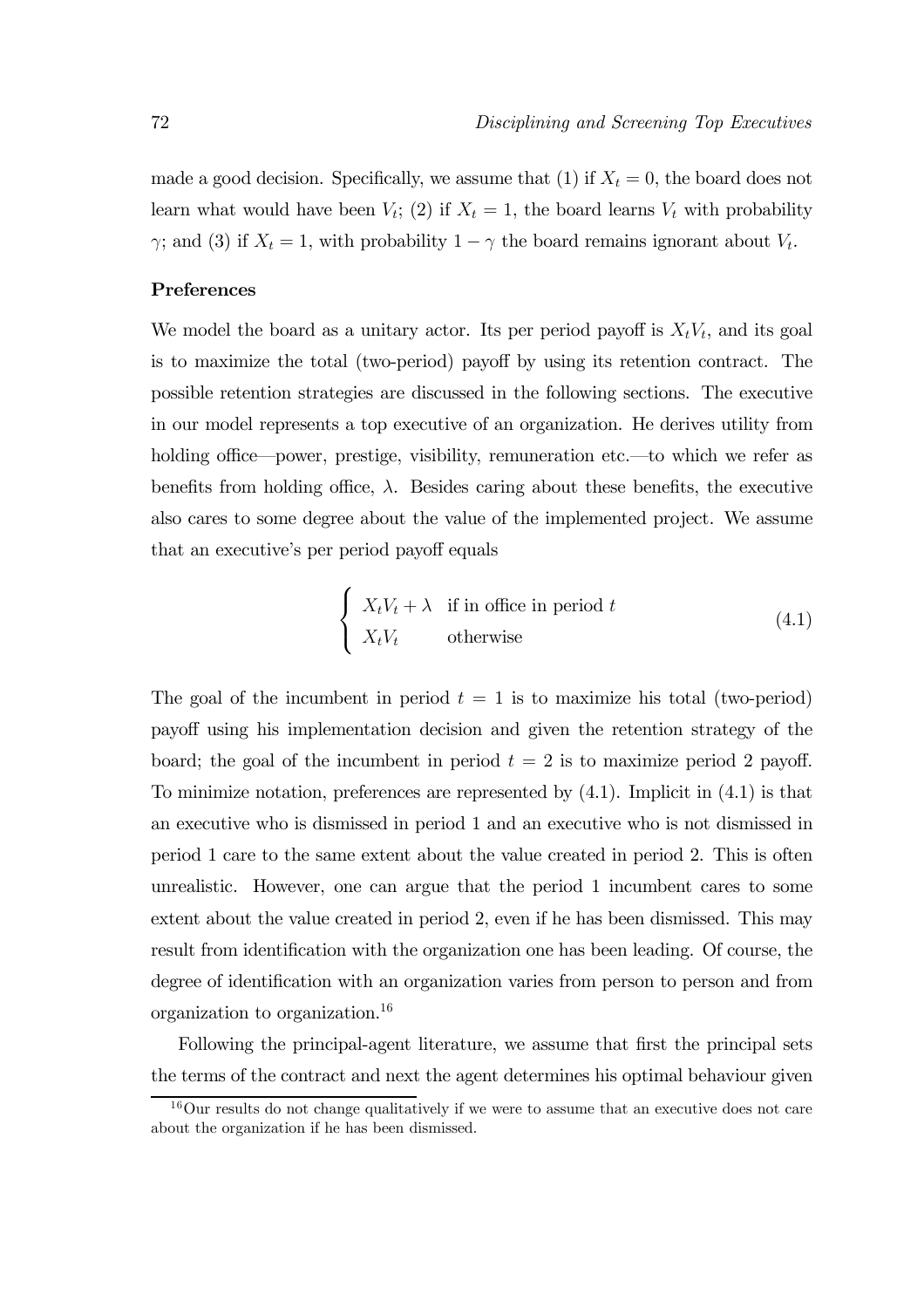made a good decision. Specifically, we assume that (1) if $X_t = 0$, the board does not learn what would have been $V_t$; (2) if $X_t = 1$, the board learns $V_t$ with probability $\gamma$; and (3) if $X_t = 1$, with probability $1 - \gamma$ the board remains ignorant about $V_t$.

**Preferences**

We model the board as a unitary actor. Its per period payoff is $X_t V_t$, and its goal is to maximize the total (two-period) payoff by using its retention contract. The possible retention strategies are discussed in the following sections. The executive in our model represents a top executive of an organization. He derives utility from holding office—power, prestige, visibility, remuneration etc.—to which we refer as benefits from holding office, $\lambda$. Besides caring about these benefits, the executive also cares to some degree about the value of the implemented project. We assume that an executive's per period payoff equals

$$\begin{cases} X_t V_t + \lambda & \text{if in office in period } t \\ X_t V_t & \text{otherwise} \end{cases} \tag{4.1}$$

The goal of the incumbent in period $t = 1$ is to maximize his total (two-period) payoff using his implementation decision and given the retention strategy of the board; the goal of the incumbent in period $t = 2$ is to maximize period 2 payoff. To minimize notation, preferences are represented by (4.1). Implicit in (4.1) is that an executive who is dismissed in period 1 and an executive who is not dismissed in period 1 care to the same extent about the value created in period 2. This is often unrealistic. However, one can argue that the period 1 incumbent cares to some extent about the value created in period 2, even if he has been dismissed. This may result from identification with the organization one has been leading. Of course, the degree of identification with an organization varies from person to person and from organization to organization.[16]

Following the principal-agent literature, we assume that first the principal sets the terms of the contract and next the agent determines his optimal behaviour given

[16] Our results do not change qualitatively if we were to assume that an executive does not care about the organization if he has been dismissed.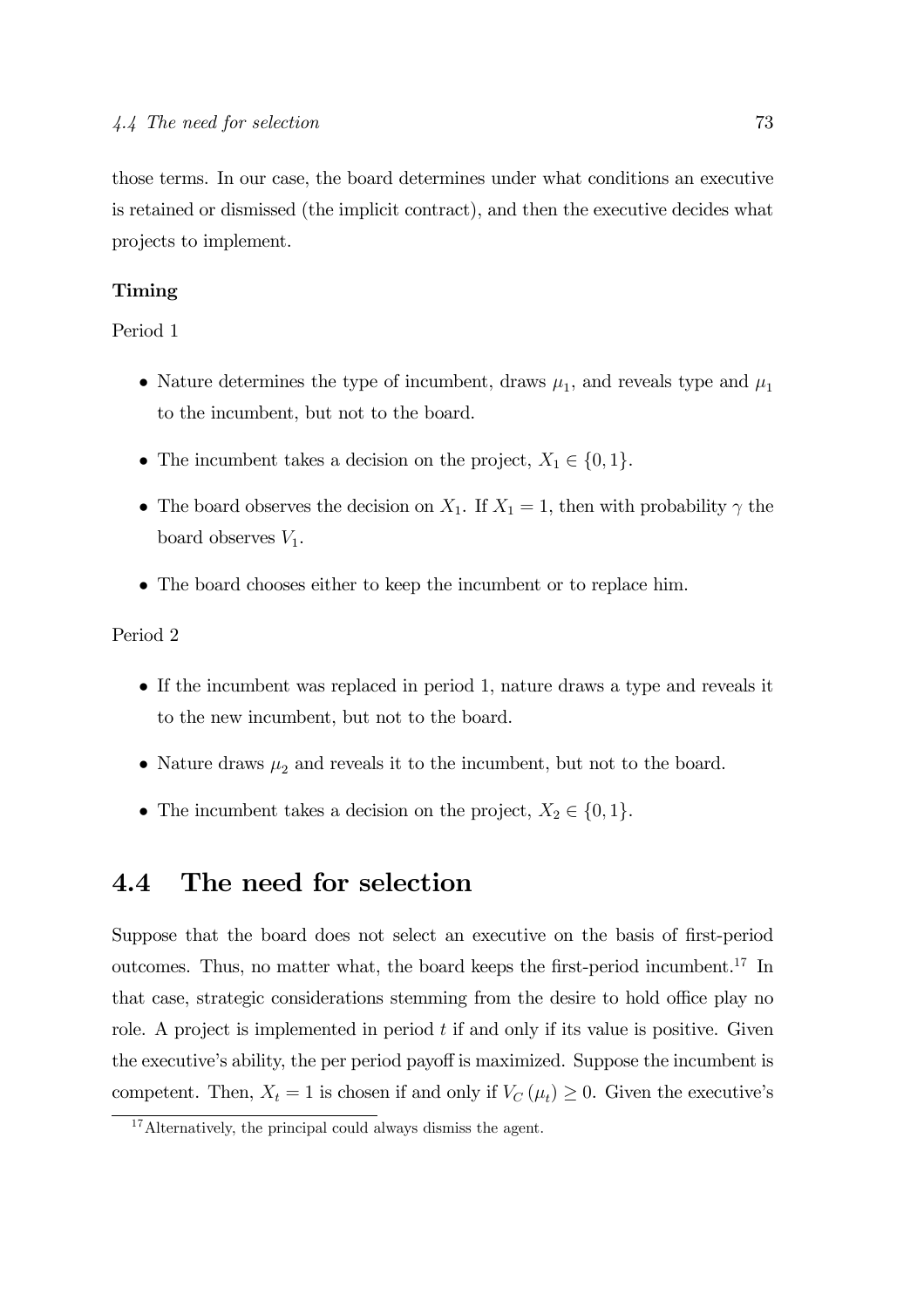those terms. In our case, the board determines under what conditions an executive is retained or dismissed (the implicit contract), and then the executive decides what projects to implement.

**Timing**

Period 1

- Nature determines the type of incumbent, draws $\mu_1$, and reveals type and $\mu_1$ to the incumbent, but not to the board.
- The incumbent takes a decision on the project, $X_1 \in \{0, 1\}$.
- The board observes the decision on $X_1$. If $X_1 = 1$, then with probability $\gamma$ the board observes $V_1$.
- The board chooses either to keep the incumbent or to replace him.

Period 2

- If the incumbent was replaced in period 1, nature draws a type and reveals it to the new incumbent, but not to the board.
- Nature draws $\mu_2$ and reveals it to the incumbent, but not to the board.
- The incumbent takes a decision on the project, $X_2 \in \{0, 1\}$.

## 4.4 The need for selection

Suppose that the board does not select an executive on the basis of first-period outcomes. Thus, no matter what, the board keeps the first-period incumbent.[17] In that case, strategic considerations stemming from the desire to hold office play no role. A project is implemented in period $t$ if and only if its value is positive. Given the executive's ability, the per period payoff is maximized. Suppose the incumbent is competent. Then, $X_t = 1$ is chosen if and only if $V_C(\mu_t) \geq 0$. Given the executive's

[17] Alternatively, the principal could always dismiss the agent.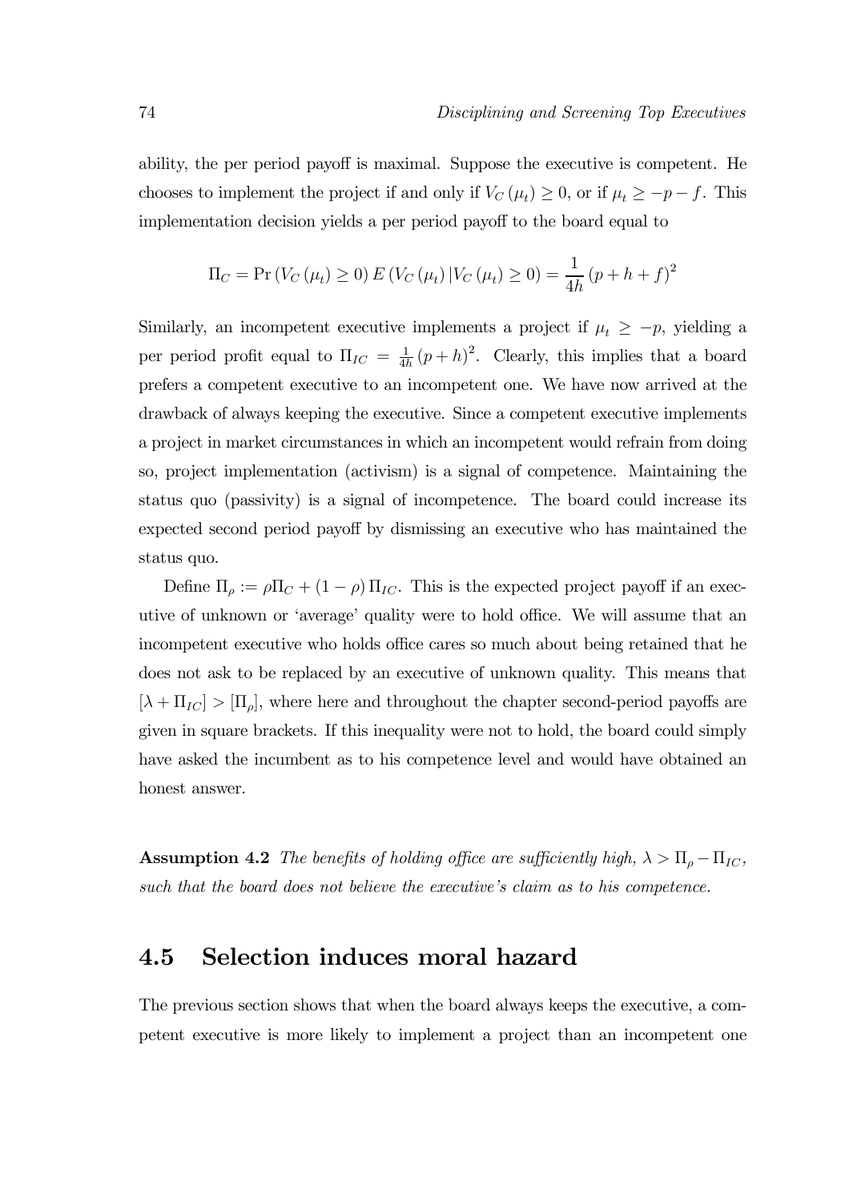ability, the per period payoff is maximal. Suppose the executive is competent. He chooses to implement the project if and only if $V_C(\mu_t) \geq 0$, or if $\mu_t \geq -p - f$. This implementation decision yields a per period payoff to the board equal to

$$\Pi_C = \Pr(V_C(\mu_t) \geq 0) E(V_C(\mu_t) | V_C(\mu_t) \geq 0) = \frac{1}{4h}(p + h + f)^2$$

Similarly, an incompetent executive implements a project if $\mu_t \geq -p$, yielding a per period profit equal to $\Pi_{IC} = \frac{1}{4h}(p + h)^2$. Clearly, this implies that a board prefers a competent executive to an incompetent one. We have now arrived at the drawback of always keeping the executive. Since a competent executive implements a project in market circumstances in which an incompetent would refrain from doing so, project implementation (activism) is a signal of competence. Maintaining the status quo (passivity) is a signal of incompetence. The board could increase its expected second period payoff by dismissing an executive who has maintained the status quo.

Define $\Pi_\rho := \rho \Pi_C + (1 - \rho) \Pi_{IC}$. This is the expected project payoff if an executive of unknown or 'average' quality were to hold office. We will assume that an incompetent executive who holds office cares so much about being retained that he does not ask to be replaced by an executive of unknown quality. This means that $[\lambda + \Pi_{IC}] > [\Pi_\rho]$, where here and throughout the chapter second-period payoffs are given in square brackets. If this inequality were not to hold, the board could simply have asked the incumbent as to his competence level and would have obtained an honest answer.

**Assumption 4.2** *The benefits of holding office are sufficiently high, $\lambda > \Pi_\rho - \Pi_{IC}$, such that the board does not believe the executive's claim as to his competence.*

## 4.5 Selection induces moral hazard

The previous section shows that when the board always keeps the executive, a competent executive is more likely to implement a project than an incompetent one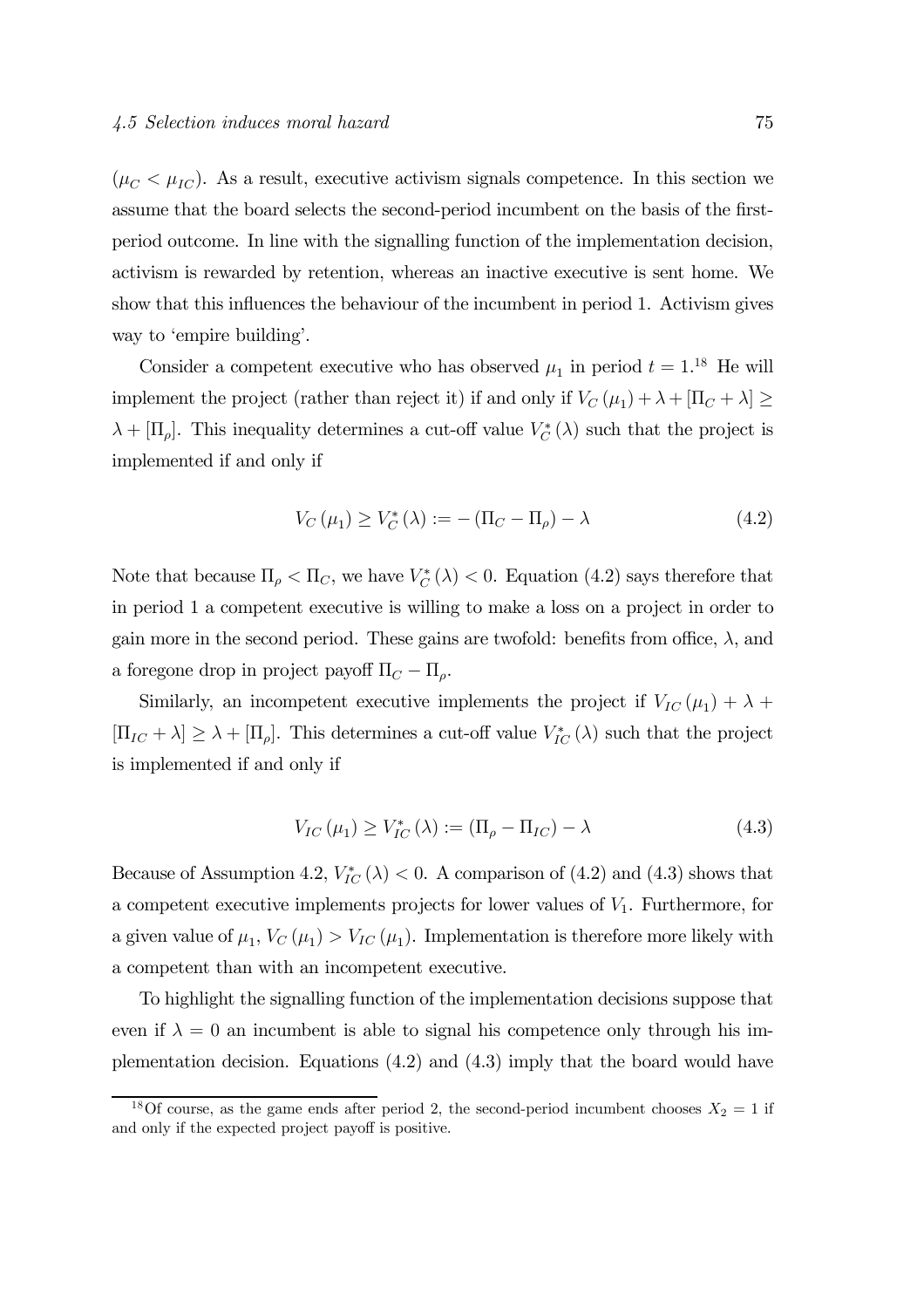($\mu_C < \mu_{IC}$). As a result, executive activism signals competence. In this section we assume that the board selects the second-period incumbent on the basis of the first-period outcome. In line with the signalling function of the implementation decision, activism is rewarded by retention, whereas an inactive executive is sent home. We show that this influences the behaviour of the incumbent in period 1. Activism gives way to 'empire building'.

Consider a competent executive who has observed $\mu_1$ in period $t = 1$.[18] He will implement the project (rather than reject it) if and only if $V_C(\mu_1) + \lambda + [\Pi_C + \lambda] \geq \lambda + [\Pi_\rho]$. This inequality determines a cut-off value $V_C^*(\lambda)$ such that the project is implemented if and only if

$$V_C(\mu_1) \geq V_C^*(\lambda) := -(\Pi_C - \Pi_\rho) - \lambda \tag{4.2}$$

Note that because $\Pi_\rho < \Pi_C$, we have $V_C^*(\lambda) < 0$. Equation (4.2) says therefore that in period 1 a competent executive is willing to make a loss on a project in order to gain more in the second period. These gains are twofold: benefits from office, $\lambda$, and a foregone drop in project payoff $\Pi_C - \Pi_\rho$.

Similarly, an incompetent executive implements the project if $V_{IC}(\mu_1) + \lambda + [\Pi_{IC} + \lambda] \geq \lambda + [\Pi_\rho]$. This determines a cut-off value $V_{IC}^*(\lambda)$ such that the project is implemented if and only if

$$V_{IC}(\mu_1) \geq V_{IC}^*(\lambda) := (\Pi_\rho - \Pi_{IC}) - \lambda \tag{4.3}$$

Because of Assumption 4.2, $V_{IC}^*(\lambda) < 0$. A comparison of (4.2) and (4.3) shows that a competent executive implements projects for lower values of $V_1$. Furthermore, for a given value of $\mu_1$, $V_C(\mu_1) > V_{IC}(\mu_1)$. Implementation is therefore more likely with a competent than with an incompetent executive.

To highlight the signalling function of the implementation decisions suppose that even if $\lambda = 0$ an incumbent is able to signal his competence only through his implementation decision. Equations (4.2) and (4.3) imply that the board would have

[18] Of course, as the game ends after period 2, the second-period incumbent chooses $X_2 = 1$ if and only if the expected project payoff is positive.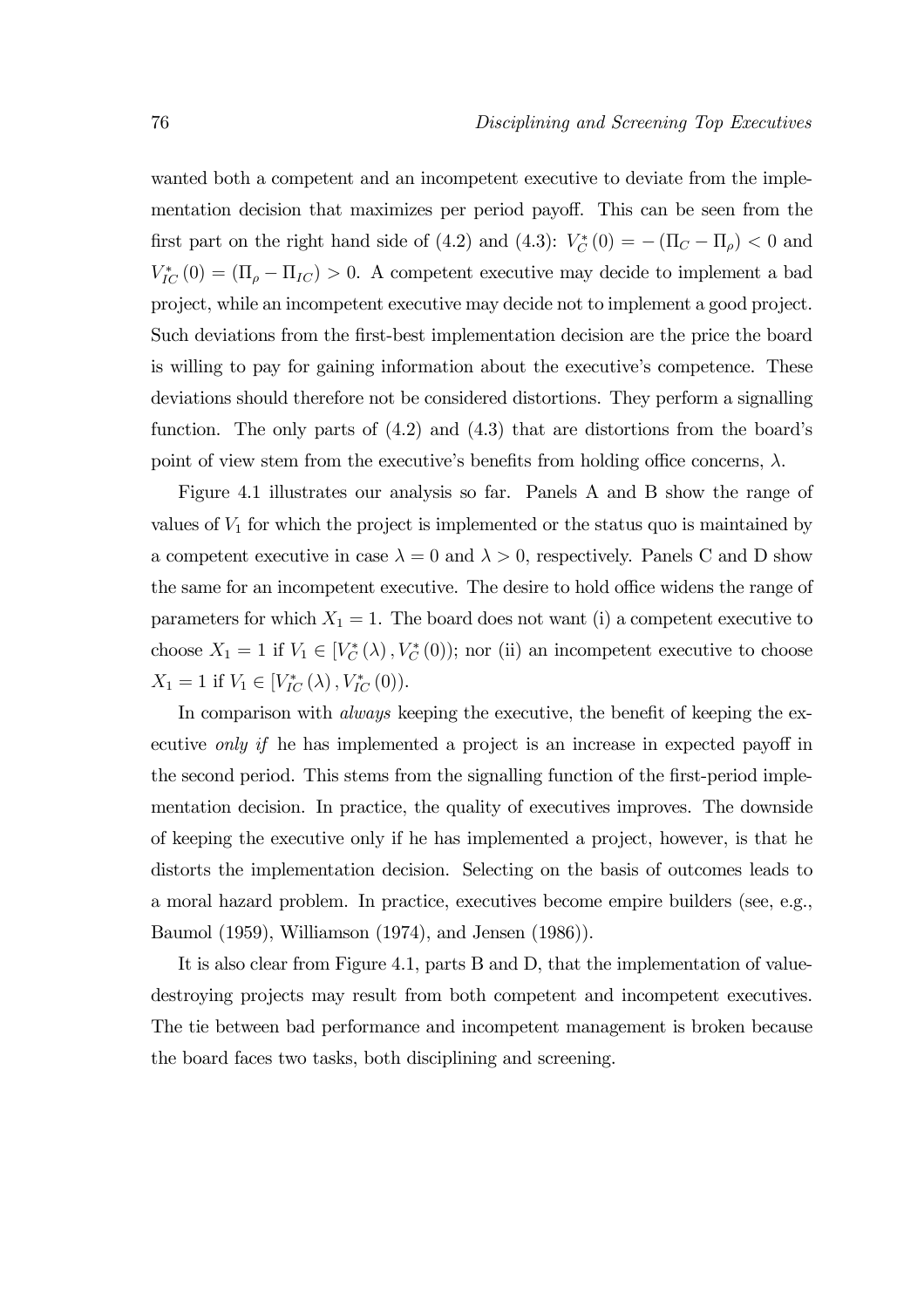wanted both a competent and an incompetent executive to deviate from the implementation decision that maximizes per period payoff. This can be seen from the first part on the right hand side of (4.2) and (4.3): $V_C^*(0) = -(\Pi_C - \Pi_\rho) < 0$ and $V_{IC}^*(0) = (\Pi_\rho - \Pi_{IC}) > 0$. A competent executive may decide to implement a bad project, while an incompetent executive may decide not to implement a good project. Such deviations from the first-best implementation decision are the price the board is willing to pay for gaining information about the executive's competence. These deviations should therefore not be considered distortions. They perform a signalling function. The only parts of (4.2) and (4.3) that are distortions from the board's point of view stem from the executive's benefits from holding office concerns, $\lambda$.

Figure 4.1 illustrates our analysis so far. Panels A and B show the range of values of $V_1$ for which the project is implemented or the status quo is maintained by a competent executive in case $\lambda = 0$ and $\lambda > 0$, respectively. Panels C and D show the same for an incompetent executive. The desire to hold office widens the range of parameters for which $X_1 = 1$. The board does not want (i) a competent executive to choose $X_1 = 1$ if $V_1 \in [V_C^*(\lambda), V_C^*(0))$; nor (ii) an incompetent executive to choose $X_1 = 1$ if $V_1 \in [V_{IC}^*(\lambda), V_{IC}^*(0))$.

In comparison with *always* keeping the executive, the benefit of keeping the executive *only if* he has implemented a project is an increase in expected payoff in the second period. This stems from the signalling function of the first-period implementation decision. In practice, the quality of executives improves. The downside of keeping the executive only if he has implemented a project, however, is that he distorts the implementation decision. Selecting on the basis of outcomes leads to a moral hazard problem. In practice, executives become empire builders (see, e.g., Baumol (1959), Williamson (1974), and Jensen (1986)).

It is also clear from Figure 4.1, parts B and D, that the implementation of value-destroying projects may result from both competent and incompetent executives. The tie between bad performance and incompetent management is broken because the board faces two tasks, both disciplining and screening.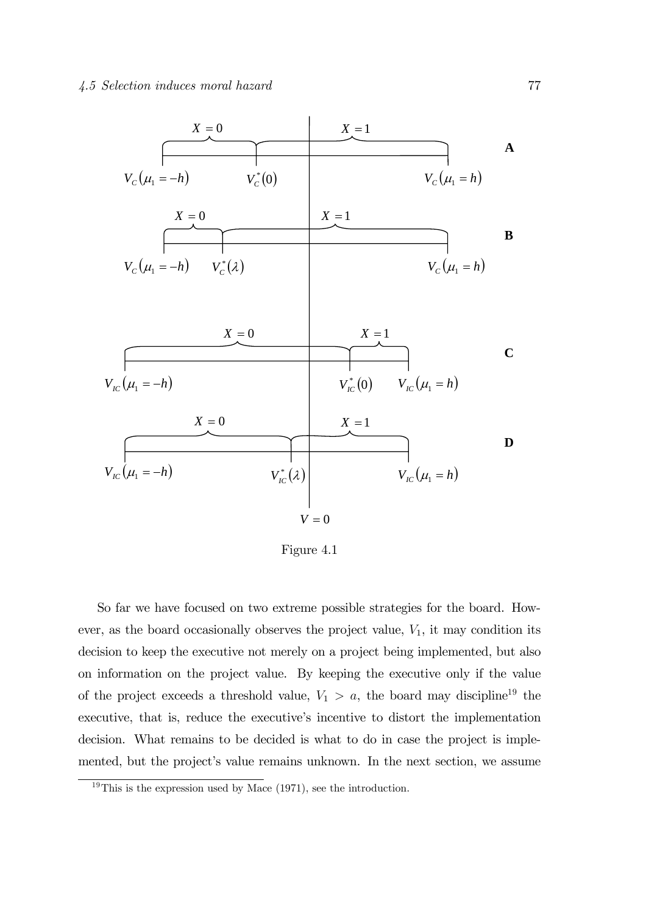Figure 4.1

So far we have focused on two extreme possible strategies for the board. However, as the board occasionally observes the project value, $V_1$, it may condition its decision to keep the executive not merely on a project being implemented, but also on information on the project value. By keeping the executive only if the value of the project exceeds a threshold value, $V_1 > a$, the board may discipline[19] the executive, that is, reduce the executive's incentive to distort the implementation decision. What remains to be decided is what to do in case the project is implemented, but the project's value remains unknown. In the next section, we assume

[19] This is the expression used by Mace (1971), see the introduction.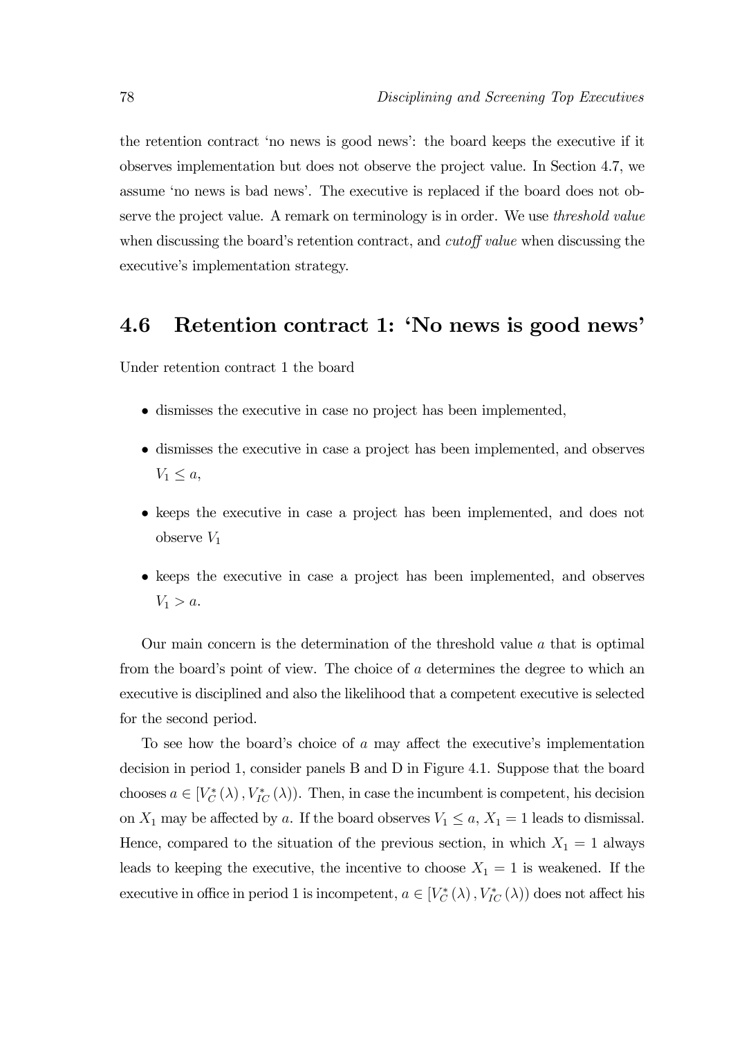the retention contract 'no news is good news': the board keeps the executive if it observes implementation but does not observe the project value. In Section 4.7, we assume 'no news is bad news'. The executive is replaced if the board does not observe the project value. A remark on terminology is in order. We use *threshold value* when discussing the board's retention contract, and *cutoff value* when discussing the executive's implementation strategy.

## 4.6 Retention contract 1: 'No news is good news'

Under retention contract 1 the board

- dismisses the executive in case no project has been implemented,
- dismisses the executive in case a project has been implemented, and observes $V_1 \leq a$,
- keeps the executive in case a project has been implemented, and does not observe $V_1$
- keeps the executive in case a project has been implemented, and observes $V_1 > a$.

Our main concern is the determination of the threshold value $a$ that is optimal from the board's point of view. The choice of $a$ determines the degree to which an executive is disciplined and also the likelihood that a competent executive is selected for the second period.

To see how the board's choice of $a$ may affect the executive's implementation decision in period 1, consider panels B and D in Figure 4.1. Suppose that the board chooses $a \in [V_C^*(\lambda), V_{IC}^*(\lambda))$. Then, in case the incumbent is competent, his decision on $X_1$ may be affected by $a$. If the board observes $V_1 \leq a$, $X_1 = 1$ leads to dismissal. Hence, compared to the situation of the previous section, in which $X_1 = 1$ always leads to keeping the executive, the incentive to choose $X_1 = 1$ is weakened. If the executive in office in period 1 is incompetent, $a \in [V_C^*(\lambda), V_{IC}^*(\lambda))$ does not affect his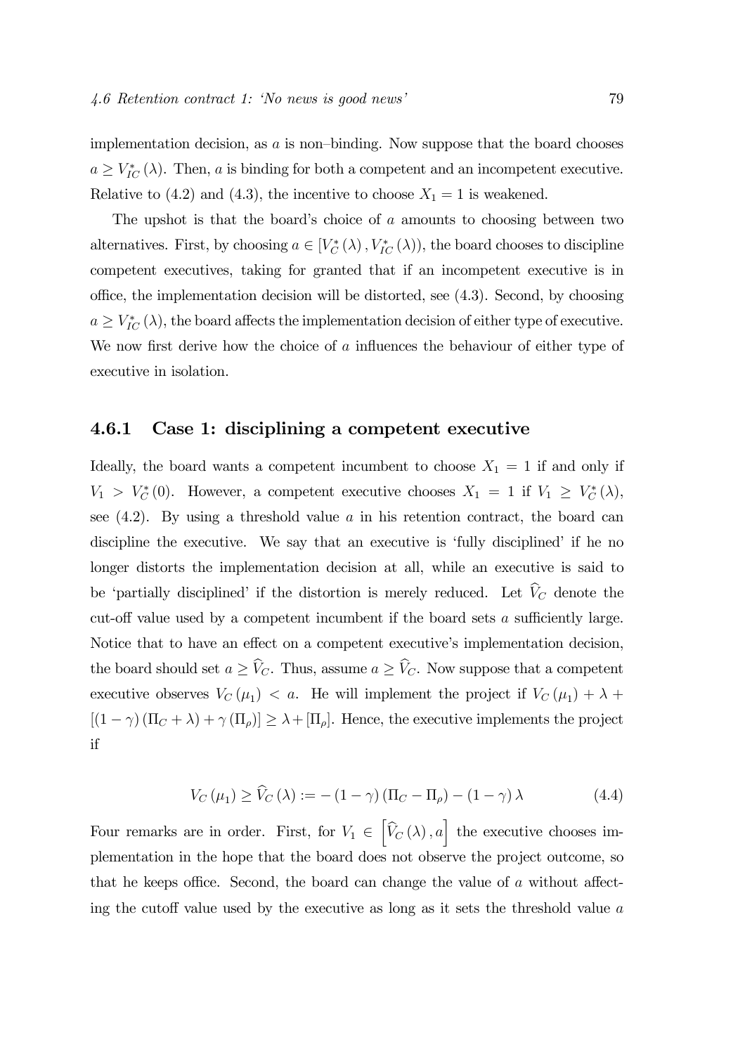implementation decision, as $a$ is non–binding. Now suppose that the board chooses $a \geq V_{IC}^{*}(\lambda)$. Then, $a$ is binding for both a competent and an incompetent executive. Relative to (4.2) and (4.3), the incentive to choose $X_1 = 1$ is weakened.

The upshot is that the board's choice of $a$ amounts to choosing between two alternatives. First, by choosing $a \in [V_C^{*}(\lambda), V_{IC}^{*}(\lambda))$, the board chooses to discipline competent executives, taking for granted that if an incompetent executive is in office, the implementation decision will be distorted, see (4.3). Second, by choosing $a \geq V_{IC}^{*}(\lambda)$, the board affects the implementation decision of either type of executive. We now first derive how the choice of $a$ influences the behaviour of either type of executive in isolation.

### 4.6.1 Case 1: disciplining a competent executive

Ideally, the board wants a competent incumbent to choose $X_1 = 1$ if and only if $V_1 > V_C^{*}(0)$. However, a competent executive chooses $X_1 = 1$ if $V_1 \geq V_C^{*}(\lambda)$, see (4.2). By using a threshold value $a$ in his retention contract, the board can discipline the executive. We say that an executive is 'fully disciplined' if he no longer distorts the implementation decision at all, while an executive is said to be 'partially disciplined' if the distortion is merely reduced. Let $\widehat{V}_C$ denote the cut-off value used by a competent incumbent if the board sets $a$ sufficiently large. Notice that to have an effect on a competent executive's implementation decision, the board should set $a \geq \widehat{V}_C$. Thus, assume $a \geq \widehat{V}_C$. Now suppose that a competent executive observes $V_C(\mu_1) < a$. He will implement the project if $V_C(\mu_1) + \lambda + [(1-\gamma)(\Pi_C + \lambda) + \gamma(\Pi_\rho)] \geq \lambda + [\Pi_\rho]$. Hence, the executive implements the project if

$$V_C(\mu_1) \geq \widehat{V}_C(\lambda) := -(1-\gamma)(\Pi_C - \Pi_\rho) - (1-\gamma)\lambda \tag{4.4}$$

Four remarks are in order. First, for $V_1 \in \left[\widehat{V}_C(\lambda), a\right]$ the executive chooses implementation in the hope that the board does not observe the project outcome, so that he keeps office. Second, the board can change the value of $a$ without affecting the cutoff value used by the executive as long as it sets the threshold value $a$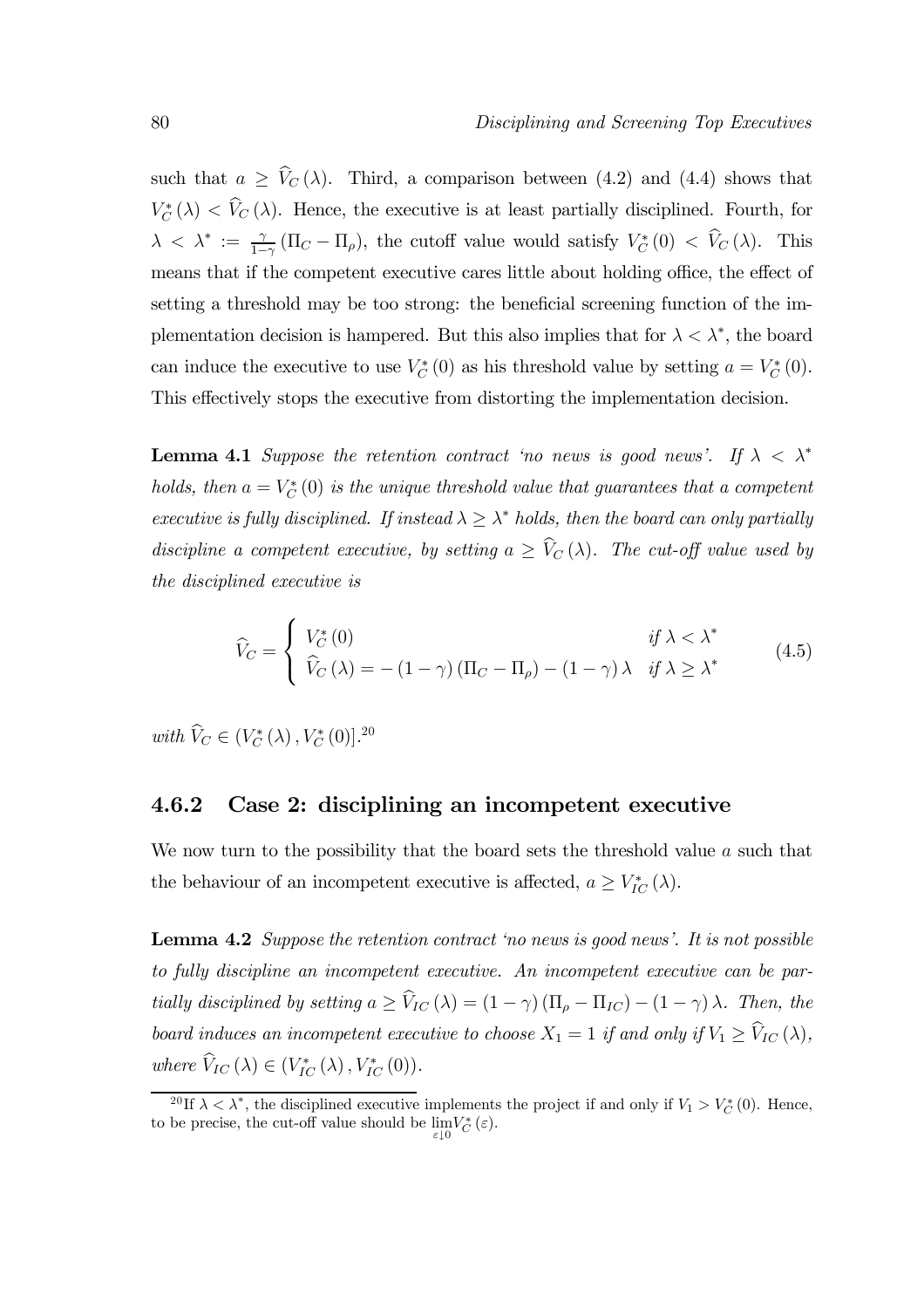such that $a \geq \widehat{V}_C(\lambda)$. Third, a comparison between (4.2) and (4.4) shows that $V_C^*(\lambda) < \widehat{V}_C(\lambda)$. Hence, the executive is at least partially disciplined. Fourth, for $\lambda < \lambda^* := \frac{\gamma}{1-\gamma}(\Pi_C - \Pi_\rho)$, the cutoff value would satisfy $V_C^*(0) < \widehat{V}_C(\lambda)$. This means that if the competent executive cares little about holding office, the effect of setting a threshold may be too strong: the beneficial screening function of the implementation decision is hampered. But this also implies that for $\lambda < \lambda^*$, the board can induce the executive to use $V_C^*(0)$ as his threshold value by setting $a = V_C^*(0)$. This effectively stops the executive from distorting the implementation decision.

**Lemma 4.1** *Suppose the retention contract 'no news is good news'. If $\lambda < \lambda^*$ holds, then $a = V_C^*(0)$ is the unique threshold value that guarantees that a competent executive is fully disciplined. If instead $\lambda \geq \lambda^*$ holds, then the board can only partially discipline a competent executive, by setting $a \geq \widehat{V}_C(\lambda)$. The cut-off value used by the disciplined executive is*

$$\widehat{V}_C = \begin{cases} V_C^*(0) & \text{if } \lambda < \lambda^* \\ \widehat{V}_C(\lambda) = -(1-\gamma)(\Pi_C - \Pi_\rho) - (1-\gamma)\lambda & \text{if } \lambda \geq \lambda^* \end{cases} \tag{4.5}$$

*with $\widehat{V}_C \in (V_C^*(\lambda), V_C^*(0)]$.*[20]

### 4.6.2 Case 2: disciplining an incompetent executive

We now turn to the possibility that the board sets the threshold value $a$ such that the behaviour of an incompetent executive is affected, $a \geq V_{IC}^*(\lambda)$.

**Lemma 4.2** *Suppose the retention contract 'no news is good news'. It is not possible to fully discipline an incompetent executive. An incompetent executive can be partially disciplined by setting $a \geq \widehat{V}_{IC}(\lambda) = (1-\gamma)(\Pi_\rho - \Pi_{IC}) - (1-\gamma)\lambda$. Then, the board induces an incompetent executive to choose $X_1 = 1$ if and only if $V_1 \geq \widehat{V}_{IC}(\lambda)$, where $\widehat{V}_{IC}(\lambda) \in (V_{IC}^*(\lambda), V_{IC}^*(0))$.*

[20] If $\lambda < \lambda^*$, the disciplined executive implements the project if and only if $V_1 > V_C^*(0)$. Hence, to be precise, the cut-off value should be $\lim_{\varepsilon \downarrow 0} V_C^*(\varepsilon)$.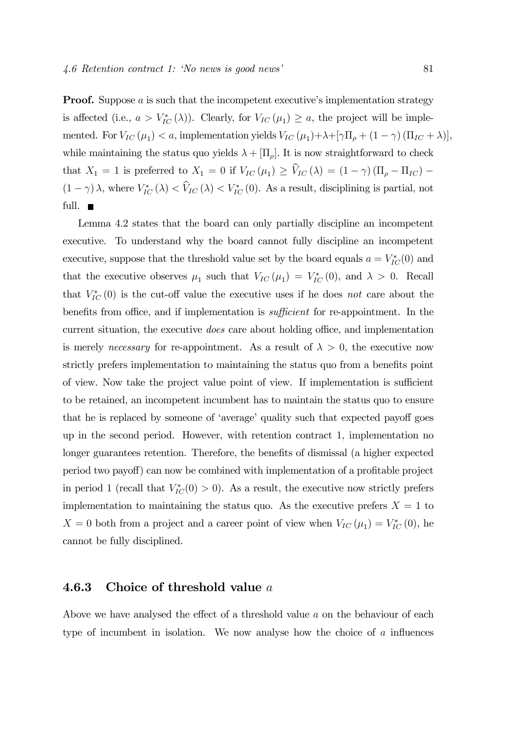**Proof.** Suppose $a$ is such that the incompetent executive's implementation strategy is affected (i.e., $a > V_{IC}^{*}(\lambda)$). Clearly, for $V_{IC}(\mu_1) \geq a$, the project will be implemented. For $V_{IC}(\mu_1) < a$, implementation yields $V_{IC}(\mu_1) + \lambda + [\gamma \Pi_{\rho} + (1-\gamma)(\Pi_{IC} + \lambda)]$, while maintaining the status quo yields $\lambda + [\Pi_{\rho}]$. It is now straightforward to check that $X_1 = 1$ is preferred to $X_1 = 0$ if $V_{IC}(\mu_1) \geq \widehat{V}_{IC}(\lambda) = (1-\gamma)(\Pi_{\rho} - \Pi_{IC}) - (1-\gamma)\lambda$, where $V_{IC}^{*}(\lambda) < \widehat{V}_{IC}(\lambda) < V_{IC}^{*}(0)$. As a result, disciplining is partial, not full. ■

Lemma 4.2 states that the board can only partially discipline an incompetent executive. To understand why the board cannot fully discipline an incompetent executive, suppose that the threshold value set by the board equals $a = V_{IC}^{*}(0)$ and that the executive observes $\mu_1$ such that $V_{IC}(\mu_1) = V_{IC}^{*}(0)$, and $\lambda > 0$. Recall that $V_{IC}^{*}(0)$ is the cut-off value the executive uses if he does *not* care about the benefits from office, and if implementation is *sufficient* for re-appointment. In the current situation, the executive *does* care about holding office, and implementation is merely *necessary* for re-appointment. As a result of $\lambda > 0$, the executive now strictly prefers implementation to maintaining the status quo from a benefits point of view. Now take the project value point of view. If implementation is sufficient to be retained, an incompetent incumbent has to maintain the status quo to ensure that he is replaced by someone of 'average' quality such that expected payoff goes up in the second period. However, with retention contract 1, implementation no longer guarantees retention. Therefore, the benefits of dismissal (a higher expected period two payoff) can now be combined with implementation of a profitable project in period 1 (recall that $V_{IC}^{*}(0) > 0$). As a result, the executive now strictly prefers implementation to maintaining the status quo. As the executive prefers $X = 1$ to $X = 0$ both from a project and a career point of view when $V_{IC}(\mu_1) = V_{IC}^{*}(0)$, he cannot be fully disciplined.

### 4.6.3 Choice of threshold value $a$

Above we have analysed the effect of a threshold value $a$ on the behaviour of each type of incumbent in isolation. We now analyse how the choice of $a$ influences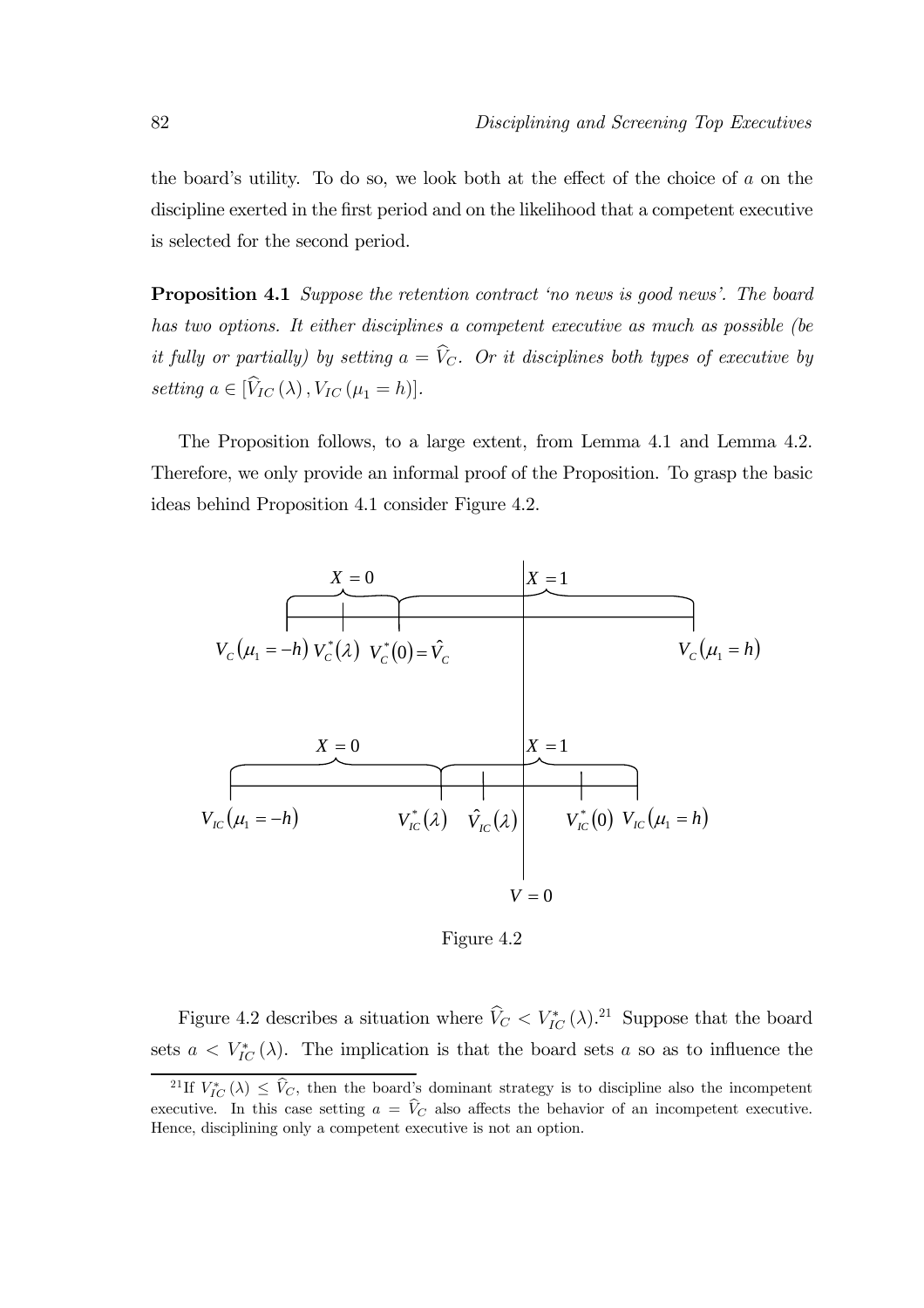the board's utility. To do so, we look both at the effect of the choice of $a$ on the discipline exerted in the first period and on the likelihood that a competent executive is selected for the second period.

**Proposition 4.1** *Suppose the retention contract 'no news is good news'. The board has two options. It either disciplines a competent executive as much as possible (be it fully or partially) by setting* $a = \widehat{V}_C$. *Or it disciplines both types of executive by setting* $a \in [\widehat{V}_{IC}(\lambda), V_{IC}(\mu_1 = h)]$.

The Proposition follows, to a large extent, from Lemma 4.1 and Lemma 4.2. Therefore, we only provide an informal proof of the Proposition. To grasp the basic ideas behind Proposition 4.1 consider Figure 4.2.

$X = 0$ $X = 1$

$V_C(\mu_1 = -h)$ $V_C^*(\lambda)$ $V_C^*(0) = \hat{V}_C$ $V_C(\mu_1 = h)$

$X = 0$ $X = 1$

$V_{IC}(\mu_1 = -h)$ $V_{IC}^*(\lambda)$ $\hat{V}_{IC}(\lambda)$ $V_{IC}^*(0)$ $V_{IC}(\mu_1 = h)$

$V = 0$

Figure 4.2

Figure 4.2 describes a situation where $\widehat{V}_C < V_{IC}^*(\lambda)$.[21] Suppose that the board sets $a < V_{IC}^*(\lambda)$. The implication is that the board sets $a$ so as to influence the

[21] If $V_{IC}^*(\lambda) \leq \widehat{V}_C$, then the board's dominant strategy is to discipline also the incompetent executive. In this case setting $a = \widehat{V}_C$ also affects the behavior of an incompetent executive. Hence, disciplining only a competent executive is not an option.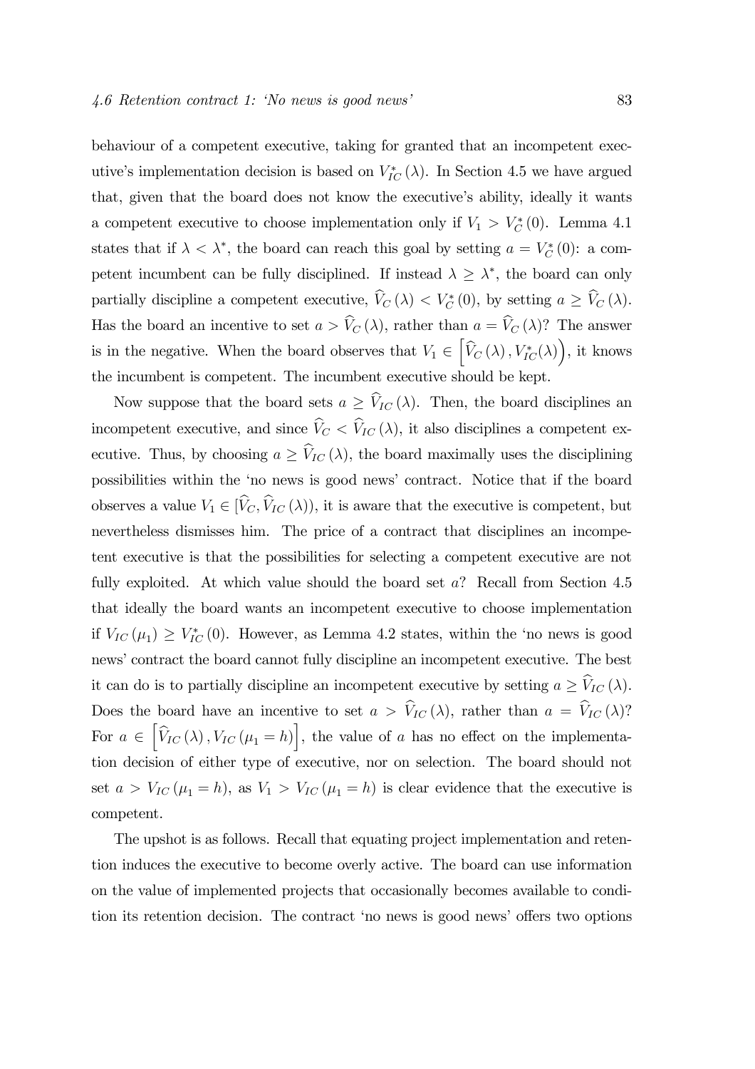behaviour of a competent executive, taking for granted that an incompetent executive's implementation decision is based on $V_{IC}^{*}(\lambda)$. In Section 4.5 we have argued that, given that the board does not know the executive's ability, ideally it wants a competent executive to choose implementation only if $V_1 > V_C^{*}(0)$. Lemma 4.1 states that if $\lambda < \lambda^{*}$, the board can reach this goal by setting $a = V_C^{*}(0)$: a competent incumbent can be fully disciplined. If instead $\lambda \geq \lambda^{*}$, the board can only partially discipline a competent executive, $\widehat{V}_C(\lambda) < V_C^{*}(0)$, by setting $a \geq \widehat{V}_C(\lambda)$. Has the board an incentive to set $a > \widehat{V}_C(\lambda)$, rather than $a = \widehat{V}_C(\lambda)$? The answer is in the negative. When the board observes that $V_1 \in \left[\widehat{V}_C(\lambda), V_{IC}^{*}(\lambda)\right)$, it knows the incumbent is competent. The incumbent executive should be kept.

Now suppose that the board sets $a \geq \widehat{V}_{IC}(\lambda)$. Then, the board disciplines an incompetent executive, and since $\widehat{V}_C < \widehat{V}_{IC}(\lambda)$, it also disciplines a competent executive. Thus, by choosing $a \geq \widehat{V}_{IC}(\lambda)$, the board maximally uses the disciplining possibilities within the 'no news is good news' contract. Notice that if the board observes a value $V_1 \in [\widehat{V}_C, \widehat{V}_{IC}(\lambda))$, it is aware that the executive is competent, but nevertheless dismisses him. The price of a contract that disciplines an incompetent executive is that the possibilities for selecting a competent executive are not fully exploited. At which value should the board set $a$? Recall from Section 4.5 that ideally the board wants an incompetent executive to choose implementation if $V_{IC}(\mu_1) \geq V_{IC}^{*}(0)$. However, as Lemma 4.2 states, within the 'no news is good news' contract the board cannot fully discipline an incompetent executive. The best it can do is to partially discipline an incompetent executive by setting $a \geq \widehat{V}_{IC}(\lambda)$. Does the board have an incentive to set $a > \widehat{V}_{IC}(\lambda)$, rather than $a = \widehat{V}_{IC}(\lambda)$? For $a \in \left[\widehat{V}_{IC}(\lambda), V_{IC}(\mu_1 = h)\right]$, the value of $a$ has no effect on the implementation decision of either type of executive, nor on selection. The board should not set $a > V_{IC}(\mu_1 = h)$, as $V_1 > V_{IC}(\mu_1 = h)$ is clear evidence that the executive is competent.

The upshot is as follows. Recall that equating project implementation and retention induces the executive to become overly active. The board can use information on the value of implemented projects that occasionally becomes available to condition its retention decision. The contract 'no news is good news' offers two options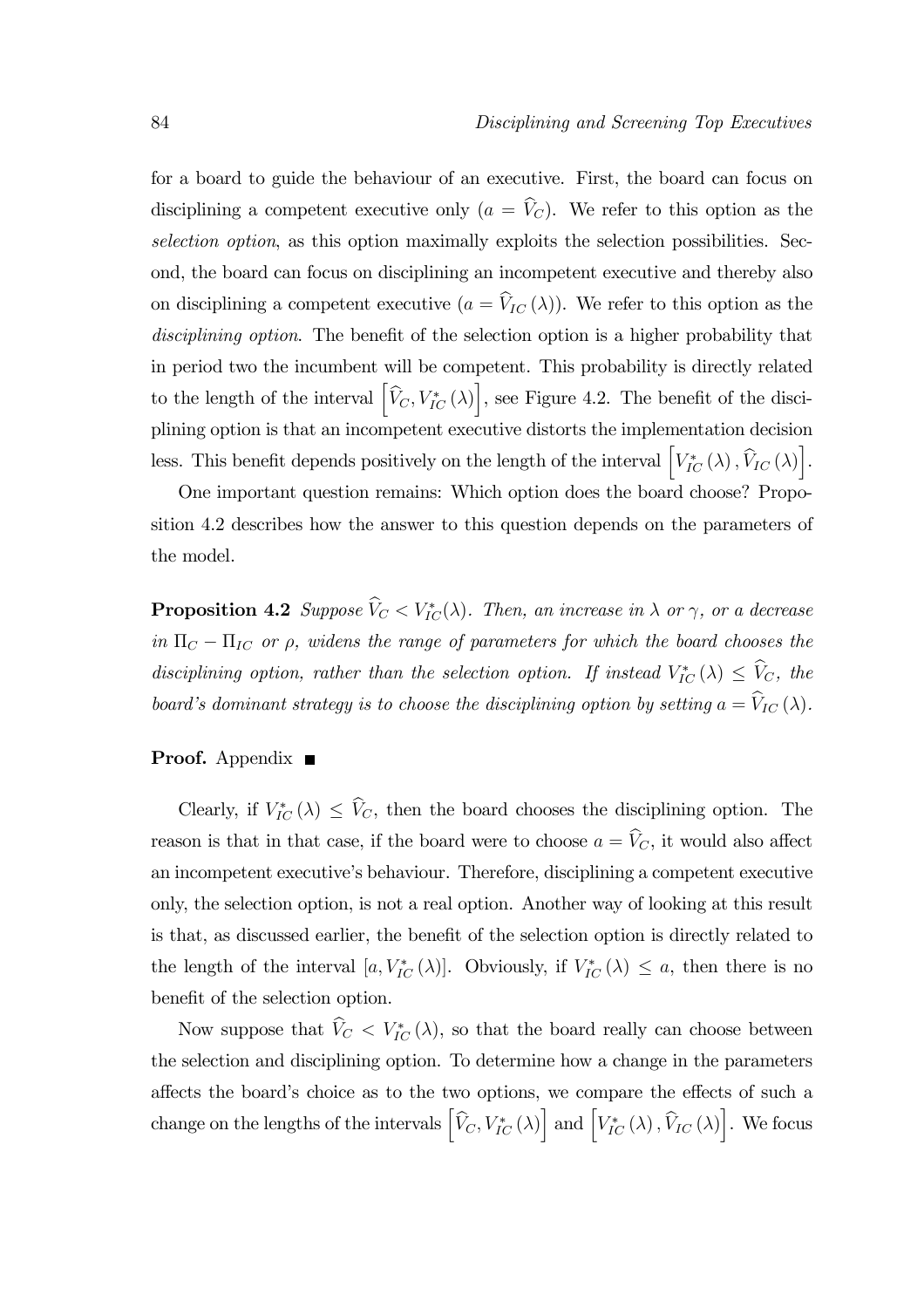for a board to guide the behaviour of an executive. First, the board can focus on disciplining a competent executive only ($a = \widehat{V}_C$). We refer to this option as the *selection option*, as this option maximally exploits the selection possibilities. Second, the board can focus on disciplining an incompetent executive and thereby also on disciplining a competent executive ($a = \widehat{V}_{IC}(\lambda)$). We refer to this option as the *disciplining option*. The benefit of the selection option is a higher probability that in period two the incumbent will be competent. This probability is directly related to the length of the interval $\left[\widehat{V}_C, V_{IC}^*(\lambda)\right]$, see Figure 4.2. The benefit of the disciplining option is that an incompetent executive distorts the implementation decision less. This benefit depends positively on the length of the interval $\left[V_{IC}^*(\lambda), \widehat{V}_{IC}(\lambda)\right]$.

One important question remains: Which option does the board choose? Proposition 4.2 describes how the answer to this question depends on the parameters of the model.

**Proposition 4.2** *Suppose $\widehat{V}_C < V_{IC}^*(\lambda)$. Then, an increase in $\lambda$ or $\gamma$, or a decrease in $\Pi_C - \Pi_{IC}$ or $\rho$, widens the range of parameters for which the board chooses the disciplining option, rather than the selection option. If instead $V_{IC}^*(\lambda) \leq \widehat{V}_C$, the board's dominant strategy is to choose the disciplining option by setting $a = \widehat{V}_{IC}(\lambda)$.*

**Proof.** Appendix ■

Clearly, if $V_{IC}^*(\lambda) \leq \widehat{V}_C$, then the board chooses the disciplining option. The reason is that in that case, if the board were to choose $a = \widehat{V}_C$, it would also affect an incompetent executive's behaviour. Therefore, disciplining a competent executive only, the selection option, is not a real option. Another way of looking at this result is that, as discussed earlier, the benefit of the selection option is directly related to the length of the interval $[a, V_{IC}^*(\lambda)]$. Obviously, if $V_{IC}^*(\lambda) \leq a$, then there is no benefit of the selection option.

Now suppose that $\widehat{V}_C < V_{IC}^*(\lambda)$, so that the board really can choose between the selection and disciplining option. To determine how a change in the parameters affects the board's choice as to the two options, we compare the effects of such a change on the lengths of the intervals $\left[\widehat{V}_C, V_{IC}^*(\lambda)\right]$ and $\left[V_{IC}^*(\lambda), \widehat{V}_{IC}(\lambda)\right]$. We focus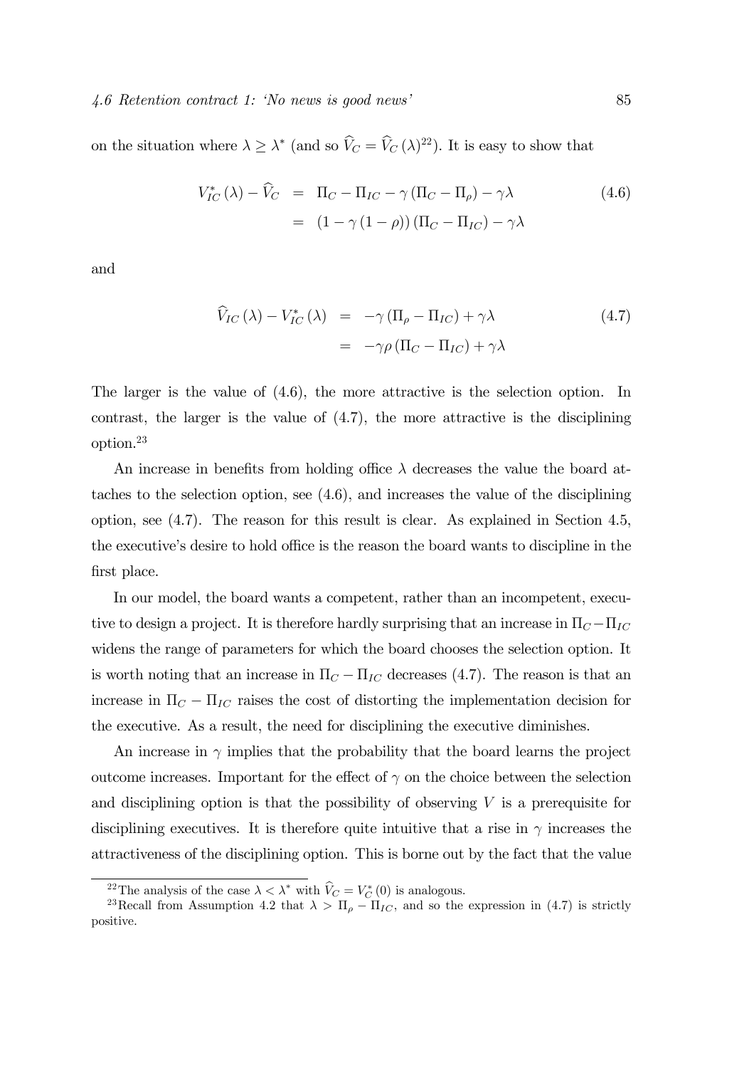on the situation where $\lambda \geq \lambda^*$ (and so $\widehat{V}_C = \widehat{V}_C(\lambda)$[22]). It is easy to show that

$$
\begin{aligned}
V_{IC}^*(\lambda) - \widehat{V}_C &= \Pi_C - \Pi_{IC} - \gamma(\Pi_C - \Pi_\rho) - \gamma\lambda \\
&= (1 - \gamma(1-\rho))(\Pi_C - \Pi_{IC}) - \gamma\lambda
\end{aligned}
\tag{4.6}
$$

and

$$
\begin{aligned}
\widehat{V}_{IC}(\lambda) - V_{IC}^*(\lambda) &= -\gamma(\Pi_\rho - \Pi_{IC}) + \gamma\lambda \\
&= -\gamma\rho(\Pi_C - \Pi_{IC}) + \gamma\lambda
\end{aligned}
\tag{4.7}
$$

The larger is the value of (4.6), the more attractive is the selection option. In contrast, the larger is the value of (4.7), the more attractive is the disciplining option.[23]

An increase in benefits from holding office $\lambda$ decreases the value the board attaches to the selection option, see (4.6), and increases the value of the disciplining option, see (4.7). The reason for this result is clear. As explained in Section 4.5, the executive's desire to hold office is the reason the board wants to discipline in the first place.

In our model, the board wants a competent, rather than an incompetent, executive to design a project. It is therefore hardly surprising that an increase in $\Pi_C - \Pi_{IC}$ widens the range of parameters for which the board chooses the selection option. It is worth noting that an increase in $\Pi_C - \Pi_{IC}$ decreases (4.7). The reason is that an increase in $\Pi_C - \Pi_{IC}$ raises the cost of distorting the implementation decision for the executive. As a result, the need for disciplining the executive diminishes.

An increase in $\gamma$ implies that the probability that the board learns the project outcome increases. Important for the effect of $\gamma$ on the choice between the selection and disciplining option is that the possibility of observing $V$ is a prerequisite for disciplining executives. It is therefore quite intuitive that a rise in $\gamma$ increases the attractiveness of the disciplining option. This is borne out by the fact that the value

---

[22] The analysis of the case $\lambda < \lambda^*$ with $\widehat{V}_C = V_C^*(0)$ is analogous.

[23] Recall from Assumption 4.2 that $\lambda > \Pi_\rho - \Pi_{IC}$, and so the expression in (4.7) is strictly positive.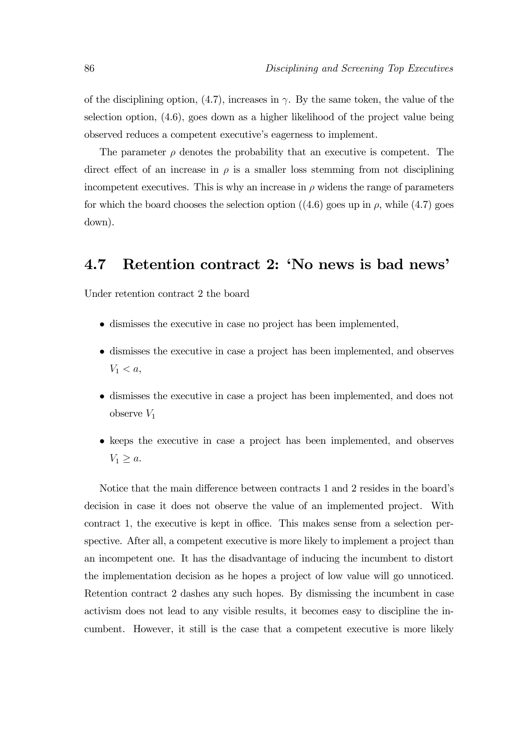of the disciplining option, (4.7), increases in $\gamma$. By the same token, the value of the selection option, (4.6), goes down as a higher likelihood of the project value being observed reduces a competent executive's eagerness to implement.

The parameter $\rho$ denotes the probability that an executive is competent. The direct effect of an increase in $\rho$ is a smaller loss stemming from not disciplining incompetent executives. This is why an increase in $\rho$ widens the range of parameters for which the board chooses the selection option ((4.6) goes up in $\rho$, while (4.7) goes down).

## 4.7 Retention contract 2: 'No news is bad news'

Under retention contract 2 the board

- dismisses the executive in case no project has been implemented,
- dismisses the executive in case a project has been implemented, and observes $V_1 < a$,
- dismisses the executive in case a project has been implemented, and does not observe $V_1$
- keeps the executive in case a project has been implemented, and observes $V_1 \geq a$.

Notice that the main difference between contracts 1 and 2 resides in the board's decision in case it does not observe the value of an implemented project. With contract 1, the executive is kept in office. This makes sense from a selection perspective. After all, a competent executive is more likely to implement a project than an incompetent one. It has the disadvantage of inducing the incumbent to distort the implementation decision as he hopes a project of low value will go unnoticed. Retention contract 2 dashes any such hopes. By dismissing the incumbent in case activism does not lead to any visible results, it becomes easy to discipline the incumbent. However, it still is the case that a competent executive is more likely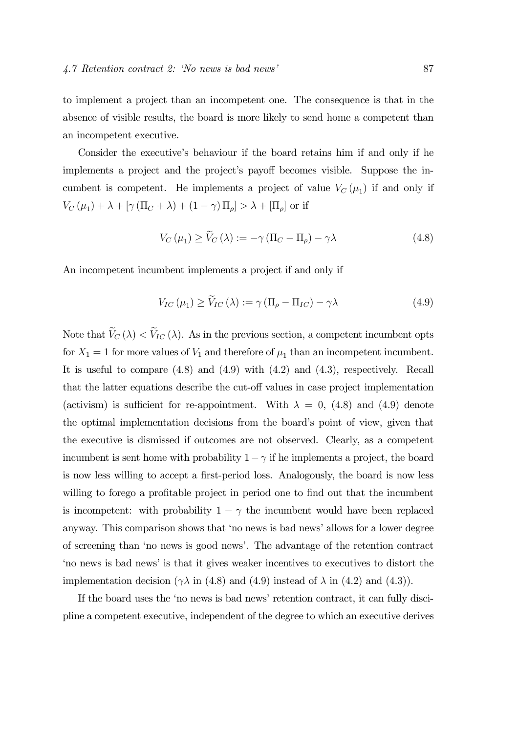to implement a project than an incompetent one. The consequence is that in the absence of visible results, the board is more likely to send home a competent than an incompetent executive.

Consider the executive's behaviour if the board retains him if and only if he implements a project and the project's payoff becomes visible. Suppose the incumbent is competent. He implements a project of value $V_C(\mu_1)$ if and only if $V_C(\mu_1) + \lambda + [\gamma(\Pi_C + \lambda) + (1-\gamma)\Pi_\rho] > \lambda + [\Pi_\rho]$ or if

$$V_C(\mu_1) \geq \widetilde{V}_C(\lambda) := -\gamma(\Pi_C - \Pi_\rho) - \gamma\lambda \tag{4.8}$$

An incompetent incumbent implements a project if and only if

$$V_{IC}(\mu_1) \geq \widetilde{V}_{IC}(\lambda) := \gamma(\Pi_\rho - \Pi_{IC}) - \gamma\lambda \tag{4.9}$$

Note that $\widetilde{V}_C(\lambda) < \widetilde{V}_{IC}(\lambda)$. As in the previous section, a competent incumbent opts for $X_1 = 1$ for more values of $V_1$ and therefore of $\mu_1$ than an incompetent incumbent. It is useful to compare (4.8) and (4.9) with (4.2) and (4.3), respectively. Recall that the latter equations describe the cut-off values in case project implementation (activism) is sufficient for re-appointment. With $\lambda = 0$, (4.8) and (4.9) denote the optimal implementation decisions from the board's point of view, given that the executive is dismissed if outcomes are not observed. Clearly, as a competent incumbent is sent home with probability $1-\gamma$ if he implements a project, the board is now less willing to accept a first-period loss. Analogously, the board is now less willing to forego a profitable project in period one to find out that the incumbent is incompetent: with probability $1-\gamma$ the incumbent would have been replaced anyway. This comparison shows that 'no news is bad news' allows for a lower degree of screening than 'no news is good news'. The advantage of the retention contract 'no news is bad news' is that it gives weaker incentives to executives to distort the implementation decision ($\gamma\lambda$ in (4.8) and (4.9) instead of $\lambda$ in (4.2) and (4.3)).

If the board uses the 'no news is bad news' retention contract, it can fully discipline a competent executive, independent of the degree to which an executive derives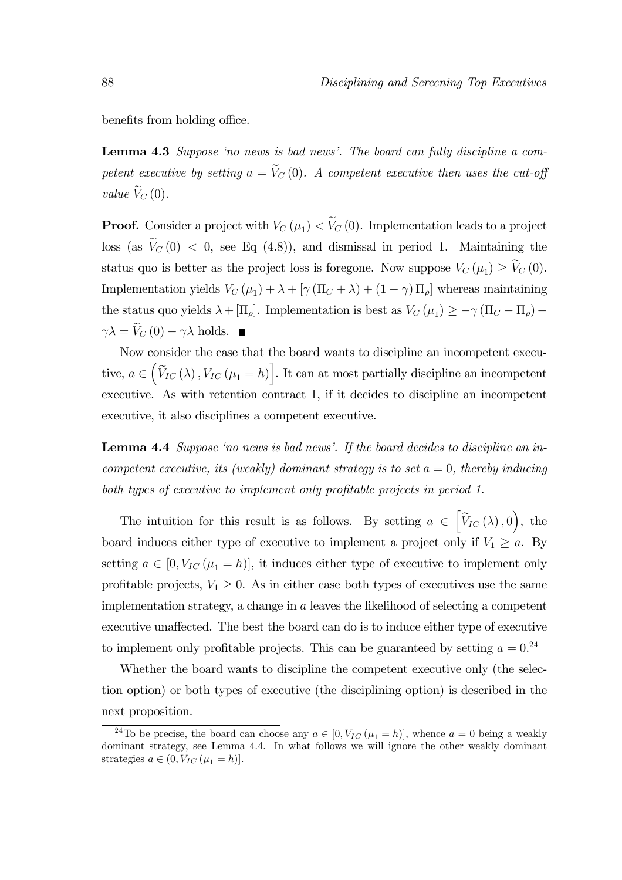benefits from holding office.

**Lemma 4.3** *Suppose 'no news is bad news'. The board can fully discipline a competent executive by setting $a = \widetilde{V}_C(0)$. A competent executive then uses the cut-off value $\widetilde{V}_C(0)$.*

**Proof.** Consider a project with $V_C(\mu_1) < \widetilde{V}_C(0)$. Implementation leads to a project loss (as $\widetilde{V}_C(0) < 0$, see Eq (4.8)), and dismissal in period 1. Maintaining the status quo is better as the project loss is foregone. Now suppose $V_C(\mu_1) \geq \widetilde{V}_C(0)$. Implementation yields $V_C(\mu_1) + \lambda + [\gamma(\Pi_C + \lambda) + (1-\gamma)\Pi_\rho]$ whereas maintaining the status quo yields $\lambda + [\Pi_\rho]$. Implementation is best as $V_C(\mu_1) \geq -\gamma(\Pi_C - \Pi_\rho) - \gamma\lambda = \widetilde{V}_C(0) - \gamma\lambda$ holds. ■

Now consider the case that the board wants to discipline an incompetent executive, $a \in \left(\widetilde{V}_{IC}(\lambda), V_{IC}(\mu_1 = h)\right]$. It can at most partially discipline an incompetent executive. As with retention contract 1, if it decides to discipline an incompetent executive, it also disciplines a competent executive.

**Lemma 4.4** *Suppose 'no news is bad news'. If the board decides to discipline an incompetent executive, its (weakly) dominant strategy is to set $a = 0$, thereby inducing both types of executive to implement only profitable projects in period 1.*

The intuition for this result is as follows. By setting $a \in \left[\widetilde{V}_{IC}(\lambda), 0\right)$, the board induces either type of executive to implement a project only if $V_1 \geq a$. By setting $a \in [0, V_{IC}(\mu_1 = h)]$, it induces either type of executive to implement only profitable projects, $V_1 \geq 0$. As in either case both types of executives use the same implementation strategy, a change in $a$ leaves the likelihood of selecting a competent executive unaffected. The best the board can do is to induce either type of executive to implement only profitable projects. This can be guaranteed by setting $a = 0$.[24]

Whether the board wants to discipline the competent executive only (the selection option) or both types of executive (the disciplining option) is described in the next proposition.

[24] To be precise, the board can choose any $a \in [0, V_{IC}(\mu_1 = h)]$, whence $a = 0$ being a weakly dominant strategy, see Lemma 4.4. In what follows we will ignore the other weakly dominant strategies $a \in (0, V_{IC}(\mu_1 = h)]$.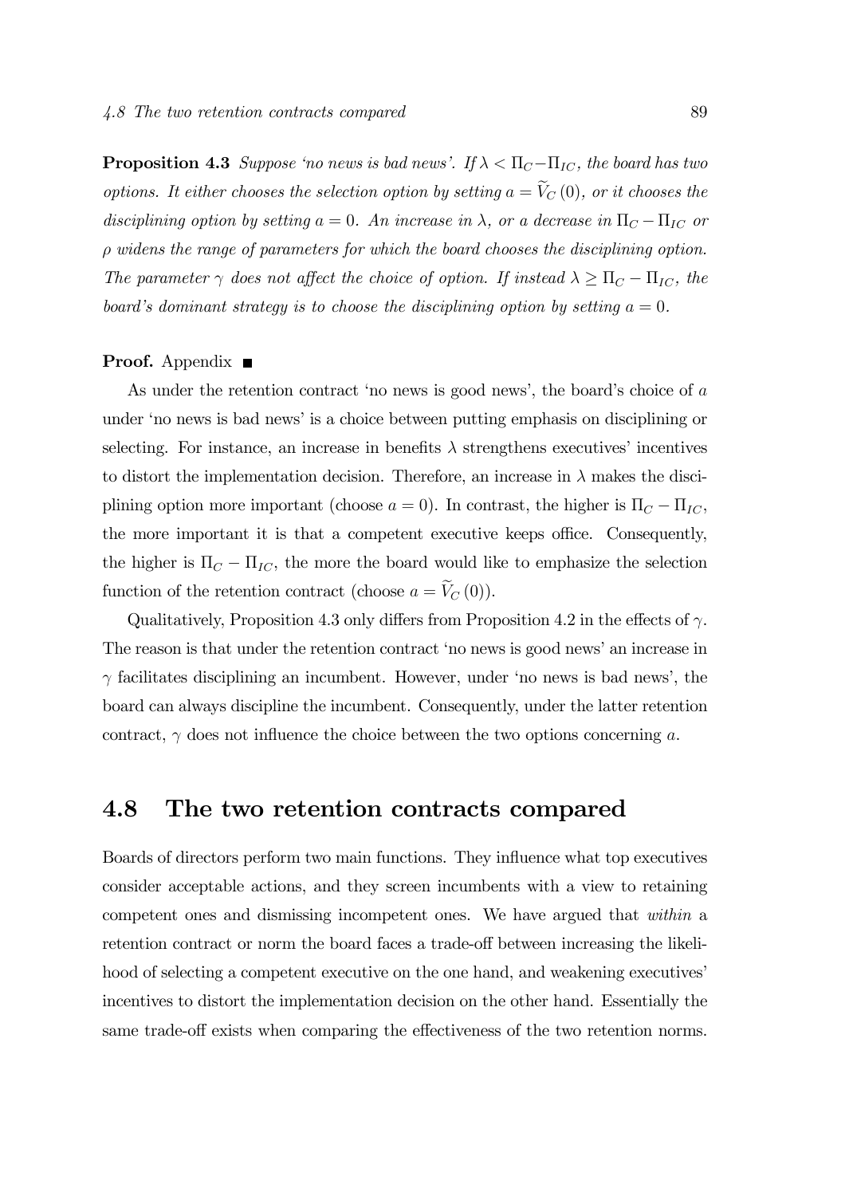**Proposition 4.3** *Suppose 'no news is bad news'. If $\lambda < \Pi_C - \Pi_{IC}$, the board has two options. It either chooses the selection option by setting $a = \widetilde{V}_C(0)$, or it chooses the disciplining option by setting $a = 0$. An increase in $\lambda$, or a decrease in $\Pi_C - \Pi_{IC}$ or $\rho$ widens the range of parameters for which the board chooses the disciplining option. The parameter $\gamma$ does not affect the choice of option. If instead $\lambda \geq \Pi_C - \Pi_{IC}$, the board's dominant strategy is to choose the disciplining option by setting $a = 0$.*

**Proof.** Appendix ■

As under the retention contract 'no news is good news', the board's choice of $a$ under 'no news is bad news' is a choice between putting emphasis on disciplining or selecting. For instance, an increase in benefits $\lambda$ strengthens executives' incentives to distort the implementation decision. Therefore, an increase in $\lambda$ makes the disciplining option more important (choose $a = 0$). In contrast, the higher is $\Pi_C - \Pi_{IC}$, the more important it is that a competent executive keeps office. Consequently, the higher is $\Pi_C - \Pi_{IC}$, the more the board would like to emphasize the selection function of the retention contract (choose $a = \widetilde{V}_C(0)$).

Qualitatively, Proposition 4.3 only differs from Proposition 4.2 in the effects of $\gamma$. The reason is that under the retention contract 'no news is good news' an increase in $\gamma$ facilitates disciplining an incumbent. However, under 'no news is bad news', the board can always discipline the incumbent. Consequently, under the latter retention contract, $\gamma$ does not influence the choice between the two options concerning $a$.

## 4.8 The two retention contracts compared

Boards of directors perform two main functions. They influence what top executives consider acceptable actions, and they screen incumbents with a view to retaining competent ones and dismissing incompetent ones. We have argued that *within* a retention contract or norm the board faces a trade-off between increasing the likelihood of selecting a competent executive on the one hand, and weakening executives' incentives to distort the implementation decision on the other hand. Essentially the same trade-off exists when comparing the effectiveness of the two retention norms.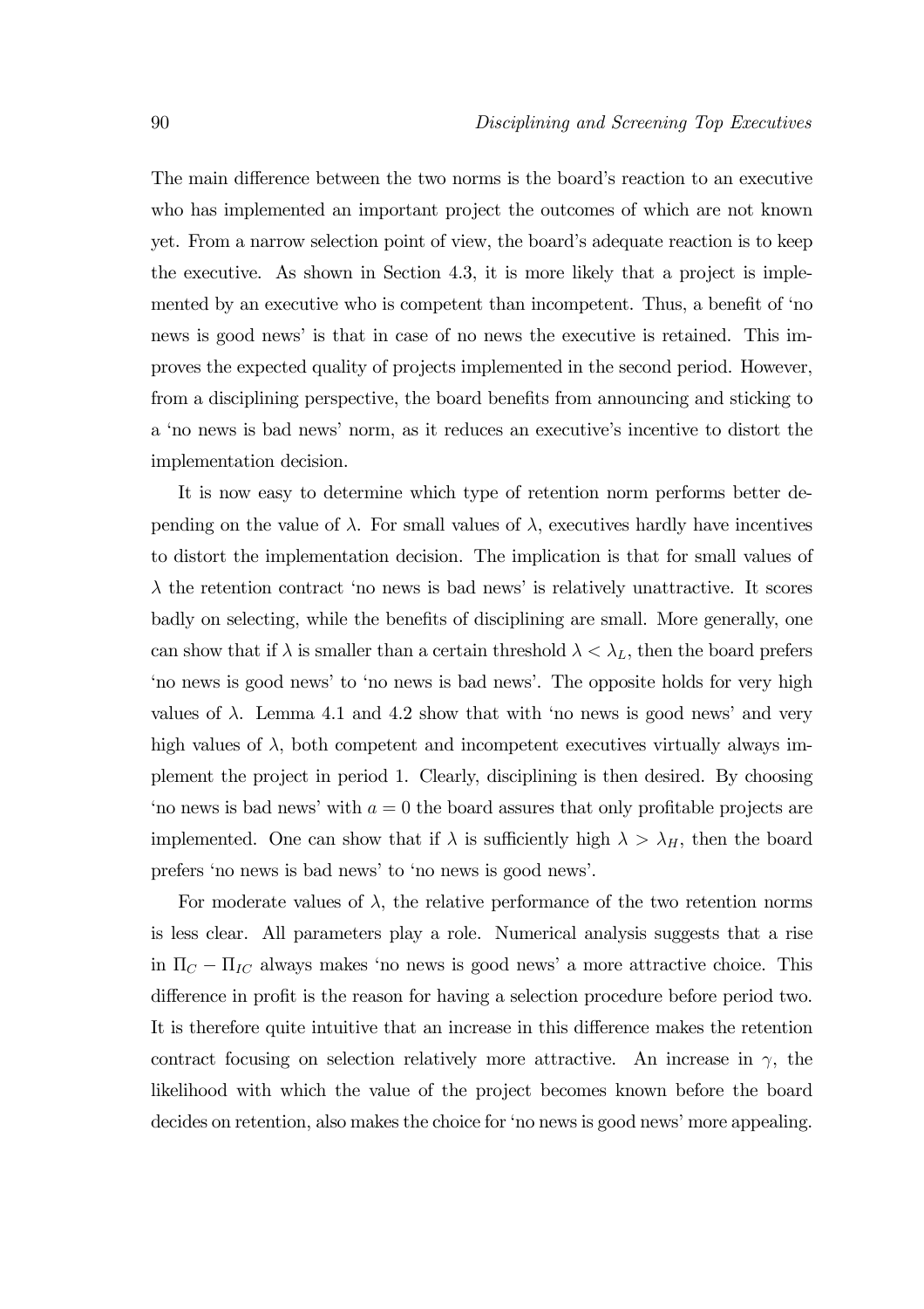The main difference between the two norms is the board's reaction to an executive who has implemented an important project the outcomes of which are not known yet. From a narrow selection point of view, the board's adequate reaction is to keep the executive. As shown in Section 4.3, it is more likely that a project is implemented by an executive who is competent than incompetent. Thus, a benefit of 'no news is good news' is that in case of no news the executive is retained. This improves the expected quality of projects implemented in the second period. However, from a disciplining perspective, the board benefits from announcing and sticking to a 'no news is bad news' norm, as it reduces an executive's incentive to distort the implementation decision.

It is now easy to determine which type of retention norm performs better depending on the value of $\lambda$. For small values of $\lambda$, executives hardly have incentives to distort the implementation decision. The implication is that for small values of $\lambda$ the retention contract 'no news is bad news' is relatively unattractive. It scores badly on selecting, while the benefits of disciplining are small. More generally, one can show that if $\lambda$ is smaller than a certain threshold $\lambda < \lambda_L$, then the board prefers 'no news is good news' to 'no news is bad news'. The opposite holds for very high values of $\lambda$. Lemma 4.1 and 4.2 show that with 'no news is good news' and very high values of $\lambda$, both competent and incompetent executives virtually always implement the project in period 1. Clearly, disciplining is then desired. By choosing 'no news is bad news' with $a = 0$ the board assures that only profitable projects are implemented. One can show that if $\lambda$ is sufficiently high $\lambda > \lambda_H$, then the board prefers 'no news is bad news' to 'no news is good news'.

For moderate values of $\lambda$, the relative performance of the two retention norms is less clear. All parameters play a role. Numerical analysis suggests that a rise in $\Pi_C - \Pi_{IC}$ always makes 'no news is good news' a more attractive choice. This difference in profit is the reason for having a selection procedure before period two. It is therefore quite intuitive that an increase in this difference makes the retention contract focusing on selection relatively more attractive. An increase in $\gamma$, the likelihood with which the value of the project becomes known before the board decides on retention, also makes the choice for 'no news is good news' more appealing.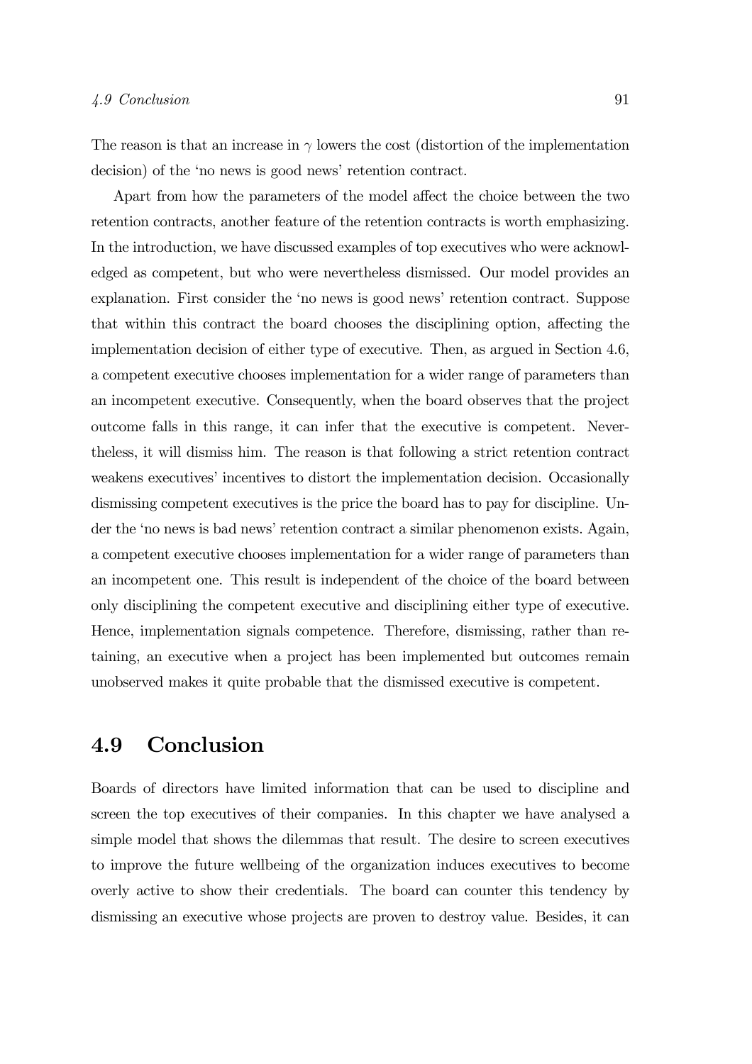The reason is that an increase in $\gamma$ lowers the cost (distortion of the implementation decision) of the 'no news is good news' retention contract.

Apart from how the parameters of the model affect the choice between the two retention contracts, another feature of the retention contracts is worth emphasizing. In the introduction, we have discussed examples of top executives who were acknowledged as competent, but who were nevertheless dismissed. Our model provides an explanation. First consider the 'no news is good news' retention contract. Suppose that within this contract the board chooses the disciplining option, affecting the implementation decision of either type of executive. Then, as argued in Section 4.6, a competent executive chooses implementation for a wider range of parameters than an incompetent executive. Consequently, when the board observes that the project outcome falls in this range, it can infer that the executive is competent. Nevertheless, it will dismiss him. The reason is that following a strict retention contract weakens executives' incentives to distort the implementation decision. Occasionally dismissing competent executives is the price the board has to pay for discipline. Under the 'no news is bad news' retention contract a similar phenomenon exists. Again, a competent executive chooses implementation for a wider range of parameters than an incompetent one. This result is independent of the choice of the board between only disciplining the competent executive and disciplining either type of executive. Hence, implementation signals competence. Therefore, dismissing, rather than retaining, an executive when a project has been implemented but outcomes remain unobserved makes it quite probable that the dismissed executive is competent.

## 4.9 Conclusion

Boards of directors have limited information that can be used to discipline and screen the top executives of their companies. In this chapter we have analysed a simple model that shows the dilemmas that result. The desire to screen executives to improve the future wellbeing of the organization induces executives to become overly active to show their credentials. The board can counter this tendency by dismissing an executive whose projects are proven to destroy value. Besides, it can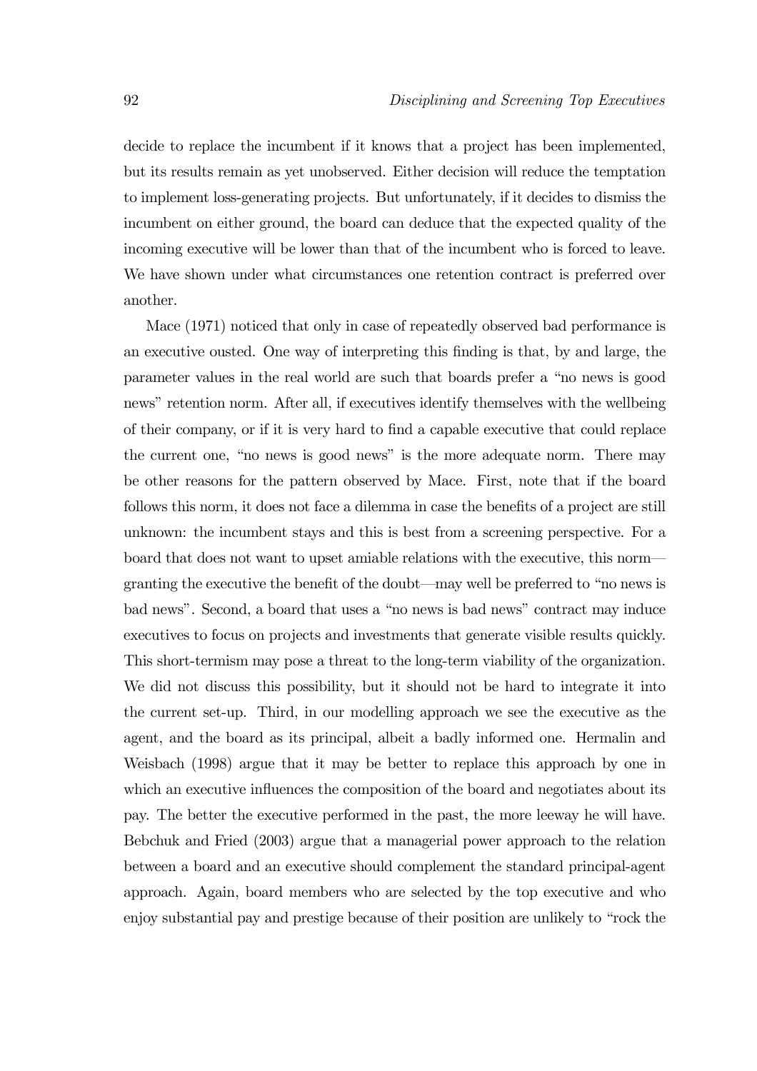decide to replace the incumbent if it knows that a project has been implemented, but its results remain as yet unobserved. Either decision will reduce the temptation to implement loss-generating projects. But unfortunately, if it decides to dismiss the incumbent on either ground, the board can deduce that the expected quality of the incoming executive will be lower than that of the incumbent who is forced to leave. We have shown under what circumstances one retention contract is preferred over another.

Mace (1971) noticed that only in case of repeatedly observed bad performance is an executive ousted. One way of interpreting this finding is that, by and large, the parameter values in the real world are such that boards prefer a "no news is good news" retention norm. After all, if executives identify themselves with the wellbeing of their company, or if it is very hard to find a capable executive that could replace the current one, "no news is good news" is the more adequate norm. There may be other reasons for the pattern observed by Mace. First, note that if the board follows this norm, it does not face a dilemma in case the benefits of a project are still unknown: the incumbent stays and this is best from a screening perspective. For a board that does not want to upset amiable relations with the executive, this norm—granting the executive the benefit of the doubt—may well be preferred to "no news is bad news". Second, a board that uses a "no news is bad news" contract may induce executives to focus on projects and investments that generate visible results quickly. This short-termism may pose a threat to the long-term viability of the organization. We did not discuss this possibility, but it should not be hard to integrate it into the current set-up. Third, in our modelling approach we see the executive as the agent, and the board as its principal, albeit a badly informed one. Hermalin and Weisbach (1998) argue that it may be better to replace this approach by one in which an executive influences the composition of the board and negotiates about its pay. The better the executive performed in the past, the more leeway he will have. Bebchuk and Fried (2003) argue that a managerial power approach to the relation between a board and an executive should complement the standard principal-agent approach. Again, board members who are selected by the top executive and who enjoy substantial pay and prestige because of their position are unlikely to "rock the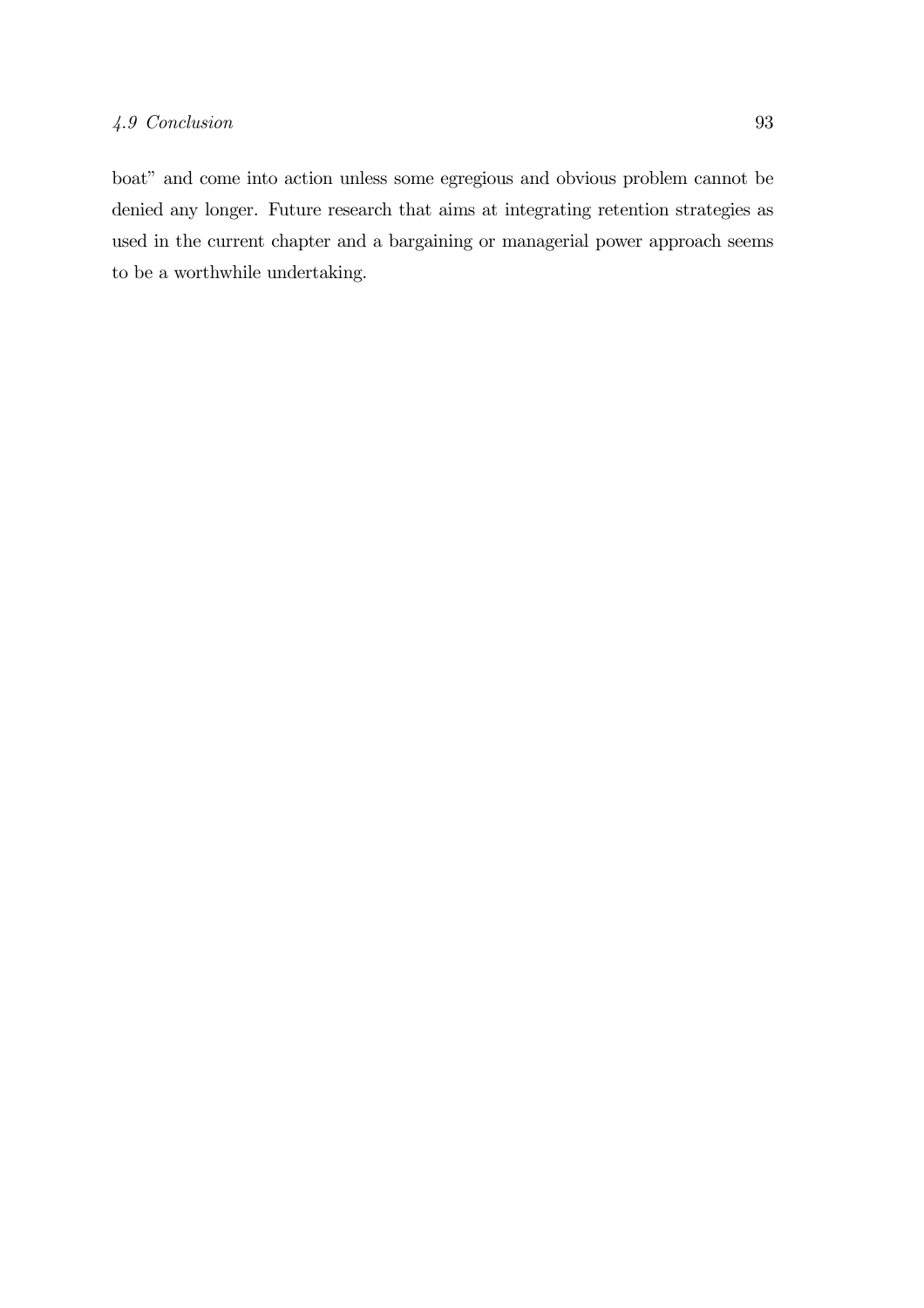boat" and come into action unless some egregious and obvious problem cannot be denied any longer. Future research that aims at integrating retention strategies as used in the current chapter and a bargaining or managerial power approach seems to be a worthwhile undertaking.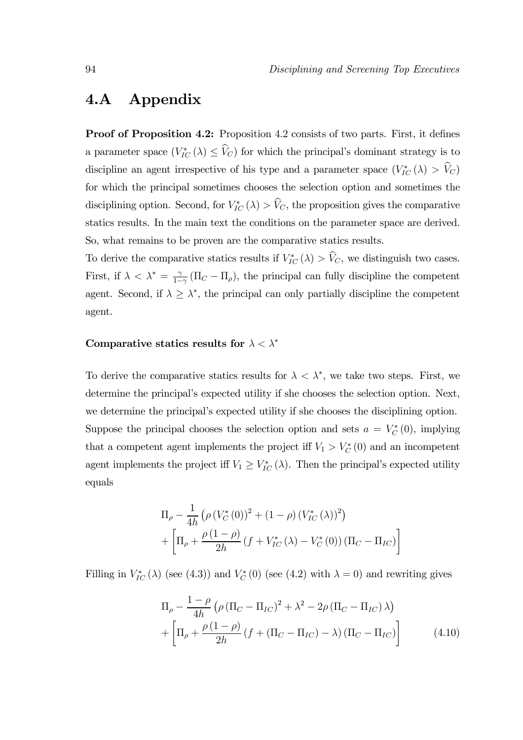## 4.A Appendix

**Proof of Proposition 4.2:** Proposition 4.2 consists of two parts. First, it defines a parameter space ($V_{IC}^{*}(\lambda) \leq \widehat{V}_C$) for which the principal's dominant strategy is to discipline an agent irrespective of his type and a parameter space ($V_{IC}^{*}(\lambda) > \widehat{V}_C$) for which the principal sometimes chooses the selection option and sometimes the disciplining option. Second, for $V_{IC}^{*}(\lambda) > \widehat{V}_C$, the proposition gives the comparative statics results. In the main text the conditions on the parameter space are derived. So, what remains to be proven are the comparative statics results.

To derive the comparative statics results if $V_{IC}^{*}(\lambda) > \widehat{V}_C$, we distinguish two cases. First, if $\lambda < \lambda^{*} = \frac{\gamma}{1-\gamma}(\Pi_C - \Pi_\rho)$, the principal can fully discipline the competent agent. Second, if $\lambda \geq \lambda^{*}$, the principal can only partially discipline the competent agent.

### Comparative statics results for $\lambda < \lambda^{*}$

To derive the comparative statics results for $\lambda < \lambda^{*}$, we take two steps. First, we determine the principal's expected utility if she chooses the selection option. Next, we determine the principal's expected utility if she chooses the disciplining option.

Suppose the principal chooses the selection option and sets $a = V_C^{*}(0)$, implying that a competent agent implements the project iff $V_1 > V_C^{*}(0)$ and an incompetent agent implements the project iff $V_1 \geq V_{IC}^{*}(\lambda)$. Then the principal's expected utility equals

$$\Pi_\rho - \frac{1}{4h}\left(\rho\left(V_C^{*}(0)\right)^2 + (1-\rho)\left(V_{IC}^{*}(\lambda)\right)^2\right) + \left[\Pi_\rho + \frac{\rho(1-\rho)}{2h}\left(f + V_{IC}^{*}(\lambda) - V_C^{*}(0)\right)(\Pi_C - \Pi_{IC})\right]$$

Filling in $V_{IC}^{*}(\lambda)$ (see (4.3)) and $V_C^{*}(0)$ (see (4.2) with $\lambda = 0$) and rewriting gives

$$\Pi_\rho - \frac{1-\rho}{4h}\left(\rho\left(\Pi_C - \Pi_{IC}\right)^2 + \lambda^2 - 2\rho\left(\Pi_C - \Pi_{IC}\right)\lambda\right) + \left[\Pi_\rho + \frac{\rho(1-\rho)}{2h}\left(f + (\Pi_C - \Pi_{IC}) - \lambda\right)(\Pi_C - \Pi_{IC})\right] \tag{4.10}$$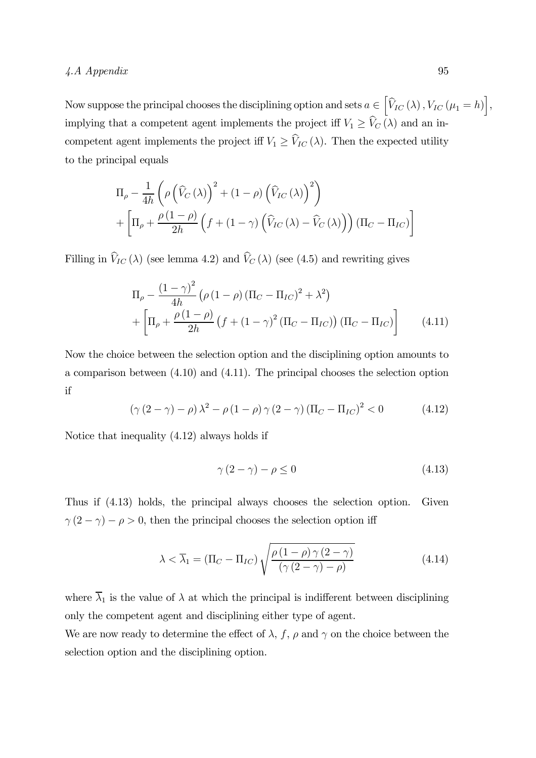Now suppose the principal chooses the disciplining option and sets $a \in \left[\widehat{V}_{IC}(\lambda), V_{IC}(\mu_1 = h)\right]$, implying that a competent agent implements the project iff $V_1 \geq \widehat{V}_C(\lambda)$ and an incompetent agent implements the project iff $V_1 \geq \widehat{V}_{IC}(\lambda)$. Then the expected utility to the principal equals

$$
\Pi_\rho - \frac{1}{4h}\left(\rho\left(\widehat{V}_C(\lambda)\right)^2 + (1-\rho)\left(\widehat{V}_{IC}(\lambda)\right)^2\right) + \left[\Pi_\rho + \frac{\rho(1-\rho)}{2h}\left(f + (1-\gamma)\left(\widehat{V}_{IC}(\lambda) - \widehat{V}_C(\lambda)\right)\right)(\Pi_C - \Pi_{IC})\right]
$$

Filling in $\widehat{V}_{IC}(\lambda)$ (see lemma 4.2) and $\widehat{V}_C(\lambda)$ (see (4.5) and rewriting gives

$$
\Pi_\rho - \frac{(1-\gamma)^2}{4h}\left(\rho(1-\rho)(\Pi_C - \Pi_{IC})^2 + \lambda^2\right) + \left[\Pi_\rho + \frac{\rho(1-\rho)}{2h}\left(f + (1-\gamma)^2(\Pi_C - \Pi_{IC})\right)(\Pi_C - \Pi_{IC})\right] \tag{4.11}
$$

Now the choice between the selection option and the disciplining option amounts to a comparison between (4.10) and (4.11). The principal chooses the selection option if

$$
(\gamma(2-\gamma) - \rho)\lambda^2 - \rho(1-\rho)\gamma(2-\gamma)(\Pi_C - \Pi_{IC})^2 < 0 \tag{4.12}
$$

Notice that inequality (4.12) always holds if

$$
\gamma(2-\gamma) - \rho \leq 0 \tag{4.13}
$$

Thus if (4.13) holds, the principal always chooses the selection option. Given $\gamma(2-\gamma) - \rho > 0$, then the principal chooses the selection option iff

$$
\lambda < \overline{\lambda}_1 = (\Pi_C - \Pi_{IC})\sqrt{\frac{\rho(1-\rho)\gamma(2-\gamma)}{(\gamma(2-\gamma) - \rho)}} \tag{4.14}
$$

where $\overline{\lambda}_1$ is the value of $\lambda$ at which the principal is indifferent between disciplining only the competent agent and disciplining either type of agent.

We are now ready to determine the effect of $\lambda$, $f$, $\rho$ and $\gamma$ on the choice between the selection option and the disciplining option.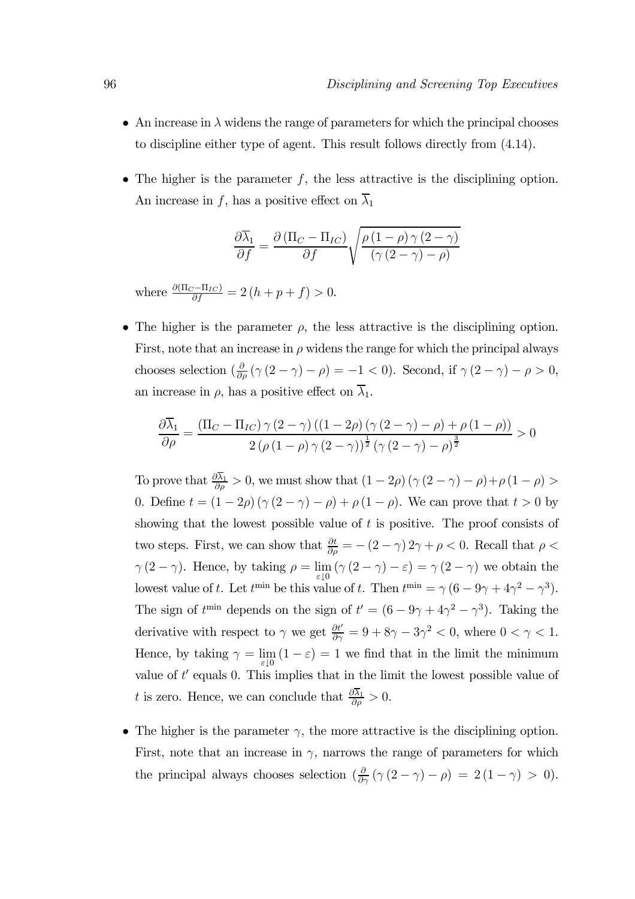- An increase in $\lambda$ widens the range of parameters for which the principal chooses to discipline either type of agent. This result follows directly from (4.14).

- The higher is the parameter $f$, the less attractive is the disciplining option. An increase in $f$, has a positive effect on $\overline{\lambda}_1$

$$\frac{\partial \overline{\lambda}_1}{\partial f} = \frac{\partial (\Pi_C - \Pi_{IC})}{\partial f} \sqrt{\frac{\rho (1-\rho) \gamma (2-\gamma)}{(\gamma (2-\gamma) - \rho)}}$$

where $\frac{\partial(\Pi_C - \Pi_{IC})}{\partial f} = 2(h+p+f) > 0$.

- The higher is the parameter $\rho$, the less attractive is the disciplining option. First, note that an increase in $\rho$ widens the range for which the principal always chooses selection ($\frac{\partial}{\partial \rho}(\gamma(2-\gamma) - \rho) = -1 < 0$). Second, if $\gamma(2-\gamma) - \rho > 0$, an increase in $\rho$, has a positive effect on $\overline{\lambda}_1$.

$$\frac{\partial \overline{\lambda}_1}{\partial \rho} = \frac{(\Pi_C - \Pi_{IC}) \gamma (2-\gamma) ((1-2\rho)(\gamma(2-\gamma) - \rho) + \rho(1-\rho))}{2(\rho(1-\rho)\gamma(2-\gamma))^{\frac{1}{2}} (\gamma(2-\gamma) - \rho)^{\frac{3}{2}}} > 0$$

To prove that $\frac{\partial \overline{\lambda}_1}{\partial \rho} > 0$, we must show that $(1-2\rho)(\gamma(2-\gamma) - \rho) + \rho(1-\rho) > 0$. Define $t = (1-2\rho)(\gamma(2-\gamma) - \rho) + \rho(1-\rho)$. We can prove that $t > 0$ by showing that the lowest possible value of $t$ is positive. The proof consists of two steps. First, we can show that $\frac{\partial t}{\partial \rho} = -(2-\gamma) 2\gamma + \rho < 0$. Recall that $\rho < \gamma(2-\gamma)$. Hence, by taking $\rho = \lim_{\varepsilon \downarrow 0} (\gamma(2-\gamma) - \varepsilon) = \gamma(2-\gamma)$ we obtain the lowest value of $t$. Let $t^{\min}$ be this value of $t$. Then $t^{\min} = \gamma(6 - 9\gamma + 4\gamma^2 - \gamma^3)$. The sign of $t^{\min}$ depends on the sign of $t' = (6 - 9\gamma + 4\gamma^2 - \gamma^3)$. Taking the derivative with respect to $\gamma$ we get $\frac{\partial t'}{\partial \gamma} = 9 + 8\gamma - 3\gamma^2 < 0$, where $0 < \gamma < 1$. Hence, by taking $\gamma = \lim_{\varepsilon \downarrow 0} (1-\varepsilon) = 1$ we find that in the limit the minimum value of $t'$ equals 0. This implies that in the limit the lowest possible value of $t$ is zero. Hence, we can conclude that $\frac{\partial \overline{\lambda}_1}{\partial \rho} > 0$.

- The higher is the parameter $\gamma$, the more attractive is the disciplining option. First, note that an increase in $\gamma$, narrows the range of parameters for which the principal always chooses selection ($\frac{\partial}{\partial \gamma}(\gamma(2-\gamma) - \rho) = 2(1-\gamma) > 0$).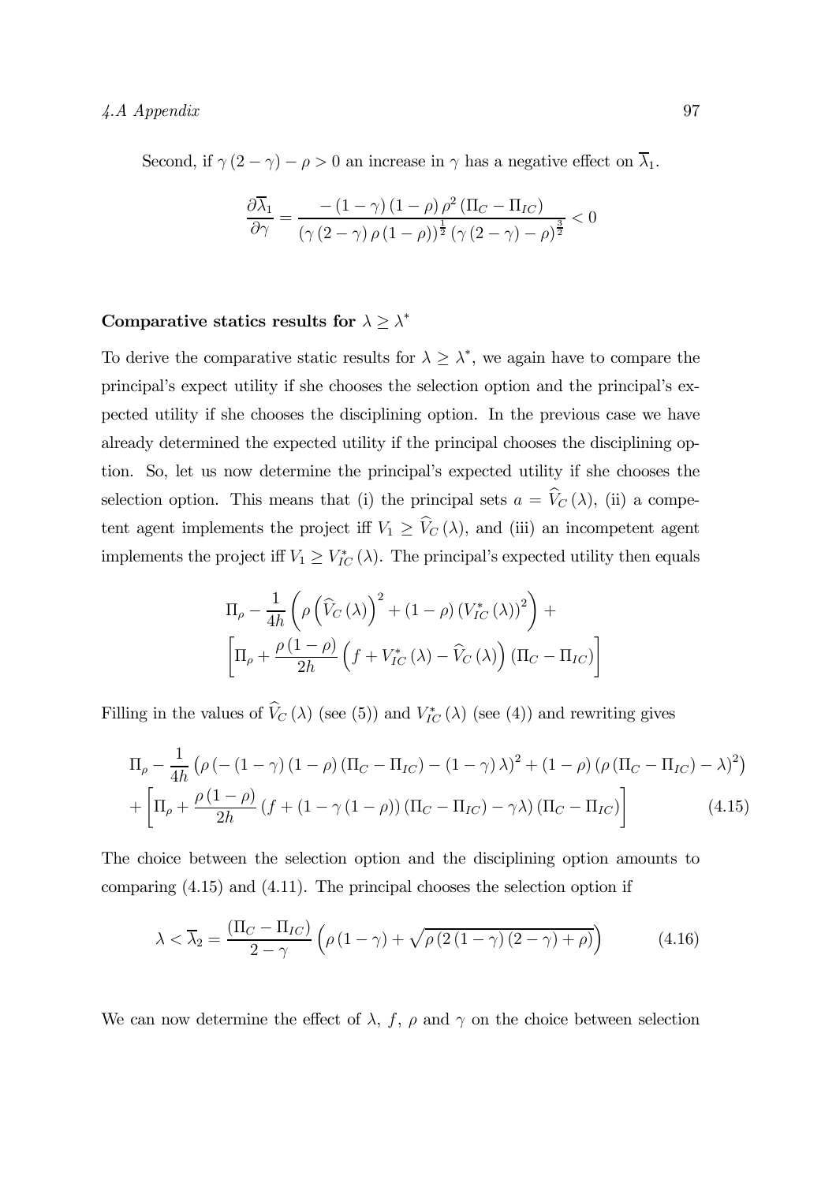Second, if $\gamma(2-\gamma) - \rho > 0$ an increase in $\gamma$ has a negative effect on $\overline{\lambda}_1$.

$$\frac{\partial \overline{\lambda}_1}{\partial \gamma} = \frac{-(1-\gamma)(1-\rho)\rho^2(\Pi_C - \Pi_{IC})}{(\gamma(2-\gamma)\rho(1-\rho))^{\frac{1}{2}}(\gamma(2-\gamma)-\rho)^{\frac{3}{2}}} < 0$$

### Comparative statics results for $\lambda \geq \lambda^*$

To derive the comparative static results for $\lambda \geq \lambda^*$, we again have to compare the principal's expect utility if she chooses the selection option and the principal's expected utility if she chooses the disciplining option. In the previous case we have already determined the expected utility if the principal chooses the disciplining option. So, let us now determine the principal's expected utility if she chooses the selection option. This means that (i) the principal sets $a = \widehat{V}_C(\lambda)$, (ii) a competent agent implements the project iff $V_1 \geq \widehat{V}_C(\lambda)$, and (iii) an incompetent agent implements the project iff $V_1 \geq V_{IC}^*(\lambda)$. The principal's expected utility then equals

$$\Pi_\rho - \frac{1}{4h}\left(\rho\left(\widehat{V}_C(\lambda)\right)^2 + (1-\rho)\left(V_{IC}^*(\lambda)\right)^2\right) +$$
$$\left[\Pi_\rho + \frac{\rho(1-\rho)}{2h}\left(f + V_{IC}^*(\lambda) - \widehat{V}_C(\lambda)\right)(\Pi_C - \Pi_{IC})\right]$$

Filling in the values of $\widehat{V}_C(\lambda)$ (see (5)) and $V_{IC}^*(\lambda)$ (see (4)) and rewriting gives

$$\Pi_\rho - \frac{1}{4h}\left(\rho\left(-(1-\gamma)(1-\rho)(\Pi_C - \Pi_{IC}) - (1-\gamma)\lambda\right)^2 + (1-\rho)\left(\rho(\Pi_C - \Pi_{IC}) - \lambda\right)^2\right)$$
$$+\left[\Pi_\rho + \frac{\rho(1-\rho)}{2h}\left(f + (1-\gamma(1-\rho))(\Pi_C - \Pi_{IC}) - \gamma\lambda\right)(\Pi_C - \Pi_{IC})\right] \tag{4.15}$$

The choice between the selection option and the disciplining option amounts to comparing (4.15) and (4.11). The principal chooses the selection option if

$$\lambda < \overline{\lambda}_2 = \frac{(\Pi_C - \Pi_{IC})}{2-\gamma}\left(\rho(1-\gamma) + \sqrt{\rho(2(1-\gamma)(2-\gamma)+\rho)}\right) \tag{4.16}$$

We can now determine the effect of $\lambda$, $f$, $\rho$ and $\gamma$ on the choice between selection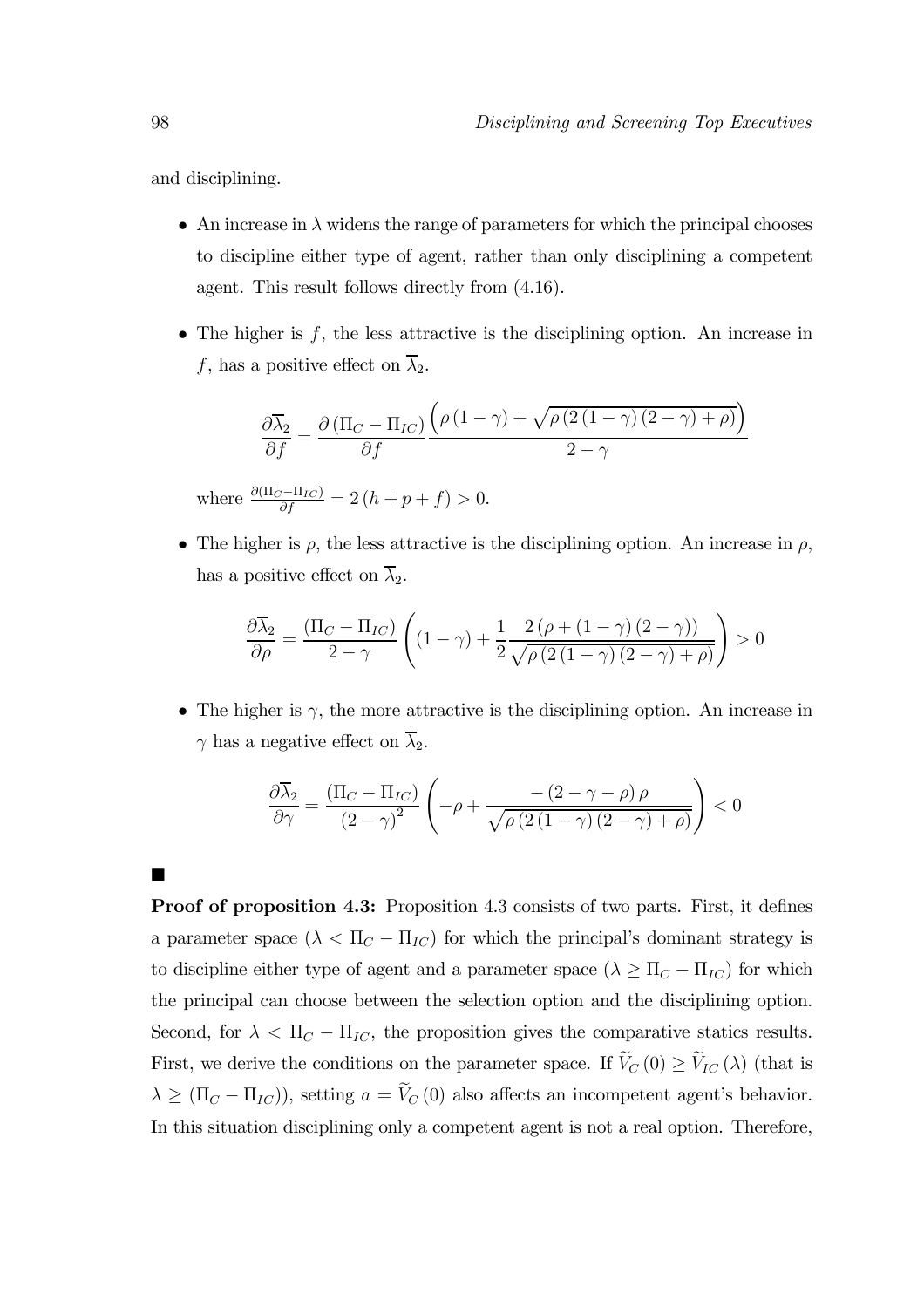and disciplining.

- An increase in $\lambda$ widens the range of parameters for which the principal chooses to discipline either type of agent, rather than only disciplining a competent agent. This result follows directly from (4.16).

- The higher is $f$, the less attractive is the disciplining option. An increase in $f$, has a positive effect on $\overline{\lambda}_2$.

$$\frac{\partial \overline{\lambda}_2}{\partial f} = \frac{\partial \left(\Pi_C - \Pi_{IC}\right)}{\partial f} \frac{\left(\rho\left(1-\gamma\right) + \sqrt{\rho\left(2\left(1-\gamma\right)\left(2-\gamma\right)+\rho\right)}\right)}{2-\gamma}$$

where $\frac{\partial(\Pi_C - \Pi_{IC})}{\partial f} = 2\left(h+p+f\right) > 0$.

- The higher is $\rho$, the less attractive is the disciplining option. An increase in $\rho$, has a positive effect on $\overline{\lambda}_2$.

$$\frac{\partial \overline{\lambda}_2}{\partial \rho} = \frac{\left(\Pi_C - \Pi_{IC}\right)}{2-\gamma}\left(\left(1-\gamma\right) + \frac{1}{2}\frac{2\left(\rho + \left(1-\gamma\right)\left(2-\gamma\right)\right)}{\sqrt{\rho\left(2\left(1-\gamma\right)\left(2-\gamma\right)+\rho\right)}}\right) > 0$$

- The higher is $\gamma$, the more attractive is the disciplining option. An increase in $\gamma$ has a negative effect on $\overline{\lambda}_2$.

$$\frac{\partial \overline{\lambda}_2}{\partial \gamma} = \frac{\left(\Pi_C - \Pi_{IC}\right)}{\left(2-\gamma\right)^2}\left(-\rho + \frac{-\left(2-\gamma-\rho\right)\rho}{\sqrt{\rho\left(2\left(1-\gamma\right)\left(2-\gamma\right)+\rho\right)}}\right) < 0$$

■

**Proof of proposition 4.3:** Proposition 4.3 consists of two parts. First, it defines a parameter space ($\lambda < \Pi_C - \Pi_{IC}$) for which the principal's dominant strategy is to discipline either type of agent and a parameter space ($\lambda \geq \Pi_C - \Pi_{IC}$) for which the principal can choose between the selection option and the disciplining option. Second, for $\lambda < \Pi_C - \Pi_{IC}$, the proposition gives the comparative statics results. First, we derive the conditions on the parameter space. If $\widetilde{V}_C(0) \geq \widetilde{V}_{IC}(\lambda)$ (that is $\lambda \geq (\Pi_C - \Pi_{IC})$), setting $a = \widetilde{V}_C(0)$ also affects an incompetent agent's behavior. In this situation disciplining only a competent agent is not a real option. Therefore,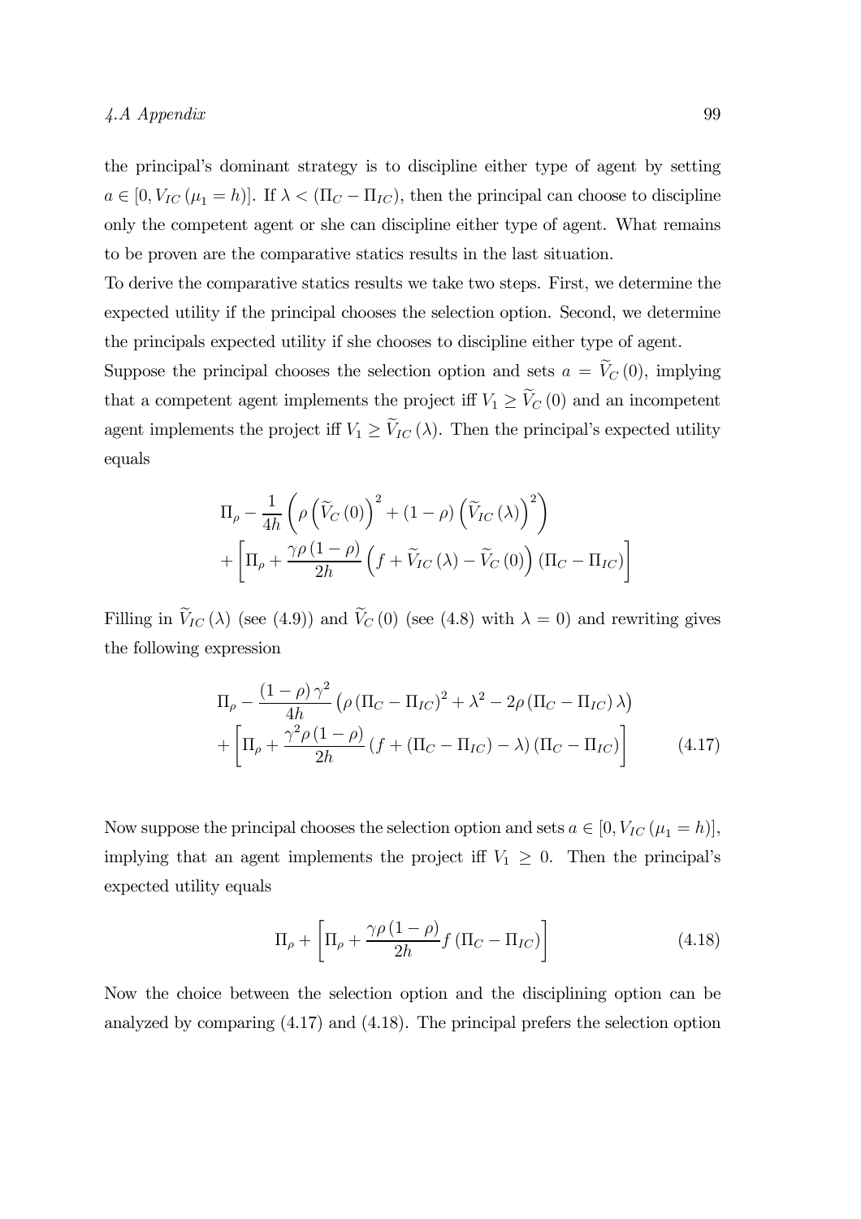the principal's dominant strategy is to discipline either type of agent by setting $a \in [0, V_{IC}(\mu_1 = h)]$. If $\lambda < (\Pi_C - \Pi_{IC})$, then the principal can choose to discipline only the competent agent or she can discipline either type of agent. What remains to be proven are the comparative statics results in the last situation.

To derive the comparative statics results we take two steps. First, we determine the expected utility if the principal chooses the selection option. Second, we determine the principals expected utility if she chooses to discipline either type of agent.

Suppose the principal chooses the selection option and sets $a = \widetilde{V}_C(0)$, implying that a competent agent implements the project iff $V_1 \geq \widetilde{V}_C(0)$ and an incompetent agent implements the project iff $V_1 \geq \widetilde{V}_{IC}(\lambda)$. Then the principal's expected utility equals

$$\Pi_\rho - \frac{1}{4h}\left(\rho\left(\widetilde{V}_C(0)\right)^2 + (1-\rho)\left(\widetilde{V}_{IC}(\lambda)\right)^2\right) + \left[\Pi_\rho + \frac{\gamma\rho(1-\rho)}{2h}\left(f + \widetilde{V}_{IC}(\lambda) - \widetilde{V}_C(0)\right)(\Pi_C - \Pi_{IC})\right]$$

Filling in $\widetilde{V}_{IC}(\lambda)$ (see (4.9)) and $\widetilde{V}_C(0)$ (see (4.8) with $\lambda = 0$) and rewriting gives the following expression

$$\Pi_\rho - \frac{(1-\rho)\gamma^2}{4h}\left(\rho(\Pi_C - \Pi_{IC})^2 + \lambda^2 - 2\rho(\Pi_C - \Pi_{IC})\lambda\right) + \left[\Pi_\rho + \frac{\gamma^2\rho(1-\rho)}{2h}\left(f + (\Pi_C - \Pi_{IC}) - \lambda\right)(\Pi_C - \Pi_{IC})\right] \tag{4.17}$$

Now suppose the principal chooses the selection option and sets $a \in [0, V_{IC}(\mu_1 = h)]$, implying that an agent implements the project iff $V_1 \geq 0$. Then the principal's expected utility equals

$$\Pi_\rho + \left[\Pi_\rho + \frac{\gamma\rho(1-\rho)}{2h} f(\Pi_C - \Pi_{IC})\right] \tag{4.18}$$

Now the choice between the selection option and the disciplining option can be analyzed by comparing (4.17) and (4.18). The principal prefers the selection option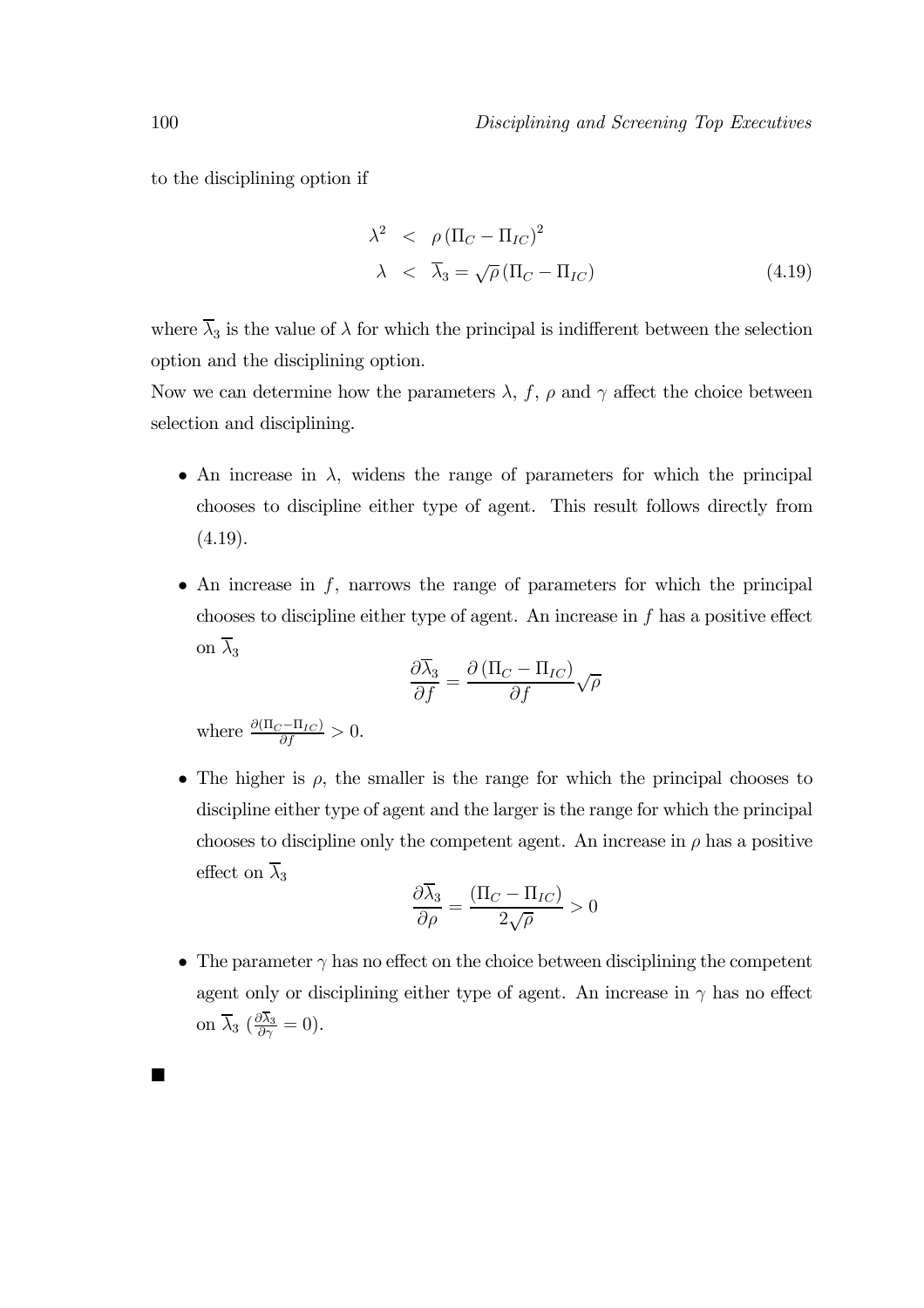to the disciplining option if

$$\begin{aligned} \lambda^2 &< \rho\left(\Pi_C - \Pi_{IC}\right)^2 \\ \lambda &< \overline{\lambda}_3 = \sqrt{\rho}\left(\Pi_C - \Pi_{IC}\right) \end{aligned} \tag{4.19}$$

where $\overline{\lambda}_3$ is the value of $\lambda$ for which the principal is indifferent between the selection option and the disciplining option.

Now we can determine how the parameters $\lambda$, $f$, $\rho$ and $\gamma$ affect the choice between selection and disciplining.

- An increase in $\lambda$, widens the range of parameters for which the principal chooses to discipline either type of agent. This result follows directly from (4.19).

- An increase in $f$, narrows the range of parameters for which the principal chooses to discipline either type of agent. An increase in $f$ has a positive effect on $\overline{\lambda}_3$

$$\frac{\partial \overline{\lambda}_3}{\partial f} = \frac{\partial\left(\Pi_C - \Pi_{IC}\right)}{\partial f}\sqrt{\rho}$$

  where $\frac{\partial(\Pi_C - \Pi_{IC})}{\partial f} > 0$.

- The higher is $\rho$, the smaller is the range for which the principal chooses to discipline either type of agent and the larger is the range for which the principal chooses to discipline only the competent agent. An increase in $\rho$ has a positive effect on $\overline{\lambda}_3$

$$\frac{\partial \overline{\lambda}_3}{\partial \rho} = \frac{\left(\Pi_C - \Pi_{IC}\right)}{2\sqrt{\rho}} > 0$$

- The parameter $\gamma$ has no effect on the choice between disciplining the competent agent only or disciplining either type of agent. An increase in $\gamma$ has no effect on $\overline{\lambda}_3$ ($\frac{\partial \overline{\lambda}_3}{\partial \gamma} = 0$).

■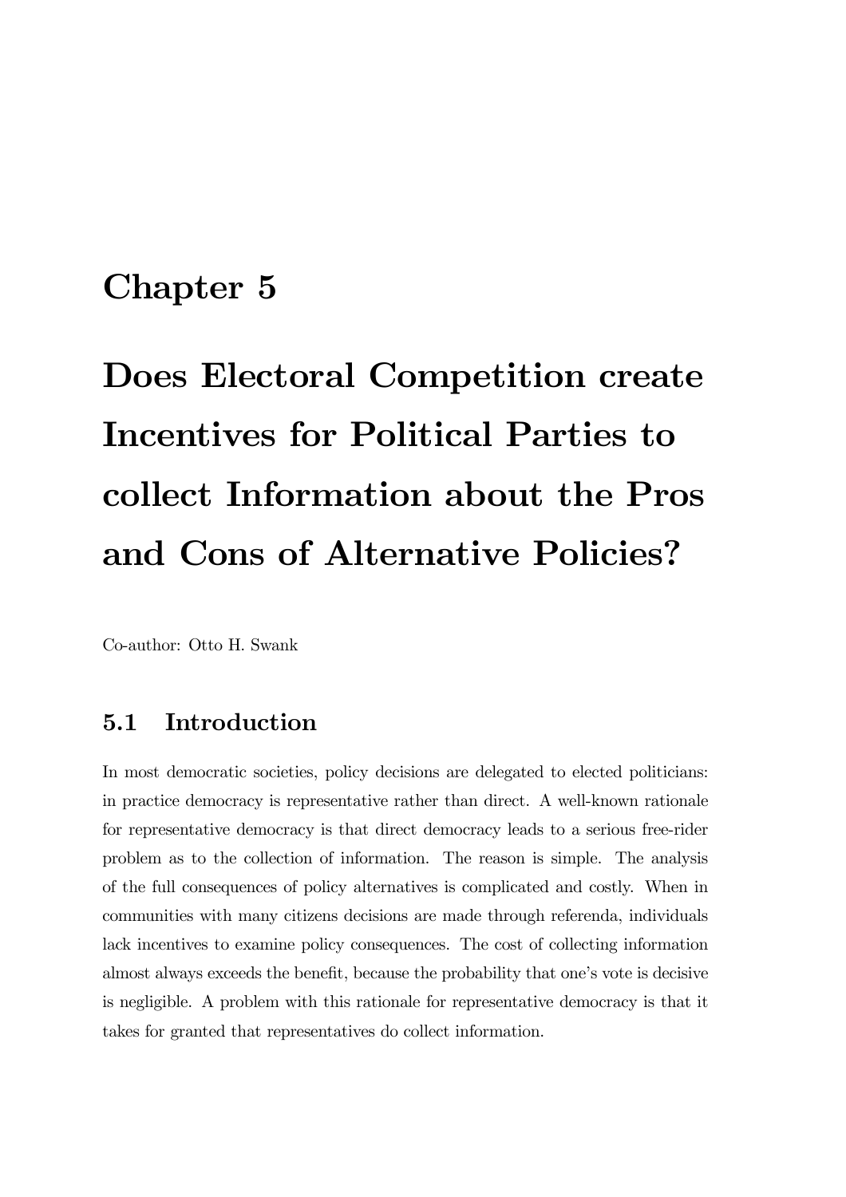# Chapter 5

# Does Electoral Competition create Incentives for Political Parties to collect Information about the Pros and Cons of Alternative Policies?

Co-author: Otto H. Swank

## 5.1 Introduction

In most democratic societies, policy decisions are delegated to elected politicians: in practice democracy is representative rather than direct. A well-known rationale for representative democracy is that direct democracy leads to a serious free-rider problem as to the collection of information. The reason is simple. The analysis of the full consequences of policy alternatives is complicated and costly. When in communities with many citizens decisions are made through referenda, individuals lack incentives to examine policy consequences. The cost of collecting information almost always exceeds the benefit, because the probability that one's vote is decisive is negligible. A problem with this rationale for representative democracy is that it takes for granted that representatives do collect information.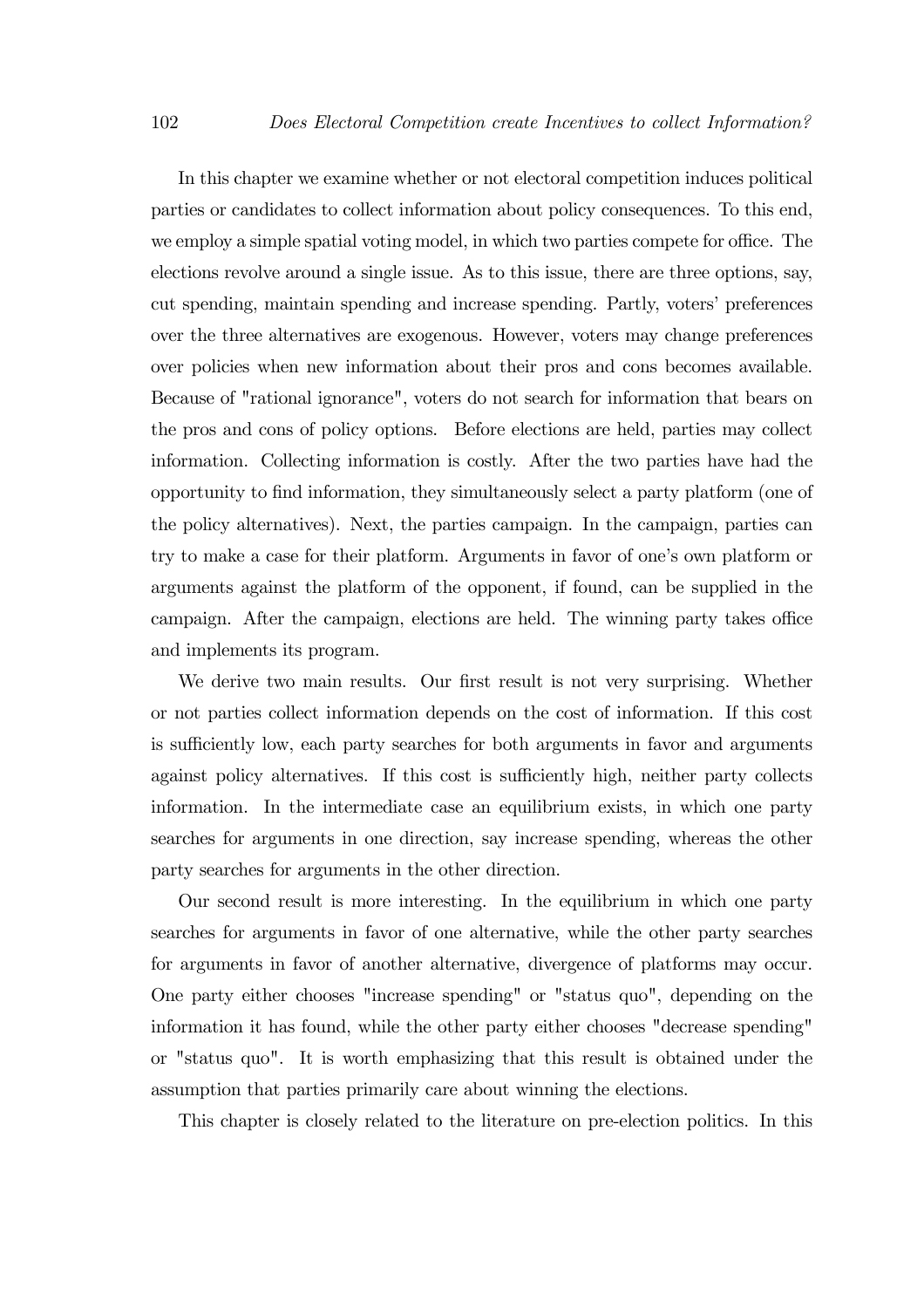In this chapter we examine whether or not electoral competition induces political parties or candidates to collect information about policy consequences. To this end, we employ a simple spatial voting model, in which two parties compete for office. The elections revolve around a single issue. As to this issue, there are three options, say, cut spending, maintain spending and increase spending. Partly, voters' preferences over the three alternatives are exogenous. However, voters may change preferences over policies when new information about their pros and cons becomes available. Because of "rational ignorance", voters do not search for information that bears on the pros and cons of policy options. Before elections are held, parties may collect information. Collecting information is costly. After the two parties have had the opportunity to find information, they simultaneously select a party platform (one of the policy alternatives). Next, the parties campaign. In the campaign, parties can try to make a case for their platform. Arguments in favor of one's own platform or arguments against the platform of the opponent, if found, can be supplied in the campaign. After the campaign, elections are held. The winning party takes office and implements its program.

We derive two main results. Our first result is not very surprising. Whether or not parties collect information depends on the cost of information. If this cost is sufficiently low, each party searches for both arguments in favor and arguments against policy alternatives. If this cost is sufficiently high, neither party collects information. In the intermediate case an equilibrium exists, in which one party searches for arguments in one direction, say increase spending, whereas the other party searches for arguments in the other direction.

Our second result is more interesting. In the equilibrium in which one party searches for arguments in favor of one alternative, while the other party searches for arguments in favor of another alternative, divergence of platforms may occur. One party either chooses "increase spending" or "status quo", depending on the information it has found, while the other party either chooses "decrease spending" or "status quo". It is worth emphasizing that this result is obtained under the assumption that parties primarily care about winning the elections.

This chapter is closely related to the literature on pre-election politics. In this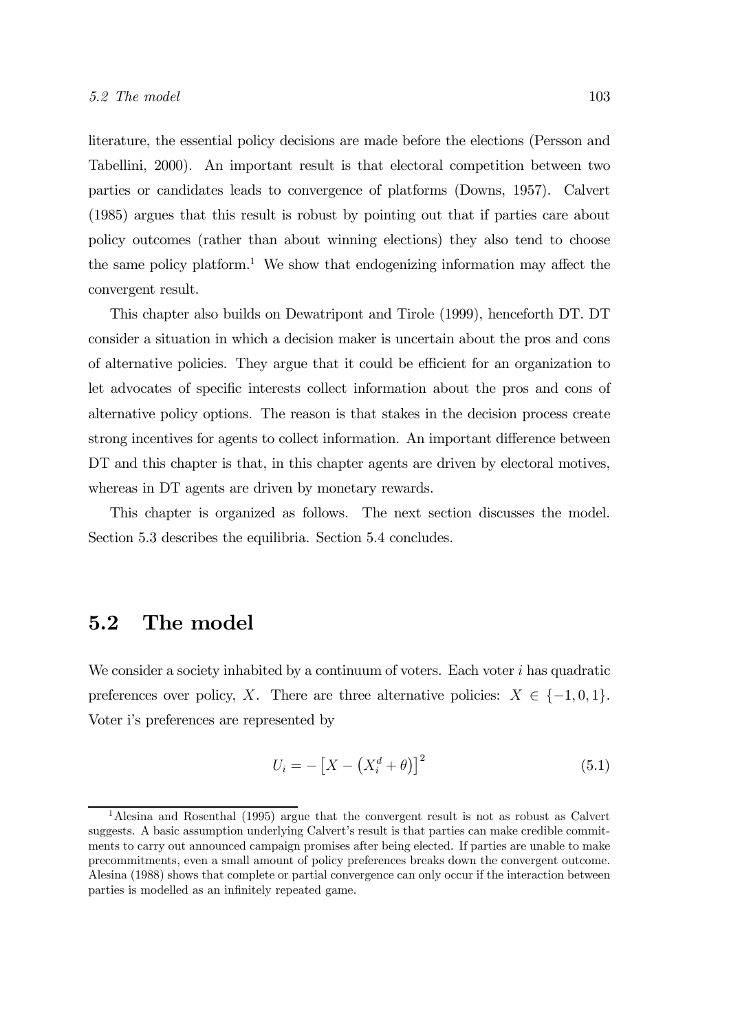literature, the essential policy decisions are made before the elections (Persson and Tabellini, 2000). An important result is that electoral competition between two parties or candidates leads to convergence of platforms (Downs, 1957). Calvert (1985) argues that this result is robust by pointing out that if parties care about policy outcomes (rather than about winning elections) they also tend to choose the same policy platform.[1] We show that endogenizing information may affect the convergent result.

This chapter also builds on Dewatripont and Tirole (1999), henceforth DT. DT consider a situation in which a decision maker is uncertain about the pros and cons of alternative policies. They argue that it could be efficient for an organization to let advocates of specific interests collect information about the pros and cons of alternative policy options. The reason is that stakes in the decision process create strong incentives for agents to collect information. An important difference between DT and this chapter is that, in this chapter agents are driven by electoral motives, whereas in DT agents are driven by monetary rewards.

This chapter is organized as follows. The next section discusses the model. Section 5.3 describes the equilibria. Section 5.4 concludes.

## 5.2 The model

We consider a society inhabited by a continuum of voters. Each voter $i$ has quadratic preferences over policy, $X$. There are three alternative policies: $X \in \{-1, 0, 1\}$. Voter i's preferences are represented by

$$U_i = -\left[X - \left(X_i^d + \theta\right)\right]^2 \tag{5.1}$$

[1] Alesina and Rosenthal (1995) argue that the convergent result is not as robust as Calvert suggests. A basic assumption underlying Calvert's result is that parties can make credible commitments to carry out announced campaign promises after being elected. If parties are unable to make precommitments, even a small amount of policy preferences breaks down the convergent outcome. Alesina (1988) shows that complete or partial convergence can only occur if the interaction between parties is modelled as an infinitely repeated game.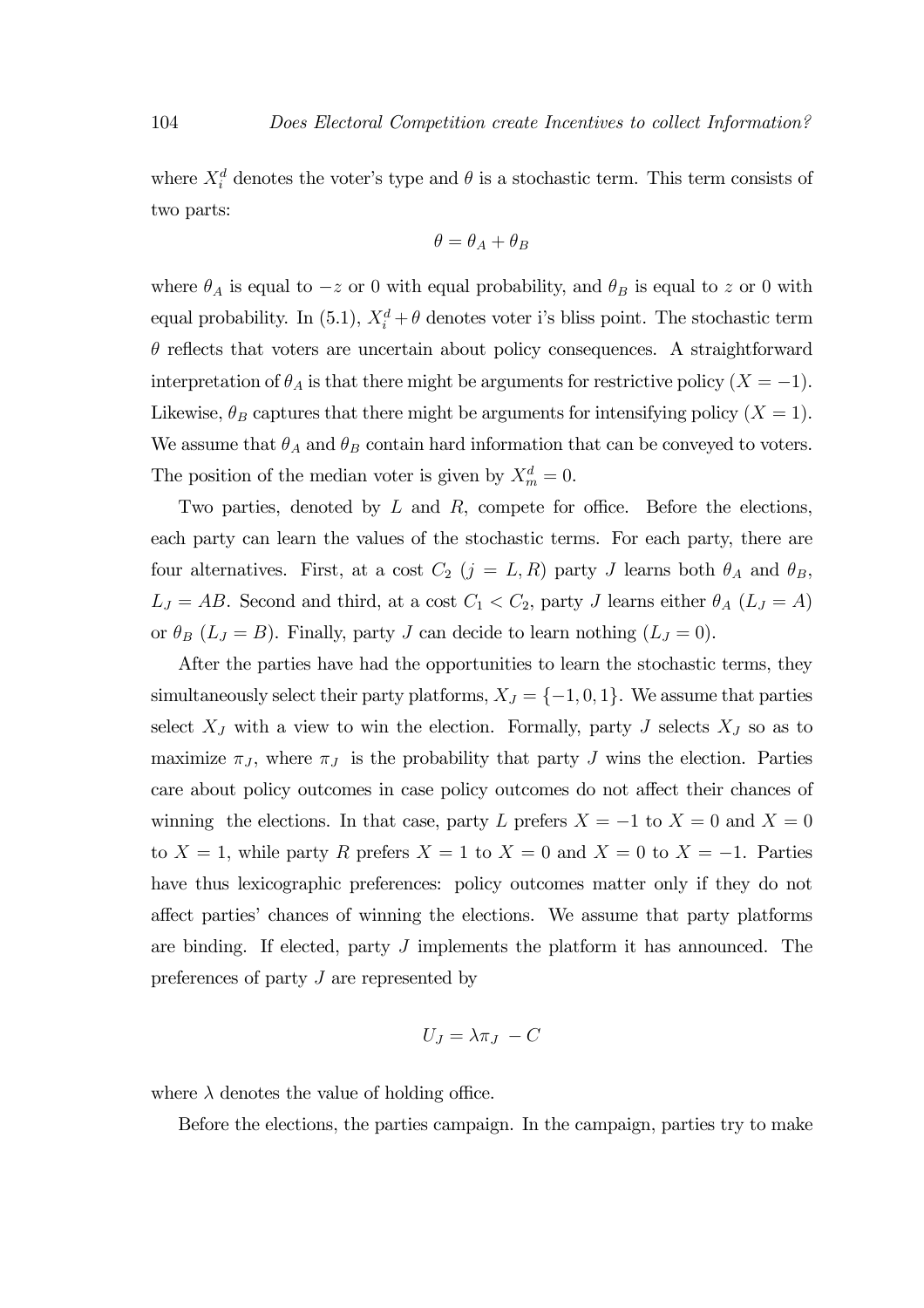where $X_i^d$ denotes the voter's type and $\theta$ is a stochastic term. This term consists of two parts:

$$\theta = \theta_A + \theta_B$$

where $\theta_A$ is equal to $-z$ or 0 with equal probability, and $\theta_B$ is equal to $z$ or 0 with equal probability. In (5.1), $X_i^d + \theta$ denotes voter i's bliss point. The stochastic term $\theta$ reflects that voters are uncertain about policy consequences. A straightforward interpretation of $\theta_A$ is that there might be arguments for restrictive policy ($X = -1$). Likewise, $\theta_B$ captures that there might be arguments for intensifying policy ($X = 1$). We assume that $\theta_A$ and $\theta_B$ contain hard information that can be conveyed to voters. The position of the median voter is given by $X_m^d = 0$.

Two parties, denoted by $L$ and $R$, compete for office. Before the elections, each party can learn the values of the stochastic terms. For each party, there are four alternatives. First, at a cost $C_2$ ($j = L, R$) party $J$ learns both $\theta_A$ and $\theta_B$, $L_J = AB$. Second and third, at a cost $C_1 < C_2$, party $J$ learns either $\theta_A$ ($L_J = A$) or $\theta_B$ ($L_J = B$). Finally, party $J$ can decide to learn nothing ($L_J = 0$).

After the parties have had the opportunities to learn the stochastic terms, they simultaneously select their party platforms, $X_J = \{-1, 0, 1\}$. We assume that parties select $X_J$ with a view to win the election. Formally, party $J$ selects $X_J$ so as to maximize $\pi_J$, where $\pi_J$ is the probability that party $J$ wins the election. Parties care about policy outcomes in case policy outcomes do not affect their chances of winning the elections. In that case, party $L$ prefers $X = -1$ to $X = 0$ and $X = 0$ to $X = 1$, while party $R$ prefers $X = 1$ to $X = 0$ and $X = 0$ to $X = -1$. Parties have thus lexicographic preferences: policy outcomes matter only if they do not affect parties' chances of winning the elections. We assume that party platforms are binding. If elected, party $J$ implements the platform it has announced. The preferences of party $J$ are represented by

$$U_J = \lambda \pi_J - C$$

where $\lambda$ denotes the value of holding office.

Before the elections, the parties campaign. In the campaign, parties try to make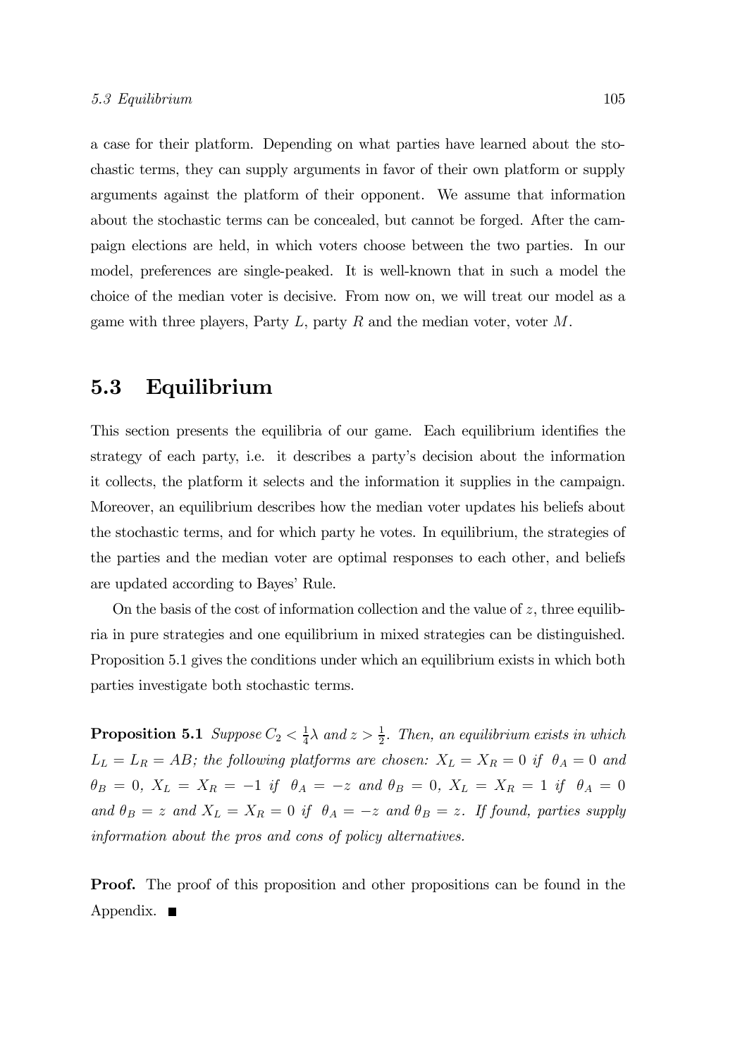a case for their platform. Depending on what parties have learned about the stochastic terms, they can supply arguments in favor of their own platform or supply arguments against the platform of their opponent. We assume that information about the stochastic terms can be concealed, but cannot be forged. After the campaign elections are held, in which voters choose between the two parties. In our model, preferences are single-peaked. It is well-known that in such a model the choice of the median voter is decisive. From now on, we will treat our model as a game with three players, Party $L$, party $R$ and the median voter, voter $M$.

## 5.3 Equilibrium

This section presents the equilibria of our game. Each equilibrium identifies the strategy of each party, i.e. it describes a party's decision about the information it collects, the platform it selects and the information it supplies in the campaign. Moreover, an equilibrium describes how the median voter updates his beliefs about the stochastic terms, and for which party he votes. In equilibrium, the strategies of the parties and the median voter are optimal responses to each other, and beliefs are updated according to Bayes' Rule.

On the basis of the cost of information collection and the value of $z$, three equilibria in pure strategies and one equilibrium in mixed strategies can be distinguished. Proposition 5.1 gives the conditions under which an equilibrium exists in which both parties investigate both stochastic terms.

**Proposition 5.1** *Suppose $C_2 < \frac{1}{4}\lambda$ and $z > \frac{1}{2}$. Then, an equilibrium exists in which $L_L = L_R = AB$; the following platforms are chosen: $X_L = X_R = 0$ if $\theta_A = 0$ and $\theta_B = 0$, $X_L = X_R = -1$ if $\theta_A = -z$ and $\theta_B = 0$, $X_L = X_R = 1$ if $\theta_A = 0$ and $\theta_B = z$ and $X_L = X_R = 0$ if $\theta_A = -z$ and $\theta_B = z$. If found, parties supply information about the pros and cons of policy alternatives.*

**Proof.** The proof of this proposition and other propositions can be found in the Appendix. ∎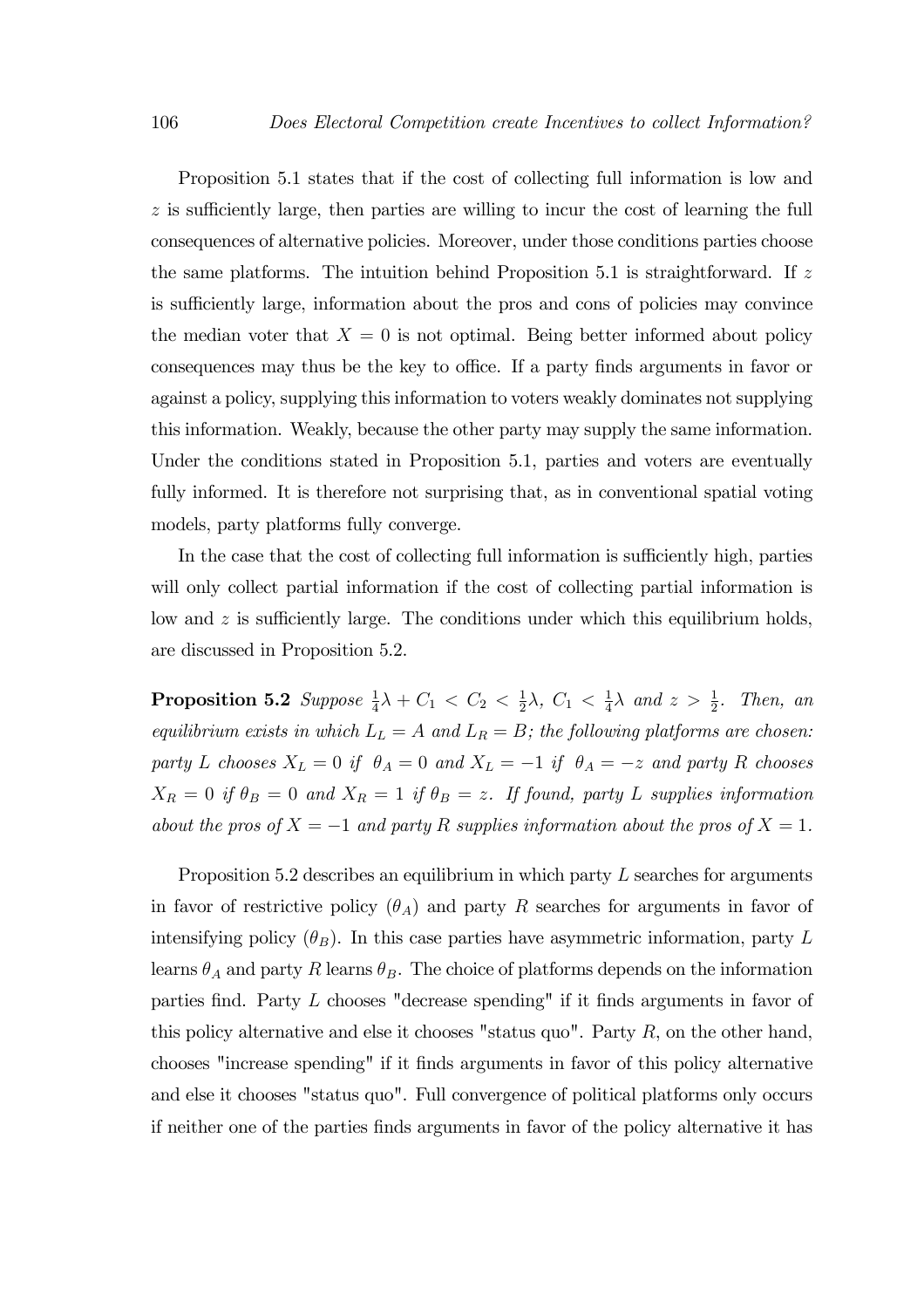Proposition 5.1 states that if the cost of collecting full information is low and $z$ is sufficiently large, then parties are willing to incur the cost of learning the full consequences of alternative policies. Moreover, under those conditions parties choose the same platforms. The intuition behind Proposition 5.1 is straightforward. If $z$ is sufficiently large, information about the pros and cons of policies may convince the median voter that $X = 0$ is not optimal. Being better informed about policy consequences may thus be the key to office. If a party finds arguments in favor or against a policy, supplying this information to voters weakly dominates not supplying this information. Weakly, because the other party may supply the same information. Under the conditions stated in Proposition 5.1, parties and voters are eventually fully informed. It is therefore not surprising that, as in conventional spatial voting models, party platforms fully converge.

In the case that the cost of collecting full information is sufficiently high, parties will only collect partial information if the cost of collecting partial information is low and $z$ is sufficiently large. The conditions under which this equilibrium holds, are discussed in Proposition 5.2.

**Proposition 5.2** *Suppose* $\frac{1}{4}\lambda + C_1 < C_2 < \frac{1}{2}\lambda$*,* $C_1 < \frac{1}{4}\lambda$ *and* $z > \frac{1}{2}$*. Then, an equilibrium exists in which* $L_L = A$ *and* $L_R = B$*; the following platforms are chosen: party* $L$ *chooses* $X_L = 0$ *if* $\theta_A = 0$ *and* $X_L = -1$ *if* $\theta_A = -z$ *and party* $R$ *chooses* $X_R = 0$ *if* $\theta_B = 0$ *and* $X_R = 1$ *if* $\theta_B = z$*. If found, party* $L$ *supplies information about the pros of* $X = -1$ *and party* $R$ *supplies information about the pros of* $X = 1$*.*

Proposition 5.2 describes an equilibrium in which party $L$ searches for arguments in favor of restrictive policy ($\theta_A$) and party $R$ searches for arguments in favor of intensifying policy ($\theta_B$). In this case parties have asymmetric information, party $L$ learns $\theta_A$ and party $R$ learns $\theta_B$. The choice of platforms depends on the information parties find. Party $L$ chooses "decrease spending" if it finds arguments in favor of this policy alternative and else it chooses "status quo". Party $R$, on the other hand, chooses "increase spending" if it finds arguments in favor of this policy alternative and else it chooses "status quo". Full convergence of political platforms only occurs if neither one of the parties finds arguments in favor of the policy alternative it has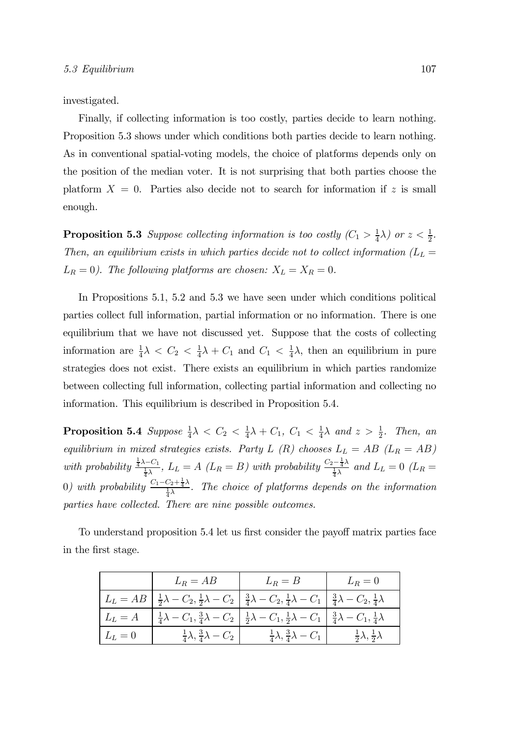investigated.

Finally, if collecting information is too costly, parties decide to learn nothing. Proposition 5.3 shows under which conditions both parties decide to learn nothing. As in conventional spatial-voting models, the choice of platforms depends only on the position of the median voter. It is not surprising that both parties choose the platform $X = 0$. Parties also decide not to search for information if $z$ is small enough.

**Proposition 5.3** *Suppose collecting information is too costly ($C_1 > \frac{1}{4}\lambda$) or $z < \frac{1}{2}$. Then, an equilibrium exists in which parties decide not to collect information ($L_L = L_R = 0$). The following platforms are chosen: $X_L = X_R = 0$.*

In Propositions 5.1, 5.2 and 5.3 we have seen under which conditions political parties collect full information, partial information or no information. There is one equilibrium that we have not discussed yet. Suppose that the costs of collecting information are $\frac{1}{4}\lambda < C_2 < \frac{1}{4}\lambda + C_1$ and $C_1 < \frac{1}{4}\lambda$, then an equilibrium in pure strategies does not exist. There exists an equilibrium in which parties randomize between collecting full information, collecting partial information and collecting no information. This equilibrium is described in Proposition 5.4.

**Proposition 5.4** *Suppose $\frac{1}{4}\lambda < C_2 < \frac{1}{4}\lambda + C_1$, $C_1 < \frac{1}{4}\lambda$ and $z > \frac{1}{2}$. Then, an equilibrium in mixed strategies exists. Party $L$ ($R$) chooses $L_L = AB$ ($L_R = AB$) with probability $\frac{\frac{1}{4}\lambda - C_1}{\frac{1}{4}\lambda}$, $L_L = A$ ($L_R = B$) with probability $\frac{C_2 - \frac{1}{4}\lambda}{\frac{1}{4}\lambda}$ and $L_L = 0$ ($L_R = 0$) with probability $\frac{C_1 - C_2 + \frac{1}{4}\lambda}{\frac{1}{4}\lambda}$. The choice of platforms depends on the information parties have collected. There are nine possible outcomes.*

To understand proposition 5.4 let us first consider the payoff matrix parties face in the first stage.

| | $L_R = AB$ | $L_R = B$ | $L_R = 0$ |
|---|---|---|---|
| $L_L = AB$ | $\frac{1}{2}\lambda - C_2, \frac{1}{2}\lambda - C_2$ | $\frac{3}{4}\lambda - C_2, \frac{1}{4}\lambda - C_1$ | $\frac{3}{4}\lambda - C_2, \frac{1}{4}\lambda$ |
| $L_L = A$ | $\frac{1}{4}\lambda - C_1, \frac{3}{4}\lambda - C_2$ | $\frac{1}{2}\lambda - C_1, \frac{1}{2}\lambda - C_1$ | $\frac{3}{4}\lambda - C_1, \frac{1}{4}\lambda$ |
| $L_L = 0$ | $\frac{1}{4}\lambda, \frac{3}{4}\lambda - C_2$ | $\frac{1}{4}\lambda, \frac{3}{4}\lambda - C_1$ | $\frac{1}{2}\lambda, \frac{1}{2}\lambda$ |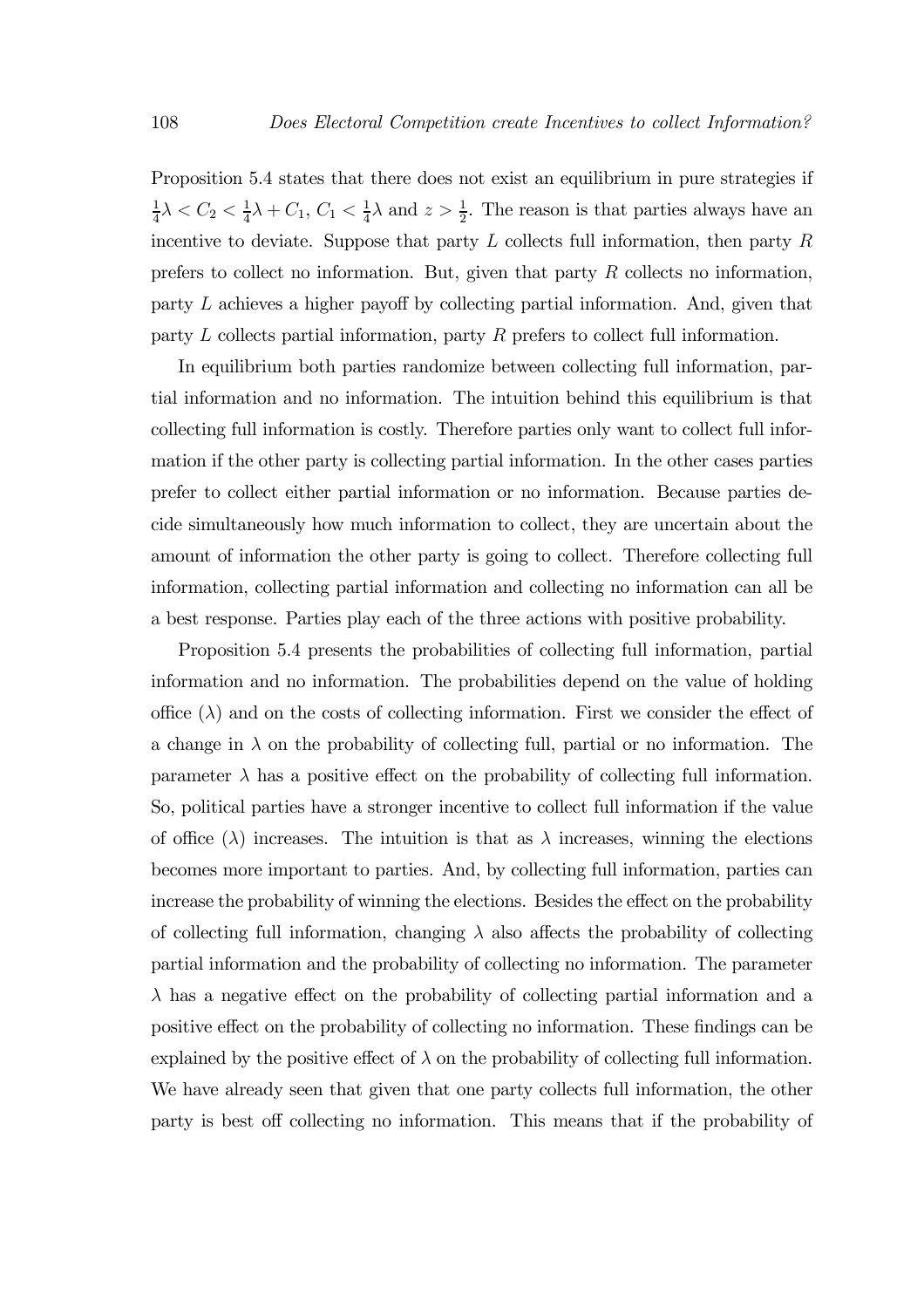Proposition 5.4 states that there does not exist an equilibrium in pure strategies if $\frac{1}{4}\lambda < C_2 < \frac{1}{4}\lambda + C_1$, $C_1 < \frac{1}{4}\lambda$ and $z > \frac{1}{2}$. The reason is that parties always have an incentive to deviate. Suppose that party $L$ collects full information, then party $R$ prefers to collect no information. But, given that party $R$ collects no information, party $L$ achieves a higher payoff by collecting partial information. And, given that party $L$ collects partial information, party $R$ prefers to collect full information.

In equilibrium both parties randomize between collecting full information, partial information and no information. The intuition behind this equilibrium is that collecting full information is costly. Therefore parties only want to collect full information if the other party is collecting partial information. In the other cases parties prefer to collect either partial information or no information. Because parties decide simultaneously how much information to collect, they are uncertain about the amount of information the other party is going to collect. Therefore collecting full information, collecting partial information and collecting no information can all be a best response. Parties play each of the three actions with positive probability.

Proposition 5.4 presents the probabilities of collecting full information, partial information and no information. The probabilities depend on the value of holding office ($\lambda$) and on the costs of collecting information. First we consider the effect of a change in $\lambda$ on the probability of collecting full, partial or no information. The parameter $\lambda$ has a positive effect on the probability of collecting full information. So, political parties have a stronger incentive to collect full information if the value of office ($\lambda$) increases. The intuition is that as $\lambda$ increases, winning the elections becomes more important to parties. And, by collecting full information, parties can increase the probability of winning the elections. Besides the effect on the probability of collecting full information, changing $\lambda$ also affects the probability of collecting partial information and the probability of collecting no information. The parameter $\lambda$ has a negative effect on the probability of collecting partial information and a positive effect on the probability of collecting no information. These findings can be explained by the positive effect of $\lambda$ on the probability of collecting full information. We have already seen that given that one party collects full information, the other party is best off collecting no information. This means that if the probability of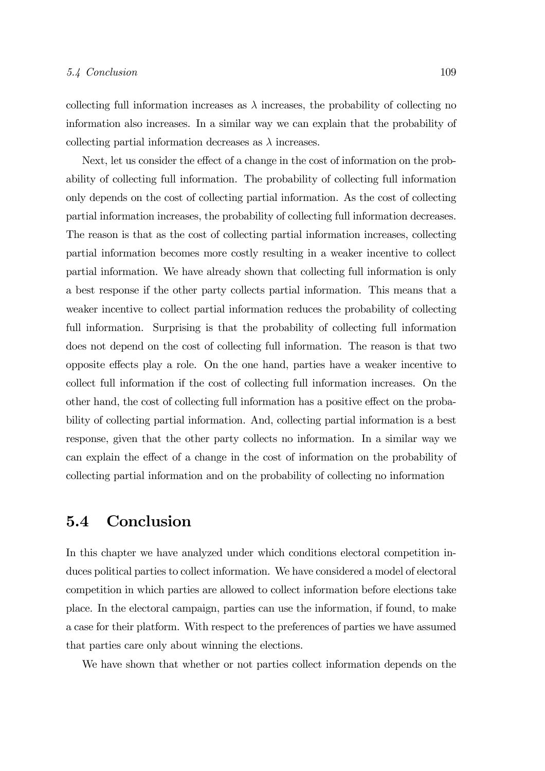collecting full information increases as $\lambda$ increases, the probability of collecting no information also increases. In a similar way we can explain that the probability of collecting partial information decreases as $\lambda$ increases.

Next, let us consider the effect of a change in the cost of information on the probability of collecting full information. The probability of collecting full information only depends on the cost of collecting partial information. As the cost of collecting partial information increases, the probability of collecting full information decreases. The reason is that as the cost of collecting partial information increases, collecting partial information becomes more costly resulting in a weaker incentive to collect partial information. We have already shown that collecting full information is only a best response if the other party collects partial information. This means that a weaker incentive to collect partial information reduces the probability of collecting full information. Surprising is that the probability of collecting full information does not depend on the cost of collecting full information. The reason is that two opposite effects play a role. On the one hand, parties have a weaker incentive to collect full information if the cost of collecting full information increases. On the other hand, the cost of collecting full information has a positive effect on the probability of collecting partial information. And, collecting partial information is a best response, given that the other party collects no information. In a similar way we can explain the effect of a change in the cost of information on the probability of collecting partial information and on the probability of collecting no information

## 5.4 Conclusion

In this chapter we have analyzed under which conditions electoral competition induces political parties to collect information. We have considered a model of electoral competition in which parties are allowed to collect information before elections take place. In the electoral campaign, parties can use the information, if found, to make a case for their platform. With respect to the preferences of parties we have assumed that parties care only about winning the elections.

We have shown that whether or not parties collect information depends on the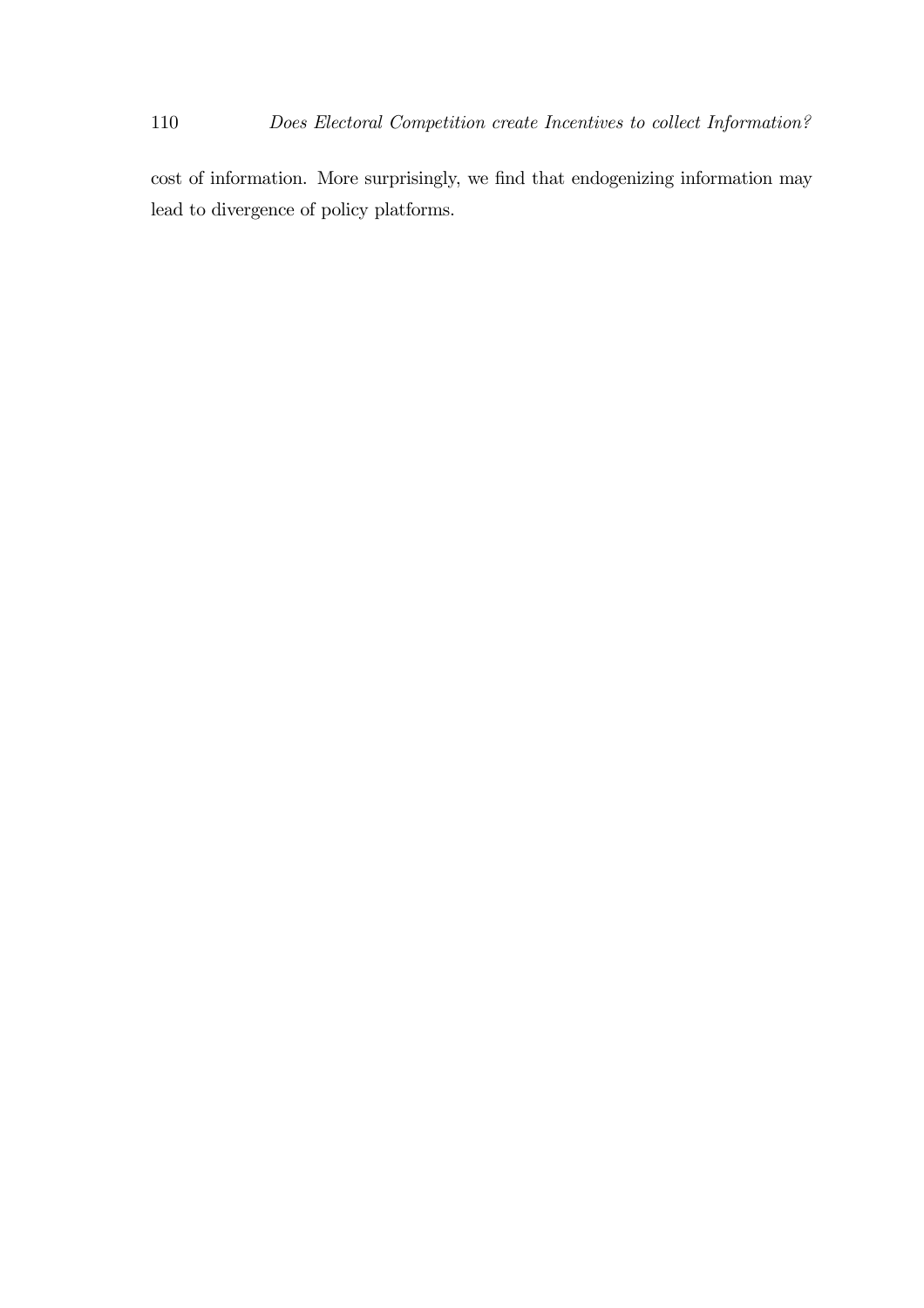cost of information. More surprisingly, we find that endogenizing information may lead to divergence of policy platforms.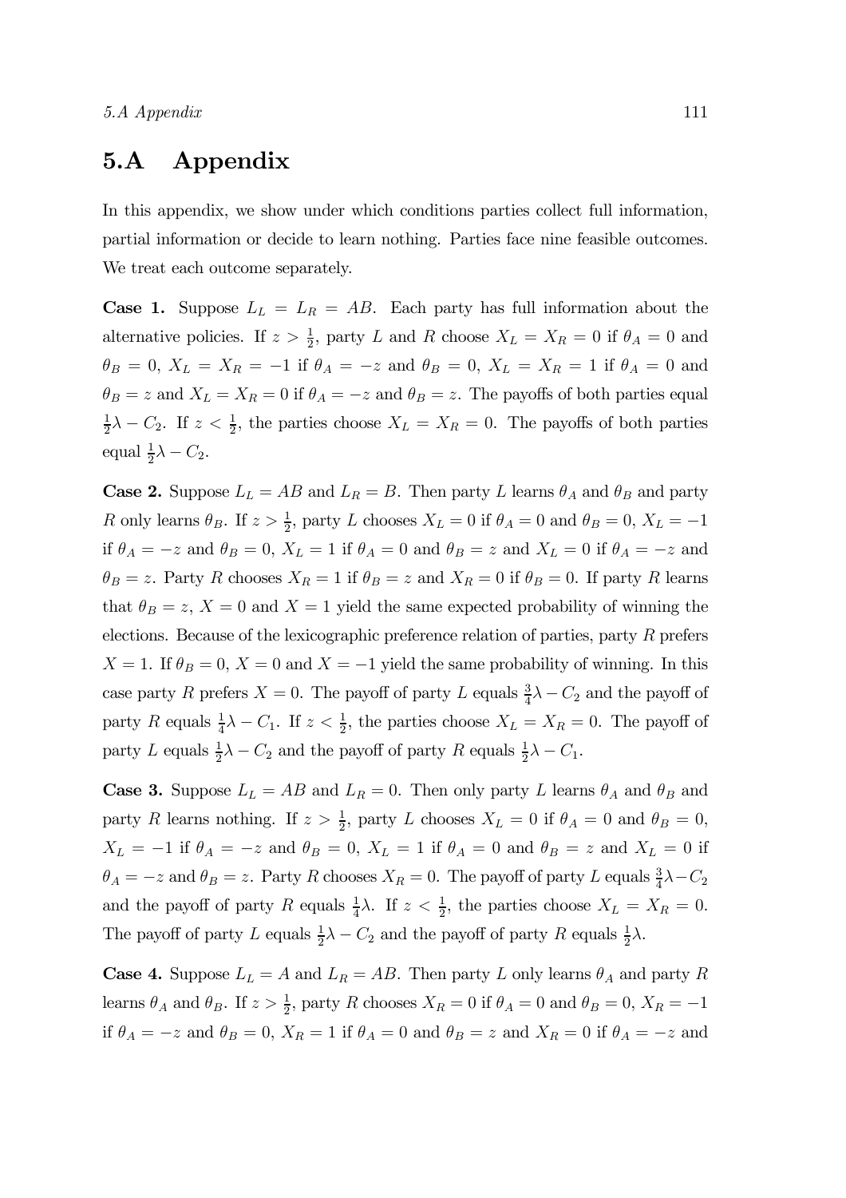## 5.A Appendix

In this appendix, we show under which conditions parties collect full information, partial information or decide to learn nothing. Parties face nine feasible outcomes. We treat each outcome separately.

**Case 1.** Suppose $L_L = L_R = AB$. Each party has full information about the alternative policies. If $z > \frac{1}{2}$, party $L$ and $R$ choose $X_L = X_R = 0$ if $\theta_A = 0$ and $\theta_B = 0$, $X_L = X_R = -1$ if $\theta_A = -z$ and $\theta_B = 0$, $X_L = X_R = 1$ if $\theta_A = 0$ and $\theta_B = z$ and $X_L = X_R = 0$ if $\theta_A = -z$ and $\theta_B = z$. The payoffs of both parties equal $\frac{1}{2}\lambda - C_2$. If $z < \frac{1}{2}$, the parties choose $X_L = X_R = 0$. The payoffs of both parties equal $\frac{1}{2}\lambda - C_2$.

**Case 2.** Suppose $L_L = AB$ and $L_R = B$. Then party $L$ learns $\theta_A$ and $\theta_B$ and party $R$ only learns $\theta_B$. If $z > \frac{1}{2}$, party $L$ chooses $X_L = 0$ if $\theta_A = 0$ and $\theta_B = 0$, $X_L = -1$ if $\theta_A = -z$ and $\theta_B = 0$, $X_L = 1$ if $\theta_A = 0$ and $\theta_B = z$ and $X_L = 0$ if $\theta_A = -z$ and $\theta_B = z$. Party $R$ chooses $X_R = 1$ if $\theta_B = z$ and $X_R = 0$ if $\theta_B = 0$. If party $R$ learns that $\theta_B = z$, $X = 0$ and $X = 1$ yield the same expected probability of winning the elections. Because of the lexicographic preference relation of parties, party $R$ prefers $X = 1$. If $\theta_B = 0$, $X = 0$ and $X = -1$ yield the same probability of winning. In this case party $R$ prefers $X = 0$. The payoff of party $L$ equals $\frac{3}{4}\lambda - C_2$ and the payoff of party $R$ equals $\frac{1}{4}\lambda - C_1$. If $z < \frac{1}{2}$, the parties choose $X_L = X_R = 0$. The payoff of party $L$ equals $\frac{1}{2}\lambda - C_2$ and the payoff of party $R$ equals $\frac{1}{2}\lambda - C_1$.

**Case 3.** Suppose $L_L = AB$ and $L_R = 0$. Then only party $L$ learns $\theta_A$ and $\theta_B$ and party $R$ learns nothing. If $z > \frac{1}{2}$, party $L$ chooses $X_L = 0$ if $\theta_A = 0$ and $\theta_B = 0$, $X_L = -1$ if $\theta_A = -z$ and $\theta_B = 0$, $X_L = 1$ if $\theta_A = 0$ and $\theta_B = z$ and $X_L = 0$ if $\theta_A = -z$ and $\theta_B = z$. Party $R$ chooses $X_R = 0$. The payoff of party $L$ equals $\frac{3}{4}\lambda - C_2$ and the payoff of party $R$ equals $\frac{1}{4}\lambda$. If $z < \frac{1}{2}$, the parties choose $X_L = X_R = 0$. The payoff of party $L$ equals $\frac{1}{2}\lambda - C_2$ and the payoff of party $R$ equals $\frac{1}{2}\lambda$.

**Case 4.** Suppose $L_L = A$ and $L_R = AB$. Then party $L$ only learns $\theta_A$ and party $R$ learns $\theta_A$ and $\theta_B$. If $z > \frac{1}{2}$, party $R$ chooses $X_R = 0$ if $\theta_A = 0$ and $\theta_B = 0$, $X_R = -1$ if $\theta_A = -z$ and $\theta_B = 0$, $X_R = 1$ if $\theta_A = 0$ and $\theta_B = z$ and $X_R = 0$ if $\theta_A = -z$ and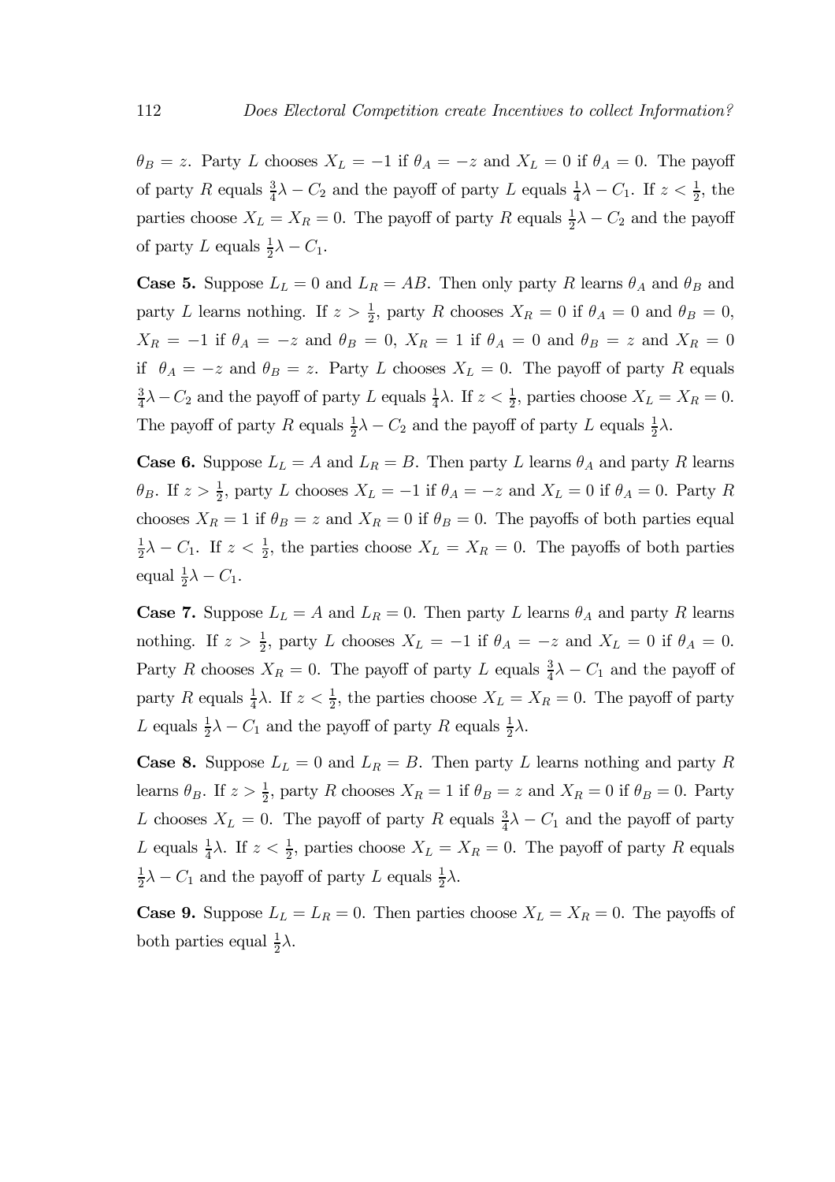$\theta_B = z$. Party $L$ chooses $X_L = -1$ if $\theta_A = -z$ and $X_L = 0$ if $\theta_A = 0$. The payoff of party $R$ equals $\frac{3}{4}\lambda - C_2$ and the payoff of party $L$ equals $\frac{1}{4}\lambda - C_1$. If $z < \frac{1}{2}$, the parties choose $X_L = X_R = 0$. The payoff of party $R$ equals $\frac{1}{2}\lambda - C_2$ and the payoff of party $L$ equals $\frac{1}{2}\lambda - C_1$.

**Case 5.** Suppose $L_L = 0$ and $L_R = AB$. Then only party $R$ learns $\theta_A$ and $\theta_B$ and party $L$ learns nothing. If $z > \frac{1}{2}$, party $R$ chooses $X_R = 0$ if $\theta_A = 0$ and $\theta_B = 0$, $X_R = -1$ if $\theta_A = -z$ and $\theta_B = 0$, $X_R = 1$ if $\theta_A = 0$ and $\theta_B = z$ and $X_R = 0$ if $\theta_A = -z$ and $\theta_B = z$. Party $L$ chooses $X_L = 0$. The payoff of party $R$ equals $\frac{3}{4}\lambda - C_2$ and the payoff of party $L$ equals $\frac{1}{4}\lambda$. If $z < \frac{1}{2}$, parties choose $X_L = X_R = 0$. The payoff of party $R$ equals $\frac{1}{2}\lambda - C_2$ and the payoff of party $L$ equals $\frac{1}{2}\lambda$.

**Case 6.** Suppose $L_L = A$ and $L_R = B$. Then party $L$ learns $\theta_A$ and party $R$ learns $\theta_B$. If $z > \frac{1}{2}$, party $L$ chooses $X_L = -1$ if $\theta_A = -z$ and $X_L = 0$ if $\theta_A = 0$. Party $R$ chooses $X_R = 1$ if $\theta_B = z$ and $X_R = 0$ if $\theta_B = 0$. The payoffs of both parties equal $\frac{1}{2}\lambda - C_1$. If $z < \frac{1}{2}$, the parties choose $X_L = X_R = 0$. The payoffs of both parties equal $\frac{1}{2}\lambda - C_1$.

**Case 7.** Suppose $L_L = A$ and $L_R = 0$. Then party $L$ learns $\theta_A$ and party $R$ learns nothing. If $z > \frac{1}{2}$, party $L$ chooses $X_L = -1$ if $\theta_A = -z$ and $X_L = 0$ if $\theta_A = 0$. Party $R$ chooses $X_R = 0$. The payoff of party $L$ equals $\frac{3}{4}\lambda - C_1$ and the payoff of party $R$ equals $\frac{1}{4}\lambda$. If $z < \frac{1}{2}$, the parties choose $X_L = X_R = 0$. The payoff of party $L$ equals $\frac{1}{2}\lambda - C_1$ and the payoff of party $R$ equals $\frac{1}{2}\lambda$.

**Case 8.** Suppose $L_L = 0$ and $L_R = B$. Then party $L$ learns nothing and party $R$ learns $\theta_B$. If $z > \frac{1}{2}$, party $R$ chooses $X_R = 1$ if $\theta_B = z$ and $X_R = 0$ if $\theta_B = 0$. Party $L$ chooses $X_L = 0$. The payoff of party $R$ equals $\frac{3}{4}\lambda - C_1$ and the payoff of party $L$ equals $\frac{1}{4}\lambda$. If $z < \frac{1}{2}$, parties choose $X_L = X_R = 0$. The payoff of party $R$ equals $\frac{1}{2}\lambda - C_1$ and the payoff of party $L$ equals $\frac{1}{2}\lambda$.

**Case 9.** Suppose $L_L = L_R = 0$. Then parties choose $X_L = X_R = 0$. The payoffs of both parties equal $\frac{1}{2}\lambda$.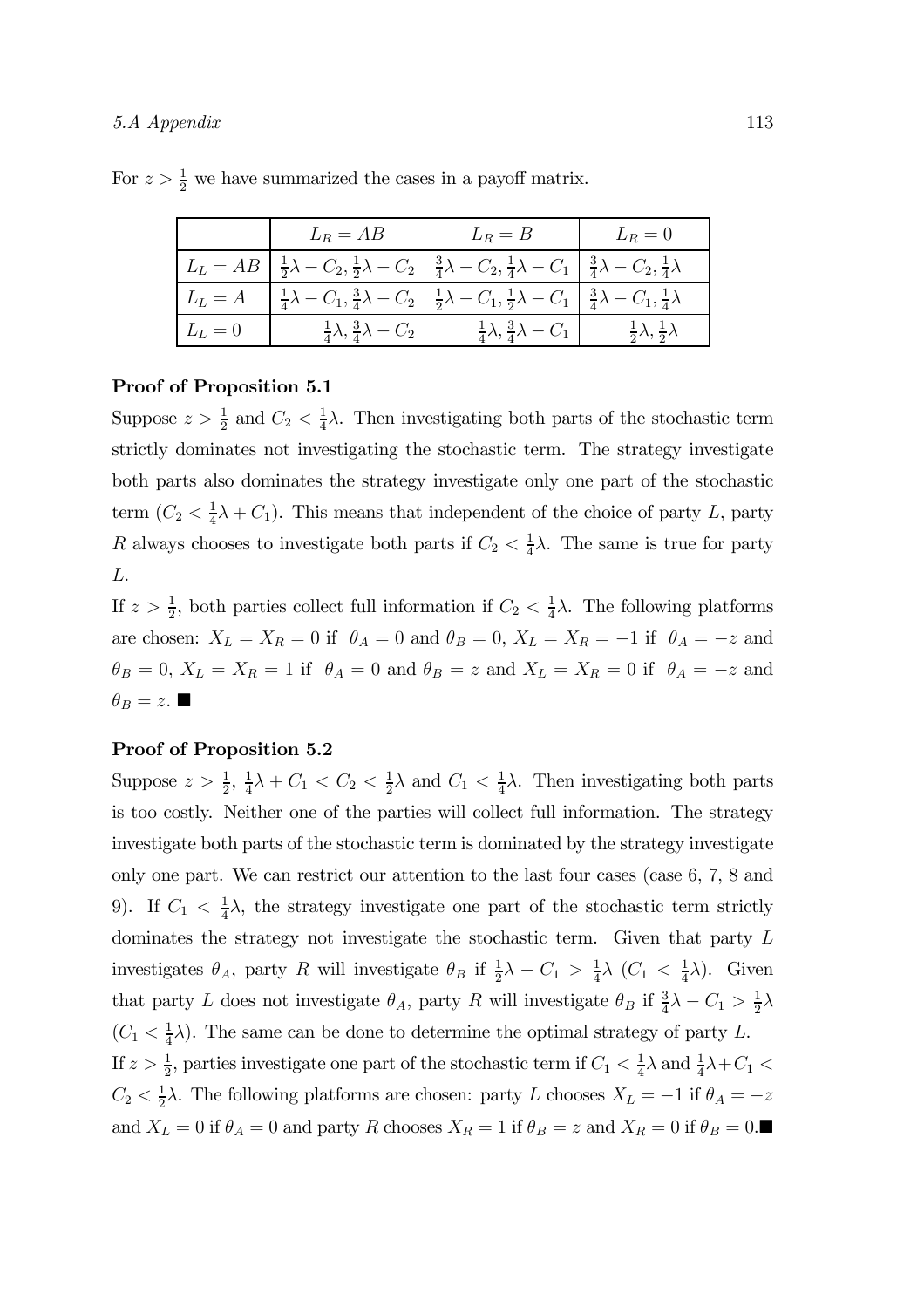For $z > \frac{1}{2}$ we have summarized the cases in a payoff matrix.

| | $L_R = AB$ | $L_R = B$ | $L_R = 0$ |
|---|---|---|---|
| $L_L = AB$ | $\frac{1}{2}\lambda - C_2, \frac{1}{2}\lambda - C_2$ | $\frac{3}{4}\lambda - C_2, \frac{1}{4}\lambda - C_1$ | $\frac{3}{4}\lambda - C_2, \frac{1}{4}\lambda$ |
| $L_L = A$ | $\frac{1}{4}\lambda - C_1, \frac{3}{4}\lambda - C_2$ | $\frac{1}{2}\lambda - C_1, \frac{1}{2}\lambda - C_1$ | $\frac{3}{4}\lambda - C_1, \frac{1}{4}\lambda$ |
| $L_L = 0$ | $\frac{1}{4}\lambda, \frac{3}{4}\lambda - C_2$ | $\frac{1}{4}\lambda, \frac{3}{4}\lambda - C_1$ | $\frac{1}{2}\lambda, \frac{1}{2}\lambda$ |

**Proof of Proposition 5.1**

Suppose $z > \frac{1}{2}$ and $C_2 < \frac{1}{4}\lambda$. Then investigating both parts of the stochastic term strictly dominates not investigating the stochastic term. The strategy investigate both parts also dominates the strategy investigate only one part of the stochastic term ($C_2 < \frac{1}{4}\lambda + C_1$). This means that independent of the choice of party $L$, party $R$ always chooses to investigate both parts if $C_2 < \frac{1}{4}\lambda$. The same is true for party $L$.

If $z > \frac{1}{2}$, both parties collect full information if $C_2 < \frac{1}{4}\lambda$. The following platforms are chosen: $X_L = X_R = 0$ if $\theta_A = 0$ and $\theta_B = 0$, $X_L = X_R = -1$ if $\theta_A = -z$ and $\theta_B = 0$, $X_L = X_R = 1$ if $\theta_A = 0$ and $\theta_B = z$ and $X_L = X_R = 0$ if $\theta_A = -z$ and $\theta_B = z$. ■

**Proof of Proposition 5.2**

Suppose $z > \frac{1}{2}$, $\frac{1}{4}\lambda + C_1 < C_2 < \frac{1}{2}\lambda$ and $C_1 < \frac{1}{4}\lambda$. Then investigating both parts is too costly. Neither one of the parties will collect full information. The strategy investigate both parts of the stochastic term is dominated by the strategy investigate only one part. We can restrict our attention to the last four cases (case 6, 7, 8 and 9). If $C_1 < \frac{1}{4}\lambda$, the strategy investigate one part of the stochastic term strictly dominates the strategy not investigate the stochastic term. Given that party $L$ investigates $\theta_A$, party $R$ will investigate $\theta_B$ if $\frac{1}{2}\lambda - C_1 > \frac{1}{4}\lambda$ ($C_1 < \frac{1}{4}\lambda$). Given that party $L$ does not investigate $\theta_A$, party $R$ will investigate $\theta_B$ if $\frac{3}{4}\lambda - C_1 > \frac{1}{2}\lambda$ ($C_1 < \frac{1}{4}\lambda$). The same can be done to determine the optimal strategy of party $L$.

If $z > \frac{1}{2}$, parties investigate one part of the stochastic term if $C_1 < \frac{1}{4}\lambda$ and $\frac{1}{4}\lambda + C_1 < C_2 < \frac{1}{2}\lambda$. The following platforms are chosen: party $L$ chooses $X_L = -1$ if $\theta_A = -z$ and $X_L = 0$ if $\theta_A = 0$ and party $R$ chooses $X_R = 1$ if $\theta_B = z$ and $X_R = 0$ if $\theta_B = 0$. ■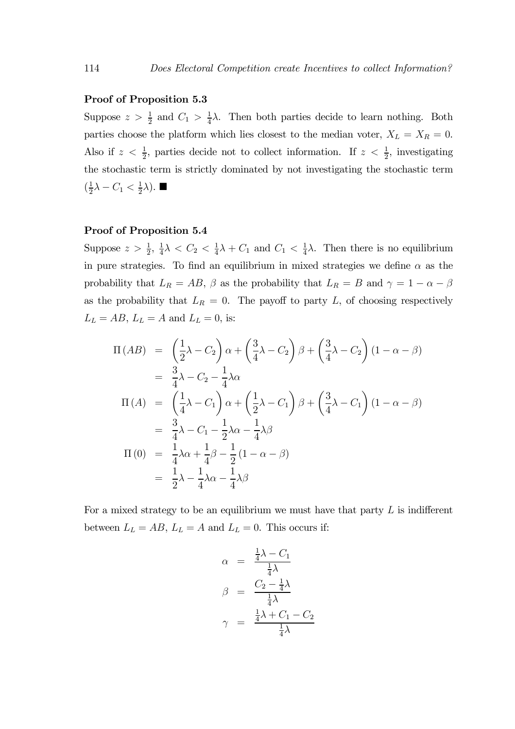**Proof of Proposition 5.3**

Suppose $z > \frac{1}{2}$ and $C_1 > \frac{1}{4}\lambda$. Then both parties decide to learn nothing. Both parties choose the platform which lies closest to the median voter, $X_L = X_R = 0$. Also if $z < \frac{1}{2}$, parties decide not to collect information. If $z < \frac{1}{2}$, investigating the stochastic term is strictly dominated by not investigating the stochastic term ($\frac{1}{2}\lambda - C_1 < \frac{1}{2}\lambda$). ■

**Proof of Proposition 5.4**

Suppose $z > \frac{1}{2}$, $\frac{1}{4}\lambda < C_2 < \frac{1}{4}\lambda + C_1$ and $C_1 < \frac{1}{4}\lambda$. Then there is no equilibrium in pure strategies. To find an equilibrium in mixed strategies we define $\alpha$ as the probability that $L_R = AB$, $\beta$ as the probability that $L_R = B$ and $\gamma = 1 - \alpha - \beta$ as the probability that $L_R = 0$. The payoff to party $L$, of choosing respectively $L_L = AB$, $L_L = A$ and $L_L = 0$, is:

$$
\begin{aligned}
\Pi(AB) &= \left(\frac{1}{2}\lambda - C_2\right)\alpha + \left(\frac{3}{4}\lambda - C_2\right)\beta + \left(\frac{3}{4}\lambda - C_2\right)(1 - \alpha - \beta) \\
&= \frac{3}{4}\lambda - C_2 - \frac{1}{4}\lambda\alpha \\
\Pi(A) &= \left(\frac{1}{4}\lambda - C_1\right)\alpha + \left(\frac{1}{2}\lambda - C_1\right)\beta + \left(\frac{3}{4}\lambda - C_1\right)(1 - \alpha - \beta) \\
&= \frac{3}{4}\lambda - C_1 - \frac{1}{2}\lambda\alpha - \frac{1}{4}\lambda\beta \\
\Pi(0) &= \frac{1}{4}\lambda\alpha + \frac{1}{4}\beta - \frac{1}{2}(1 - \alpha - \beta) \\
&= \frac{1}{2}\lambda - \frac{1}{4}\lambda\alpha - \frac{1}{4}\lambda\beta
\end{aligned}
$$

For a mixed strategy to be an equilibrium we must have that party $L$ is indifferent between $L_L = AB$, $L_L = A$ and $L_L = 0$. This occurs if:

$$
\begin{aligned}
\alpha &= \frac{\frac{1}{4}\lambda - C_1}{\frac{1}{4}\lambda} \\
\beta &= \frac{C_2 - \frac{1}{4}\lambda}{\frac{1}{4}\lambda} \\
\gamma &= \frac{\frac{1}{4}\lambda + C_1 - C_2}{\frac{1}{4}\lambda}
\end{aligned}
$$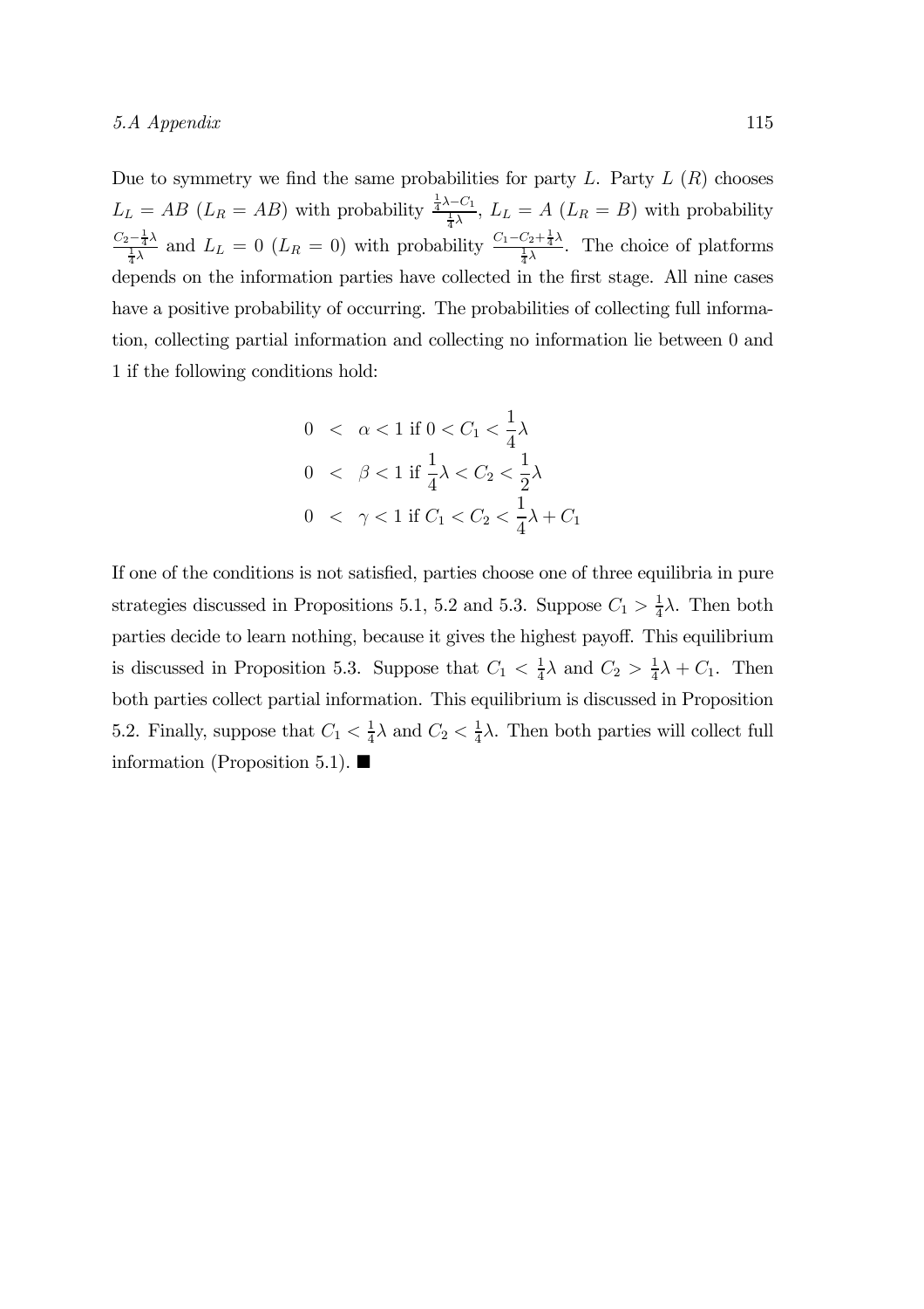Due to symmetry we find the same probabilities for party $L$. Party $L$ ($R$) chooses $L_L = AB$ ($L_R = AB$) with probability $\frac{\frac{1}{4}\lambda - C_1}{\frac{1}{4}\lambda}$, $L_L = A$ ($L_R = B$) with probability $\frac{C_2 - \frac{1}{4}\lambda}{\frac{1}{4}\lambda}$ and $L_L = 0$ ($L_R = 0$) with probability $\frac{C_1 - C_2 + \frac{1}{4}\lambda}{\frac{1}{4}\lambda}$. The choice of platforms depends on the information parties have collected in the first stage. All nine cases have a positive probability of occurring. The probabilities of collecting full information, collecting partial information and collecting no information lie between 0 and 1 if the following conditions hold:

$$
\begin{aligned}
0 &< \alpha < 1 \text{ if } 0 < C_1 < \frac{1}{4}\lambda \\
0 &< \beta < 1 \text{ if } \frac{1}{4}\lambda < C_2 < \frac{1}{2}\lambda \\
0 &< \gamma < 1 \text{ if } C_1 < C_2 < \frac{1}{4}\lambda + C_1
\end{aligned}
$$

If one of the conditions is not satisfied, parties choose one of three equilibria in pure strategies discussed in Propositions 5.1, 5.2 and 5.3. Suppose $C_1 > \frac{1}{4}\lambda$. Then both parties decide to learn nothing, because it gives the highest payoff. This equilibrium is discussed in Proposition 5.3. Suppose that $C_1 < \frac{1}{4}\lambda$ and $C_2 > \frac{1}{4}\lambda + C_1$. Then both parties collect partial information. This equilibrium is discussed in Proposition 5.2. Finally, suppose that $C_1 < \frac{1}{4}\lambda$ and $C_2 < \frac{1}{4}\lambda$. Then both parties will collect full information (Proposition 5.1). ■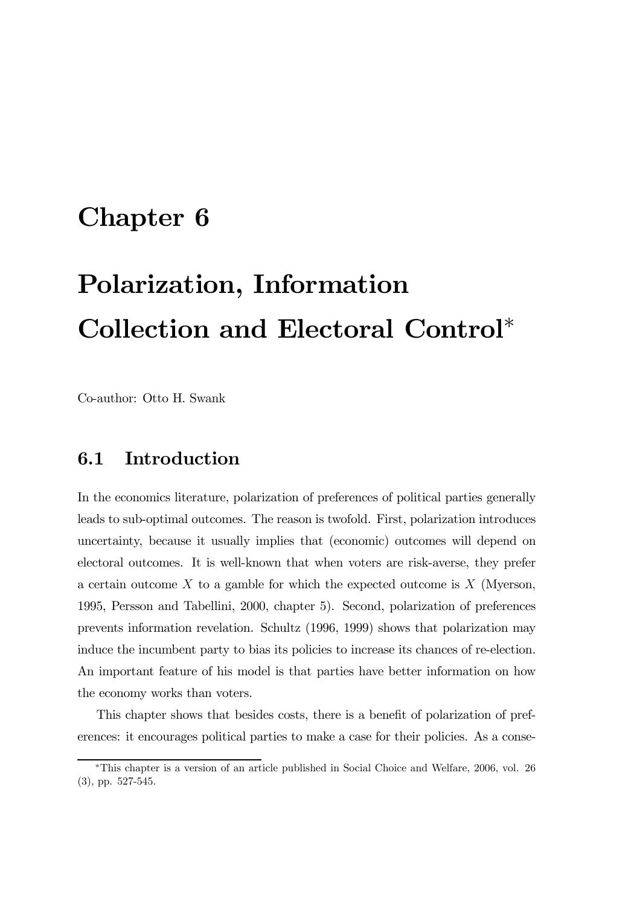# Chapter 6

# Polarization, Information Collection and Electoral Control[*]

Co-author: Otto H. Swank

## 6.1 Introduction

In the economics literature, polarization of preferences of political parties generally leads to sub-optimal outcomes. The reason is twofold. First, polarization introduces uncertainty, because it usually implies that (economic) outcomes will depend on electoral outcomes. It is well-known that when voters are risk-averse, they prefer a certain outcome $X$ to a gamble for which the expected outcome is $X$ (Myerson, 1995, Persson and Tabellini, 2000, chapter 5). Second, polarization of preferences prevents information revelation. Schultz (1996, 1999) shows that polarization may induce the incumbent party to bias its policies to increase its chances of re-election. An important feature of his model is that parties have better information on how the economy works than voters.

This chapter shows that besides costs, there is a benefit of polarization of preferences: it encourages political parties to make a case for their policies. As a conse-

[*] This chapter is a version of an article published in Social Choice and Welfare, 2006, vol. 26 (3), pp. 527-545.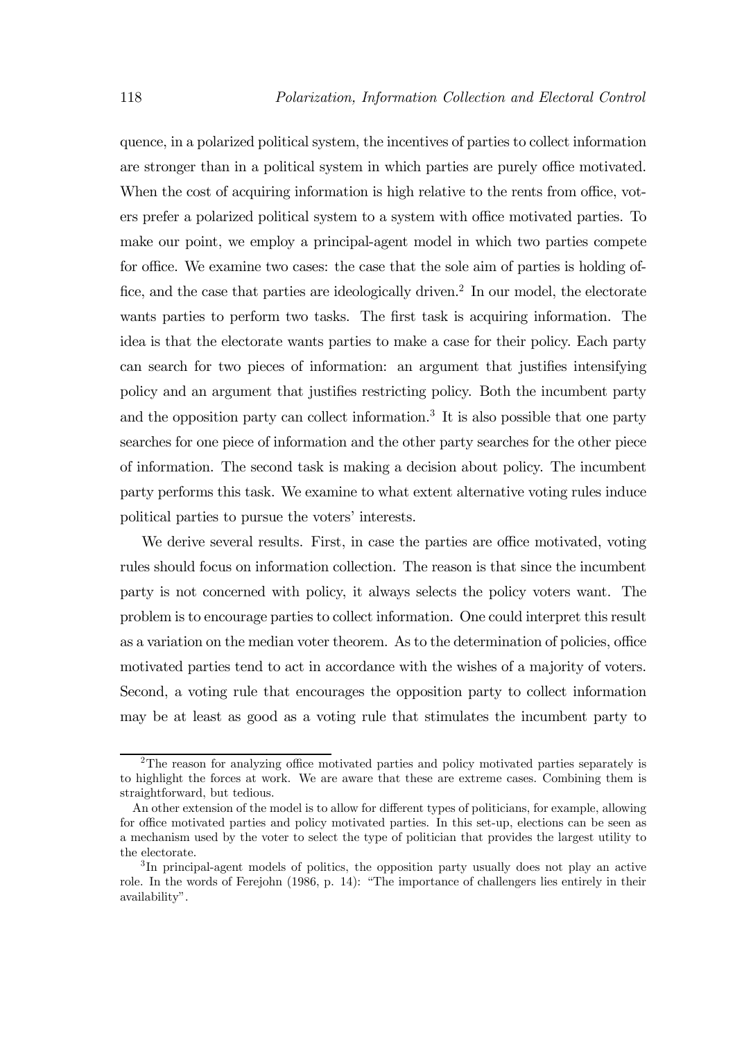quence, in a polarized political system, the incentives of parties to collect information are stronger than in a political system in which parties are purely office motivated. When the cost of acquiring information is high relative to the rents from office, voters prefer a polarized political system to a system with office motivated parties. To make our point, we employ a principal-agent model in which two parties compete for office. We examine two cases: the case that the sole aim of parties is holding office, and the case that parties are ideologically driven.[2] In our model, the electorate wants parties to perform two tasks. The first task is acquiring information. The idea is that the electorate wants parties to make a case for their policy. Each party can search for two pieces of information: an argument that justifies intensifying policy and an argument that justifies restricting policy. Both the incumbent party and the opposition party can collect information.[3] It is also possible that one party searches for one piece of information and the other party searches for the other piece of information. The second task is making a decision about policy. The incumbent party performs this task. We examine to what extent alternative voting rules induce political parties to pursue the voters' interests.

We derive several results. First, in case the parties are office motivated, voting rules should focus on information collection. The reason is that since the incumbent party is not concerned with policy, it always selects the policy voters want. The problem is to encourage parties to collect information. One could interpret this result as a variation on the median voter theorem. As to the determination of policies, office motivated parties tend to act in accordance with the wishes of a majority of voters. Second, a voting rule that encourages the opposition party to collect information may be at least as good as a voting rule that stimulates the incumbent party to

[2] The reason for analyzing office motivated parties and policy motivated parties separately is to highlight the forces at work. We are aware that these are extreme cases. Combining them is straightforward, but tedious.

An other extension of the model is to allow for different types of politicians, for example, allowing for office motivated parties and policy motivated parties. In this set-up, elections can be seen as a mechanism used by the voter to select the type of politician that provides the largest utility to the electorate.

[3] In principal-agent models of politics, the opposition party usually does not play an active role. In the words of Ferejohn (1986, p. 14): "The importance of challengers lies entirely in their availability".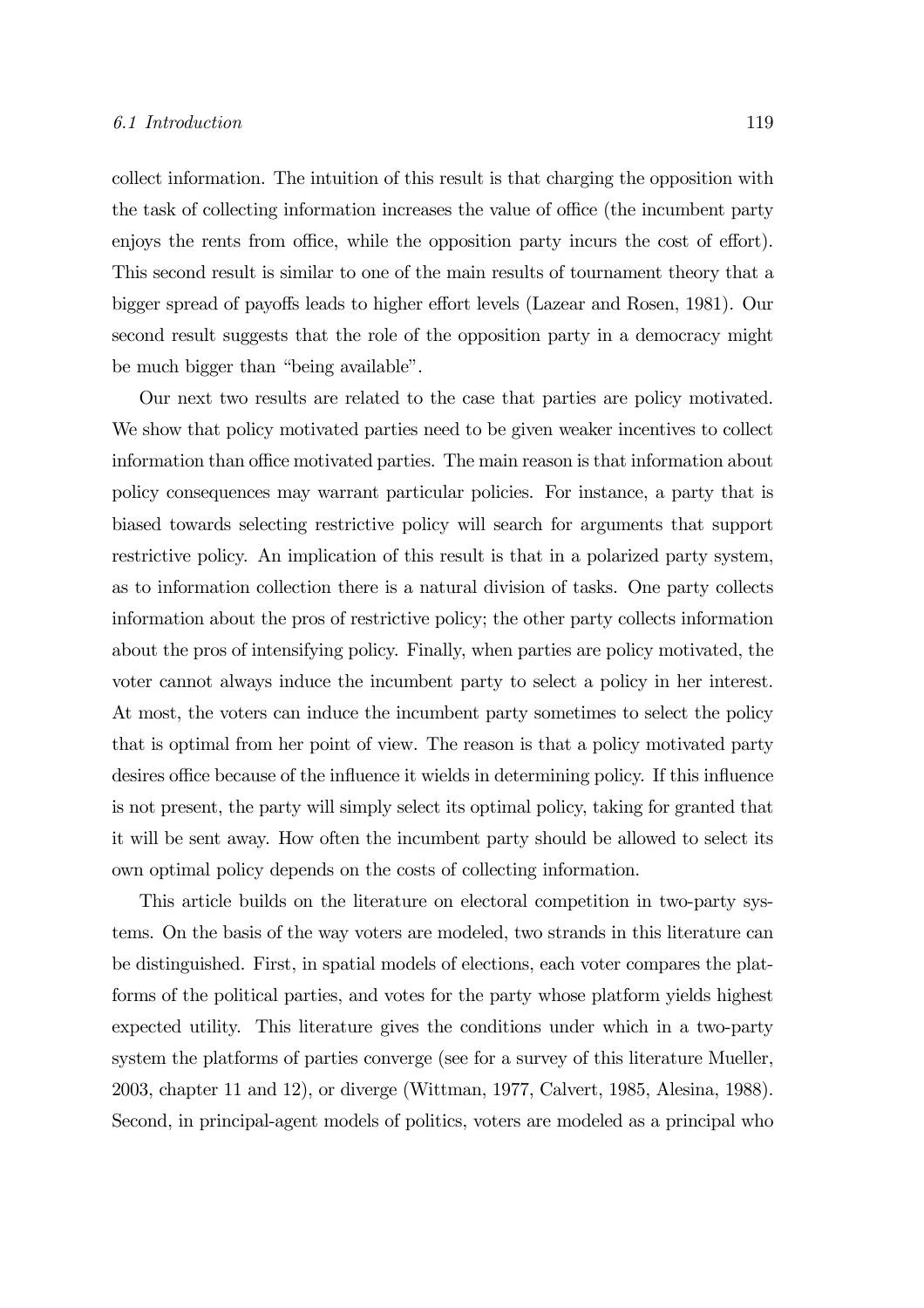collect information. The intuition of this result is that charging the opposition with the task of collecting information increases the value of office (the incumbent party enjoys the rents from office, while the opposition party incurs the cost of effort). This second result is similar to one of the main results of tournament theory that a bigger spread of payoffs leads to higher effort levels (Lazear and Rosen, 1981). Our second result suggests that the role of the opposition party in a democracy might be much bigger than "being available".

Our next two results are related to the case that parties are policy motivated. We show that policy motivated parties need to be given weaker incentives to collect information than office motivated parties. The main reason is that information about policy consequences may warrant particular policies. For instance, a party that is biased towards selecting restrictive policy will search for arguments that support restrictive policy. An implication of this result is that in a polarized party system, as to information collection there is a natural division of tasks. One party collects information about the pros of restrictive policy; the other party collects information about the pros of intensifying policy. Finally, when parties are policy motivated, the voter cannot always induce the incumbent party to select a policy in her interest. At most, the voters can induce the incumbent party sometimes to select the policy that is optimal from her point of view. The reason is that a policy motivated party desires office because of the influence it wields in determining policy. If this influence is not present, the party will simply select its optimal policy, taking for granted that it will be sent away. How often the incumbent party should be allowed to select its own optimal policy depends on the costs of collecting information.

This article builds on the literature on electoral competition in two-party systems. On the basis of the way voters are modeled, two strands in this literature can be distinguished. First, in spatial models of elections, each voter compares the platforms of the political parties, and votes for the party whose platform yields highest expected utility. This literature gives the conditions under which in a two-party system the platforms of parties converge (see for a survey of this literature Mueller, 2003, chapter 11 and 12), or diverge (Wittman, 1977, Calvert, 1985, Alesina, 1988). Second, in principal-agent models of politics, voters are modeled as a principal who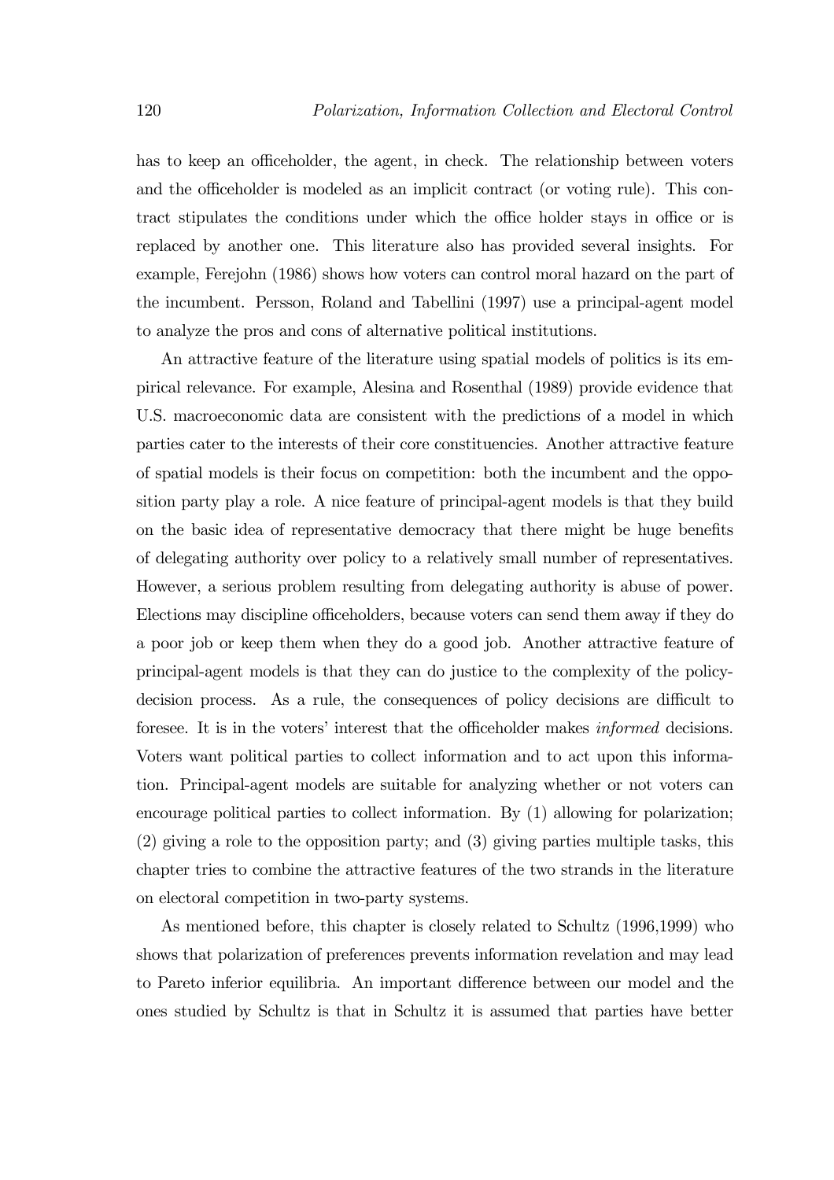has to keep an officeholder, the agent, in check. The relationship between voters and the officeholder is modeled as an implicit contract (or voting rule). This contract stipulates the conditions under which the office holder stays in office or is replaced by another one. This literature also has provided several insights. For example, Ferejohn (1986) shows how voters can control moral hazard on the part of the incumbent. Persson, Roland and Tabellini (1997) use a principal-agent model to analyze the pros and cons of alternative political institutions.

An attractive feature of the literature using spatial models of politics is its empirical relevance. For example, Alesina and Rosenthal (1989) provide evidence that U.S. macroeconomic data are consistent with the predictions of a model in which parties cater to the interests of their core constituencies. Another attractive feature of spatial models is their focus on competition: both the incumbent and the opposition party play a role. A nice feature of principal-agent models is that they build on the basic idea of representative democracy that there might be huge benefits of delegating authority over policy to a relatively small number of representatives. However, a serious problem resulting from delegating authority is abuse of power. Elections may discipline officeholders, because voters can send them away if they do a poor job or keep them when they do a good job. Another attractive feature of principal-agent models is that they can do justice to the complexity of the policy-decision process. As a rule, the consequences of policy decisions are difficult to foresee. It is in the voters' interest that the officeholder makes *informed* decisions. Voters want political parties to collect information and to act upon this information. Principal-agent models are suitable for analyzing whether or not voters can encourage political parties to collect information. By (1) allowing for polarization; (2) giving a role to the opposition party; and (3) giving parties multiple tasks, this chapter tries to combine the attractive features of the two strands in the literature on electoral competition in two-party systems.

As mentioned before, this chapter is closely related to Schultz (1996,1999) who shows that polarization of preferences prevents information revelation and may lead to Pareto inferior equilibria. An important difference between our model and the ones studied by Schultz is that in Schultz it is assumed that parties have better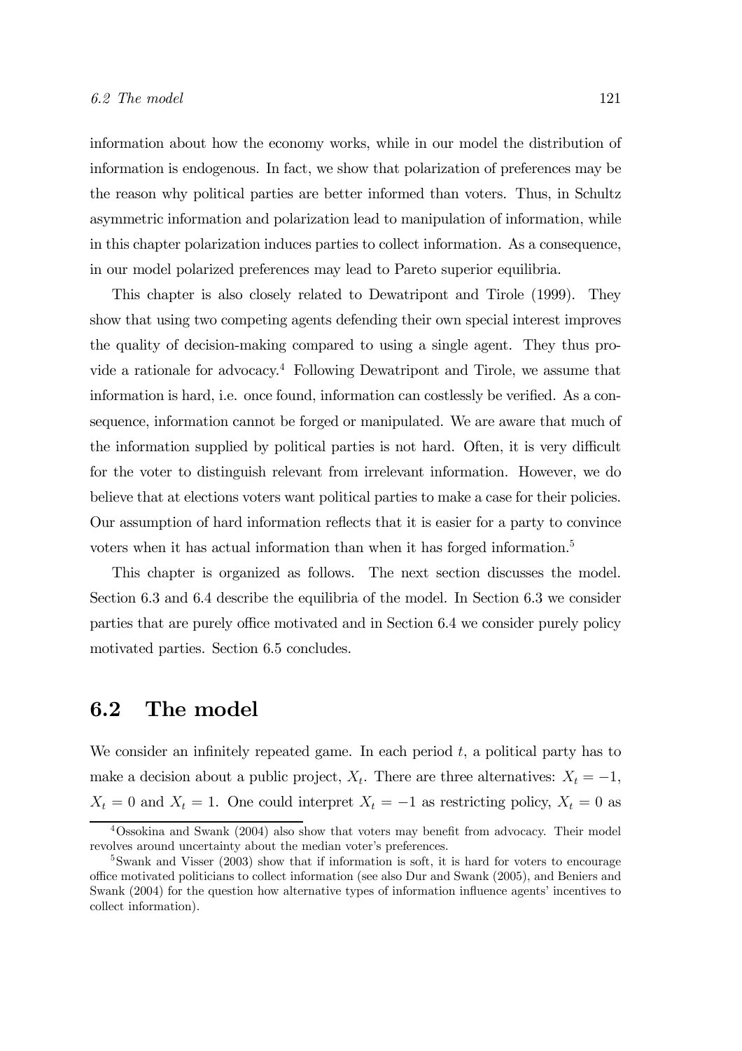information about how the economy works, while in our model the distribution of information is endogenous. In fact, we show that polarization of preferences may be the reason why political parties are better informed than voters. Thus, in Schultz asymmetric information and polarization lead to manipulation of information, while in this chapter polarization induces parties to collect information. As a consequence, in our model polarized preferences may lead to Pareto superior equilibria.

This chapter is also closely related to Dewatripont and Tirole (1999). They show that using two competing agents defending their own special interest improves the quality of decision-making compared to using a single agent. They thus provide a rationale for advocacy.[4] Following Dewatripont and Tirole, we assume that information is hard, i.e. once found, information can costlessly be verified. As a consequence, information cannot be forged or manipulated. We are aware that much of the information supplied by political parties is not hard. Often, it is very difficult for the voter to distinguish relevant from irrelevant information. However, we do believe that at elections voters want political parties to make a case for their policies. Our assumption of hard information reflects that it is easier for a party to convince voters when it has actual information than when it has forged information.[5]

This chapter is organized as follows. The next section discusses the model. Section 6.3 and 6.4 describe the equilibria of the model. In Section 6.3 we consider parties that are purely office motivated and in Section 6.4 we consider purely policy motivated parties. Section 6.5 concludes.

## 6.2 The model

We consider an infinitely repeated game. In each period $t$, a political party has to make a decision about a public project, $X_t$. There are three alternatives: $X_t = -1$, $X_t = 0$ and $X_t = 1$. One could interpret $X_t = -1$ as restricting policy, $X_t = 0$ as

---

[4] Ossokina and Swank (2004) also show that voters may benefit from advocacy. Their model revolves around uncertainty about the median voter's preferences.

[5] Swank and Visser (2003) show that if information is soft, it is hard for voters to encourage office motivated politicians to collect information (see also Dur and Swank (2005), and Beniers and Swank (2004) for the question how alternative types of information influence agents' incentives to collect information).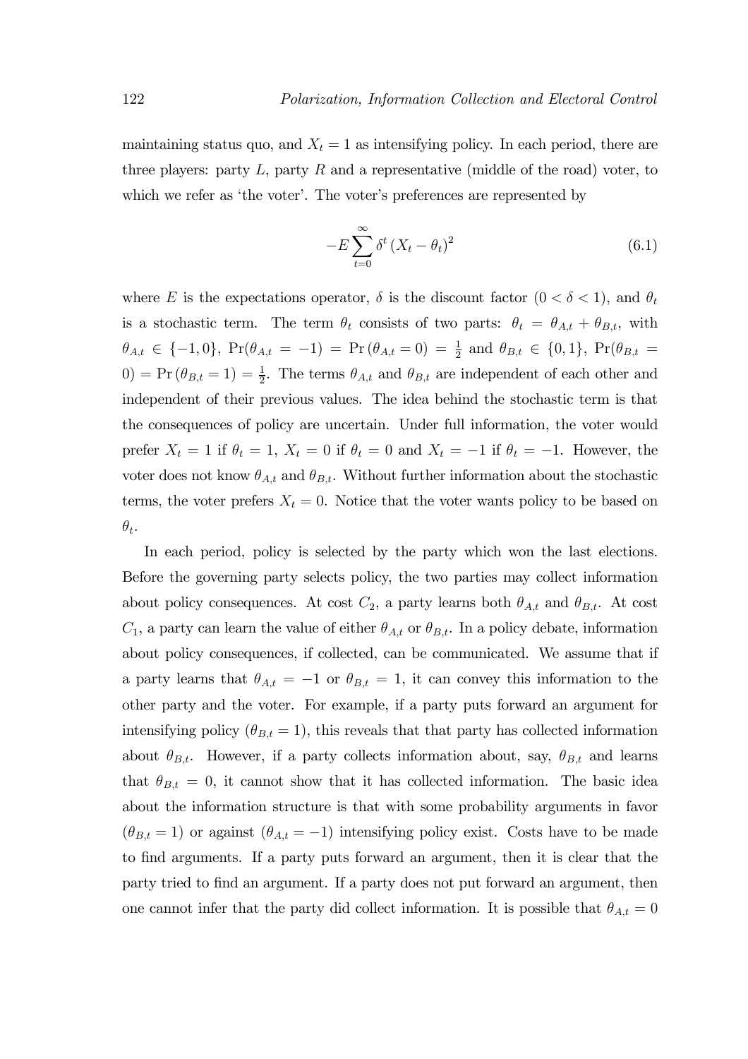maintaining status quo, and $X_t = 1$ as intensifying policy. In each period, there are three players: party $L$, party $R$ and a representative (middle of the road) voter, to which we refer as 'the voter'. The voter's preferences are represented by

$$-E \sum_{t=0}^{\infty} \delta^t (X_t - \theta_t)^2 \tag{6.1}$$

where $E$ is the expectations operator, $\delta$ is the discount factor ($0 < \delta < 1$), and $\theta_t$ is a stochastic term. The term $\theta_t$ consists of two parts: $\theta_t = \theta_{A,t} + \theta_{B,t}$, with $\theta_{A,t} \in \{-1, 0\}$, $\Pr(\theta_{A,t} = -1) = \Pr(\theta_{A,t} = 0) = \frac{1}{2}$ and $\theta_{B,t} \in \{0, 1\}$, $\Pr(\theta_{B,t} = 0) = \Pr(\theta_{B,t} = 1) = \frac{1}{2}$. The terms $\theta_{A,t}$ and $\theta_{B,t}$ are independent of each other and independent of their previous values. The idea behind the stochastic term is that the consequences of policy are uncertain. Under full information, the voter would prefer $X_t = 1$ if $\theta_t = 1$, $X_t = 0$ if $\theta_t = 0$ and $X_t = -1$ if $\theta_t = -1$. However, the voter does not know $\theta_{A,t}$ and $\theta_{B,t}$. Without further information about the stochastic terms, the voter prefers $X_t = 0$. Notice that the voter wants policy to be based on $\theta_t$.

In each period, policy is selected by the party which won the last elections. Before the governing party selects policy, the two parties may collect information about policy consequences. At cost $C_2$, a party learns both $\theta_{A,t}$ and $\theta_{B,t}$. At cost $C_1$, a party can learn the value of either $\theta_{A,t}$ or $\theta_{B,t}$. In a policy debate, information about policy consequences, if collected, can be communicated. We assume that if a party learns that $\theta_{A,t} = -1$ or $\theta_{B,t} = 1$, it can convey this information to the other party and the voter. For example, if a party puts forward an argument for intensifying policy ($\theta_{B,t} = 1$), this reveals that that party has collected information about $\theta_{B,t}$. However, if a party collects information about, say, $\theta_{B,t}$ and learns that $\theta_{B,t} = 0$, it cannot show that it has collected information. The basic idea about the information structure is that with some probability arguments in favor ($\theta_{B,t} = 1$) or against ($\theta_{A,t} = -1$) intensifying policy exist. Costs have to be made to find arguments. If a party puts forward an argument, then it is clear that the party tried to find an argument. If a party does not put forward an argument, then one cannot infer that the party did collect information. It is possible that $\theta_{A,t} = 0$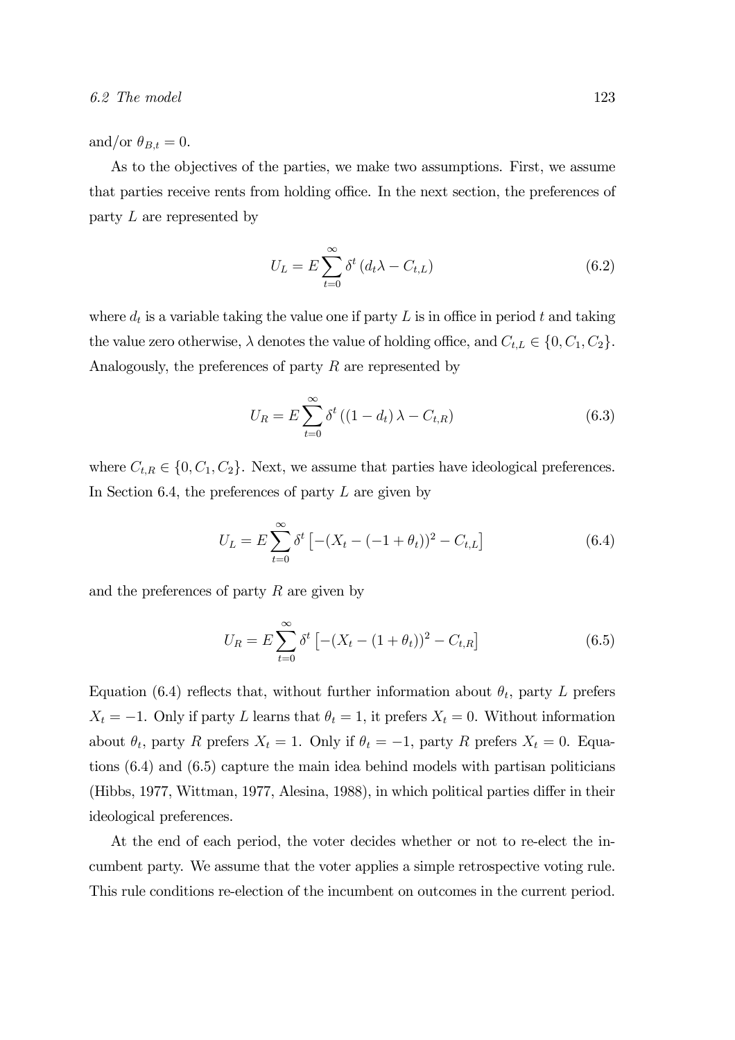and/or $\theta_{B,t} = 0$.

As to the objectives of the parties, we make two assumptions. First, we assume that parties receive rents from holding office. In the next section, the preferences of party $L$ are represented by

$$U_L = E \sum_{t=0}^{\infty} \delta^t \left( d_t \lambda - C_{t,L} \right) \tag{6.2}$$

where $d_t$ is a variable taking the value one if party $L$ is in office in period $t$ and taking the value zero otherwise, $\lambda$ denotes the value of holding office, and $C_{t,L} \in \{0, C_1, C_2\}$. Analogously, the preferences of party $R$ are represented by

$$U_R = E \sum_{t=0}^{\infty} \delta^t \left( (1 - d_t) \lambda - C_{t,R} \right) \tag{6.3}$$

where $C_{t,R} \in \{0, C_1, C_2\}$. Next, we assume that parties have ideological preferences. In Section 6.4, the preferences of party $L$ are given by

$$U_L = E \sum_{t=0}^{\infty} \delta^t \left[ -(X_t - (-1 + \theta_t))^2 - C_{t,L} \right] \tag{6.4}$$

and the preferences of party $R$ are given by

$$U_R = E \sum_{t=0}^{\infty} \delta^t \left[ -(X_t - (1 + \theta_t))^2 - C_{t,R} \right] \tag{6.5}$$

Equation (6.4) reflects that, without further information about $\theta_t$, party $L$ prefers $X_t = -1$. Only if party $L$ learns that $\theta_t = 1$, it prefers $X_t = 0$. Without information about $\theta_t$, party $R$ prefers $X_t = 1$. Only if $\theta_t = -1$, party $R$ prefers $X_t = 0$. Equations (6.4) and (6.5) capture the main idea behind models with partisan politicians (Hibbs, 1977, Wittman, 1977, Alesina, 1988), in which political parties differ in their ideological preferences.

At the end of each period, the voter decides whether or not to re-elect the incumbent party. We assume that the voter applies a simple retrospective voting rule. This rule conditions re-election of the incumbent on outcomes in the current period.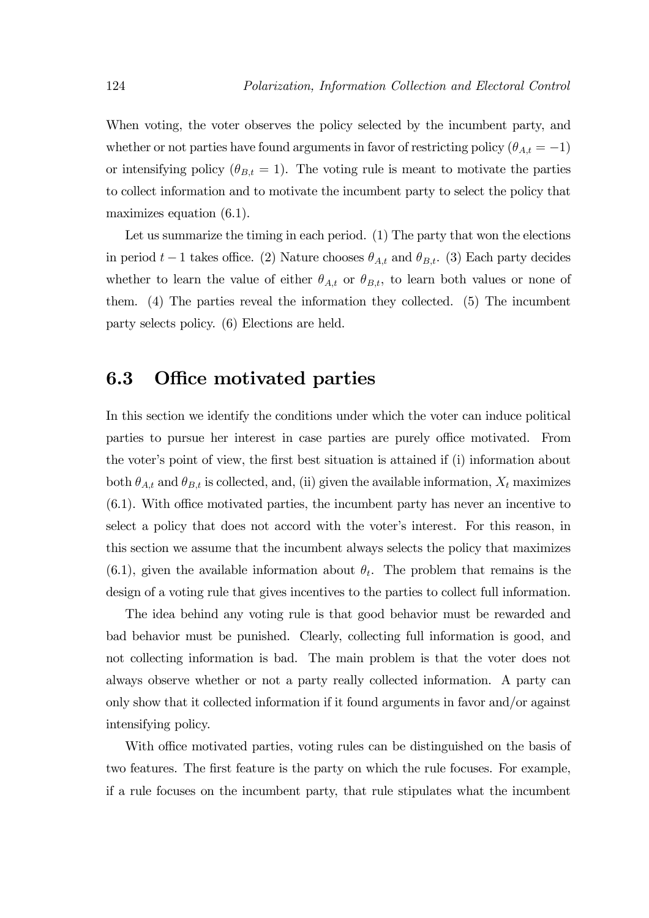When voting, the voter observes the policy selected by the incumbent party, and whether or not parties have found arguments in favor of restricting policy ($\theta_{A,t} = -1$) or intensifying policy ($\theta_{B,t} = 1$). The voting rule is meant to motivate the parties to collect information and to motivate the incumbent party to select the policy that maximizes equation (6.1).

Let us summarize the timing in each period. (1) The party that won the elections in period $t-1$ takes office. (2) Nature chooses $\theta_{A,t}$ and $\theta_{B,t}$. (3) Each party decides whether to learn the value of either $\theta_{A,t}$ or $\theta_{B,t}$, to learn both values or none of them. (4) The parties reveal the information they collected. (5) The incumbent party selects policy. (6) Elections are held.

## 6.3 Office motivated parties

In this section we identify the conditions under which the voter can induce political parties to pursue her interest in case parties are purely office motivated. From the voter's point of view, the first best situation is attained if (i) information about both $\theta_{A,t}$ and $\theta_{B,t}$ is collected, and, (ii) given the available information, $X_t$ maximizes (6.1). With office motivated parties, the incumbent party has never an incentive to select a policy that does not accord with the voter's interest. For this reason, in this section we assume that the incumbent always selects the policy that maximizes (6.1), given the available information about $\theta_t$. The problem that remains is the design of a voting rule that gives incentives to the parties to collect full information.

The idea behind any voting rule is that good behavior must be rewarded and bad behavior must be punished. Clearly, collecting full information is good, and not collecting information is bad. The main problem is that the voter does not always observe whether or not a party really collected information. A party can only show that it collected information if it found arguments in favor and/or against intensifying policy.

With office motivated parties, voting rules can be distinguished on the basis of two features. The first feature is the party on which the rule focuses. For example, if a rule focuses on the incumbent party, that rule stipulates what the incumbent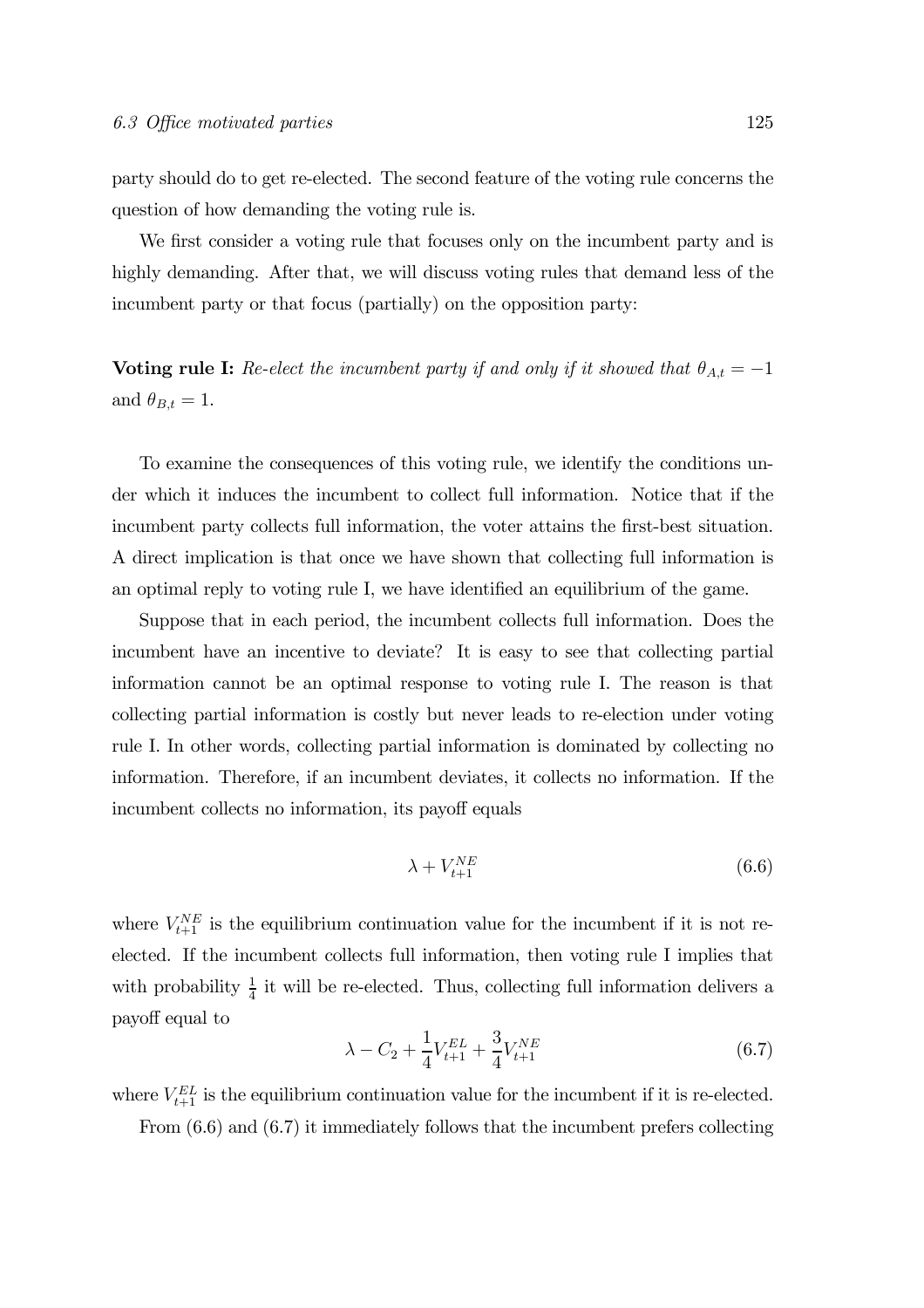party should do to get re-elected. The second feature of the voting rule concerns the question of how demanding the voting rule is.

We first consider a voting rule that focuses only on the incumbent party and is highly demanding. After that, we will discuss voting rules that demand less of the incumbent party or that focus (partially) on the opposition party:

**Voting rule I:** *Re-elect the incumbent party if and only if it showed that* $\theta_{A,t} = -1$ and $\theta_{B,t} = 1$.

To examine the consequences of this voting rule, we identify the conditions under which it induces the incumbent to collect full information. Notice that if the incumbent party collects full information, the voter attains the first-best situation. A direct implication is that once we have shown that collecting full information is an optimal reply to voting rule I, we have identified an equilibrium of the game.

Suppose that in each period, the incumbent collects full information. Does the incumbent have an incentive to deviate? It is easy to see that collecting partial information cannot be an optimal response to voting rule I. The reason is that collecting partial information is costly but never leads to re-election under voting rule I. In other words, collecting partial information is dominated by collecting no information. Therefore, if an incumbent deviates, it collects no information. If the incumbent collects no information, its payoff equals

$$\lambda + V_{t+1}^{NE} \tag{6.6}$$

where $V_{t+1}^{NE}$ is the equilibrium continuation value for the incumbent if it is not re-elected. If the incumbent collects full information, then voting rule I implies that with probability $\frac{1}{4}$ it will be re-elected. Thus, collecting full information delivers a payoff equal to

$$\lambda - C_2 + \frac{1}{4}V_{t+1}^{EL} + \frac{3}{4}V_{t+1}^{NE} \tag{6.7}$$

where $V_{t+1}^{EL}$ is the equilibrium continuation value for the incumbent if it is re-elected.

From (6.6) and (6.7) it immediately follows that the incumbent prefers collecting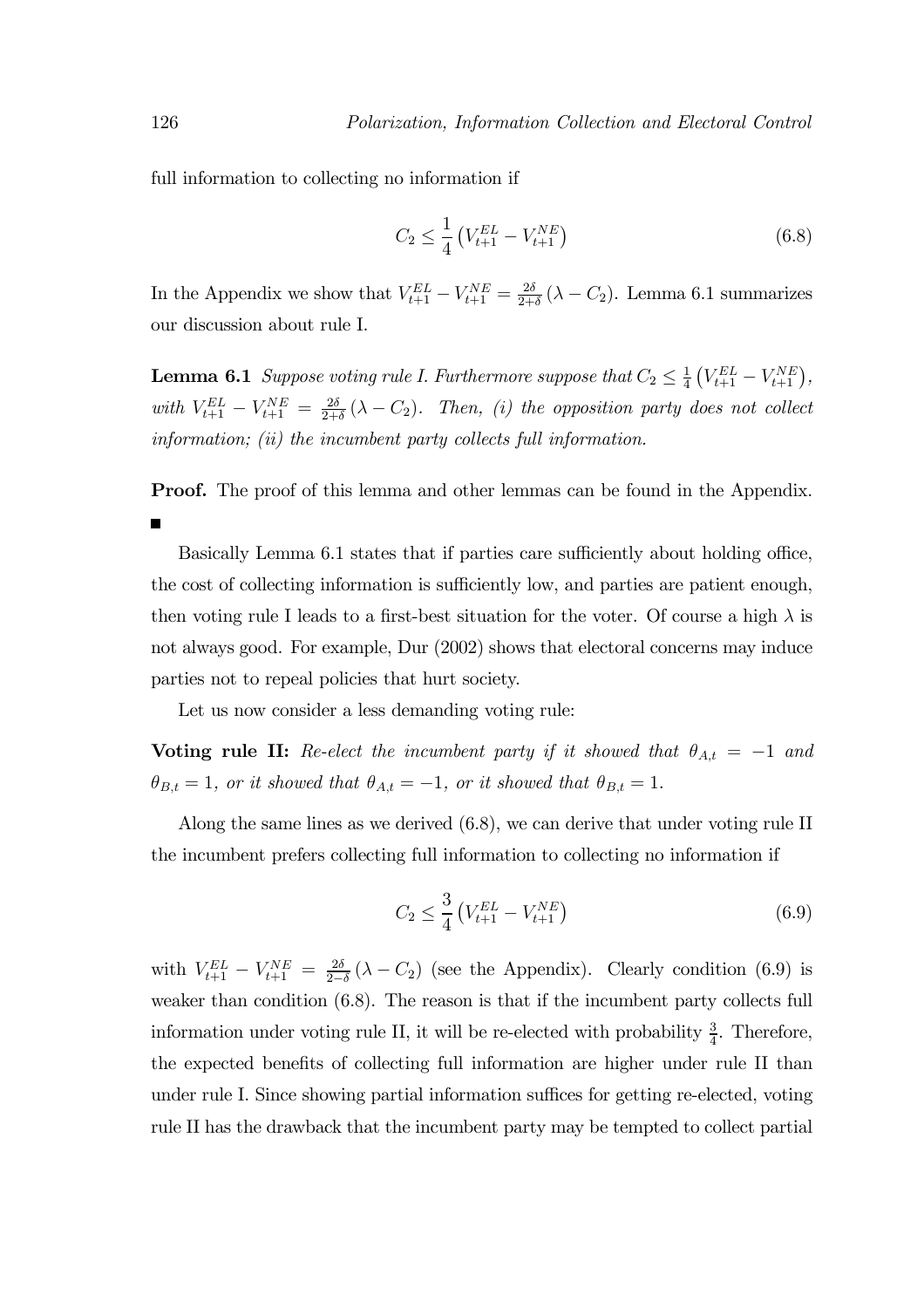full information to collecting no information if

$$C_2 \leq \frac{1}{4}\left(V_{t+1}^{EL} - V_{t+1}^{NE}\right) \tag{6.8}$$

In the Appendix we show that $V_{t+1}^{EL} - V_{t+1}^{NE} = \frac{2\delta}{2+\delta}(\lambda - C_2)$. Lemma 6.1 summarizes our discussion about rule I.

**Lemma 6.1** *Suppose voting rule I. Furthermore suppose that* $C_2 \leq \frac{1}{4}\left(V_{t+1}^{EL} - V_{t+1}^{NE}\right)$, *with* $V_{t+1}^{EL} - V_{t+1}^{NE} = \frac{2\delta}{2+\delta}(\lambda - C_2)$. *Then, (i) the opposition party does not collect information; (ii) the incumbent party collects full information.*

**Proof.** The proof of this lemma and other lemmas can be found in the Appendix. ■

Basically Lemma 6.1 states that if parties care sufficiently about holding office, the cost of collecting information is sufficiently low, and parties are patient enough, then voting rule I leads to a first-best situation for the voter. Of course a high $\lambda$ is not always good. For example, Dur (2002) shows that electoral concerns may induce parties not to repeal policies that hurt society.

Let us now consider a less demanding voting rule:

**Voting rule II:** *Re-elect the incumbent party if it showed that* $\theta_{A,t} = -1$ *and* $\theta_{B,t} = 1$, *or it showed that* $\theta_{A,t} = -1$, *or it showed that* $\theta_{B,t} = 1$.

Along the same lines as we derived (6.8), we can derive that under voting rule II the incumbent prefers collecting full information to collecting no information if

$$C_2 \leq \frac{3}{4}\left(V_{t+1}^{EL} - V_{t+1}^{NE}\right) \tag{6.9}$$

with $V_{t+1}^{EL} - V_{t+1}^{NE} = \frac{2\delta}{2-\delta}(\lambda - C_2)$ (see the Appendix). Clearly condition (6.9) is weaker than condition (6.8). The reason is that if the incumbent party collects full information under voting rule II, it will be re-elected with probability $\frac{3}{4}$. Therefore, the expected benefits of collecting full information are higher under rule II than under rule I. Since showing partial information suffices for getting re-elected, voting rule II has the drawback that the incumbent party may be tempted to collect partial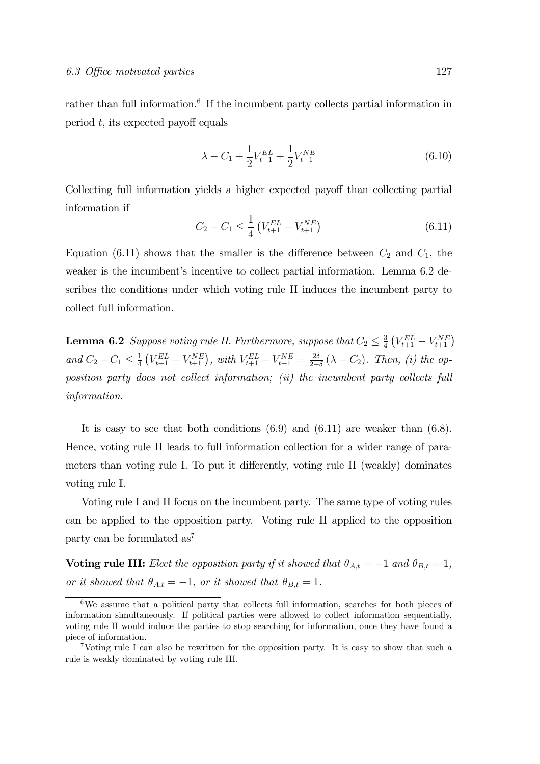rather than full information.[6] If the incumbent party collects partial information in period $t$, its expected payoff equals

$$\lambda - C_1 + \frac{1}{2}V_{t+1}^{EL} + \frac{1}{2}V_{t+1}^{NE} \tag{6.10}$$

Collecting full information yields a higher expected payoff than collecting partial information if

$$C_2 - C_1 \leq \frac{1}{4}\left(V_{t+1}^{EL} - V_{t+1}^{NE}\right) \tag{6.11}$$

Equation (6.11) shows that the smaller is the difference between $C_2$ and $C_1$, the weaker is the incumbent's incentive to collect partial information. Lemma 6.2 describes the conditions under which voting rule II induces the incumbent party to collect full information.

**Lemma 6.2** *Suppose voting rule II. Furthermore, suppose that* $C_2 \leq \frac{3}{4}\left(V_{t+1}^{EL} - V_{t+1}^{NE}\right)$ *and* $C_2 - C_1 \leq \frac{1}{4}\left(V_{t+1}^{EL} - V_{t+1}^{NE}\right)$, *with* $V_{t+1}^{EL} - V_{t+1}^{NE} = \frac{2\delta}{2-\delta}\left(\lambda - C_2\right)$. *Then, (i) the opposition party does not collect information; (ii) the incumbent party collects full information.*

It is easy to see that both conditions (6.9) and (6.11) are weaker than (6.8). Hence, voting rule II leads to full information collection for a wider range of parameters than voting rule I. To put it differently, voting rule II (weakly) dominates voting rule I.

Voting rule I and II focus on the incumbent party. The same type of voting rules can be applied to the opposition party. Voting rule II applied to the opposition party can be formulated as[7]

**Voting rule III:** *Elect the opposition party if it showed that* $\theta_{A,t} = -1$ *and* $\theta_{B,t} = 1$, *or it showed that* $\theta_{A,t} = -1$, *or it showed that* $\theta_{B,t} = 1$.

---

[6] We assume that a political party that collects full information, searches for both pieces of information simultaneously. If political parties were allowed to collect information sequentially, voting rule II would induce the parties to stop searching for information, once they have found a piece of information.

[7] Voting rule I can also be rewritten for the opposition party. It is easy to show that such a rule is weakly dominated by voting rule III.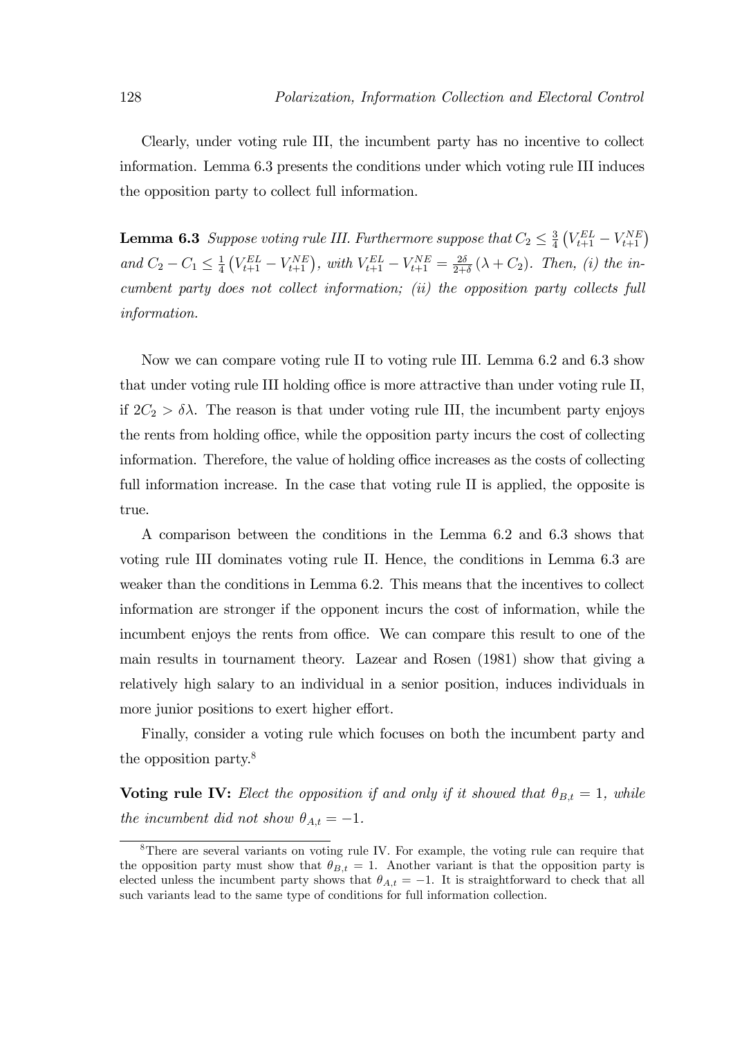Clearly, under voting rule III, the incumbent party has no incentive to collect information. Lemma 6.3 presents the conditions under which voting rule III induces the opposition party to collect full information.

**Lemma 6.3** *Suppose voting rule III. Furthermore suppose that* $C_2 \leq \frac{3}{4}\left(V_{t+1}^{EL} - V_{t+1}^{NE}\right)$ *and* $C_2 - C_1 \leq \frac{1}{4}\left(V_{t+1}^{EL} - V_{t+1}^{NE}\right)$*, with* $V_{t+1}^{EL} - V_{t+1}^{NE} = \frac{2\delta}{2+\delta}(\lambda + C_2)$*. Then, (i) the incumbent party does not collect information; (ii) the opposition party collects full information.*

Now we can compare voting rule II to voting rule III. Lemma 6.2 and 6.3 show that under voting rule III holding office is more attractive than under voting rule II, if $2C_2 > \delta\lambda$. The reason is that under voting rule III, the incumbent party enjoys the rents from holding office, while the opposition party incurs the cost of collecting information. Therefore, the value of holding office increases as the costs of collecting full information increase. In the case that voting rule II is applied, the opposite is true.

A comparison between the conditions in the Lemma 6.2 and 6.3 shows that voting rule III dominates voting rule II. Hence, the conditions in Lemma 6.3 are weaker than the conditions in Lemma 6.2. This means that the incentives to collect information are stronger if the opponent incurs the cost of information, while the incumbent enjoys the rents from office. We can compare this result to one of the main results in tournament theory. Lazear and Rosen (1981) show that giving a relatively high salary to an individual in a senior position, induces individuals in more junior positions to exert higher effort.

Finally, consider a voting rule which focuses on both the incumbent party and the opposition party.[8]

**Voting rule IV:** *Elect the opposition if and only if it showed that* $\theta_{B,t} = 1$*, while the incumbent did not show* $\theta_{A,t} = -1$*.*

[8] There are several variants on voting rule IV. For example, the voting rule can require that the opposition party must show that $\theta_{B,t} = 1$. Another variant is that the opposition party is elected unless the incumbent party shows that $\theta_{A,t} = -1$. It is straightforward to check that all such variants lead to the same type of conditions for full information collection.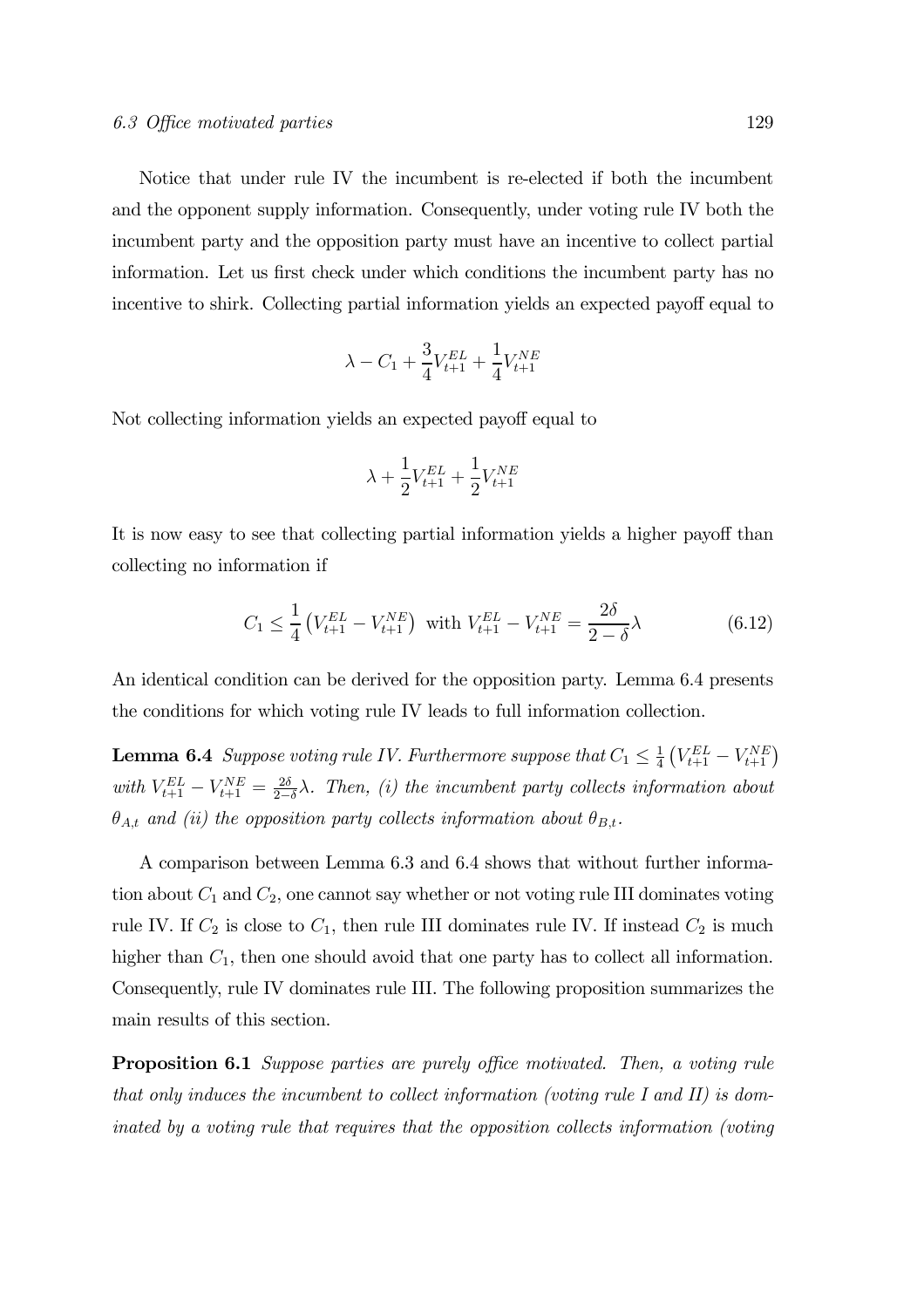Notice that under rule IV the incumbent is re-elected if both the incumbent and the opponent supply information. Consequently, under voting rule IV both the incumbent party and the opposition party must have an incentive to collect partial information. Let us first check under which conditions the incumbent party has no incentive to shirk. Collecting partial information yields an expected payoff equal to

$$\lambda - C_1 + \frac{3}{4}V_{t+1}^{EL} + \frac{1}{4}V_{t+1}^{NE}$$

Not collecting information yields an expected payoff equal to

$$\lambda + \frac{1}{2}V_{t+1}^{EL} + \frac{1}{2}V_{t+1}^{NE}$$

It is now easy to see that collecting partial information yields a higher payoff than collecting no information if

$$C_1 \leq \frac{1}{4}\left(V_{t+1}^{EL} - V_{t+1}^{NE}\right) \text{ with } V_{t+1}^{EL} - V_{t+1}^{NE} = \frac{2\delta}{2-\delta}\lambda \tag{6.12}$$

An identical condition can be derived for the opposition party. Lemma 6.4 presents the conditions for which voting rule IV leads to full information collection.

**Lemma 6.4** *Suppose voting rule IV. Furthermore suppose that* $C_1 \leq \frac{1}{4}\left(V_{t+1}^{EL} - V_{t+1}^{NE}\right)$ *with* $V_{t+1}^{EL} - V_{t+1}^{NE} = \frac{2\delta}{2-\delta}\lambda$*. Then, (i) the incumbent party collects information about* $\theta_{A,t}$ *and (ii) the opposition party collects information about* $\theta_{B,t}$*.*

A comparison between Lemma 6.3 and 6.4 shows that without further information about $C_1$ and $C_2$, one cannot say whether or not voting rule III dominates voting rule IV. If $C_2$ is close to $C_1$, then rule III dominates rule IV. If instead $C_2$ is much higher than $C_1$, then one should avoid that one party has to collect all information. Consequently, rule IV dominates rule III. The following proposition summarizes the main results of this section.

**Proposition 6.1** *Suppose parties are purely office motivated. Then, a voting rule that only induces the incumbent to collect information (voting rule I and II) is dominated by a voting rule that requires that the opposition collects information (voting*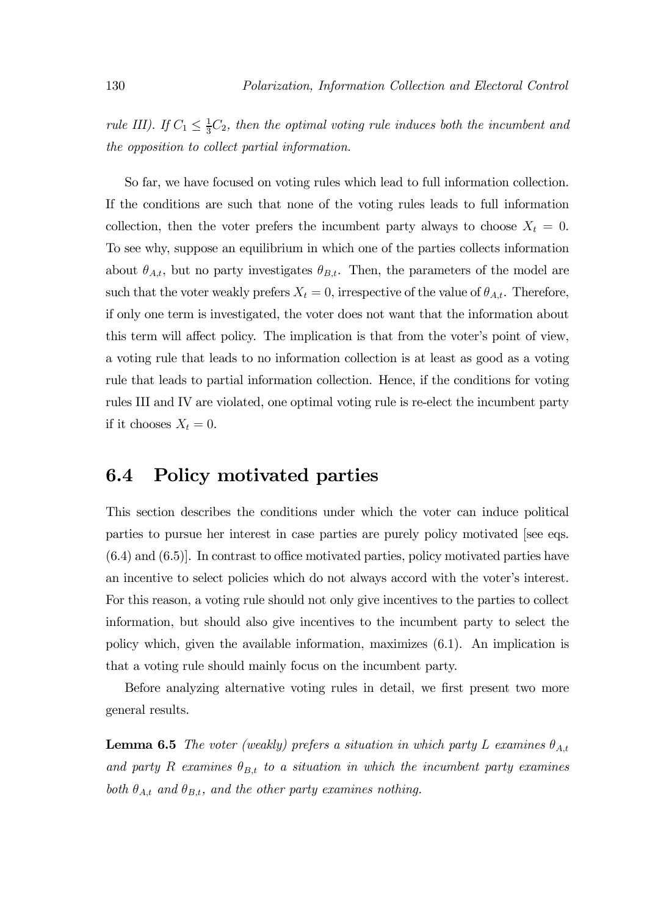*rule III). If $C_1 \leq \frac{1}{3}C_2$, then the optimal voting rule induces both the incumbent and the opposition to collect partial information.*

So far, we have focused on voting rules which lead to full information collection. If the conditions are such that none of the voting rules leads to full information collection, then the voter prefers the incumbent party always to choose $X_t = 0$. To see why, suppose an equilibrium in which one of the parties collects information about $\theta_{A,t}$, but no party investigates $\theta_{B,t}$. Then, the parameters of the model are such that the voter weakly prefers $X_t = 0$, irrespective of the value of $\theta_{A,t}$. Therefore, if only one term is investigated, the voter does not want that the information about this term will affect policy. The implication is that from the voter's point of view, a voting rule that leads to no information collection is at least as good as a voting rule that leads to partial information collection. Hence, if the conditions for voting rules III and IV are violated, one optimal voting rule is re-elect the incumbent party if it chooses $X_t = 0$.

## 6.4 Policy motivated parties

This section describes the conditions under which the voter can induce political parties to pursue her interest in case parties are purely policy motivated [see eqs. (6.4) and (6.5)]. In contrast to office motivated parties, policy motivated parties have an incentive to select policies which do not always accord with the voter's interest. For this reason, a voting rule should not only give incentives to the parties to collect information, but should also give incentives to the incumbent party to select the policy which, given the available information, maximizes (6.1). An implication is that a voting rule should mainly focus on the incumbent party.

Before analyzing alternative voting rules in detail, we first present two more general results.

**Lemma 6.5** *The voter (weakly) prefers a situation in which party L examines $\theta_{A,t}$ and party R examines $\theta_{B,t}$ to a situation in which the incumbent party examines both $\theta_{A,t}$ and $\theta_{B,t}$, and the other party examines nothing.*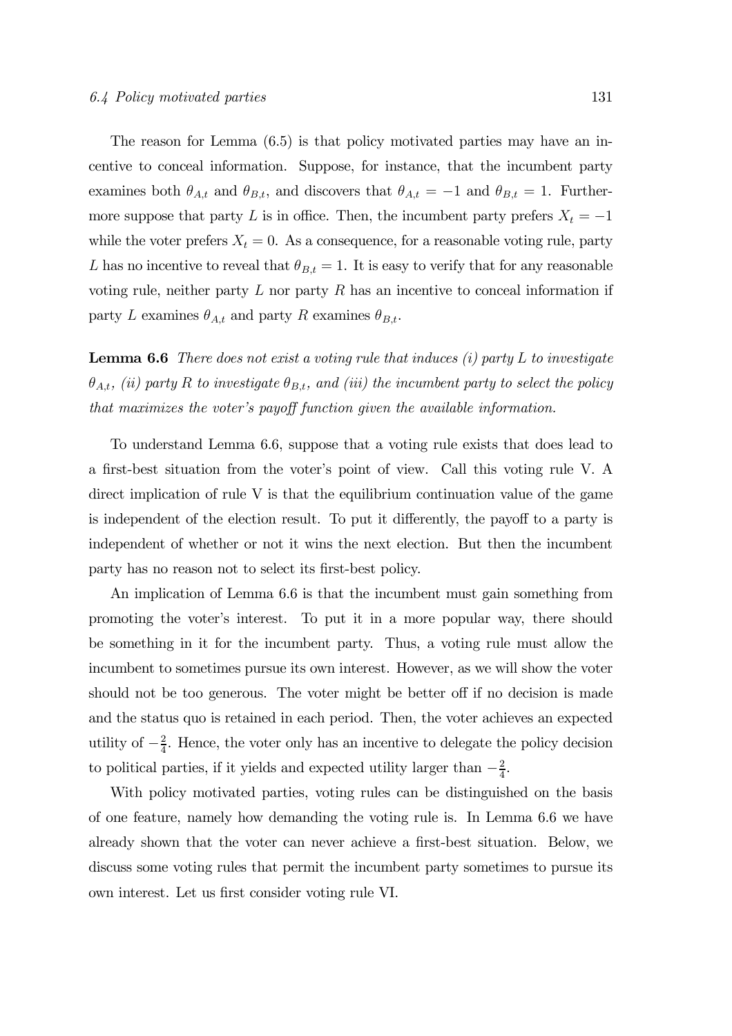The reason for Lemma (6.5) is that policy motivated parties may have an incentive to conceal information. Suppose, for instance, that the incumbent party examines both $\theta_{A,t}$ and $\theta_{B,t}$, and discovers that $\theta_{A,t} = -1$ and $\theta_{B,t} = 1$. Furthermore suppose that party $L$ is in office. Then, the incumbent party prefers $X_t = -1$ while the voter prefers $X_t = 0$. As a consequence, for a reasonable voting rule, party $L$ has no incentive to reveal that $\theta_{B,t} = 1$. It is easy to verify that for any reasonable voting rule, neither party $L$ nor party $R$ has an incentive to conceal information if party $L$ examines $\theta_{A,t}$ and party $R$ examines $\theta_{B,t}$.

**Lemma 6.6** *There does not exist a voting rule that induces (i) party $L$ to investigate $\theta_{A,t}$, (ii) party $R$ to investigate $\theta_{B,t}$, and (iii) the incumbent party to select the policy that maximizes the voter's payoff function given the available information.*

To understand Lemma 6.6, suppose that a voting rule exists that does lead to a first-best situation from the voter's point of view. Call this voting rule V. A direct implication of rule V is that the equilibrium continuation value of the game is independent of the election result. To put it differently, the payoff to a party is independent of whether or not it wins the next election. But then the incumbent party has no reason not to select its first-best policy.

An implication of Lemma 6.6 is that the incumbent must gain something from promoting the voter's interest. To put it in a more popular way, there should be something in it for the incumbent party. Thus, a voting rule must allow the incumbent to sometimes pursue its own interest. However, as we will show the voter should not be too generous. The voter might be better off if no decision is made and the status quo is retained in each period. Then, the voter achieves an expected utility of $-\frac{2}{4}$. Hence, the voter only has an incentive to delegate the policy decision to political parties, if it yields and expected utility larger than $-\frac{2}{4}$.

With policy motivated parties, voting rules can be distinguished on the basis of one feature, namely how demanding the voting rule is. In Lemma 6.6 we have already shown that the voter can never achieve a first-best situation. Below, we discuss some voting rules that permit the incumbent party sometimes to pursue its own interest. Let us first consider voting rule VI.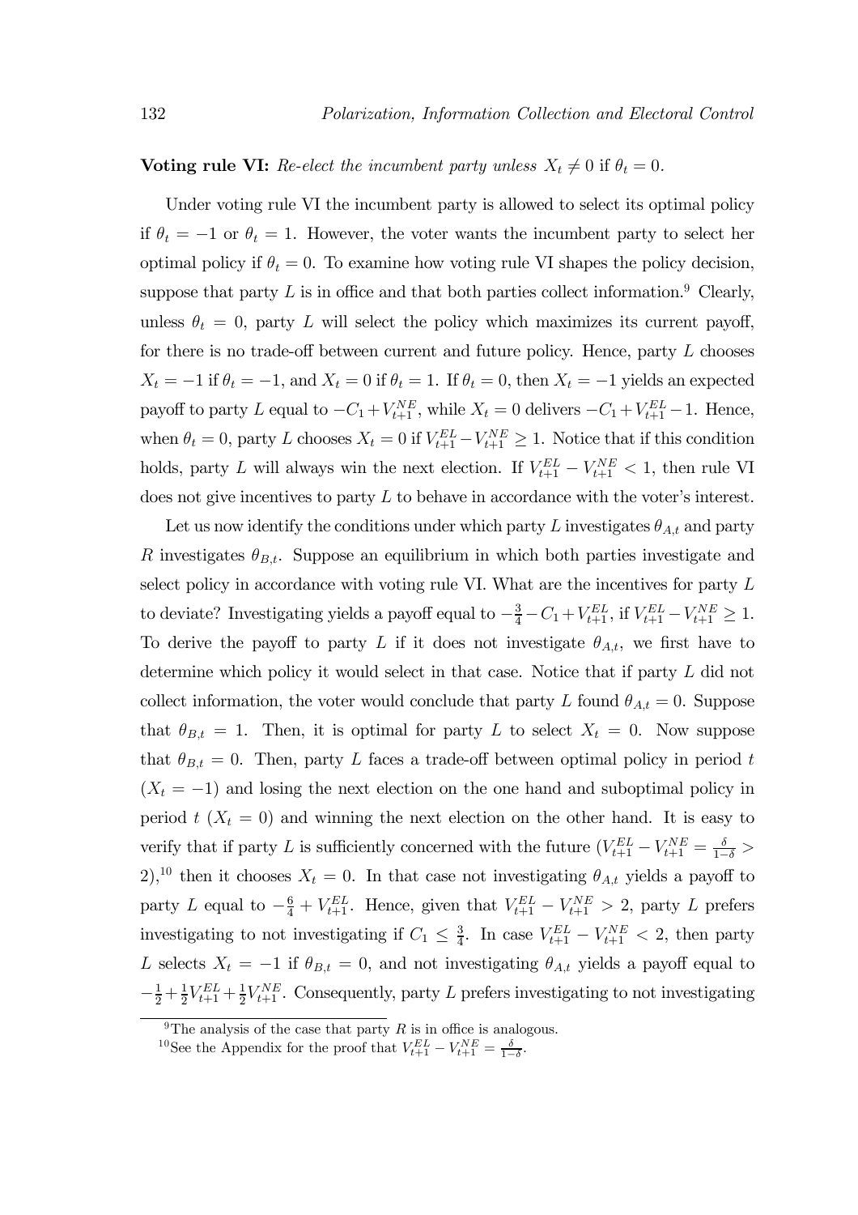**Voting rule VI:** *Re-elect the incumbent party unless* $X_t \neq 0$ if $\theta_t = 0$.

Under voting rule VI the incumbent party is allowed to select its optimal policy if $\theta_t = -1$ or $\theta_t = 1$. However, the voter wants the incumbent party to select her optimal policy if $\theta_t = 0$. To examine how voting rule VI shapes the policy decision, suppose that party $L$ is in office and that both parties collect information.[9] Clearly, unless $\theta_t = 0$, party $L$ will select the policy which maximizes its current payoff, for there is no trade-off between current and future policy. Hence, party $L$ chooses $X_t = -1$ if $\theta_t = -1$, and $X_t = 0$ if $\theta_t = 1$. If $\theta_t = 0$, then $X_t = -1$ yields an expected payoff to party $L$ equal to $-C_1 + V_{t+1}^{NE}$, while $X_t = 0$ delivers $-C_1 + V_{t+1}^{EL} - 1$. Hence, when $\theta_t = 0$, party $L$ chooses $X_t = 0$ if $V_{t+1}^{EL} - V_{t+1}^{NE} \geq 1$. Notice that if this condition holds, party $L$ will always win the next election. If $V_{t+1}^{EL} - V_{t+1}^{NE} < 1$, then rule VI does not give incentives to party $L$ to behave in accordance with the voter's interest.

Let us now identify the conditions under which party $L$ investigates $\theta_{A,t}$ and party $R$ investigates $\theta_{B,t}$. Suppose an equilibrium in which both parties investigate and select policy in accordance with voting rule VI. What are the incentives for party $L$ to deviate? Investigating yields a payoff equal to $-\frac{3}{4} - C_1 + V_{t+1}^{EL}$, if $V_{t+1}^{EL} - V_{t+1}^{NE} \geq 1$. To derive the payoff to party $L$ if it does not investigate $\theta_{A,t}$, we first have to determine which policy it would select in that case. Notice that if party $L$ did not collect information, the voter would conclude that party $L$ found $\theta_{A,t} = 0$. Suppose that $\theta_{B,t} = 1$. Then, it is optimal for party $L$ to select $X_t = 0$. Now suppose that $\theta_{B,t} = 0$. Then, party $L$ faces a trade-off between optimal policy in period $t$ ($X_t = -1$) and losing the next election on the one hand and suboptimal policy in period $t$ ($X_t = 0$) and winning the next election on the other hand. It is easy to verify that if party $L$ is sufficiently concerned with the future ($V_{t+1}^{EL} - V_{t+1}^{NE} = \frac{\delta}{1-\delta} > 2$),[10] then it chooses $X_t = 0$. In that case not investigating $\theta_{A,t}$ yields a payoff to party $L$ equal to $-\frac{6}{4} + V_{t+1}^{EL}$. Hence, given that $V_{t+1}^{EL} - V_{t+1}^{NE} > 2$, party $L$ prefers investigating to not investigating if $C_1 \leq \frac{3}{4}$. In case $V_{t+1}^{EL} - V_{t+1}^{NE} < 2$, then party $L$ selects $X_t = -1$ if $\theta_{B,t} = 0$, and not investigating $\theta_{A,t}$ yields a payoff equal to $-\frac{1}{2} + \frac{1}{2}V_{t+1}^{EL} + \frac{1}{2}V_{t+1}^{NE}$. Consequently, party $L$ prefers investigating to not investigating

[9] The analysis of the case that party $R$ is in office is analogous.

[10] See the Appendix for the proof that $V_{t+1}^{EL} - V_{t+1}^{NE} = \frac{\delta}{1-\delta}$.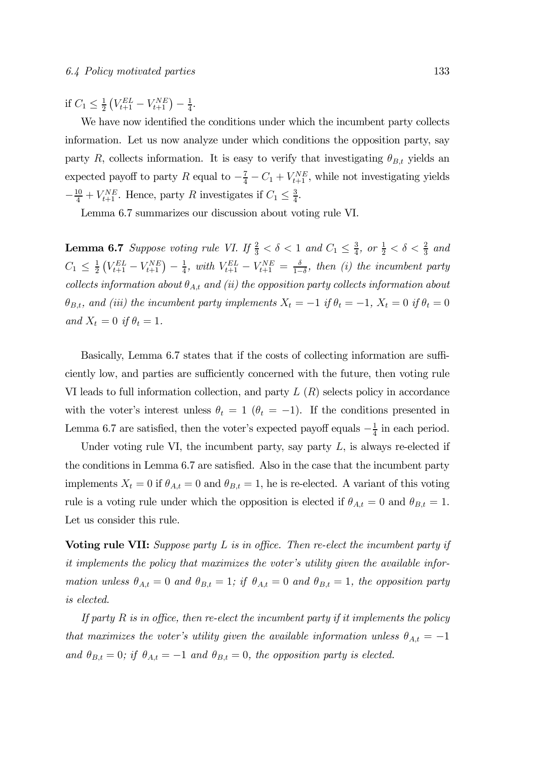if $C_1 \leq \frac{1}{2}\left(V^{EL}_{t+1} - V^{NE}_{t+1}\right) - \frac{1}{4}$.

We have now identified the conditions under which the incumbent party collects information. Let us now analyze under which conditions the opposition party, say party $R$, collects information. It is easy to verify that investigating $\theta_{B,t}$ yields an expected payoff to party $R$ equal to $-\frac{7}{4} - C_1 + V^{NE}_{t+1}$, while not investigating yields $-\frac{10}{4} + V^{NE}_{t+1}$. Hence, party $R$ investigates if $C_1 \leq \frac{3}{4}$.

Lemma 6.7 summarizes our discussion about voting rule VI.

**Lemma 6.7** *Suppose voting rule VI. If* $\frac{2}{3} < \delta < 1$ *and* $C_1 \leq \frac{3}{4}$*, or* $\frac{1}{2} < \delta < \frac{2}{3}$ *and* $C_1 \leq \frac{1}{2}\left(V^{EL}_{t+1} - V^{NE}_{t+1}\right) - \frac{1}{4}$*, with* $V^{EL}_{t+1} - V^{NE}_{t+1} = \frac{\delta}{1-\delta}$*, then (i) the incumbent party collects information about* $\theta_{A,t}$ *and (ii) the opposition party collects information about* $\theta_{B,t}$*, and (iii) the incumbent party implements* $X_t = -1$ *if* $\theta_t = -1$*,* $X_t = 0$ *if* $\theta_t = 0$ *and* $X_t = 0$ *if* $\theta_t = 1$*.*

Basically, Lemma 6.7 states that if the costs of collecting information are sufficiently low, and parties are sufficiently concerned with the future, then voting rule VI leads to full information collection, and party $L$ ($R$) selects policy in accordance with the voter's interest unless $\theta_t = 1$ ($\theta_t = -1$). If the conditions presented in Lemma 6.7 are satisfied, then the voter's expected payoff equals $-\frac{1}{4}$ in each period.

Under voting rule VI, the incumbent party, say party $L$, is always re-elected if the conditions in Lemma 6.7 are satisfied. Also in the case that the incumbent party implements $X_t = 0$ if $\theta_{A,t} = 0$ and $\theta_{B,t} = 1$, he is re-elected. A variant of this voting rule is a voting rule under which the opposition is elected if $\theta_{A,t} = 0$ and $\theta_{B,t} = 1$. Let us consider this rule.

**Voting rule VII:** *Suppose party $L$ is in office. Then re-elect the incumbent party if it implements the policy that maximizes the voter's utility given the available information unless* $\theta_{A,t} = 0$ *and* $\theta_{B,t} = 1$*; if* $\theta_{A,t} = 0$ *and* $\theta_{B,t} = 1$*, the opposition party is elected.*

*If party $R$ is in office, then re-elect the incumbent party if it implements the policy that maximizes the voter's utility given the available information unless* $\theta_{A,t} = -1$ *and* $\theta_{B,t} = 0$*; if* $\theta_{A,t} = -1$ *and* $\theta_{B,t} = 0$*, the opposition party is elected.*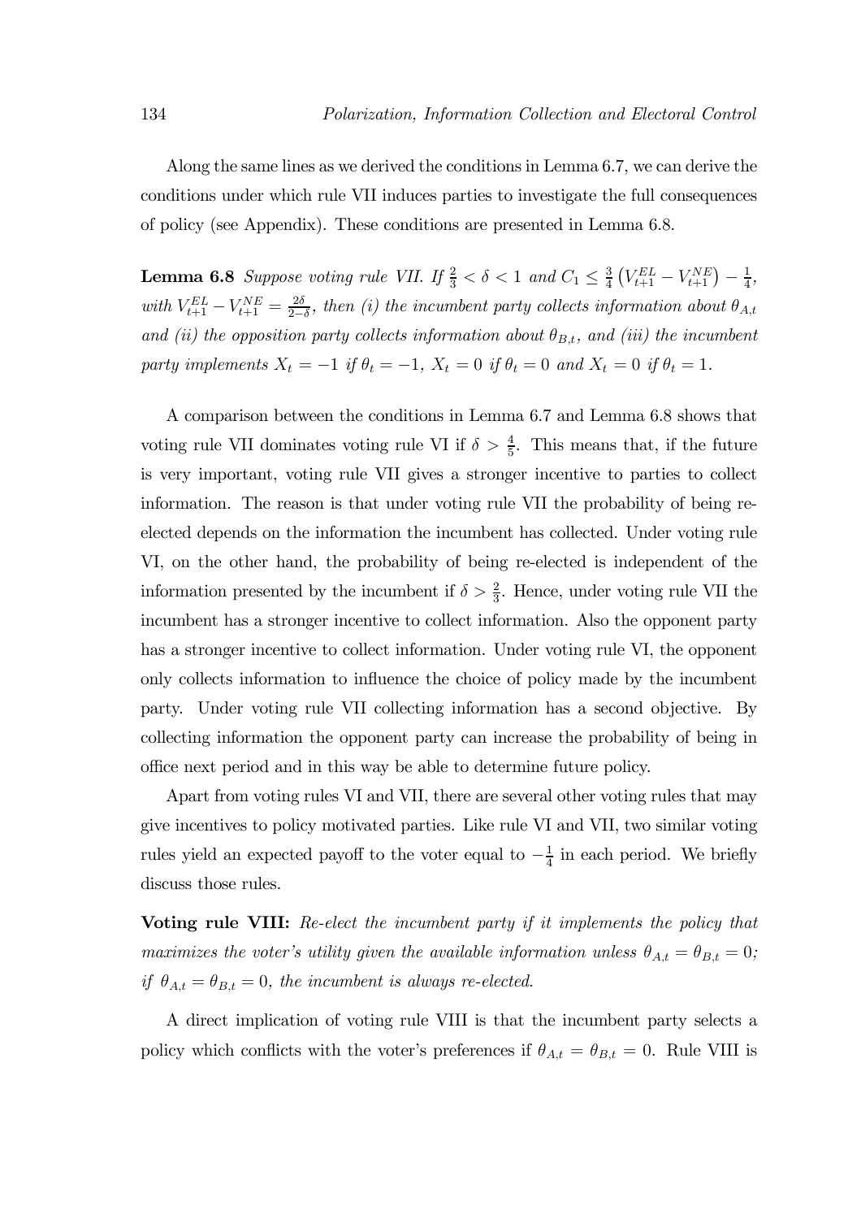Along the same lines as we derived the conditions in Lemma 6.7, we can derive the conditions under which rule VII induces parties to investigate the full consequences of policy (see Appendix). These conditions are presented in Lemma 6.8.

**Lemma 6.8** *Suppose voting rule VII. If* $\frac{2}{3} < \delta < 1$ *and* $C_1 \leq \frac{3}{4}\left(V_{t+1}^{EL} - V_{t+1}^{NE}\right) - \frac{1}{4}$, *with* $V_{t+1}^{EL} - V_{t+1}^{NE} = \frac{2\delta}{2-\delta}$, *then (i) the incumbent party collects information about* $\theta_{A,t}$ *and (ii) the opposition party collects information about* $\theta_{B,t}$, *and (iii) the incumbent party implements* $X_t = -1$ *if* $\theta_t = -1$, $X_t = 0$ *if* $\theta_t = 0$ *and* $X_t = 0$ *if* $\theta_t = 1$.

A comparison between the conditions in Lemma 6.7 and Lemma 6.8 shows that voting rule VII dominates voting rule VI if $\delta > \frac{4}{5}$. This means that, if the future is very important, voting rule VII gives a stronger incentive to parties to collect information. The reason is that under voting rule VII the probability of being re-elected depends on the information the incumbent has collected. Under voting rule VI, on the other hand, the probability of being re-elected is independent of the information presented by the incumbent if $\delta > \frac{2}{3}$. Hence, under voting rule VII the incumbent has a stronger incentive to collect information. Also the opponent party has a stronger incentive to collect information. Under voting rule VI, the opponent only collects information to influence the choice of policy made by the incumbent party. Under voting rule VII collecting information has a second objective. By collecting information the opponent party can increase the probability of being in office next period and in this way be able to determine future policy.

Apart from voting rules VI and VII, there are several other voting rules that may give incentives to policy motivated parties. Like rule VI and VII, two similar voting rules yield an expected payoff to the voter equal to $-\frac{1}{4}$ in each period. We briefly discuss those rules.

**Voting rule VIII:** *Re-elect the incumbent party if it implements the policy that maximizes the voter's utility given the available information unless* $\theta_{A,t} = \theta_{B,t} = 0$*; if* $\theta_{A,t} = \theta_{B,t} = 0$*, the incumbent is always re-elected.*

A direct implication of voting rule VIII is that the incumbent party selects a policy which conflicts with the voter's preferences if $\theta_{A,t} = \theta_{B,t} = 0$. Rule VIII is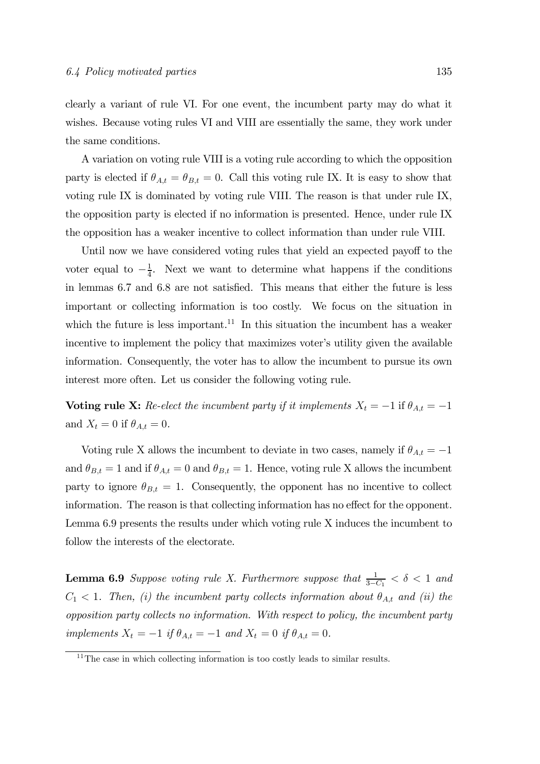clearly a variant of rule VI. For one event, the incumbent party may do what it wishes. Because voting rules VI and VIII are essentially the same, they work under the same conditions.

A variation on voting rule VIII is a voting rule according to which the opposition party is elected if $\theta_{A,t} = \theta_{B,t} = 0$. Call this voting rule IX. It is easy to show that voting rule IX is dominated by voting rule VIII. The reason is that under rule IX, the opposition party is elected if no information is presented. Hence, under rule IX the opposition has a weaker incentive to collect information than under rule VIII.

Until now we have considered voting rules that yield an expected payoff to the voter equal to $-\frac{1}{4}$. Next we want to determine what happens if the conditions in lemmas 6.7 and 6.8 are not satisfied. This means that either the future is less important or collecting information is too costly. We focus on the situation in which the future is less important.[11] In this situation the incumbent has a weaker incentive to implement the policy that maximizes voter's utility given the available information. Consequently, the voter has to allow the incumbent to pursue its own interest more often. Let us consider the following voting rule.

**Voting rule X:** *Re-elect the incumbent party if it implements* $X_t = -1$ if $\theta_{A,t} = -1$ and $X_t = 0$ if $\theta_{A,t} = 0$.

Voting rule X allows the incumbent to deviate in two cases, namely if $\theta_{A,t} = -1$ and $\theta_{B,t} = 1$ and if $\theta_{A,t} = 0$ and $\theta_{B,t} = 1$. Hence, voting rule X allows the incumbent party to ignore $\theta_{B,t} = 1$. Consequently, the opponent has no incentive to collect information. The reason is that collecting information has no effect for the opponent. Lemma 6.9 presents the results under which voting rule X induces the incumbent to follow the interests of the electorate.

**Lemma 6.9** *Suppose voting rule X. Furthermore suppose that* $\frac{1}{3-C_1} < \delta < 1$ *and* $C_1 < 1$*. Then, (i) the incumbent party collects information about* $\theta_{A,t}$ *and (ii) the opposition party collects no information. With respect to policy, the incumbent party implements* $X_t = -1$ *if* $\theta_{A,t} = -1$ *and* $X_t = 0$ *if* $\theta_{A,t} = 0$*.*

[11] The case in which collecting information is too costly leads to similar results.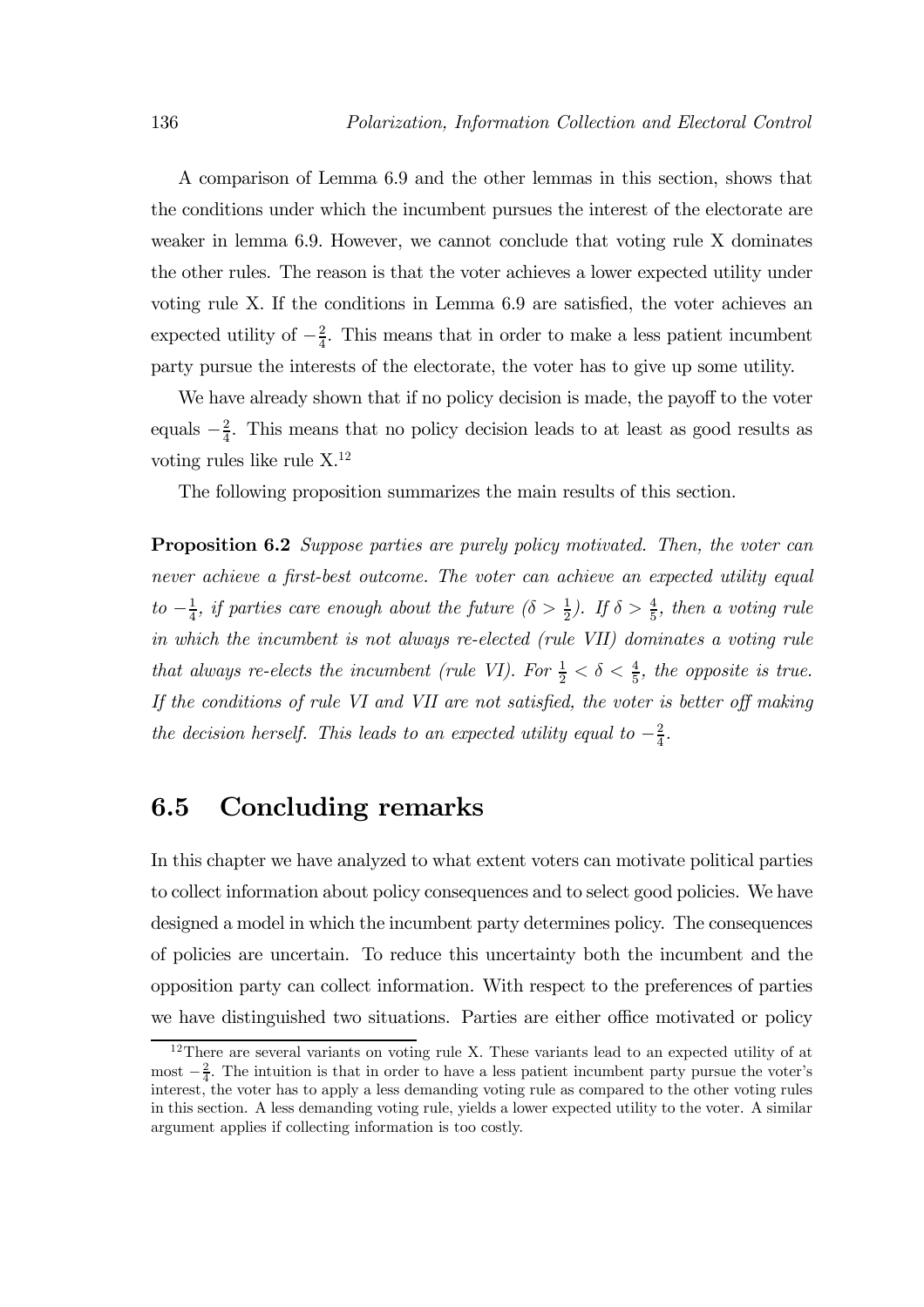A comparison of Lemma 6.9 and the other lemmas in this section, shows that the conditions under which the incumbent pursues the interest of the electorate are weaker in lemma 6.9. However, we cannot conclude that voting rule X dominates the other rules. The reason is that the voter achieves a lower expected utility under voting rule X. If the conditions in Lemma 6.9 are satisfied, the voter achieves an expected utility of $-\frac{2}{4}$. This means that in order to make a less patient incumbent party pursue the interests of the electorate, the voter has to give up some utility.

We have already shown that if no policy decision is made, the payoff to the voter equals $-\frac{2}{4}$. This means that no policy decision leads to at least as good results as voting rules like rule X.[12]

The following proposition summarizes the main results of this section.

**Proposition 6.2** *Suppose parties are purely policy motivated. Then, the voter can never achieve a first-best outcome. The voter can achieve an expected utility equal to $-\frac{1}{4}$, if parties care enough about the future ($\delta > \frac{1}{2}$). If $\delta > \frac{4}{5}$, then a voting rule in which the incumbent is not always re-elected (rule VII) dominates a voting rule that always re-elects the incumbent (rule VI). For $\frac{1}{2} < \delta < \frac{4}{5}$, the opposite is true. If the conditions of rule VI and VII are not satisfied, the voter is better off making the decision herself. This leads to an expected utility equal to $-\frac{2}{4}$.*

## 6.5 Concluding remarks

In this chapter we have analyzed to what extent voters can motivate political parties to collect information about policy consequences and to select good policies. We have designed a model in which the incumbent party determines policy. The consequences of policies are uncertain. To reduce this uncertainty both the incumbent and the opposition party can collect information. With respect to the preferences of parties we have distinguished two situations. Parties are either office motivated or policy

[12] There are several variants on voting rule X. These variants lead to an expected utility of at most $-\frac{2}{4}$. The intuition is that in order to have a less patient incumbent party pursue the voter's interest, the voter has to apply a less demanding voting rule as compared to the other voting rules in this section. A less demanding voting rule, yields a lower expected utility to the voter. A similar argument applies if collecting information is too costly.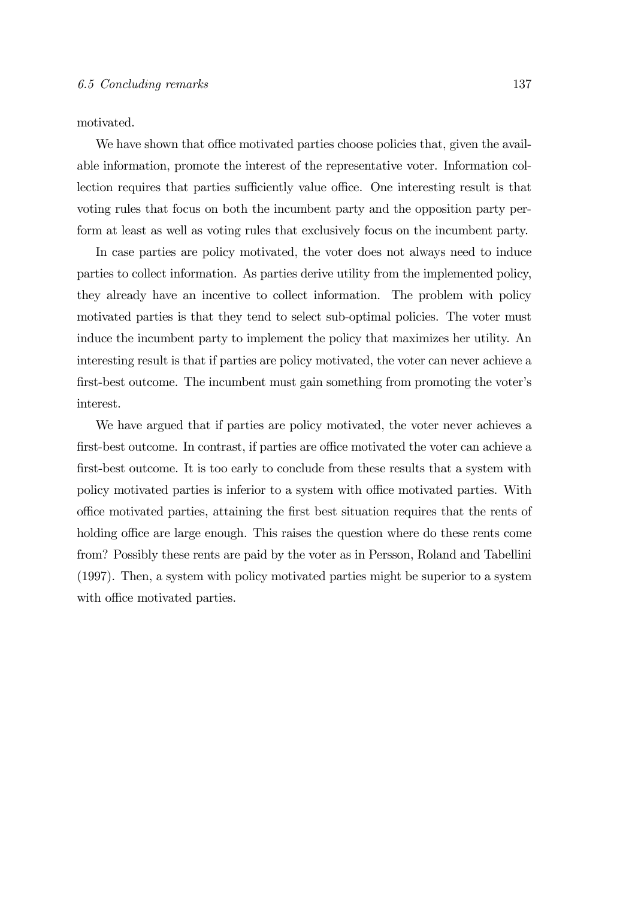motivated.

We have shown that office motivated parties choose policies that, given the available information, promote the interest of the representative voter. Information collection requires that parties sufficiently value office. One interesting result is that voting rules that focus on both the incumbent party and the opposition party perform at least as well as voting rules that exclusively focus on the incumbent party.

In case parties are policy motivated, the voter does not always need to induce parties to collect information. As parties derive utility from the implemented policy, they already have an incentive to collect information. The problem with policy motivated parties is that they tend to select sub-optimal policies. The voter must induce the incumbent party to implement the policy that maximizes her utility. An interesting result is that if parties are policy motivated, the voter can never achieve a first-best outcome. The incumbent must gain something from promoting the voter's interest.

We have argued that if parties are policy motivated, the voter never achieves a first-best outcome. In contrast, if parties are office motivated the voter can achieve a first-best outcome. It is too early to conclude from these results that a system with policy motivated parties is inferior to a system with office motivated parties. With office motivated parties, attaining the first best situation requires that the rents of holding office are large enough. This raises the question where do these rents come from? Possibly these rents are paid by the voter as in Persson, Roland and Tabellini (1997). Then, a system with policy motivated parties might be superior to a system with office motivated parties.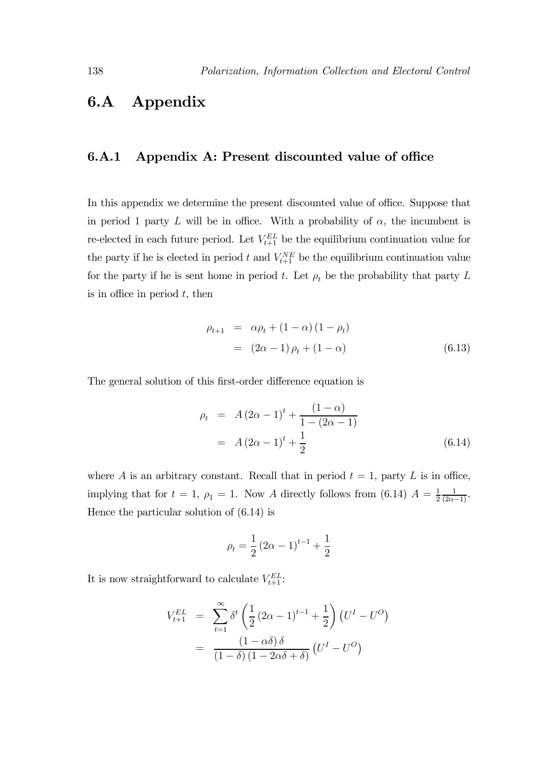## 6.A Appendix

### 6.A.1 Appendix A: Present discounted value of office

In this appendix we determine the present discounted value of office. Suppose that in period 1 party $L$ will be in office. With a probability of $\alpha$, the incumbent is re-elected in each future period. Let $V_{t+1}^{EL}$ be the equilibrium continuation value for the party if he is elected in period $t$ and $V_{t+1}^{NE}$ be the equilibrium continuation value for the party if he is sent home in period $t$. Let $\rho_t$ be the probability that party $L$ is in office in period $t$, then

$$
\begin{aligned}
\rho_{t+1} &= \alpha \rho_t + (1-\alpha)(1-\rho_t) \\
&= (2\alpha - 1)\rho_t + (1-\alpha) \qquad (6.13)
\end{aligned}
$$

The general solution of this first-order difference equation is

$$
\begin{aligned}
\rho_t &= A(2\alpha-1)^t + \frac{(1-\alpha)}{1-(2\alpha-1)} \\
&= A(2\alpha-1)^t + \frac{1}{2} \qquad (6.14)
\end{aligned}
$$

where $A$ is an arbitrary constant. Recall that in period $t = 1$, party $L$ is in office, implying that for $t = 1$, $\rho_1 = 1$. Now $A$ directly follows from (6.14) $A = \frac{1}{2}\frac{1}{(2\alpha-1)}$. Hence the particular solution of (6.14) is

$$
\rho_t = \frac{1}{2}(2\alpha-1)^{t-1} + \frac{1}{2}
$$

It is now straightforward to calculate $V_{t+1}^{EL}$:

$$
\begin{aligned}
V_{t+1}^{EL} &= \sum_{t=1}^{\infty} \delta^t \left( \frac{1}{2}(2\alpha-1)^{t-1} + \frac{1}{2} \right) \left( U^I - U^O \right) \\
&= \frac{(1-\alpha\delta)\,\delta}{(1-\delta)(1-2\alpha\delta+\delta)} \left( U^I - U^O \right)
\end{aligned}
$$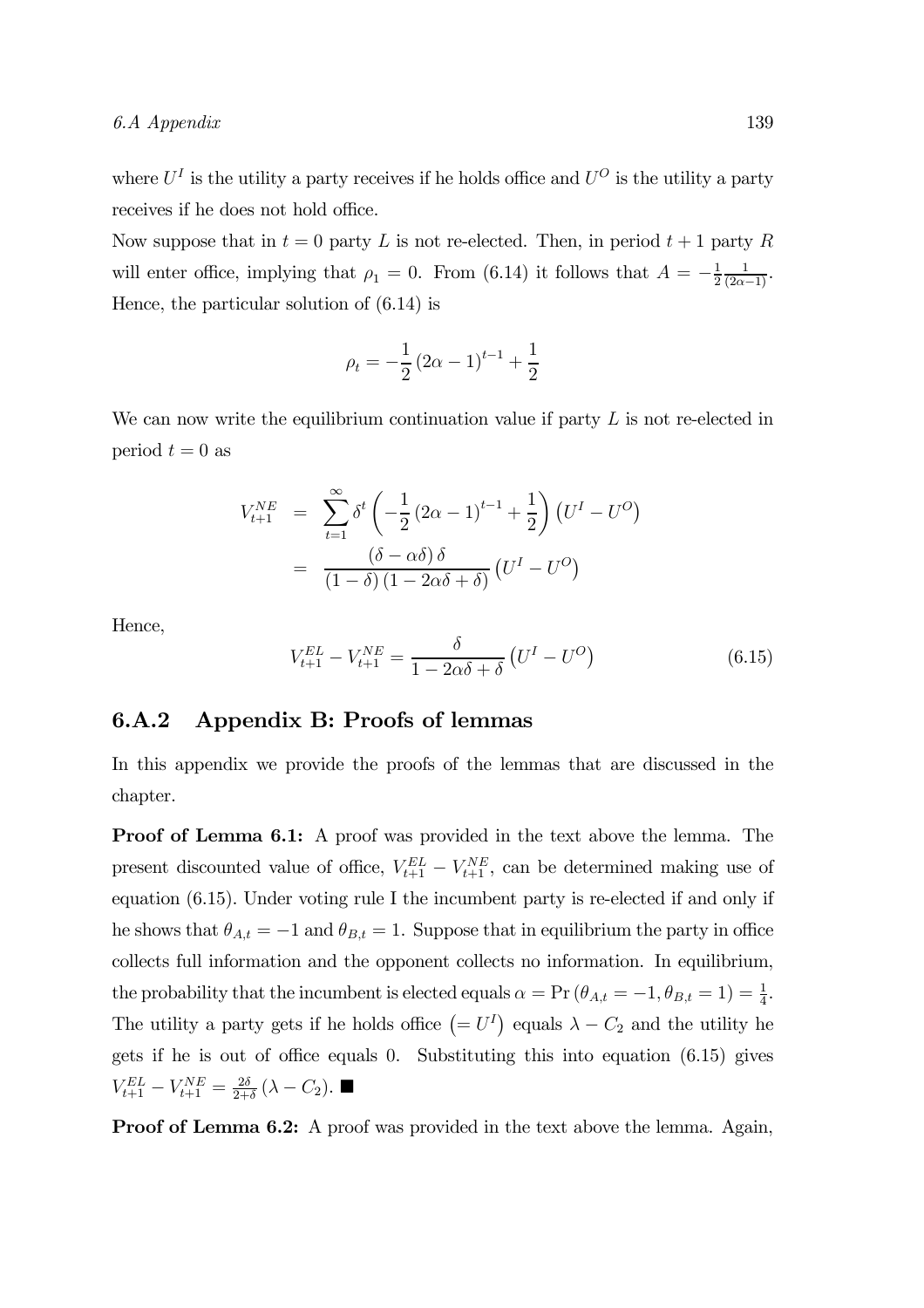where $U^I$ is the utility a party receives if he holds office and $U^O$ is the utility a party receives if he does not hold office.

Now suppose that in $t = 0$ party $L$ is not re-elected. Then, in period $t + 1$ party $R$ will enter office, implying that $\rho_1 = 0$. From (6.14) it follows that $A = -\frac{1}{2}\frac{1}{(2\alpha-1)}$. Hence, the particular solution of (6.14) is

$$\rho_t = -\frac{1}{2}(2\alpha - 1)^{t-1} + \frac{1}{2}$$

We can now write the equilibrium continuation value if party $L$ is not re-elected in period $t = 0$ as

$$\begin{aligned} V_{t+1}^{NE} &= \sum_{t=1}^{\infty} \delta^t \left( -\frac{1}{2}(2\alpha - 1)^{t-1} + \frac{1}{2} \right) \left( U^I - U^O \right) \\ &= \frac{(\delta - \alpha\delta)\,\delta}{(1 - \delta)(1 - 2\alpha\delta + \delta)} \left( U^I - U^O \right) \end{aligned}$$

Hence,

$$V_{t+1}^{EL} - V_{t+1}^{NE} = \frac{\delta}{1 - 2\alpha\delta + \delta} \left( U^I - U^O \right) \tag{6.15}$$

## 6.A.2 Appendix B: Proofs of lemmas

In this appendix we provide the proofs of the lemmas that are discussed in the chapter.

**Proof of Lemma 6.1:** A proof was provided in the text above the lemma. The present discounted value of office, $V_{t+1}^{EL} - V_{t+1}^{NE}$, can be determined making use of equation (6.15). Under voting rule I the incumbent party is re-elected if and only if he shows that $\theta_{A,t} = -1$ and $\theta_{B,t} = 1$. Suppose that in equilibrium the party in office collects full information and the opponent collects no information. In equilibrium, the probability that the incumbent is elected equals $\alpha = \Pr(\theta_{A,t} = -1, \theta_{B,t} = 1) = \frac{1}{4}$. The utility a party gets if he holds office $\left(= U^I\right)$ equals $\lambda - C_2$ and the utility he gets if he is out of office equals 0. Substituting this into equation (6.15) gives $V_{t+1}^{EL} - V_{t+1}^{NE} = \frac{2\delta}{2+\delta}(\lambda - C_2)$. ■

**Proof of Lemma 6.2:** A proof was provided in the text above the lemma. Again,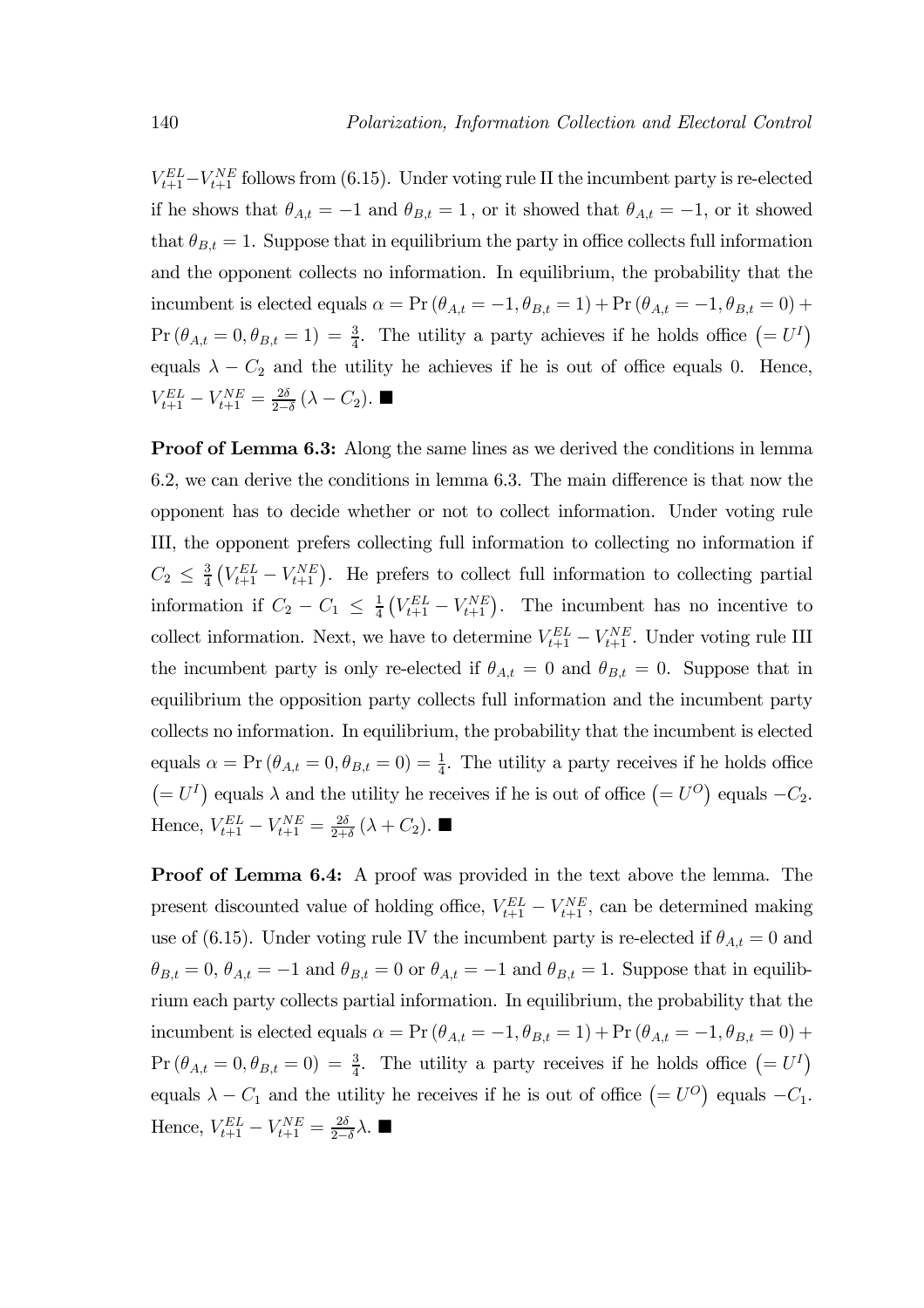$V_{t+1}^{EL} - V_{t+1}^{NE}$ follows from (6.15). Under voting rule II the incumbent party is re-elected if he shows that $\theta_{A,t} = -1$ and $\theta_{B,t} = 1$ , or it showed that $\theta_{A,t} = -1$, or it showed that $\theta_{B,t} = 1$. Suppose that in equilibrium the party in office collects full information and the opponent collects no information. In equilibrium, the probability that the incumbent is elected equals $\alpha = \Pr(\theta_{A,t} = -1, \theta_{B,t} = 1) + \Pr(\theta_{A,t} = -1, \theta_{B,t} = 0) + \Pr(\theta_{A,t} = 0, \theta_{B,t} = 1) = \frac{3}{4}$. The utility a party achieves if he holds office $(= U^I)$ equals $\lambda - C_2$ and the utility he achieves if he is out of office equals 0. Hence, $V_{t+1}^{EL} - V_{t+1}^{NE} = \frac{2\delta}{2-\delta}(\lambda - C_2)$. ■

**Proof of Lemma 6.3:** Along the same lines as we derived the conditions in lemma 6.2, we can derive the conditions in lemma 6.3. The main difference is that now the opponent has to decide whether or not to collect information. Under voting rule III, the opponent prefers collecting full information to collecting no information if $C_2 \leq \frac{3}{4}\left(V_{t+1}^{EL} - V_{t+1}^{NE}\right)$. He prefers to collect full information to collecting partial information if $C_2 - C_1 \leq \frac{1}{4}\left(V_{t+1}^{EL} - V_{t+1}^{NE}\right)$. The incumbent has no incentive to collect information. Next, we have to determine $V_{t+1}^{EL} - V_{t+1}^{NE}$. Under voting rule III the incumbent party is only re-elected if $\theta_{A,t} = 0$ and $\theta_{B,t} = 0$. Suppose that in equilibrium the opposition party collects full information and the incumbent party collects no information. In equilibrium, the probability that the incumbent is elected equals $\alpha = \Pr(\theta_{A,t} = 0, \theta_{B,t} = 0) = \frac{1}{4}$. The utility a party receives if he holds office $(= U^I)$ equals $\lambda$ and the utility he receives if he is out of office $(= U^O)$ equals $-C_2$. Hence, $V_{t+1}^{EL} - V_{t+1}^{NE} = \frac{2\delta}{2+\delta}(\lambda + C_2)$. ■

**Proof of Lemma 6.4:** A proof was provided in the text above the lemma. The present discounted value of holding office, $V_{t+1}^{EL} - V_{t+1}^{NE}$, can be determined making use of (6.15). Under voting rule IV the incumbent party is re-elected if $\theta_{A,t} = 0$ and $\theta_{B,t} = 0$, $\theta_{A,t} = -1$ and $\theta_{B,t} = 0$ or $\theta_{A,t} = -1$ and $\theta_{B,t} = 1$. Suppose that in equilibrium each party collects partial information. In equilibrium, the probability that the incumbent is elected equals $\alpha = \Pr(\theta_{A,t} = -1, \theta_{B,t} = 1) + \Pr(\theta_{A,t} = -1, \theta_{B,t} = 0) + \Pr(\theta_{A,t} = 0, \theta_{B,t} = 0) = \frac{3}{4}$. The utility a party receives if he holds office $(= U^I)$ equals $\lambda - C_1$ and the utility he receives if he is out of office $(= U^O)$ equals $-C_1$. Hence, $V_{t+1}^{EL} - V_{t+1}^{NE} = \frac{2\delta}{2-\delta}\lambda$. ■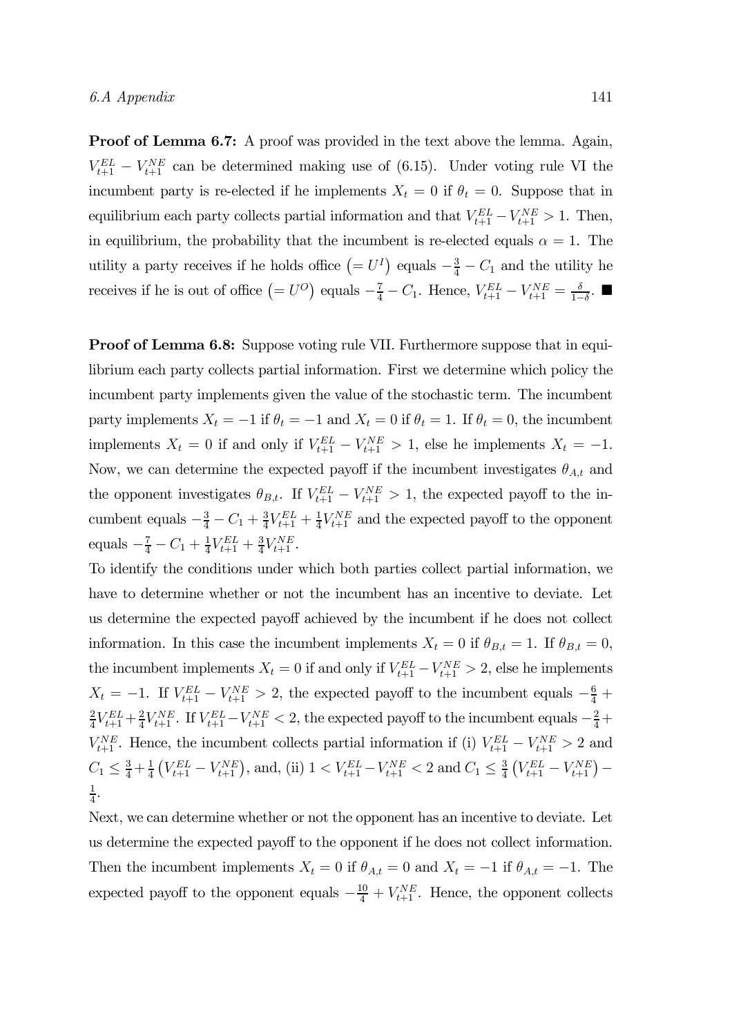**Proof of Lemma 6.7:** A proof was provided in the text above the lemma. Again, $V_{t+1}^{EL} - V_{t+1}^{NE}$ can be determined making use of (6.15). Under voting rule VI the incumbent party is re-elected if he implements $X_t = 0$ if $\theta_t = 0$. Suppose that in equilibrium each party collects partial information and that $V_{t+1}^{EL} - V_{t+1}^{NE} > 1$. Then, in equilibrium, the probability that the incumbent is re-elected equals $\alpha = 1$. The utility a party receives if he holds office $\left(= U^I\right)$ equals $-\frac{3}{4} - C_1$ and the utility he receives if he is out of office $\left(= U^O\right)$ equals $-\frac{7}{4} - C_1$. Hence, $V_{t+1}^{EL} - V_{t+1}^{NE} = \frac{\delta}{1-\delta}$. ■

**Proof of Lemma 6.8:** Suppose voting rule VII. Furthermore suppose that in equilibrium each party collects partial information. First we determine which policy the incumbent party implements given the value of the stochastic term. The incumbent party implements $X_t = -1$ if $\theta_t = -1$ and $X_t = 0$ if $\theta_t = 1$. If $\theta_t = 0$, the incumbent implements $X_t = 0$ if and only if $V_{t+1}^{EL} - V_{t+1}^{NE} > 1$, else he implements $X_t = -1$. Now, we can determine the expected payoff if the incumbent investigates $\theta_{A,t}$ and the opponent investigates $\theta_{B,t}$. If $V_{t+1}^{EL} - V_{t+1}^{NE} > 1$, the expected payoff to the incumbent equals $-\frac{3}{4} - C_1 + \frac{3}{4}V_{t+1}^{EL} + \frac{1}{4}V_{t+1}^{NE}$ and the expected payoff to the opponent equals $-\frac{7}{4} - C_1 + \frac{1}{4}V_{t+1}^{EL} + \frac{3}{4}V_{t+1}^{NE}$.

To identify the conditions under which both parties collect partial information, we have to determine whether or not the incumbent has an incentive to deviate. Let us determine the expected payoff achieved by the incumbent if he does not collect information. In this case the incumbent implements $X_t = 0$ if $\theta_{B,t} = 1$. If $\theta_{B,t} = 0$, the incumbent implements $X_t = 0$ if and only if $V_{t+1}^{EL} - V_{t+1}^{NE} > 2$, else he implements $X_t = -1$. If $V_{t+1}^{EL} - V_{t+1}^{NE} > 2$, the expected payoff to the incumbent equals $-\frac{6}{4} + \frac{2}{4}V_{t+1}^{EL} + \frac{2}{4}V_{t+1}^{NE}$. If $V_{t+1}^{EL} - V_{t+1}^{NE} < 2$, the expected payoff to the incumbent equals $-\frac{2}{4} + V_{t+1}^{NE}$. Hence, the incumbent collects partial information if (i) $V_{t+1}^{EL} - V_{t+1}^{NE} > 2$ and $C_1 \leq \frac{3}{4} + \frac{1}{4}\left(V_{t+1}^{EL} - V_{t+1}^{NE}\right)$, and, (ii) $1 < V_{t+1}^{EL} - V_{t+1}^{NE} < 2$ and $C_1 \leq \frac{3}{4}\left(V_{t+1}^{EL} - V_{t+1}^{NE}\right) - \frac{1}{4}$.

Next, we can determine whether or not the opponent has an incentive to deviate. Let us determine the expected payoff to the opponent if he does not collect information. Then the incumbent implements $X_t = 0$ if $\theta_{A,t} = 0$ and $X_t = -1$ if $\theta_{A,t} = -1$. The expected payoff to the opponent equals $-\frac{10}{4} + V_{t+1}^{NE}$. Hence, the opponent collects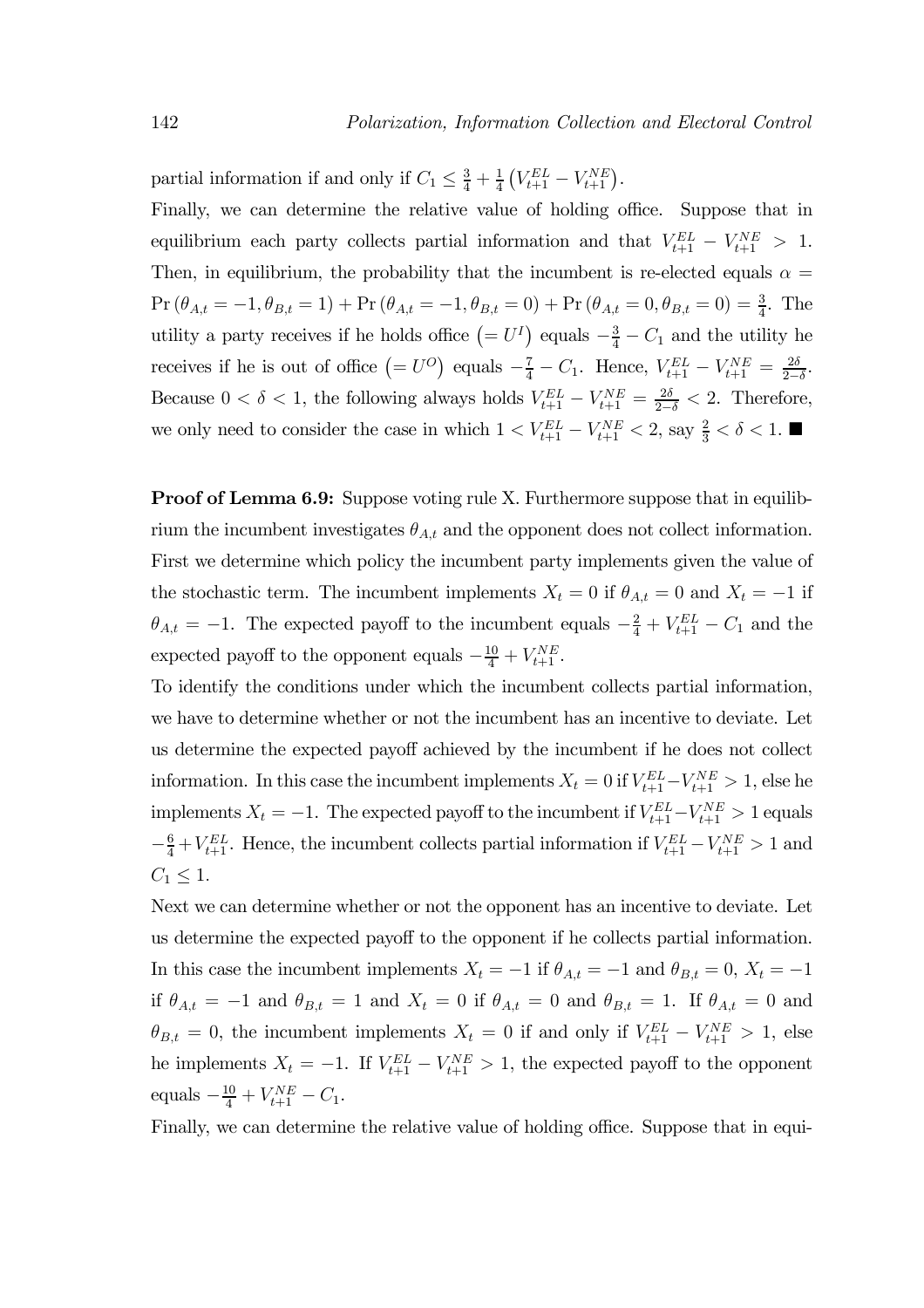partial information if and only if $C_1 \leq \frac{3}{4} + \frac{1}{4}\left(V_{t+1}^{EL} - V_{t+1}^{NE}\right)$.

Finally, we can determine the relative value of holding office. Suppose that in equilibrium each party collects partial information and that $V_{t+1}^{EL} - V_{t+1}^{NE} > 1$. Then, in equilibrium, the probability that the incumbent is re-elected equals $\alpha = \Pr(\theta_{A,t} = -1, \theta_{B,t} = 1) + \Pr(\theta_{A,t} = -1, \theta_{B,t} = 0) + \Pr(\theta_{A,t} = 0, \theta_{B,t} = 0) = \frac{3}{4}$. The utility a party receives if he holds office $\left(= U^I\right)$ equals $-\frac{3}{4} - C_1$ and the utility he receives if he is out of office $\left(= U^O\right)$ equals $-\frac{7}{4} - C_1$. Hence, $V_{t+1}^{EL} - V_{t+1}^{NE} = \frac{2\delta}{2-\delta}$. Because $0 < \delta < 1$, the following always holds $V_{t+1}^{EL} - V_{t+1}^{NE} = \frac{2\delta}{2-\delta} < 2$. Therefore, we only need to consider the case in which $1 < V_{t+1}^{EL} - V_{t+1}^{NE} < 2$, say $\frac{2}{3} < \delta < 1$. ■

**Proof of Lemma 6.9:** Suppose voting rule X. Furthermore suppose that in equilibrium the incumbent investigates $\theta_{A,t}$ and the opponent does not collect information. First we determine which policy the incumbent party implements given the value of the stochastic term. The incumbent implements $X_t = 0$ if $\theta_{A,t} = 0$ and $X_t = -1$ if $\theta_{A,t} = -1$. The expected payoff to the incumbent equals $-\frac{2}{4} + V_{t+1}^{EL} - C_1$ and the expected payoff to the opponent equals $-\frac{10}{4} + V_{t+1}^{NE}$.

To identify the conditions under which the incumbent collects partial information, we have to determine whether or not the incumbent has an incentive to deviate. Let us determine the expected payoff achieved by the incumbent if he does not collect information. In this case the incumbent implements $X_t = 0$ if $V_{t+1}^{EL} - V_{t+1}^{NE} > 1$, else he implements $X_t = -1$. The expected payoff to the incumbent if $V_{t+1}^{EL} - V_{t+1}^{NE} > 1$ equals $-\frac{6}{4} + V_{t+1}^{EL}$. Hence, the incumbent collects partial information if $V_{t+1}^{EL} - V_{t+1}^{NE} > 1$ and $C_1 \leq 1$.

Next we can determine whether or not the opponent has an incentive to deviate. Let us determine the expected payoff to the opponent if he collects partial information. In this case the incumbent implements $X_t = -1$ if $\theta_{A,t} = -1$ and $\theta_{B,t} = 0$, $X_t = -1$ if $\theta_{A,t} = -1$ and $\theta_{B,t} = 1$ and $X_t = 0$ if $\theta_{A,t} = 0$ and $\theta_{B,t} = 1$. If $\theta_{A,t} = 0$ and $\theta_{B,t} = 0$, the incumbent implements $X_t = 0$ if and only if $V_{t+1}^{EL} - V_{t+1}^{NE} > 1$, else he implements $X_t = -1$. If $V_{t+1}^{EL} - V_{t+1}^{NE} > 1$, the expected payoff to the opponent equals $-\frac{10}{4} + V_{t+1}^{NE} - C_1$.

Finally, we can determine the relative value of holding office. Suppose that in equi-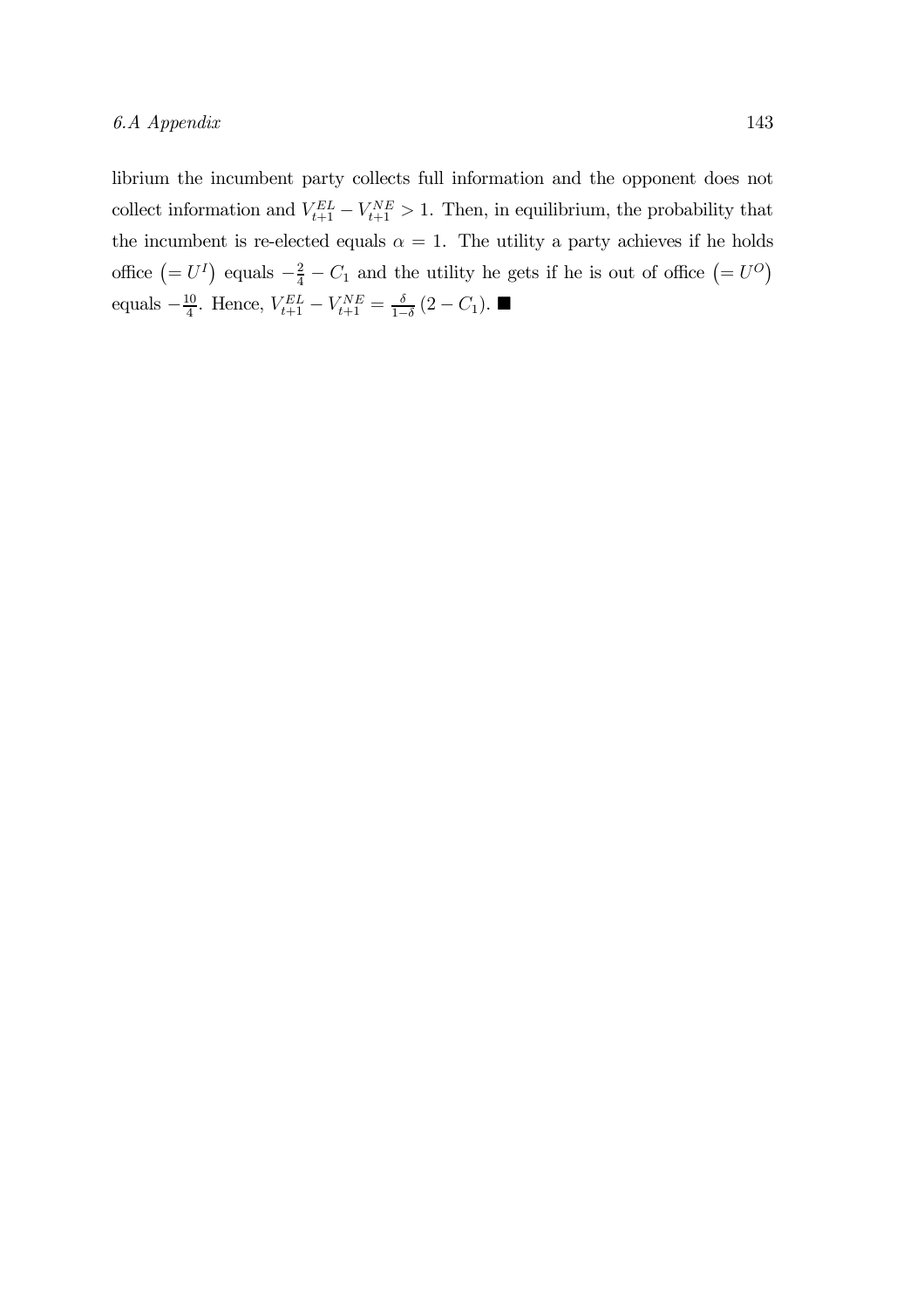librium the incumbent party collects full information and the opponent does not collect information and $V_{t+1}^{EL} - V_{t+1}^{NE} > 1$. Then, in equilibrium, the probability that the incumbent is re-elected equals $\alpha = 1$. The utility a party achieves if he holds office $\left(= U^I\right)$ equals $-\frac{2}{4} - C_1$ and the utility he gets if he is out of office $\left(= U^O\right)$ equals $-\frac{10}{4}$. Hence, $V_{t+1}^{EL} - V_{t+1}^{NE} = \frac{\delta}{1-\delta}\left(2 - C_1\right)$. ■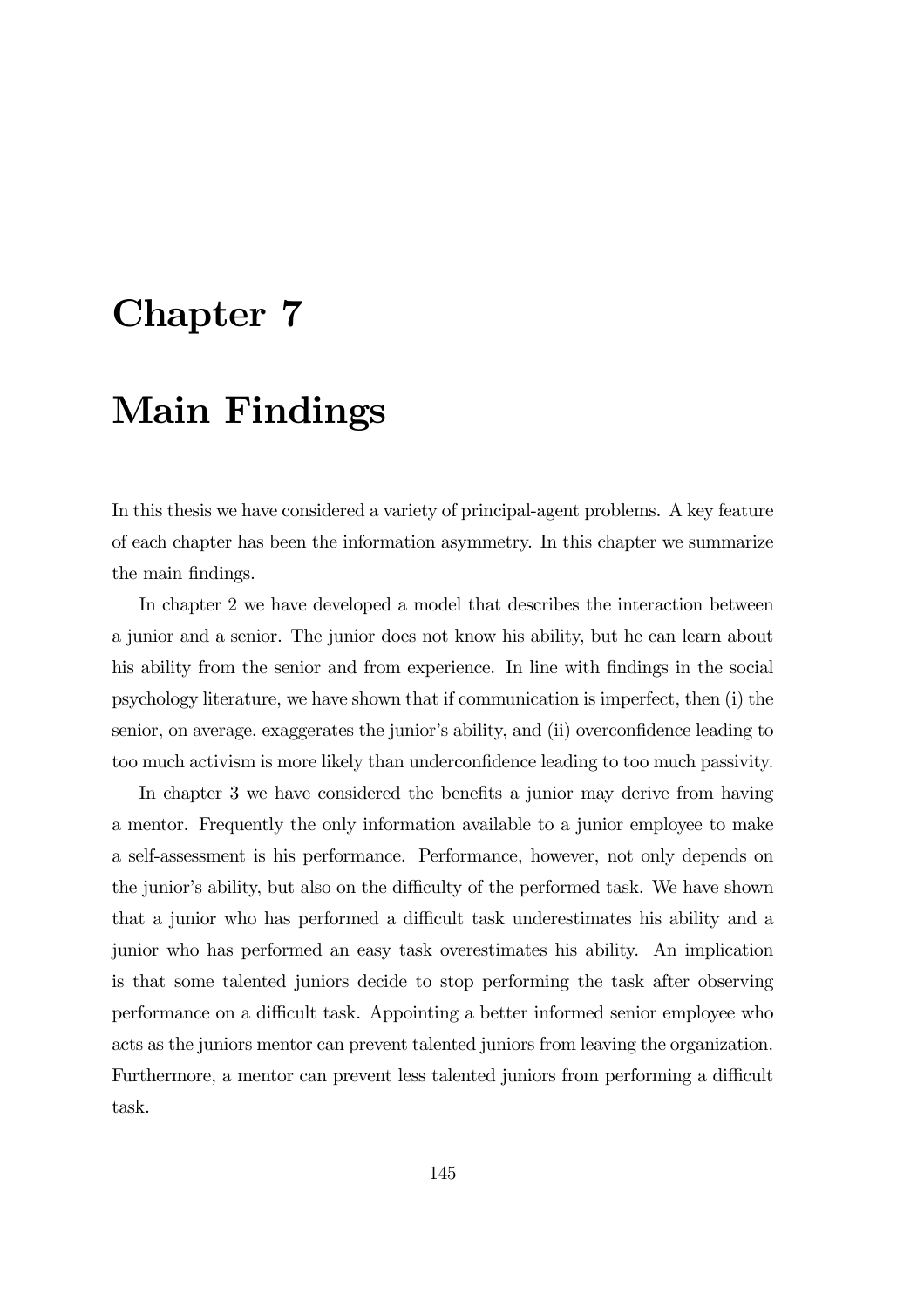# Chapter 7

# Main Findings

In this thesis we have considered a variety of principal-agent problems. A key feature of each chapter has been the information asymmetry. In this chapter we summarize the main findings.

In chapter 2 we have developed a model that describes the interaction between a junior and a senior. The junior does not know his ability, but he can learn about his ability from the senior and from experience. In line with findings in the social psychology literature, we have shown that if communication is imperfect, then (i) the senior, on average, exaggerates the junior's ability, and (ii) overconfidence leading to too much activism is more likely than underconfidence leading to too much passivity.

In chapter 3 we have considered the benefits a junior may derive from having a mentor. Frequently the only information available to a junior employee to make a self-assessment is his performance. Performance, however, not only depends on the junior's ability, but also on the difficulty of the performed task. We have shown that a junior who has performed a difficult task underestimates his ability and a junior who has performed an easy task overestimates his ability. An implication is that some talented juniors decide to stop performing the task after observing performance on a difficult task. Appointing a better informed senior employee who acts as the juniors mentor can prevent talented juniors from leaving the organization. Furthermore, a mentor can prevent less talented juniors from performing a difficult task.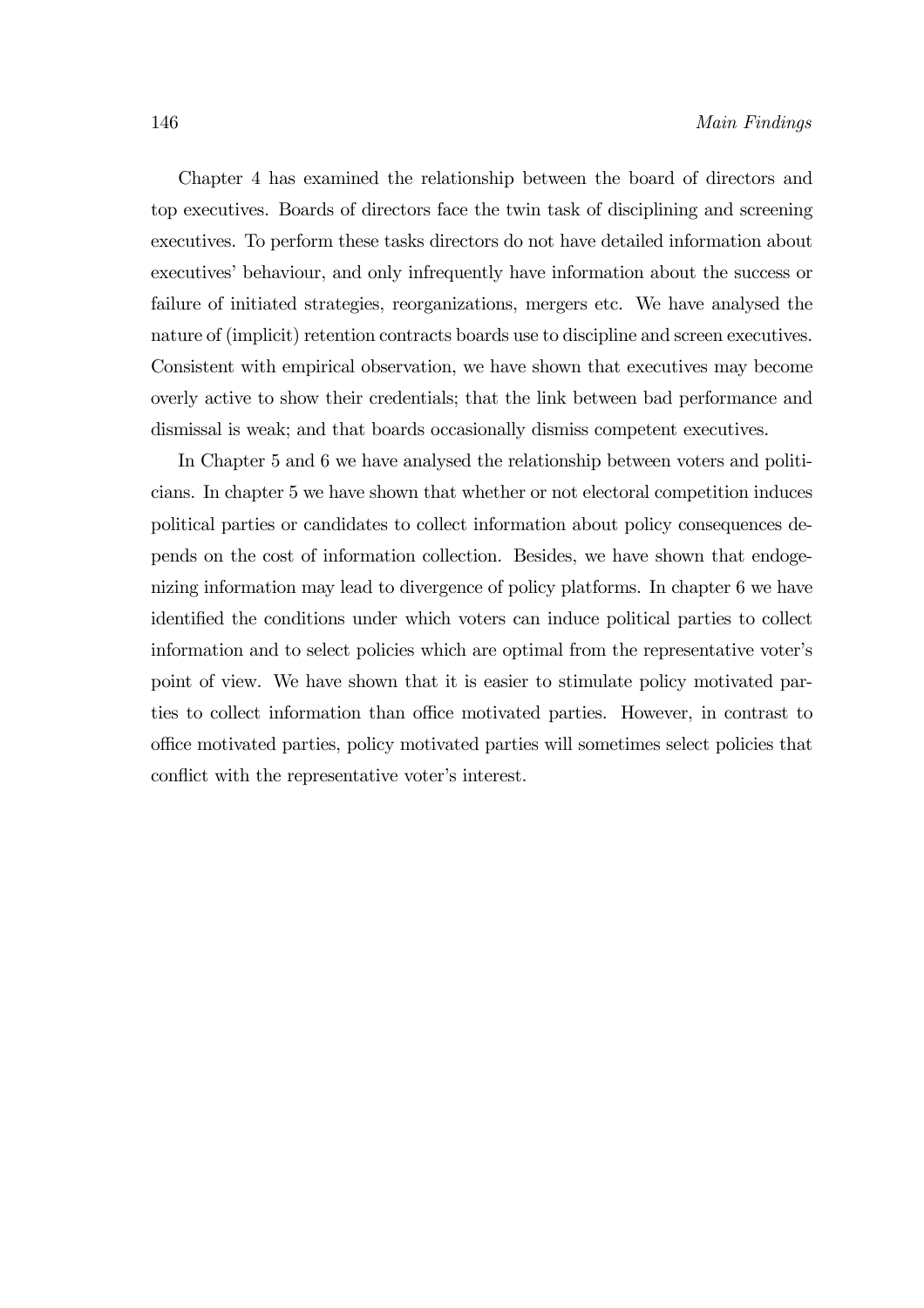Chapter 4 has examined the relationship between the board of directors and top executives. Boards of directors face the twin task of disciplining and screening executives. To perform these tasks directors do not have detailed information about executives' behaviour, and only infrequently have information about the success or failure of initiated strategies, reorganizations, mergers etc. We have analysed the nature of (implicit) retention contracts boards use to discipline and screen executives. Consistent with empirical observation, we have shown that executives may become overly active to show their credentials; that the link between bad performance and dismissal is weak; and that boards occasionally dismiss competent executives.

In Chapter 5 and 6 we have analysed the relationship between voters and politicians. In chapter 5 we have shown that whether or not electoral competition induces political parties or candidates to collect information about policy consequences depends on the cost of information collection. Besides, we have shown that endogenizing information may lead to divergence of policy platforms. In chapter 6 we have identified the conditions under which voters can induce political parties to collect information and to select policies which are optimal from the representative voter's point of view. We have shown that it is easier to stimulate policy motivated parties to collect information than office motivated parties. However, in contrast to office motivated parties, policy motivated parties will sometimes select policies that conflict with the representative voter's interest.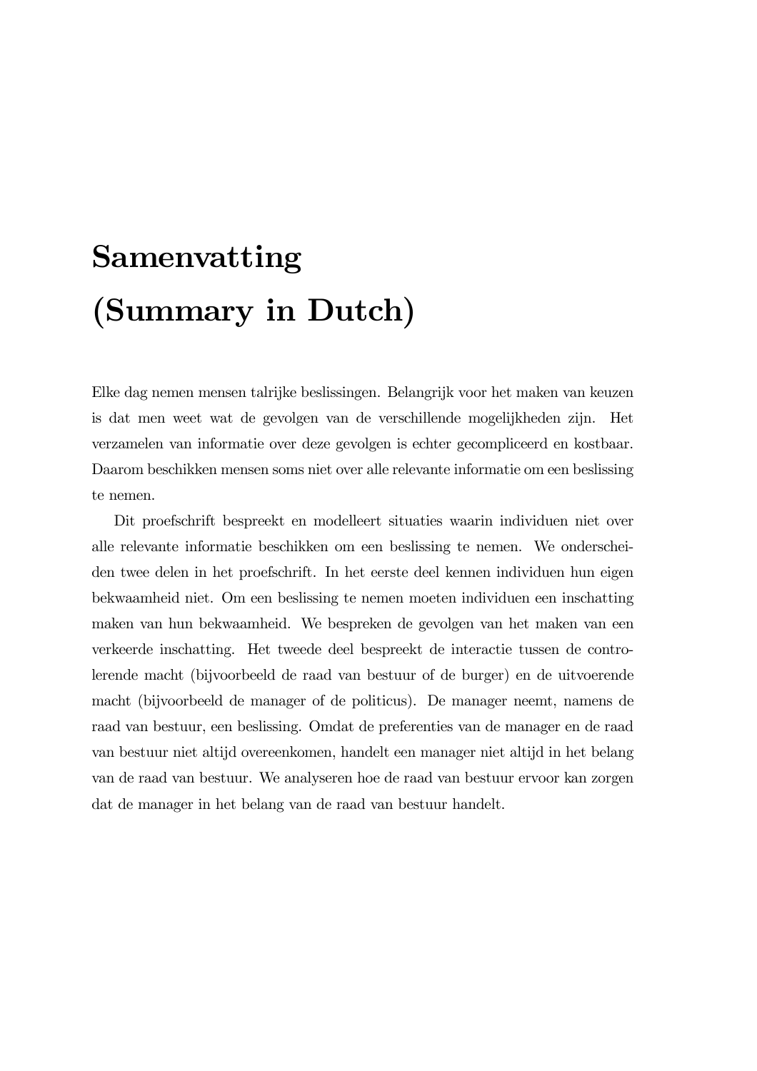# Samenvatting (Summary in Dutch)

Elke dag nemen mensen talrijke beslissingen. Belangrijk voor het maken van keuzen is dat men weet wat de gevolgen van de verschillende mogelijkheden zijn. Het verzamelen van informatie over deze gevolgen is echter gecompliceerd en kostbaar. Daarom beschikken mensen soms niet over alle relevante informatie om een beslissing te nemen.

Dit proefschrift bespreekt en modelleert situaties waarin individuen niet over alle relevante informatie beschikken om een beslissing te nemen. We onderscheiden twee delen in het proefschrift. In het eerste deel kennen individuen hun eigen bekwaamheid niet. Om een beslissing te nemen moeten individuen een inschatting maken van hun bekwaamheid. We bespreken de gevolgen van het maken van een verkeerde inschatting. Het tweede deel bespreekt de interactie tussen de controlerende macht (bijvoorbeeld de raad van bestuur of de burger) en de uitvoerende macht (bijvoorbeeld de manager of de politicus). De manager neemt, namens de raad van bestuur, een beslissing. Omdat de preferenties van de manager en de raad van bestuur niet altijd overeenkomen, handelt een manager niet altijd in het belang van de raad van bestuur. We analyseren hoe de raad van bestuur ervoor kan zorgen dat de manager in het belang van de raad van bestuur handelt.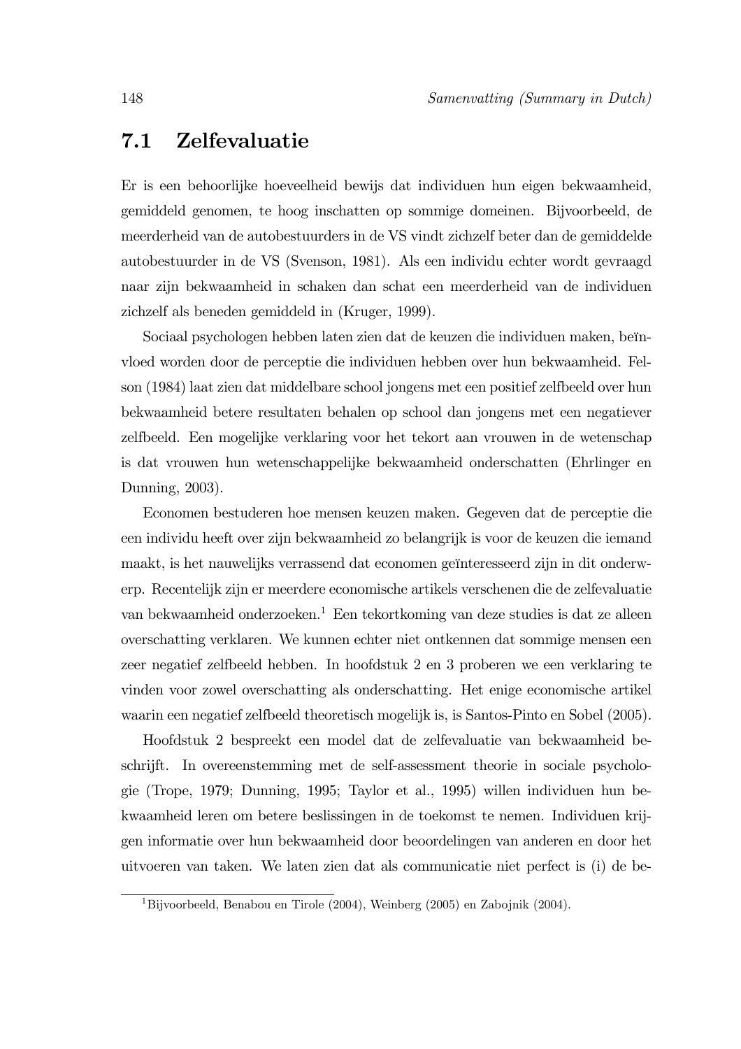## 7.1 Zelfevaluatie

Er is een behoorlijke hoeveelheid bewijs dat individuen hun eigen bekwaamheid, gemiddeld genomen, te hoog inschatten op sommige domeinen. Bijvoorbeeld, de meerderheid van de autobestuurders in de VS vindt zichzelf beter dan de gemiddelde autobestuurder in de VS (Svenson, 1981). Als een individu echter wordt gevraagd naar zijn bekwaamheid in schaken dan schat een meerderheid van de individuen zichzelf als beneden gemiddeld in (Kruger, 1999).

Sociaal psychologen hebben laten zien dat de keuzen die individuen maken, beïnvloed worden door de perceptie die individuen hebben over hun bekwaamheid. Felson (1984) laat zien dat middelbare school jongens met een positief zelfbeeld over hun bekwaamheid betere resultaten behalen op school dan jongens met een negatiever zelfbeeld. Een mogelijke verklaring voor het tekort aan vrouwen in de wetenschap is dat vrouwen hun wetenschappelijke bekwaamheid onderschatten (Ehrlinger en Dunning, 2003).

Economen bestuderen hoe mensen keuzen maken. Gegeven dat de perceptie die een individu heeft over zijn bekwaamheid zo belangrijk is voor de keuzen die iemand maakt, is het nauwelijks verrassend dat economen geïnteresseerd zijn in dit onderwerp. Recentelijk zijn er meerdere economische artikels verschenen die de zelfevaluatie van bekwaamheid onderzoeken.[1] Een tekortkoming van deze studies is dat ze alleen overschatting verklaren. We kunnen echter niet ontkennen dat sommige mensen een zeer negatief zelfbeeld hebben. In hoofdstuk 2 en 3 proberen we een verklaring te vinden voor zowel overschatting als onderschatting. Het enige economische artikel waarin een negatief zelfbeeld theoretisch mogelijk is, is Santos-Pinto en Sobel (2005).

Hoofdstuk 2 bespreekt een model dat de zelfevaluatie van bekwaamheid beschrijft. In overeenstemming met de self-assessment theorie in sociale psychologie (Trope, 1979; Dunning, 1995; Taylor et al., 1995) willen individuen hun bekwaamheid leren om betere beslissingen in de toekomst te nemen. Individuen krijgen informatie over hun bekwaamheid door beoordelingen van anderen en door het uitvoeren van taken. We laten zien dat als communicatie niet perfect is (i) de be-

[1] Bijvoorbeeld, Benabou en Tirole (2004), Weinberg (2005) en Zabojnik (2004).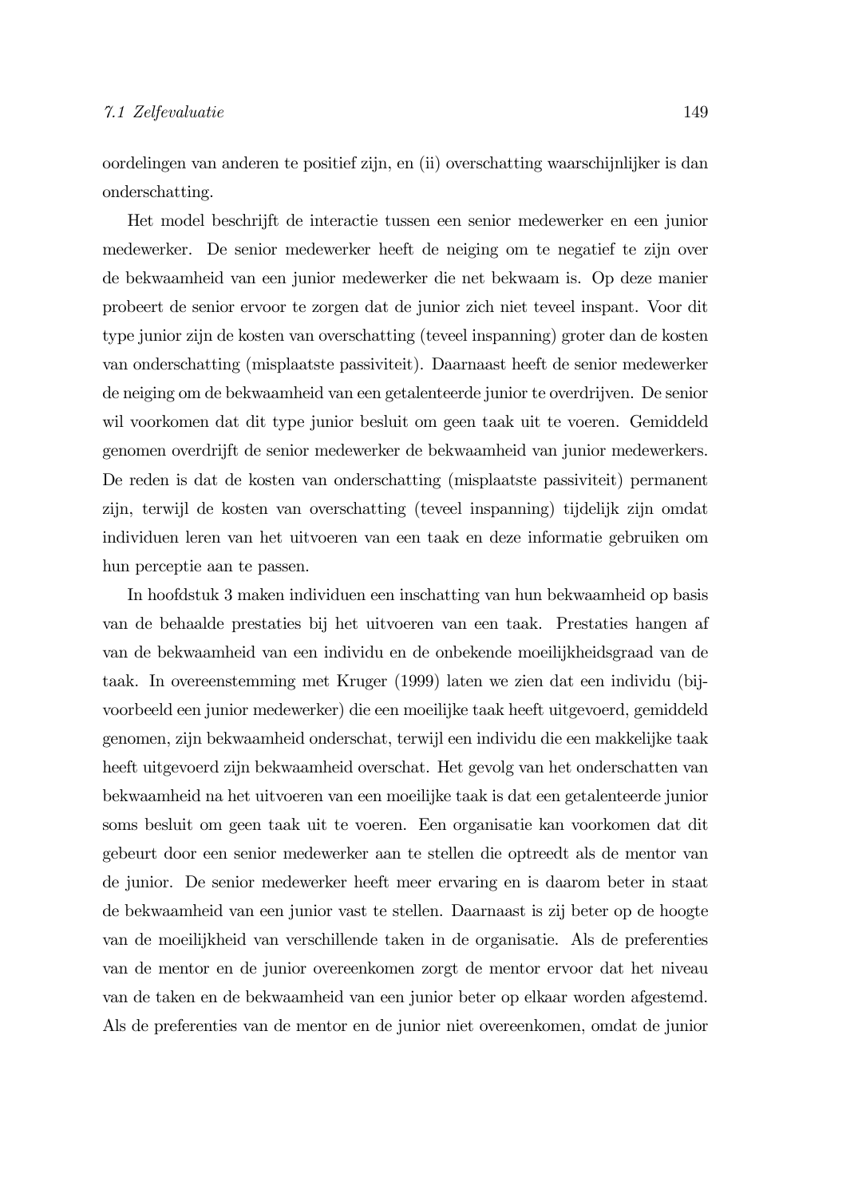oordelingen van anderen te positief zijn, en (ii) overschatting waarschijnlijker is dan onderschatting.

Het model beschrijft de interactie tussen een senior medewerker en een junior medewerker. De senior medewerker heeft de neiging om te negatief te zijn over de bekwaamheid van een junior medewerker die net bekwaam is. Op deze manier probeert de senior ervoor te zorgen dat de junior zich niet teveel inspant. Voor dit type junior zijn de kosten van overschatting (teveel inspanning) groter dan de kosten van onderschatting (misplaatste passiviteit). Daarnaast heeft de senior medewerker de neiging om de bekwaamheid van een getalenteerde junior te overdrijven. De senior wil voorkomen dat dit type junior besluit om geen taak uit te voeren. Gemiddeld genomen overdrijft de senior medewerker de bekwaamheid van junior medewerkers. De reden is dat de kosten van onderschatting (misplaatste passiviteit) permanent zijn, terwijl de kosten van overschatting (teveel inspanning) tijdelijk zijn omdat individuen leren van het uitvoeren van een taak en deze informatie gebruiken om hun perceptie aan te passen.

In hoofdstuk 3 maken individuen een inschatting van hun bekwaamheid op basis van de behaalde prestaties bij het uitvoeren van een taak. Prestaties hangen af van de bekwaamheid van een individu en de onbekende moeilijkheidsgraad van de taak. In overeenstemming met Kruger (1999) laten we zien dat een individu (bijvoorbeeld een junior medewerker) die een moeilijke taak heeft uitgevoerd, gemiddeld genomen, zijn bekwaamheid onderschat, terwijl een individu die een makkelijke taak heeft uitgevoerd zijn bekwaamheid overschat. Het gevolg van het onderschatten van bekwaamheid na het uitvoeren van een moeilijke taak is dat een getalenteerde junior soms besluit om geen taak uit te voeren. Een organisatie kan voorkomen dat dit gebeurt door een senior medewerker aan te stellen die optreedt als de mentor van de junior. De senior medewerker heeft meer ervaring en is daarom beter in staat de bekwaamheid van een junior vast te stellen. Daarnaast is zij beter op de hoogte van de moeilijkheid van verschillende taken in de organisatie. Als de preferenties van de mentor en de junior overeenkomen zorgt de mentor ervoor dat het niveau van de taken en de bekwaamheid van een junior beter op elkaar worden afgestemd. Als de preferenties van de mentor en de junior niet overeenkomen, omdat de junior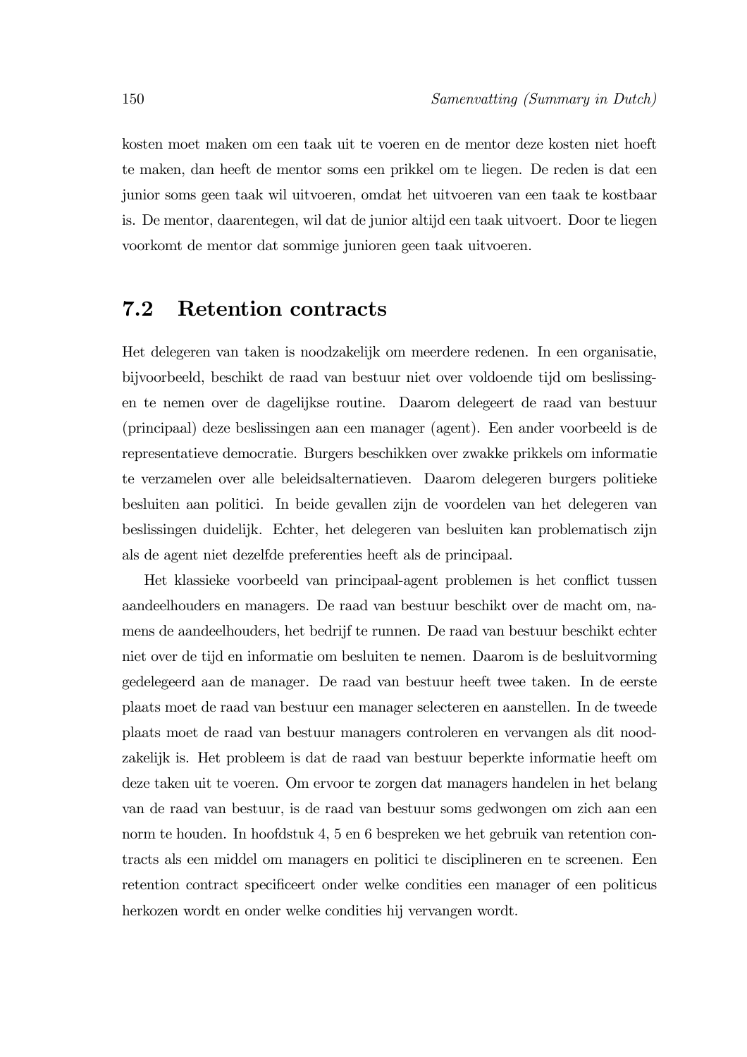kosten moet maken om een taak uit te voeren en de mentor deze kosten niet hoeft te maken, dan heeft de mentor soms een prikkel om te liegen. De reden is dat een junior soms geen taak wil uitvoeren, omdat het uitvoeren van een taak te kostbaar is. De mentor, daarentegen, wil dat de junior altijd een taak uitvoert. Door te liegen voorkomt de mentor dat sommige junioren geen taak uitvoeren.

## 7.2 Retention contracts

Het delegeren van taken is noodzakelijk om meerdere redenen. In een organisatie, bijvoorbeeld, beschikt de raad van bestuur niet over voldoende tijd om beslissingen te nemen over de dagelijkse routine. Daarom delegeert de raad van bestuur (principaal) deze beslissingen aan een manager (agent). Een ander voorbeeld is de representatieve democratie. Burgers beschikken over zwakke prikkels om informatie te verzamelen over alle beleidsalternatieven. Daarom delegeren burgers politieke besluiten aan politici. In beide gevallen zijn de voordelen van het delegeren van beslissingen duidelijk. Echter, het delegeren van besluiten kan problematisch zijn als de agent niet dezelfde preferenties heeft als de principaal.

Het klassieke voorbeeld van principaal-agent problemen is het conflict tussen aandeelhouders en managers. De raad van bestuur beschikt over de macht om, namens de aandeelhouders, het bedrijf te runnen. De raad van bestuur beschikt echter niet over de tijd en informatie om besluiten te nemen. Daarom is de besluitvorming gedelegeerd aan de manager. De raad van bestuur heeft twee taken. In de eerste plaats moet de raad van bestuur een manager selecteren en aanstellen. In de tweede plaats moet de raad van bestuur managers controleren en vervangen als dit noodzakelijk is. Het probleem is dat de raad van bestuur beperkte informatie heeft om deze taken uit te voeren. Om ervoor te zorgen dat managers handelen in het belang van de raad van bestuur, is de raad van bestuur soms gedwongen om zich aan een norm te houden. In hoofdstuk 4, 5 en 6 bespreken we het gebruik van retention contracts als een middel om managers en politici te disciplineren en te screenen. Een retention contract specificeert onder welke condities een manager of een politicus herkozen wordt en onder welke condities hij vervangen wordt.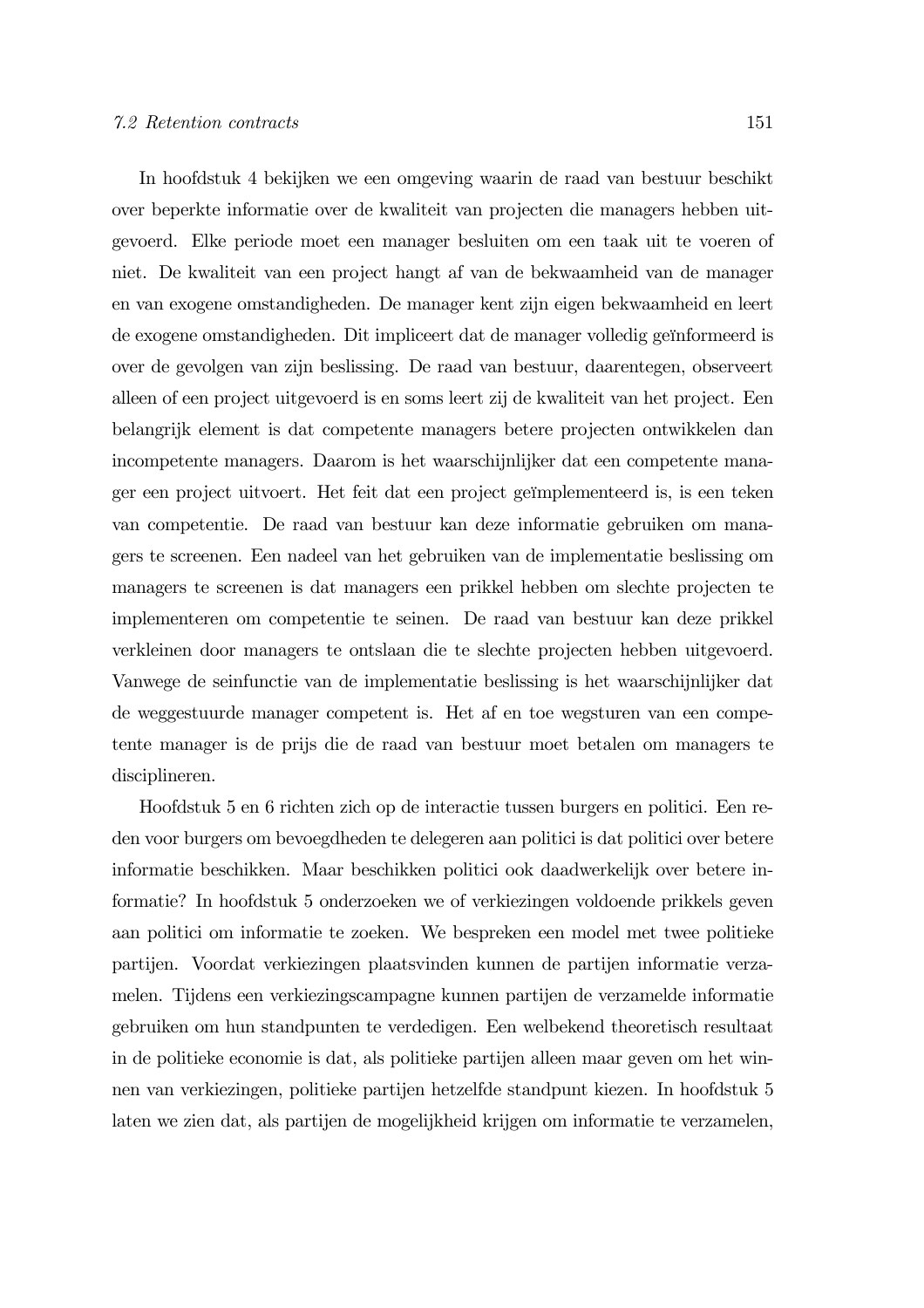In hoofdstuk 4 bekijken we een omgeving waarin de raad van bestuur beschikt over beperkte informatie over de kwaliteit van projecten die managers hebben uitgevoerd. Elke periode moet een manager besluiten om een taak uit te voeren of niet. De kwaliteit van een project hangt af van de bekwaamheid van de manager en van exogene omstandigheden. De manager kent zijn eigen bekwaamheid en leert de exogene omstandigheden. Dit impliceert dat de manager volledig geïnformeerd is over de gevolgen van zijn beslissing. De raad van bestuur, daarentegen, observeert alleen of een project uitgevoerd is en soms leert zij de kwaliteit van het project. Een belangrijk element is dat competente managers betere projecten ontwikkelen dan incompetente managers. Daarom is het waarschijnlijker dat een competente manager een project uitvoert. Het feit dat een project geïmplementeerd is, is een teken van competentie. De raad van bestuur kan deze informatie gebruiken om managers te screenen. Een nadeel van het gebruiken van de implementatie beslissing om managers te screenen is dat managers een prikkel hebben om slechte projecten te implementeren om competentie te seinen. De raad van bestuur kan deze prikkel verkleinen door managers te ontslaan die te slechte projecten hebben uitgevoerd. Vanwege de seinfunctie van de implementatie beslissing is het waarschijnlijker dat de weggestuurde manager competent is. Het af en toe wegsturen van een competente manager is de prijs die de raad van bestuur moet betalen om managers te disciplineren.

Hoofdstuk 5 en 6 richten zich op de interactie tussen burgers en politici. Een reden voor burgers om bevoegdheden te delegeren aan politici is dat politici over betere informatie beschikken. Maar beschikken politici ook daadwerkelijk over betere informatie? In hoofdstuk 5 onderzoeken we of verkiezingen voldoende prikkels geven aan politici om informatie te zoeken. We bespreken een model met twee politieke partijen. Voordat verkiezingen plaatsvinden kunnen de partijen informatie verzamelen. Tijdens een verkiezingscampagne kunnen partijen de verzamelde informatie gebruiken om hun standpunten te verdedigen. Een welbekend theoretisch resultaat in de politieke economie is dat, als politieke partijen alleen maar geven om het winnen van verkiezingen, politieke partijen hetzelfde standpunt kiezen. In hoofdstuk 5 laten we zien dat, als partijen de mogelijkheid krijgen om informatie te verzamelen,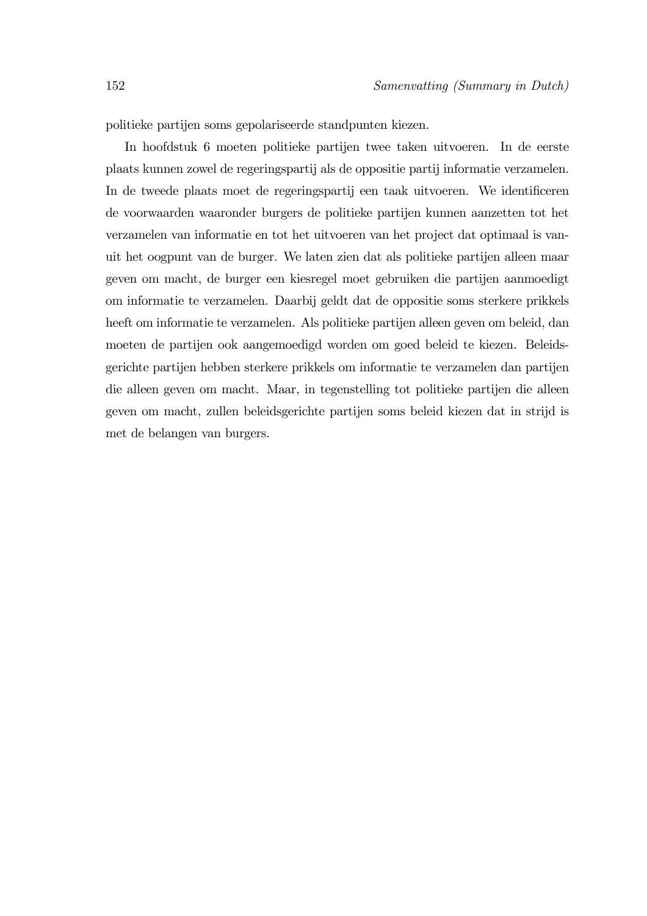politieke partijen soms gepolariseerde standpunten kiezen.

In hoofdstuk 6 moeten politieke partijen twee taken uitvoeren. In de eerste plaats kunnen zowel de regeringspartij als de oppositie partij informatie verzamelen. In de tweede plaats moet de regeringspartij een taak uitvoeren. We identificeren de voorwaarden waaronder burgers de politieke partijen kunnen aanzetten tot het verzamelen van informatie en tot het uitvoeren van het project dat optimaal is vanuit het oogpunt van de burger. We laten zien dat als politieke partijen alleen maar geven om macht, de burger een kiesregel moet gebruiken die partijen aanmoedigt om informatie te verzamelen. Daarbij geldt dat de oppositie soms sterkere prikkels heeft om informatie te verzamelen. Als politieke partijen alleen geven om beleid, dan moeten de partijen ook aangemoedigd worden om goed beleid te kiezen. Beleidsgerichte partijen hebben sterkere prikkels om informatie te verzamelen dan partijen die alleen geven om macht. Maar, in tegenstelling tot politieke partijen die alleen geven om macht, zullen beleidsgerichte partijen soms beleid kiezen dat in strijd is met de belangen van burgers.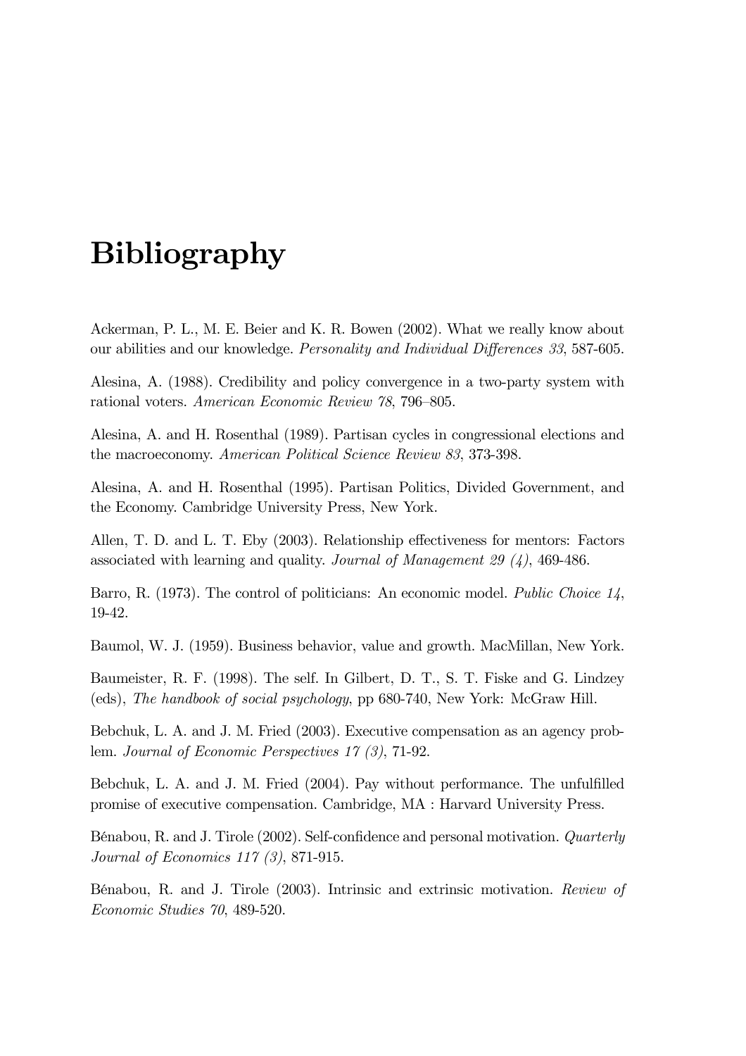# Bibliography

Ackerman, P. L., M. E. Beier and K. R. Bowen (2002). What we really know about our abilities and our knowledge. *Personality and Individual Differences 33*, 587-605.

Alesina, A. (1988). Credibility and policy convergence in a two-party system with rational voters. *American Economic Review 78*, 796–805.

Alesina, A. and H. Rosenthal (1989). Partisan cycles in congressional elections and the macroeconomy. *American Political Science Review 83*, 373-398.

Alesina, A. and H. Rosenthal (1995). Partisan Politics, Divided Government, and the Economy. Cambridge University Press, New York.

Allen, T. D. and L. T. Eby (2003). Relationship effectiveness for mentors: Factors associated with learning and quality. *Journal of Management 29 (4)*, 469-486.

Barro, R. (1973). The control of politicians: An economic model. *Public Choice 14*, 19-42.

Baumol, W. J. (1959). Business behavior, value and growth. MacMillan, New York.

Baumeister, R. F. (1998). The self. In Gilbert, D. T., S. T. Fiske and G. Lindzey (eds), *The handbook of social psychology*, pp 680-740, New York: McGraw Hill.

Bebchuk, L. A. and J. M. Fried (2003). Executive compensation as an agency problem. *Journal of Economic Perspectives 17 (3)*, 71-92.

Bebchuk, L. A. and J. M. Fried (2004). Pay without performance. The unfulfilled promise of executive compensation. Cambridge, MA : Harvard University Press.

Bénabou, R. and J. Tirole (2002). Self-confidence and personal motivation. *Quarterly Journal of Economics 117 (3)*, 871-915.

Bénabou, R. and J. Tirole (2003). Intrinsic and extrinsic motivation. *Review of Economic Studies 70*, 489-520.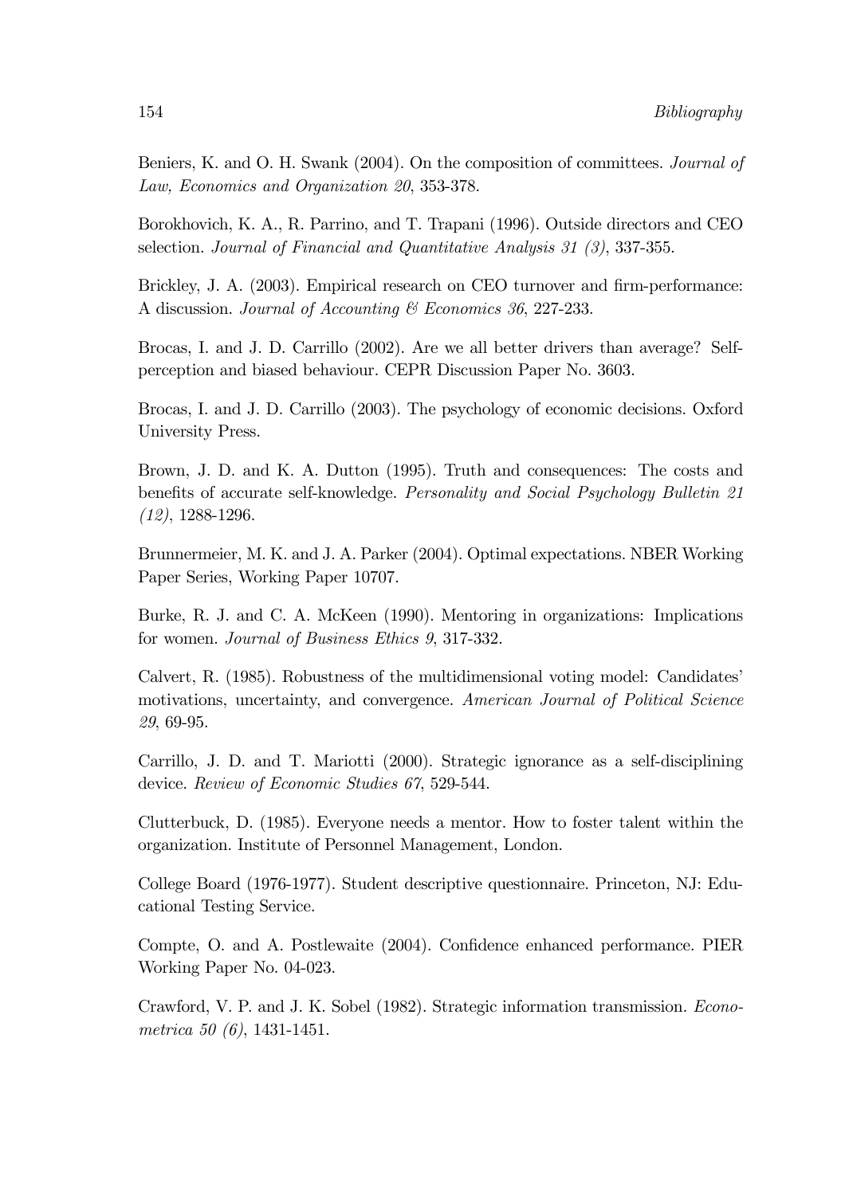Beniers, K. and O. H. Swank (2004). On the composition of committees. *Journal of Law, Economics and Organization 20*, 353-378.

Borokhovich, K. A., R. Parrino, and T. Trapani (1996). Outside directors and CEO selection. *Journal of Financial and Quantitative Analysis 31 (3)*, 337-355.

Brickley, J. A. (2003). Empirical research on CEO turnover and firm-performance: A discussion. *Journal of Accounting & Economics 36*, 227-233.

Brocas, I. and J. D. Carrillo (2002). Are we all better drivers than average? Self-perception and biased behaviour. CEPR Discussion Paper No. 3603.

Brocas, I. and J. D. Carrillo (2003). The psychology of economic decisions. Oxford University Press.

Brown, J. D. and K. A. Dutton (1995). Truth and consequences: The costs and benefits of accurate self-knowledge. *Personality and Social Psychology Bulletin 21 (12)*, 1288-1296.

Brunnermeier, M. K. and J. A. Parker (2004). Optimal expectations. NBER Working Paper Series, Working Paper 10707.

Burke, R. J. and C. A. McKeen (1990). Mentoring in organizations: Implications for women. *Journal of Business Ethics 9*, 317-332.

Calvert, R. (1985). Robustness of the multidimensional voting model: Candidates' motivations, uncertainty, and convergence. *American Journal of Political Science 29*, 69-95.

Carrillo, J. D. and T. Mariotti (2000). Strategic ignorance as a self-disciplining device. *Review of Economic Studies 67*, 529-544.

Clutterbuck, D. (1985). Everyone needs a mentor. How to foster talent within the organization. Institute of Personnel Management, London.

College Board (1976-1977). Student descriptive questionnaire. Princeton, NJ: Educational Testing Service.

Compte, O. and A. Postlewaite (2004). Confidence enhanced performance. PIER Working Paper No. 04-023.

Crawford, V. P. and J. K. Sobel (1982). Strategic information transmission. *Econometrica 50 (6)*, 1431-1451.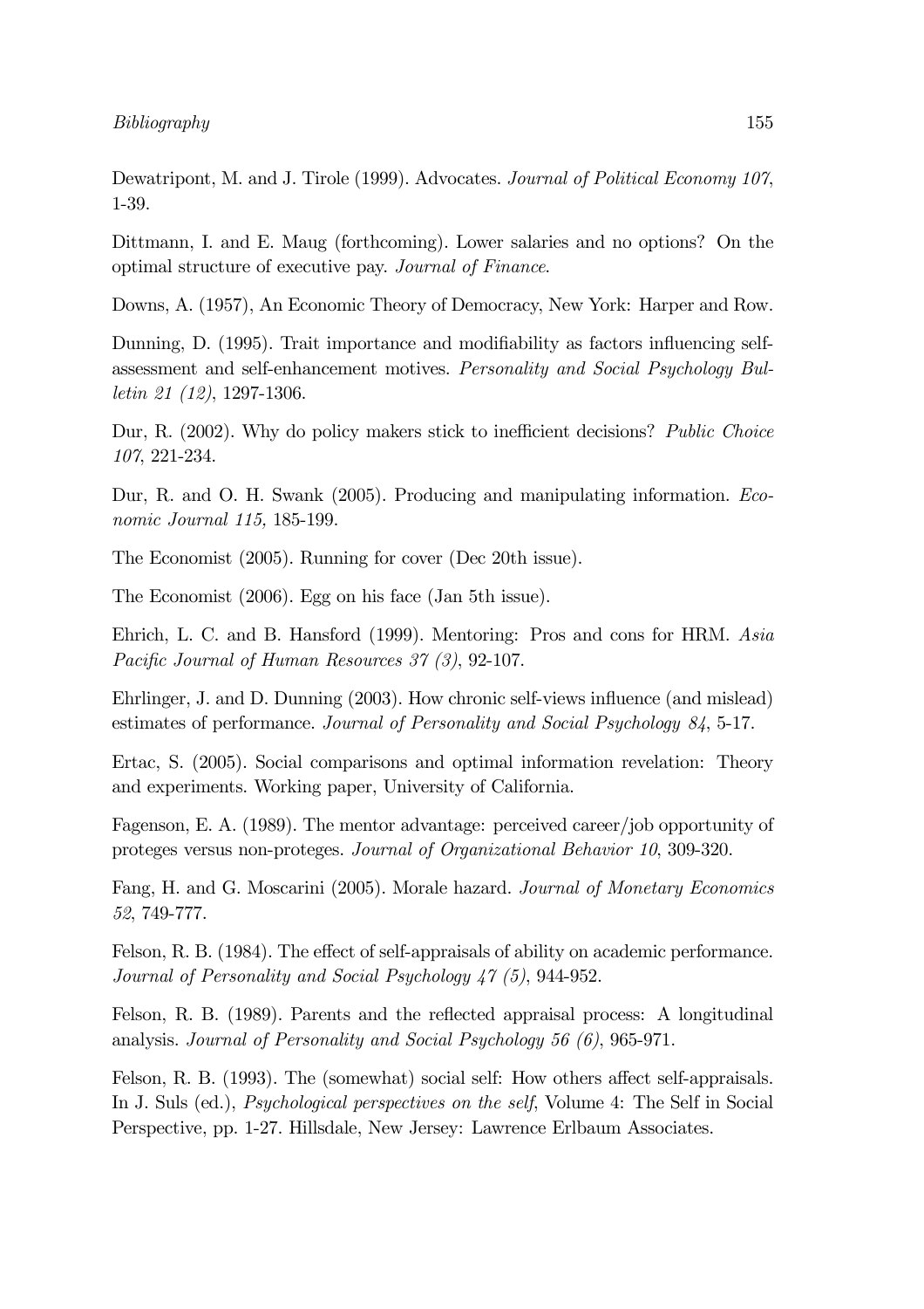Dewatripont, M. and J. Tirole (1999). Advocates. *Journal of Political Economy 107*, 1-39.

Dittmann, I. and E. Maug (forthcoming). Lower salaries and no options? On the optimal structure of executive pay. *Journal of Finance*.

Downs, A. (1957), An Economic Theory of Democracy, New York: Harper and Row.

Dunning, D. (1995). Trait importance and modifiability as factors influencing self-assessment and self-enhancement motives. *Personality and Social Psychology Bulletin 21 (12)*, 1297-1306.

Dur, R. (2002). Why do policy makers stick to inefficient decisions? *Public Choice 107*, 221-234.

Dur, R. and O. H. Swank (2005). Producing and manipulating information. *Economic Journal 115,* 185-199.

The Economist (2005). Running for cover (Dec 20th issue).

The Economist (2006). Egg on his face (Jan 5th issue).

Ehrich, L. C. and B. Hansford (1999). Mentoring: Pros and cons for HRM. *Asia Pacific Journal of Human Resources 37 (3)*, 92-107.

Ehrlinger, J. and D. Dunning (2003). How chronic self-views influence (and mislead) estimates of performance. *Journal of Personality and Social Psychology 84*, 5-17.

Ertac, S. (2005). Social comparisons and optimal information revelation: Theory and experiments. Working paper, University of California.

Fagenson, E. A. (1989). The mentor advantage: perceived career/job opportunity of proteges versus non-proteges. *Journal of Organizational Behavior 10*, 309-320.

Fang, H. and G. Moscarini (2005). Morale hazard. *Journal of Monetary Economics 52*, 749-777.

Felson, R. B. (1984). The effect of self-appraisals of ability on academic performance. *Journal of Personality and Social Psychology 47 (5)*, 944-952.

Felson, R. B. (1989). Parents and the reflected appraisal process: A longitudinal analysis. *Journal of Personality and Social Psychology 56 (6)*, 965-971.

Felson, R. B. (1993). The (somewhat) social self: How others affect self-appraisals. In J. Suls (ed.), *Psychological perspectives on the self*, Volume 4: The Self in Social Perspective, pp. 1-27. Hillsdale, New Jersey: Lawrence Erlbaum Associates.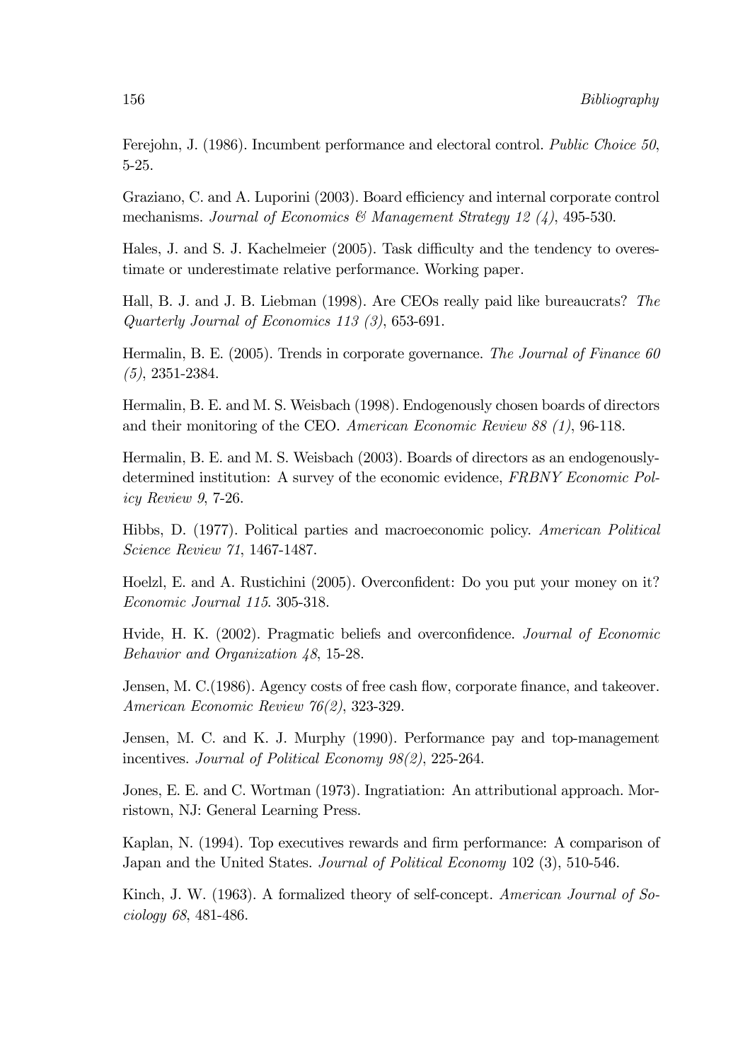Ferejohn, J. (1986). Incumbent performance and electoral control. *Public Choice 50*, 5-25.

Graziano, C. and A. Luporini (2003). Board efficiency and internal corporate control mechanisms. *Journal of Economics & Management Strategy 12 (4)*, 495-530.

Hales, J. and S. J. Kachelmeier (2005). Task difficulty and the tendency to overestimate or underestimate relative performance. Working paper.

Hall, B. J. and J. B. Liebman (1998). Are CEOs really paid like bureaucrats? *The Quarterly Journal of Economics 113 (3)*, 653-691.

Hermalin, B. E. (2005). Trends in corporate governance. *The Journal of Finance 60 (5)*, 2351-2384.

Hermalin, B. E. and M. S. Weisbach (1998). Endogenously chosen boards of directors and their monitoring of the CEO. *American Economic Review 88 (1)*, 96-118.

Hermalin, B. E. and M. S. Weisbach (2003). Boards of directors as an endogenously-determined institution: A survey of the economic evidence, *FRBNY Economic Policy Review 9*, 7-26.

Hibbs, D. (1977). Political parties and macroeconomic policy. *American Political Science Review 71*, 1467-1487.

Hoelzl, E. and A. Rustichini (2005). Overconfident: Do you put your money on it? *Economic Journal 115*. 305-318.

Hvide, H. K. (2002). Pragmatic beliefs and overconfidence. *Journal of Economic Behavior and Organization 48*, 15-28.

Jensen, M. C.(1986). Agency costs of free cash flow, corporate finance, and takeover. *American Economic Review 76(2)*, 323-329.

Jensen, M. C. and K. J. Murphy (1990). Performance pay and top-management incentives. *Journal of Political Economy 98(2)*, 225-264.

Jones, E. E. and C. Wortman (1973). Ingratiation: An attributional approach. Morristown, NJ: General Learning Press.

Kaplan, N. (1994). Top executives rewards and firm performance: A comparison of Japan and the United States. *Journal of Political Economy* 102 (3), 510-546.

Kinch, J. W. (1963). A formalized theory of self-concept. *American Journal of Sociology 68*, 481-486.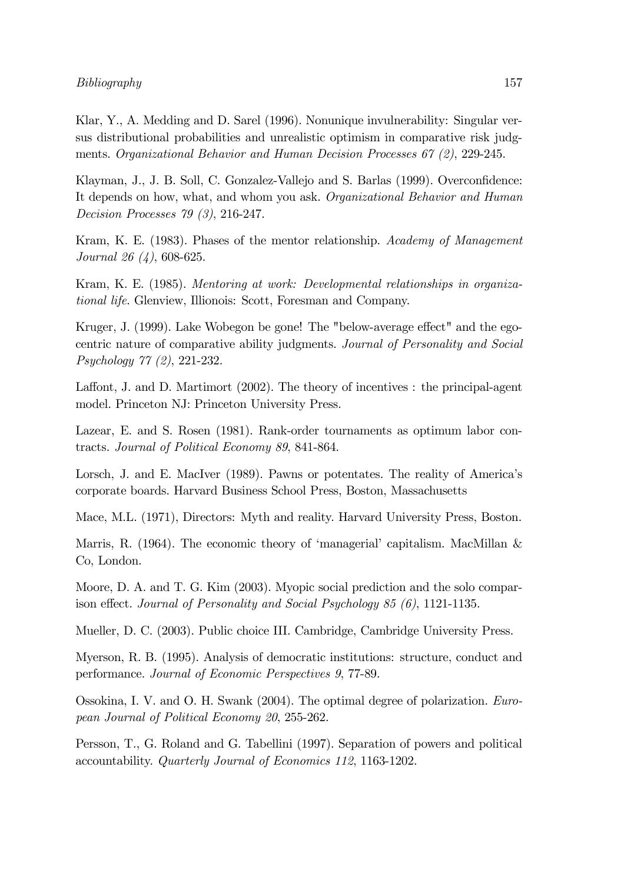Klar, Y., A. Medding and D. Sarel (1996). Nonunique invulnerability: Singular versus distributional probabilities and unrealistic optimism in comparative risk judgments. *Organizational Behavior and Human Decision Processes 67 (2)*, 229-245.

Klayman, J., J. B. Soll, C. Gonzalez-Vallejo and S. Barlas (1999). Overconfidence: It depends on how, what, and whom you ask. *Organizational Behavior and Human Decision Processes 79 (3)*, 216-247.

Kram, K. E. (1983). Phases of the mentor relationship. *Academy of Management Journal 26 (4)*, 608-625.

Kram, K. E. (1985). *Mentoring at work: Developmental relationships in organizational life*. Glenview, Illionois: Scott, Foresman and Company.

Kruger, J. (1999). Lake Wobegon be gone! The "below-average effect" and the egocentric nature of comparative ability judgments. *Journal of Personality and Social Psychology 77 (2)*, 221-232.

Laffont, J. and D. Martimort (2002). The theory of incentives : the principal-agent model. Princeton NJ: Princeton University Press.

Lazear, E. and S. Rosen (1981). Rank-order tournaments as optimum labor contracts. *Journal of Political Economy 89*, 841-864.

Lorsch, J. and E. MacIver (1989). Pawns or potentates. The reality of America's corporate boards. Harvard Business School Press, Boston, Massachusetts

Mace, M.L. (1971), Directors: Myth and reality. Harvard University Press, Boston.

Marris, R. (1964). The economic theory of 'managerial' capitalism. MacMillan & Co, London.

Moore, D. A. and T. G. Kim (2003). Myopic social prediction and the solo comparison effect. *Journal of Personality and Social Psychology 85 (6)*, 1121-1135.

Mueller, D. C. (2003). Public choice III. Cambridge, Cambridge University Press.

Myerson, R. B. (1995). Analysis of democratic institutions: structure, conduct and performance. *Journal of Economic Perspectives 9*, 77-89.

Ossokina, I. V. and O. H. Swank (2004). The optimal degree of polarization. *European Journal of Political Economy 20*, 255-262.

Persson, T., G. Roland and G. Tabellini (1997). Separation of powers and political accountability. *Quarterly Journal of Economics 112*, 1163-1202.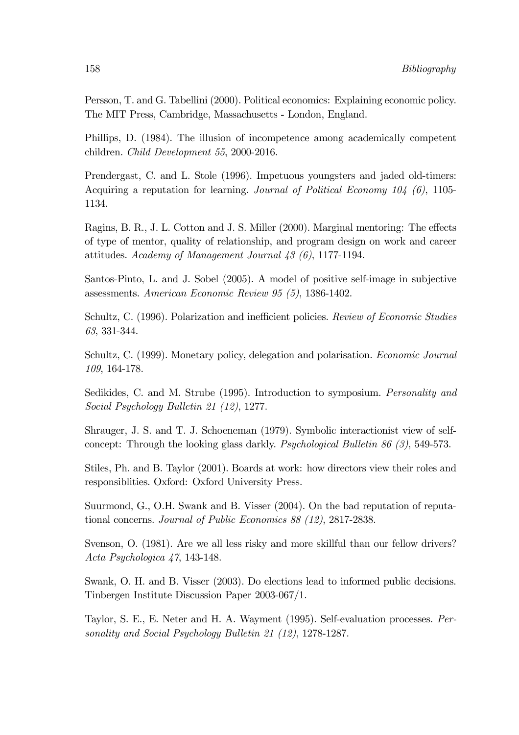Persson, T. and G. Tabellini (2000). Political economics: Explaining economic policy. The MIT Press, Cambridge, Massachusetts - London, England.

Phillips, D. (1984). The illusion of incompetence among academically competent children. *Child Development 55*, 2000-2016.

Prendergast, C. and L. Stole (1996). Impetuous youngsters and jaded old-timers: Acquiring a reputation for learning. *Journal of Political Economy 104 (6)*, 1105-1134.

Ragins, B. R., J. L. Cotton and J. S. Miller (2000). Marginal mentoring: The effects of type of mentor, quality of relationship, and program design on work and career attitudes. *Academy of Management Journal 43 (6)*, 1177-1194.

Santos-Pinto, L. and J. Sobel (2005). A model of positive self-image in subjective assessments. *American Economic Review 95 (5)*, 1386-1402.

Schultz, C. (1996). Polarization and inefficient policies. *Review of Economic Studies 63*, 331-344.

Schultz, C. (1999). Monetary policy, delegation and polarisation. *Economic Journal 109*, 164-178.

Sedikides, C. and M. Strube (1995). Introduction to symposium. *Personality and Social Psychology Bulletin 21 (12)*, 1277.

Shrauger, J. S. and T. J. Schoeneman (1979). Symbolic interactionist view of self-concept: Through the looking glass darkly. *Psychological Bulletin 86 (3)*, 549-573.

Stiles, Ph. and B. Taylor (2001). Boards at work: how directors view their roles and responsiblities. Oxford: Oxford University Press.

Suurmond, G., O.H. Swank and B. Visser (2004). On the bad reputation of reputational concerns. *Journal of Public Economics 88 (12)*, 2817-2838.

Svenson, O. (1981). Are we all less risky and more skillful than our fellow drivers? *Acta Psychologica 47*, 143-148.

Swank, O. H. and B. Visser (2003). Do elections lead to informed public decisions. Tinbergen Institute Discussion Paper 2003-067/1.

Taylor, S. E., E. Neter and H. A. Wayment (1995). Self-evaluation processes. *Personality and Social Psychology Bulletin 21 (12)*, 1278-1287.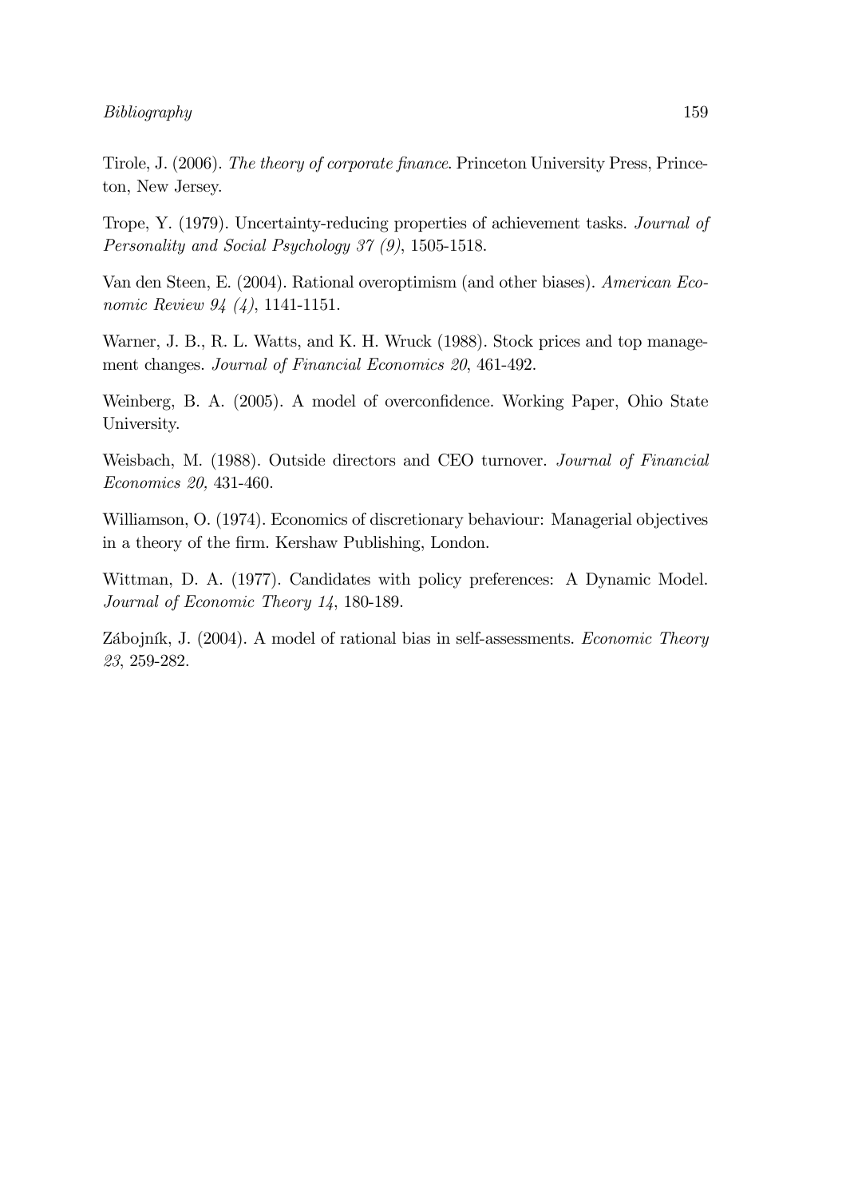Tirole, J. (2006). *The theory of corporate finance*. Princeton University Press, Princeton, New Jersey.

Trope, Y. (1979). Uncertainty-reducing properties of achievement tasks. *Journal of Personality and Social Psychology 37 (9)*, 1505-1518.

Van den Steen, E. (2004). Rational overoptimism (and other biases). *American Economic Review 94 (4)*, 1141-1151.

Warner, J. B., R. L. Watts, and K. H. Wruck (1988). Stock prices and top management changes. *Journal of Financial Economics 20*, 461-492.

Weinberg, B. A. (2005). A model of overconfidence. Working Paper, Ohio State University.

Weisbach, M. (1988). Outside directors and CEO turnover. *Journal of Financial Economics 20,* 431-460.

Williamson, O. (1974). Economics of discretionary behaviour: Managerial objectives in a theory of the firm. Kershaw Publishing, London.

Wittman, D. A. (1977). Candidates with policy preferences: A Dynamic Model. *Journal of Economic Theory 14*, 180-189.

Zábojník, J. (2004). A model of rational bias in self-assessments. *Economic Theory 23*, 259-282.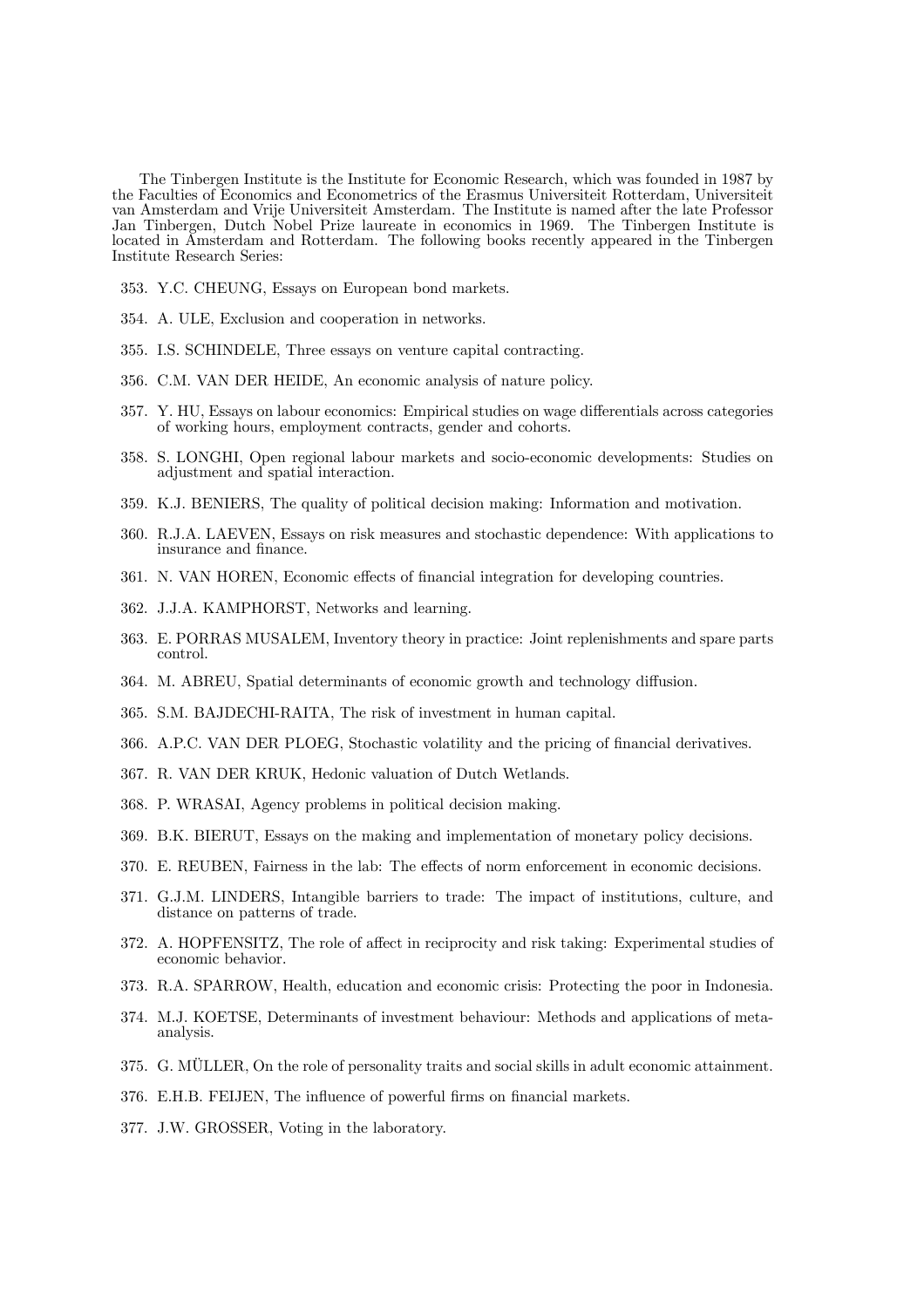The Tinbergen Institute is the Institute for Economic Research, which was founded in 1987 by the Faculties of Economics and Econometrics of the Erasmus Universiteit Rotterdam, Universiteit van Amsterdam and Vrije Universiteit Amsterdam. The Institute is named after the late Professor Jan Tinbergen, Dutch Nobel Prize laureate in economics in 1969. The Tinbergen Institute is located in Amsterdam and Rotterdam. The following books recently appeared in the Tinbergen Institute Research Series:

353. Y.C. CHEUNG, Essays on European bond markets.
354. A. ULE, Exclusion and cooperation in networks.
355. I.S. SCHINDELE, Three essays on venture capital contracting.
356. C.M. VAN DER HEIDE, An economic analysis of nature policy.
357. Y. HU, Essays on labour economics: Empirical studies on wage differentials across categories of working hours, employment contracts, gender and cohorts.
358. S. LONGHI, Open regional labour markets and socio-economic developments: Studies on adjustment and spatial interaction.
359. K.J. BENIERS, The quality of political decision making: Information and motivation.
360. R.J.A. LAEVEN, Essays on risk measures and stochastic dependence: With applications to insurance and finance.
361. N. VAN HOREN, Economic effects of financial integration for developing countries.
362. J.J.A. KAMPHORST, Networks and learning.
363. E. PORRAS MUSALEM, Inventory theory in practice: Joint replenishments and spare parts control.
364. M. ABREU, Spatial determinants of economic growth and technology diffusion.
365. S.M. BAJDECHI-RAITA, The risk of investment in human capital.
366. A.P.C. VAN DER PLOEG, Stochastic volatility and the pricing of financial derivatives.
367. R. VAN DER KRUK, Hedonic valuation of Dutch Wetlands.
368. P. WRASAI, Agency problems in political decision making.
369. B.K. BIERUT, Essays on the making and implementation of monetary policy decisions.
370. E. REUBEN, Fairness in the lab: The effects of norm enforcement in economic decisions.
371. G.J.M. LINDERS, Intangible barriers to trade: The impact of institutions, culture, and distance on patterns of trade.
372. A. HOPFENSITZ, The role of affect in reciprocity and risk taking: Experimental studies of economic behavior.
373. R.A. SPARROW, Health, education and economic crisis: Protecting the poor in Indonesia.
374. M.J. KOETSE, Determinants of investment behaviour: Methods and applications of meta-analysis.
375. G. MÜLLER, On the role of personality traits and social skills in adult economic attainment.
376. E.H.B. FEIJEN, The influence of powerful firms on financial markets.
377. J.W. GROSSER, Voting in the laboratory.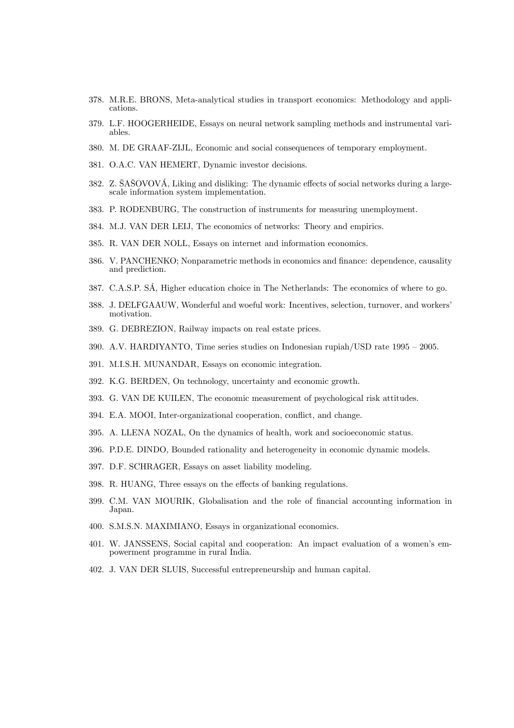378. M.R.E. BRONS, Meta-analytical studies in transport economics: Methodology and applications.

379. L.F. HOOGERHEIDE, Essays on neural network sampling methods and instrumental variables.

380. M. DE GRAAF-ZIJL, Economic and social consequences of temporary employment.

381. O.A.C. VAN HEMERT, Dynamic investor decisions.

382. Z. ŠAŠOVOVÁ, Liking and disliking: The dynamic effects of social networks during a large-scale information system implementation.

383. P. RODENBURG, The construction of instruments for measuring unemployment.

384. M.J. VAN DER LEIJ, The economics of networks: Theory and empirics.

385. R. VAN DER NOLL, Essays on internet and information economics.

386. V. PANCHENKO; Nonparametric methods in economics and finance: dependence, causality and prediction.

387. C.A.S.P. SÁ, Higher education choice in The Netherlands: The economics of where to go.

388. J. DELFGAAUW, Wonderful and woeful work: Incentives, selection, turnover, and workers' motivation.

389. G. DEBREZION, Railway impacts on real estate prices.

390. A.V. HARDIYANTO, Time series studies on Indonesian rupiah/USD rate 1995 – 2005.

391. M.I.S.H. MUNANDAR, Essays on economic integration.

392. K.G. BERDEN, On technology, uncertainty and economic growth.

393. G. VAN DE KUILEN, The economic measurement of psychological risk attitudes.

394. E.A. MOOI, Inter-organizational cooperation, conflict, and change.

395. A. LLENA NOZAL, On the dynamics of health, work and socioeconomic status.

396. P.D.E. DINDO, Bounded rationality and heterogeneity in economic dynamic models.

397. D.F. SCHRAGER, Essays on asset liability modeling.

398. R. HUANG, Three essays on the effects of banking regulations.

399. C.M. VAN MOURIK, Globalisation and the role of financial accounting information in Japan.

400. S.M.S.N. MAXIMIANO, Essays in organizational economics.

401. W. JANSSENS, Social capital and cooperation: An impact evaluation of a women's empowerment programme in rural India.

402. J. VAN DER SLUIS, Successful entrepreneurship and human capital.